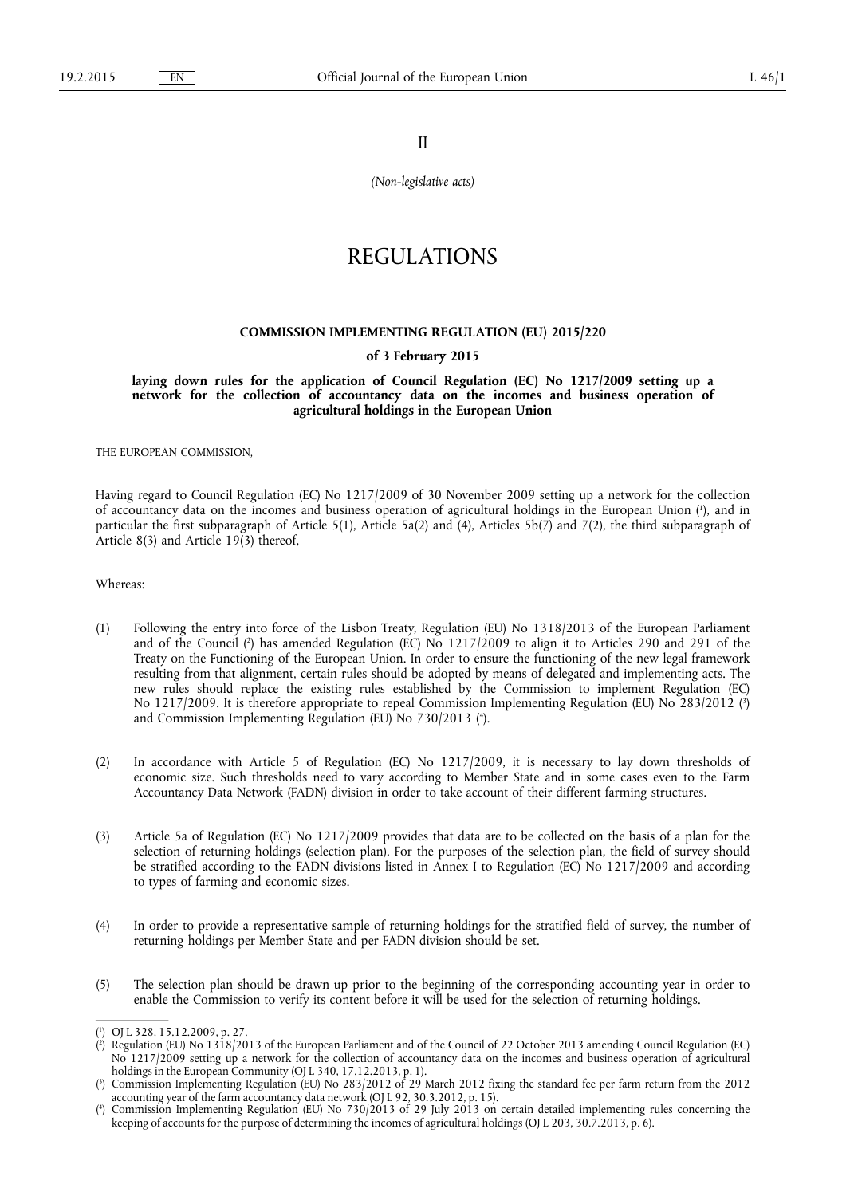II

*(Non-legislative acts)*

# REGULATIONS

## COMMISSION IMPLEMENTING REGULATION (EU) 2015/220

**of 3 February 2015**

**laying down rules for the application of Council Regulation (EC) No 1217/2009 setting up a network for the collection of accountancy data on the incomes and business operation of agricultural holdings in the European Union**

THE EUROPEAN COMMISSION,

Having regard to Council Regulation (EC) No 1217/2009 of 30 November 2009 setting up a network for the collection of accountancy data on the incomes and business operation of agricultural holdings in the European Union [1], and in particular the first subparagraph of Article 5(1), Article 5a(2) and (4), Articles 5b(7) and 7(2), the third subparagraph of Article 8(3) and Article 19(3) thereof,

Whereas:

(1) Following the entry into force of the Lisbon Treaty, Regulation (EU) No 1318/2013 of the European Parliament and of the Council [2] has amended Regulation (EC) No 1217/2009 to align it to Articles 290 and 291 of the Treaty on the Functioning of the European Union. In order to ensure the functioning of the new legal framework resulting from that alignment, certain rules should be adopted by means of delegated and implementing acts. The new rules should replace the existing rules established by the Commission to implement Regulation (EC) No 1217/2009. It is therefore appropriate to repeal Commission Implementing Regulation (EU) No 283/2012 [3] and Commission Implementing Regulation (EU) No 730/2013 [4].

(2) In accordance with Article 5 of Regulation (EC) No 1217/2009, it is necessary to lay down thresholds of economic size. Such thresholds need to vary according to Member State and in some cases even to the Farm Accountancy Data Network (FADN) division in order to take account of their different farming structures.

(3) Article 5a of Regulation (EC) No 1217/2009 provides that data are to be collected on the basis of a plan for the selection of returning holdings (selection plan). For the purposes of the selection plan, the field of survey should be stratified according to the FADN divisions listed in Annex I to Regulation (EC) No 1217/2009 and according to types of farming and economic sizes.

(4) In order to provide a representative sample of returning holdings for the stratified field of survey, the number of returning holdings per Member State and per FADN division should be set.

(5) The selection plan should be drawn up prior to the beginning of the corresponding accounting year in order to enable the Commission to verify its content before it will be used for the selection of returning holdings.

---

[1] OJ L 328, 15.12.2009, p. 27.

[2] Regulation (EU) No 1318/2013 of the European Parliament and of the Council of 22 October 2013 amending Council Regulation (EC) No 1217/2009 setting up a network for the collection of accountancy data on the incomes and business operation of agricultural holdings in the European Community (OJ L 340, 17.12.2013, p. 1).

[3] Commission Implementing Regulation (EU) No 283/2012 of 29 March 2012 fixing the standard fee per farm return from the 2012 accounting year of the farm accountancy data network (OJ L 92, 30.3.2012, p. 15).

[4] Commission Implementing Regulation (EU) No 730/2013 of 29 July 2013 on certain detailed implementing rules concerning the keeping of accounts for the purpose of determining the incomes of agricultural holdings (OJ L 203, 30.7.2013, p. 6).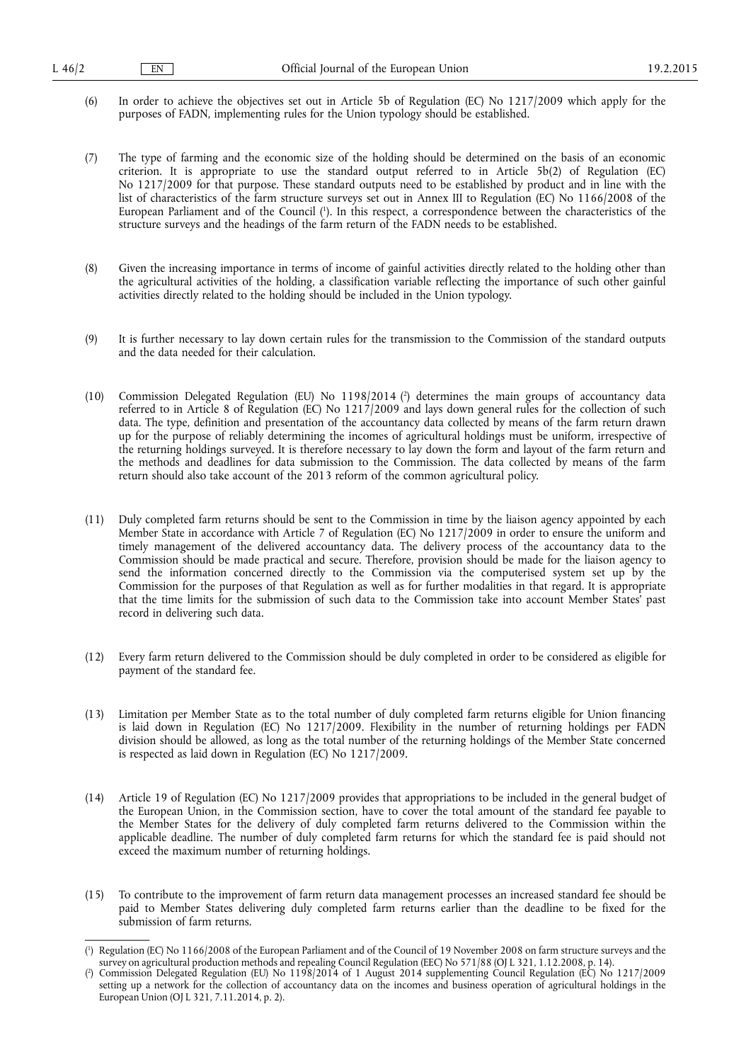(6) In order to achieve the objectives set out in Article 5b of Regulation (EC) No 1217/2009 which apply for the purposes of FADN, implementing rules for the Union typology should be established.

(7) The type of farming and the economic size of the holding should be determined on the basis of an economic criterion. It is appropriate to use the standard output referred to in Article 5b(2) of Regulation (EC) No 1217/2009 for that purpose. These standard outputs need to be established by product and in line with the list of characteristics of the farm structure surveys set out in Annex III to Regulation (EC) No 1166/2008 of the European Parliament and of the Council [1]. In this respect, a correspondence between the characteristics of the structure surveys and the headings of the farm return of the FADN needs to be established.

(8) Given the increasing importance in terms of income of gainful activities directly related to the holding other than the agricultural activities of the holding, a classification variable reflecting the importance of such other gainful activities directly related to the holding should be included in the Union typology.

(9) It is further necessary to lay down certain rules for the transmission to the Commission of the standard outputs and the data needed for their calculation.

(10) Commission Delegated Regulation (EU) No 1198/2014 [2] determines the main groups of accountancy data referred to in Article 8 of Regulation (EC) No 1217/2009 and lays down general rules for the collection of such data. The type, definition and presentation of the accountancy data collected by means of the farm return drawn up for the purpose of reliably determining the incomes of agricultural holdings must be uniform, irrespective of the returning holdings surveyed. It is therefore necessary to lay down the form and layout of the farm return and the methods and deadlines for data submission to the Commission. The data collected by means of the farm return should also take account of the 2013 reform of the common agricultural policy.

(11) Duly completed farm returns should be sent to the Commission in time by the liaison agency appointed by each Member State in accordance with Article 7 of Regulation (EC) No 1217/2009 in order to ensure the uniform and timely management of the delivered accountancy data. The delivery process of the accountancy data to the Commission should be made practical and secure. Therefore, provision should be made for the liaison agency to send the information concerned directly to the Commission via the computerised system set up by the Commission for the purposes of that Regulation as well as for further modalities in that regard. It is appropriate that the time limits for the submission of such data to the Commission take into account Member States' past record in delivering such data.

(12) Every farm return delivered to the Commission should be duly completed in order to be considered as eligible for payment of the standard fee.

(13) Limitation per Member State as to the total number of duly completed farm returns eligible for Union financing is laid down in Regulation (EC) No 1217/2009. Flexibility in the number of returning holdings per FADN division should be allowed, as long as the total number of the returning holdings of the Member State concerned is respected as laid down in Regulation (EC) No 1217/2009.

(14) Article 19 of Regulation (EC) No 1217/2009 provides that appropriations to be included in the general budget of the European Union, in the Commission section, have to cover the total amount of the standard fee payable to the Member States for the delivery of duly completed farm returns delivered to the Commission within the applicable deadline. The number of duly completed farm returns for which the standard fee is paid should not exceed the maximum number of returning holdings.

(15) To contribute to the improvement of farm return data management processes an increased standard fee should be paid to Member States delivering duly completed farm returns earlier than the deadline to be fixed for the submission of farm returns.

---

[1] Regulation (EC) No 1166/2008 of the European Parliament and of the Council of 19 November 2008 on farm structure surveys and the survey on agricultural production methods and repealing Council Regulation (EEC) No 571/88 (OJ L 321, 1.12.2008, p. 14).

[2] Commission Delegated Regulation (EU) No 1198/2014 of 1 August 2014 supplementing Council Regulation (EC) No 1217/2009 setting up a network for the collection of accountancy data on the incomes and business operation of agricultural holdings in the European Union (OJ L 321, 7.11.2014, p. 2).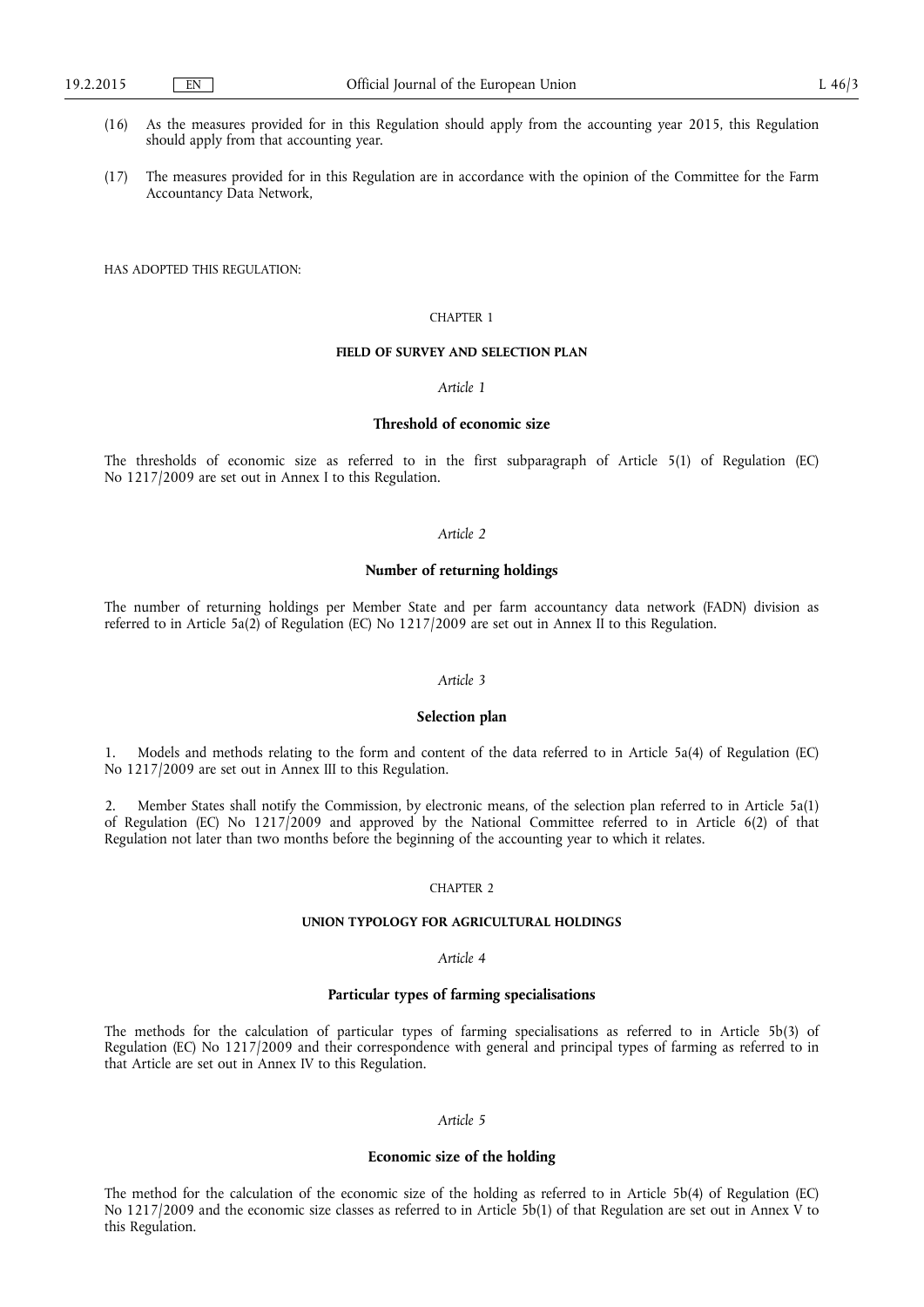(16) As the measures provided for in this Regulation should apply from the accounting year 2015, this Regulation should apply from that accounting year.

(17) The measures provided for in this Regulation are in accordance with the opinion of the Committee for the Farm Accountancy Data Network,

HAS ADOPTED THIS REGULATION:

## CHAPTER 1

## FIELD OF SURVEY AND SELECTION PLAN

### *Article 1*

### Threshold of economic size

The thresholds of economic size as referred to in the first subparagraph of Article 5(1) of Regulation (EC) No 1217/2009 are set out in Annex I to this Regulation.

### *Article 2*

### Number of returning holdings

The number of returning holdings per Member State and per farm accountancy data network (FADN) division as referred to in Article 5a(2) of Regulation (EC) No 1217/2009 are set out in Annex II to this Regulation.

### *Article 3*

### Selection plan

1. Models and methods relating to the form and content of the data referred to in Article 5a(4) of Regulation (EC) No 1217/2009 are set out in Annex III to this Regulation.

2. Member States shall notify the Commission, by electronic means, of the selection plan referred to in Article 5a(1) of Regulation (EC) No 1217/2009 and approved by the National Committee referred to in Article 6(2) of that Regulation not later than two months before the beginning of the accounting year to which it relates.

## CHAPTER 2

## UNION TYPOLOGY FOR AGRICULTURAL HOLDINGS

### *Article 4*

### Particular types of farming specialisations

The methods for the calculation of particular types of farming specialisations as referred to in Article 5b(3) of Regulation (EC) No 1217/2009 and their correspondence with general and principal types of farming as referred to in that Article are set out in Annex IV to this Regulation.

### *Article 5*

### Economic size of the holding

The method for the calculation of the economic size of the holding as referred to in Article 5b(4) of Regulation (EC) No 1217/2009 and the economic size classes as referred to in Article 5b(1) of that Regulation are set out in Annex V to this Regulation.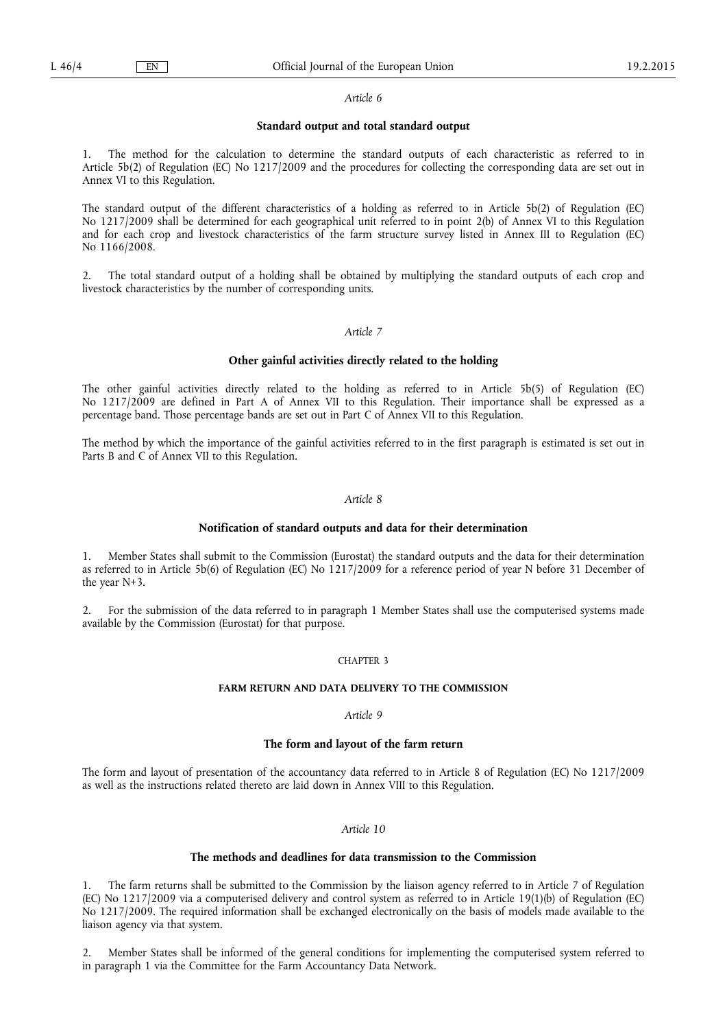*Article 6*

**Standard output and total standard output**

1. The method for the calculation to determine the standard outputs of each characteristic as referred to in Article 5b(2) of Regulation (EC) No 1217/2009 and the procedures for collecting the corresponding data are set out in Annex VI to this Regulation.

The standard output of the different characteristics of a holding as referred to in Article 5b(2) of Regulation (EC) No 1217/2009 shall be determined for each geographical unit referred to in point 2(b) of Annex VI to this Regulation and for each crop and livestock characteristics of the farm structure survey listed in Annex III to Regulation (EC) No 1166/2008.

2. The total standard output of a holding shall be obtained by multiplying the standard outputs of each crop and livestock characteristics by the number of corresponding units.

*Article 7*

**Other gainful activities directly related to the holding**

The other gainful activities directly related to the holding as referred to in Article 5b(5) of Regulation (EC) No 1217/2009 are defined in Part A of Annex VII to this Regulation. Their importance shall be expressed as a percentage band. Those percentage bands are set out in Part C of Annex VII to this Regulation.

The method by which the importance of the gainful activities referred to in the first paragraph is estimated is set out in Parts B and C of Annex VII to this Regulation.

*Article 8*

**Notification of standard outputs and data for their determination**

1. Member States shall submit to the Commission (Eurostat) the standard outputs and the data for their determination as referred to in Article 5b(6) of Regulation (EC) No 1217/2009 for a reference period of year N before 31 December of the year N+3.

2. For the submission of the data referred to in paragraph 1 Member States shall use the computerised systems made available by the Commission (Eurostat) for that purpose.

CHAPTER 3

**FARM RETURN AND DATA DELIVERY TO THE COMMISSION**

*Article 9*

**The form and layout of the farm return**

The form and layout of presentation of the accountancy data referred to in Article 8 of Regulation (EC) No 1217/2009 as well as the instructions related thereto are laid down in Annex VIII to this Regulation.

*Article 10*

**The methods and deadlines for data transmission to the Commission**

1. The farm returns shall be submitted to the Commission by the liaison agency referred to in Article 7 of Regulation (EC) No 1217/2009 via a computerised delivery and control system as referred to in Article 19(1)(b) of Regulation (EC) No 1217/2009. The required information shall be exchanged electronically on the basis of models made available to the liaison agency via that system.

2. Member States shall be informed of the general conditions for implementing the computerised system referred to in paragraph 1 via the Committee for the Farm Accountancy Data Network.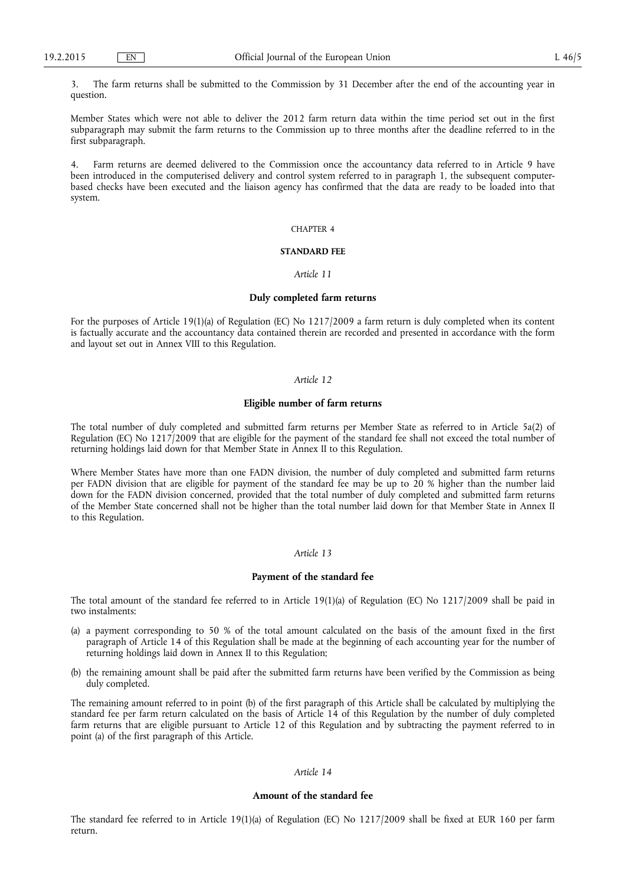3. The farm returns shall be submitted to the Commission by 31 December after the end of the accounting year in question.

Member States which were not able to deliver the 2012 farm return data within the time period set out in the first subparagraph may submit the farm returns to the Commission up to three months after the deadline referred to in the first subparagraph.

4. Farm returns are deemed delivered to the Commission once the accountancy data referred to in Article 9 have been introduced in the computerised delivery and control system referred to in paragraph 1, the subsequent computer-based checks have been executed and the liaison agency has confirmed that the data are ready to be loaded into that system.

CHAPTER 4

## STANDARD FEE

*Article 11*

### Duly completed farm returns

For the purposes of Article 19(1)(a) of Regulation (EC) No 1217/2009 a farm return is duly completed when its content is factually accurate and the accountancy data contained therein are recorded and presented in accordance with the form and layout set out in Annex VIII to this Regulation.

*Article 12*

### Eligible number of farm returns

The total number of duly completed and submitted farm returns per Member State as referred to in Article 5a(2) of Regulation (EC) No 1217/2009 that are eligible for the payment of the standard fee shall not exceed the total number of returning holdings laid down for that Member State in Annex II to this Regulation.

Where Member States have more than one FADN division, the number of duly completed and submitted farm returns per FADN division that are eligible for payment of the standard fee may be up to 20 % higher than the number laid down for the FADN division concerned, provided that the total number of duly completed and submitted farm returns of the Member State concerned shall not be higher than the total number laid down for that Member State in Annex II to this Regulation.

*Article 13*

### Payment of the standard fee

The total amount of the standard fee referred to in Article 19(1)(a) of Regulation (EC) No 1217/2009 shall be paid in two instalments:

(a) a payment corresponding to 50 % of the total amount calculated on the basis of the amount fixed in the first paragraph of Article 14 of this Regulation shall be made at the beginning of each accounting year for the number of returning holdings laid down in Annex II to this Regulation;

(b) the remaining amount shall be paid after the submitted farm returns have been verified by the Commission as being duly completed.

The remaining amount referred to in point (b) of the first paragraph of this Article shall be calculated by multiplying the standard fee per farm return calculated on the basis of Article 14 of this Regulation by the number of duly completed farm returns that are eligible pursuant to Article 12 of this Regulation and by subtracting the payment referred to in point (a) of the first paragraph of this Article.

*Article 14*

### Amount of the standard fee

The standard fee referred to in Article 19(1)(a) of Regulation (EC) No 1217/2009 shall be fixed at EUR 160 per farm return.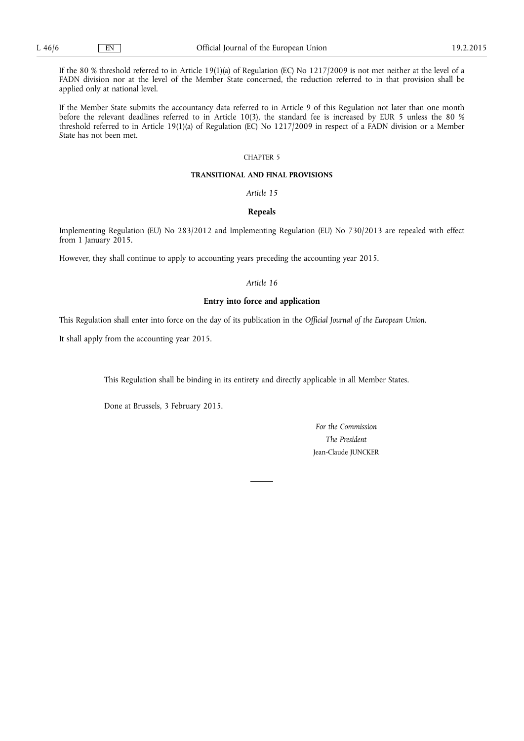If the 80 % threshold referred to in Article 19(1)(a) of Regulation (EC) No 1217/2009 is not met neither at the level of a FADN division nor at the level of the Member State concerned, the reduction referred to in that provision shall be applied only at national level.

If the Member State submits the accountancy data referred to in Article 9 of this Regulation not later than one month before the relevant deadlines referred to in Article 10(3), the standard fee is increased by EUR 5 unless the 80 % threshold referred to in Article 19(1)(a) of Regulation (EC) No 1217/2009 in respect of a FADN division or a Member State has not been met.

CHAPTER 5

## TRANSITIONAL AND FINAL PROVISIONS

*Article 15*

### Repeals

Implementing Regulation (EU) No 283/2012 and Implementing Regulation (EU) No 730/2013 are repealed with effect from 1 January 2015.

However, they shall continue to apply to accounting years preceding the accounting year 2015.

*Article 16*

### Entry into force and application

This Regulation shall enter into force on the day of its publication in the *Official Journal of the European Union*.

It shall apply from the accounting year 2015.

This Regulation shall be binding in its entirety and directly applicable in all Member States.

Done at Brussels, 3 February 2015.

*For the Commission*

*The President*

Jean-Claude JUNCKER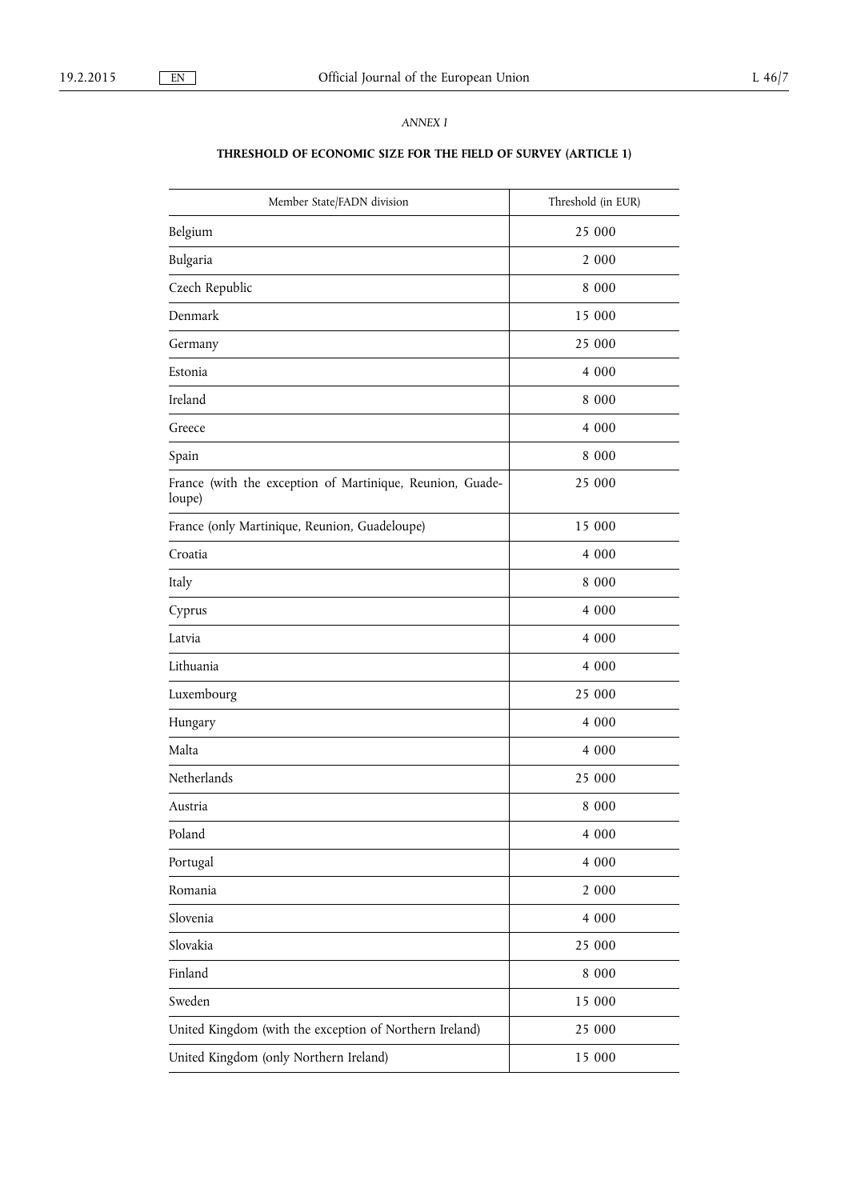*ANNEX I*

**THRESHOLD OF ECONOMIC SIZE FOR THE FIELD OF SURVEY (ARTICLE 1)**

| Member State/FADN division | Threshold (in EUR) |
|---|---|
| Belgium | 25 000 |
| Bulgaria | 2 000 |
| Czech Republic | 8 000 |
| Denmark | 15 000 |
| Germany | 25 000 |
| Estonia | 4 000 |
| Ireland | 8 000 |
| Greece | 4 000 |
| Spain | 8 000 |
| France (with the exception of Martinique, Reunion, Guadeloupe) | 25 000 |
| France (only Martinique, Reunion, Guadeloupe) | 15 000 |
| Croatia | 4 000 |
| Italy | 8 000 |
| Cyprus | 4 000 |
| Latvia | 4 000 |
| Lithuania | 4 000 |
| Luxembourg | 25 000 |
| Hungary | 4 000 |
| Malta | 4 000 |
| Netherlands | 25 000 |
| Austria | 8 000 |
| Poland | 4 000 |
| Portugal | 4 000 |
| Romania | 2 000 |
| Slovenia | 4 000 |
| Slovakia | 25 000 |
| Finland | 8 000 |
| Sweden | 15 000 |
| United Kingdom (with the exception of Northern Ireland) | 25 000 |
| United Kingdom (only Northern Ireland) | 15 000 |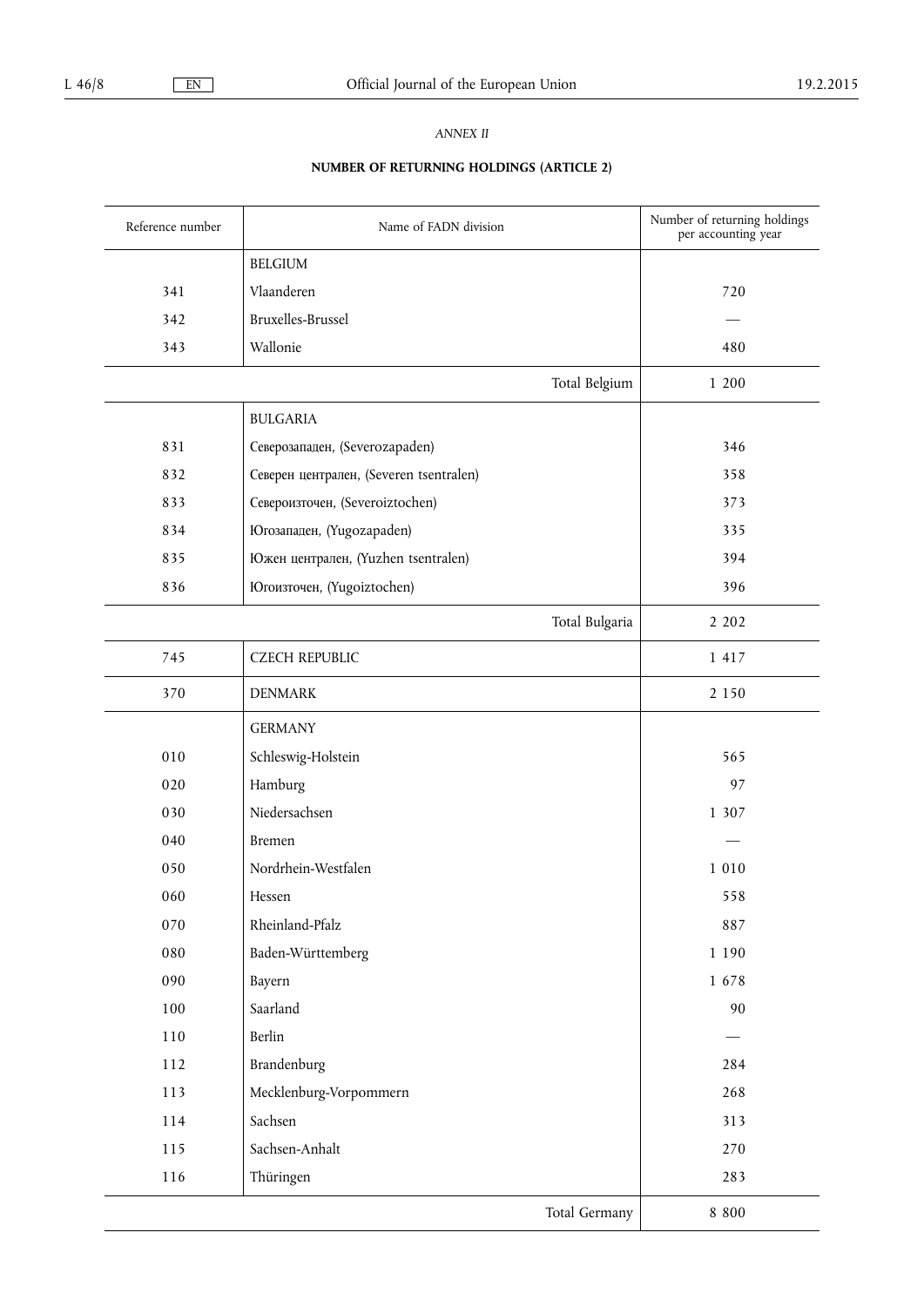*ANNEX II*

**NUMBER OF RETURNING HOLDINGS (ARTICLE 2)**

| Reference number | Name of FADN division | Number of returning holdings per accounting year |
|---|---|---|
| | BELGIUM | |
| 341 | Vlaanderen | 720 |
| 342 | Bruxelles-Brussel | — |
| 343 | Wallonie | 480 |
| | Total Belgium | 1 200 |
| | BULGARIA | |
| 831 | Северозападен, (Severozapaden) | 346 |
| 832 | Северен централен, (Severen tsentralen) | 358 |
| 833 | Североизточен, (Severoiztochen) | 373 |
| 834 | Югозападен, (Yugozapaden) | 335 |
| 835 | Южен централен, (Yuzhen tsentralen) | 394 |
| 836 | Югоизточен, (Yugoiztochen) | 396 |
| | Total Bulgaria | 2 202 |
| 745 | CZECH REPUBLIC | 1 417 |
| 370 | DENMARK | 2 150 |
| | GERMANY | |
| 010 | Schleswig-Holstein | 565 |
| 020 | Hamburg | 97 |
| 030 | Niedersachsen | 1 307 |
| 040 | Bremen | — |
| 050 | Nordrhein-Westfalen | 1 010 |
| 060 | Hessen | 558 |
| 070 | Rheinland-Pfalz | 887 |
| 080 | Baden-Württemberg | 1 190 |
| 090 | Bayern | 1 678 |
| 100 | Saarland | 90 |
| 110 | Berlin | — |
| 112 | Brandenburg | 284 |
| 113 | Mecklenburg-Vorpommern | 268 |
| 114 | Sachsen | 313 |
| 115 | Sachsen-Anhalt | 270 |
| 116 | Thüringen | 283 |
| | Total Germany | 8 800 |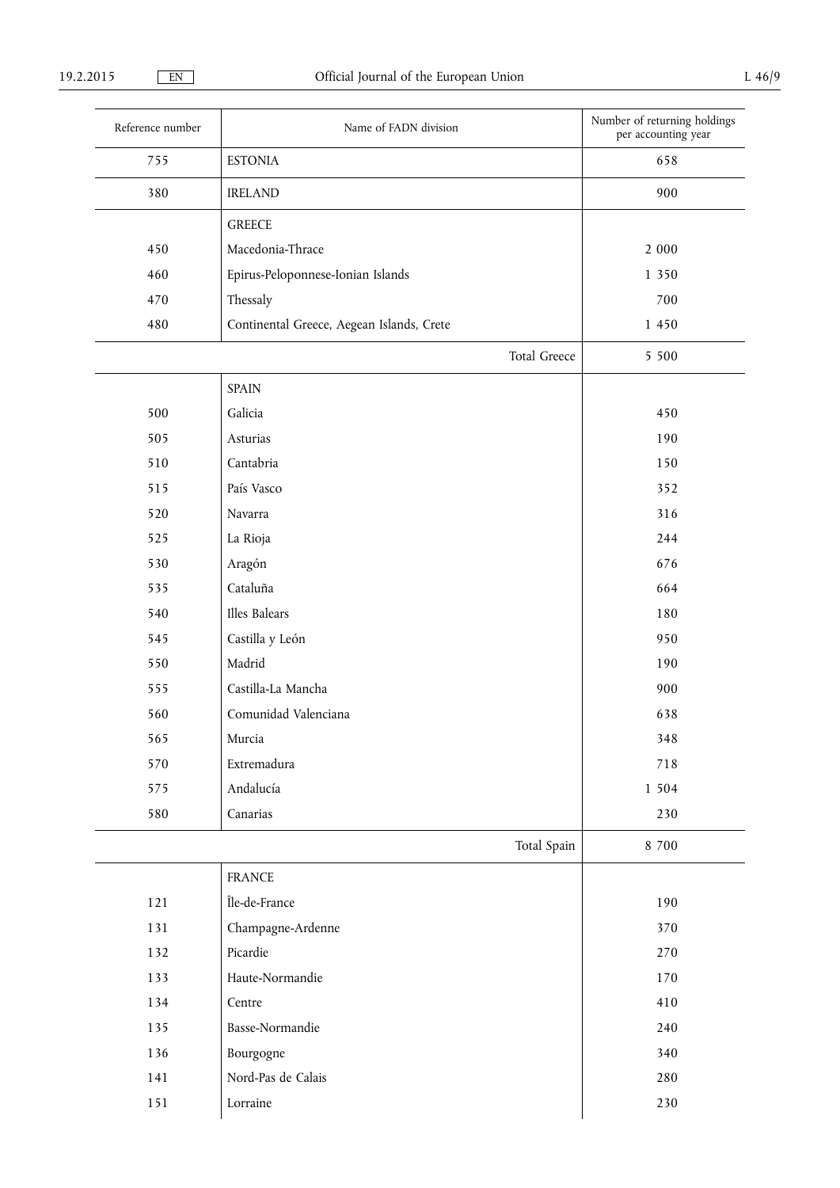| Reference number | Name of FADN division | Number of returning holdings per accounting year |
|---|---|---|
| 755 | ESTONIA | 658 |
| 380 | IRELAND | 900 |
| | GREECE | |
| 450 | Macedonia-Thrace | 2 000 |
| 460 | Epirus-Peloponnese-Ionian Islands | 1 350 |
| 470 | Thessaly | 700 |
| 480 | Continental Greece, Aegean Islands, Crete | 1 450 |
| | Total Greece | 5 500 |
| | SPAIN | |
| 500 | Galicia | 450 |
| 505 | Asturias | 190 |
| 510 | Cantabria | 150 |
| 515 | País Vasco | 352 |
| 520 | Navarra | 316 |
| 525 | La Rioja | 244 |
| 530 | Aragón | 676 |
| 535 | Cataluña | 664 |
| 540 | Illes Balears | 180 |
| 545 | Castilla y León | 950 |
| 550 | Madrid | 190 |
| 555 | Castilla-La Mancha | 900 |
| 560 | Comunidad Valenciana | 638 |
| 565 | Murcia | 348 |
| 570 | Extremadura | 718 |
| 575 | Andalucía | 1 504 |
| 580 | Canarias | 230 |
| | Total Spain | 8 700 |
| | FRANCE | |
| 121 | Île-de-France | 190 |
| 131 | Champagne-Ardenne | 370 |
| 132 | Picardie | 270 |
| 133 | Haute-Normandie | 170 |
| 134 | Centre | 410 |
| 135 | Basse-Normandie | 240 |
| 136 | Bourgogne | 340 |
| 141 | Nord-Pas de Calais | 280 |
| 151 | Lorraine | 230 |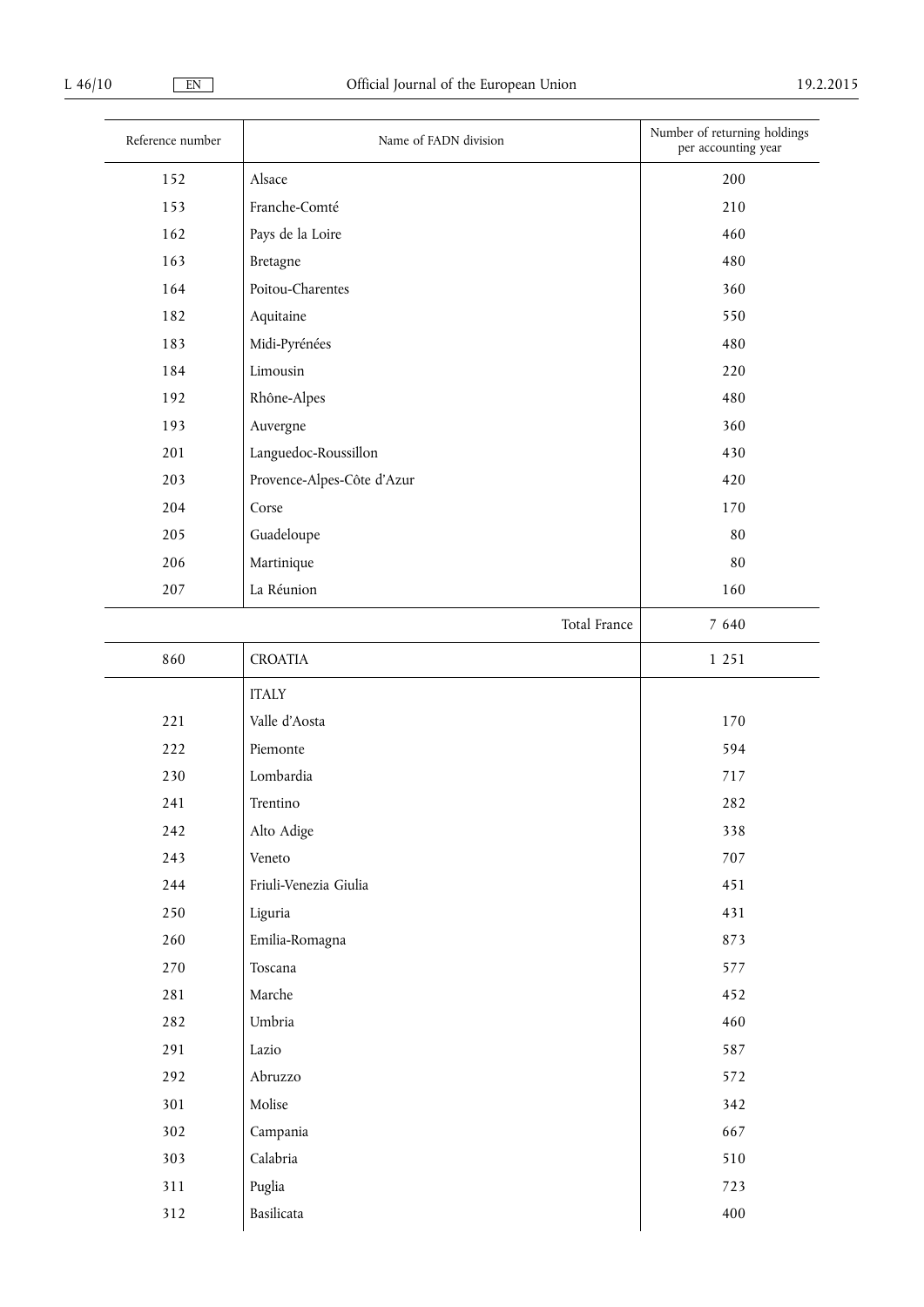| Reference number | Name of FADN division | Number of returning holdings per accounting year |
|---|---|---|
| 152 | Alsace | 200 |
| 153 | Franche-Comté | 210 |
| 162 | Pays de la Loire | 460 |
| 163 | Bretagne | 480 |
| 164 | Poitou-Charentes | 360 |
| 182 | Aquitaine | 550 |
| 183 | Midi-Pyrénées | 480 |
| 184 | Limousin | 220 |
| 192 | Rhône-Alpes | 480 |
| 193 | Auvergne | 360 |
| 201 | Languedoc-Roussillon | 430 |
| 203 | Provence-Alpes-Côte d'Azur | 420 |
| 204 | Corse | 170 |
| 205 | Guadeloupe | 80 |
| 206 | Martinique | 80 |
| 207 | La Réunion | 160 |
| | Total France | 7 640 |
| 860 | CROATIA | 1 251 |
| | ITALY | |
| 221 | Valle d'Aosta | 170 |
| 222 | Piemonte | 594 |
| 230 | Lombardia | 717 |
| 241 | Trentino | 282 |
| 242 | Alto Adige | 338 |
| 243 | Veneto | 707 |
| 244 | Friuli-Venezia Giulia | 451 |
| 250 | Liguria | 431 |
| 260 | Emilia-Romagna | 873 |
| 270 | Toscana | 577 |
| 281 | Marche | 452 |
| 282 | Umbria | 460 |
| 291 | Lazio | 587 |
| 292 | Abruzzo | 572 |
| 301 | Molise | 342 |
| 302 | Campania | 667 |
| 303 | Calabria | 510 |
| 311 | Puglia | 723 |
| 312 | Basilicata | 400 |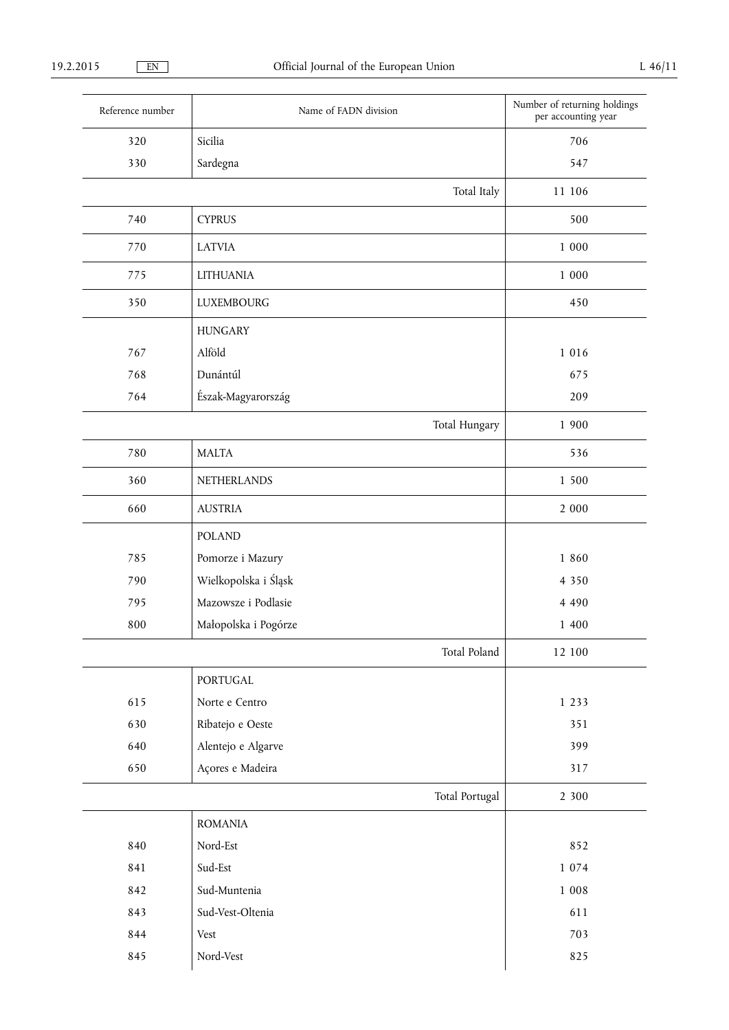| Reference number | Name of FADN division | Number of returning holdings per accounting year |
|---|---|---|
| 320 | Sicilia | 706 |
| 330 | Sardegna | 547 |
| | Total Italy | 11 106 |
| 740 | CYPRUS | 500 |
| 770 | LATVIA | 1 000 |
| 775 | LITHUANIA | 1 000 |
| 350 | LUXEMBOURG | 450 |
| | HUNGARY | |
| 767 | Alföld | 1 016 |
| 768 | Dunántúl | 675 |
| 764 | Észak-Magyarország | 209 |
| | Total Hungary | 1 900 |
| 780 | MALTA | 536 |
| 360 | NETHERLANDS | 1 500 |
| 660 | AUSTRIA | 2 000 |
| | POLAND | |
| 785 | Pomorze i Mazury | 1 860 |
| 790 | Wielkopolska i Śląsk | 4 350 |
| 795 | Mazowsze i Podlasie | 4 490 |
| 800 | Małopolska i Pogórze | 1 400 |
| | Total Poland | 12 100 |
| | PORTUGAL | |
| 615 | Norte e Centro | 1 233 |
| 630 | Ribatejo e Oeste | 351 |
| 640 | Alentejo e Algarve | 399 |
| 650 | Açores e Madeira | 317 |
| | Total Portugal | 2 300 |
| | ROMANIA | |
| 840 | Nord-Est | 852 |
| 841 | Sud-Est | 1 074 |
| 842 | Sud-Muntenia | 1 008 |
| 843 | Sud-Vest-Oltenia | 611 |
| 844 | Vest | 703 |
| 845 | Nord-Vest | 825 |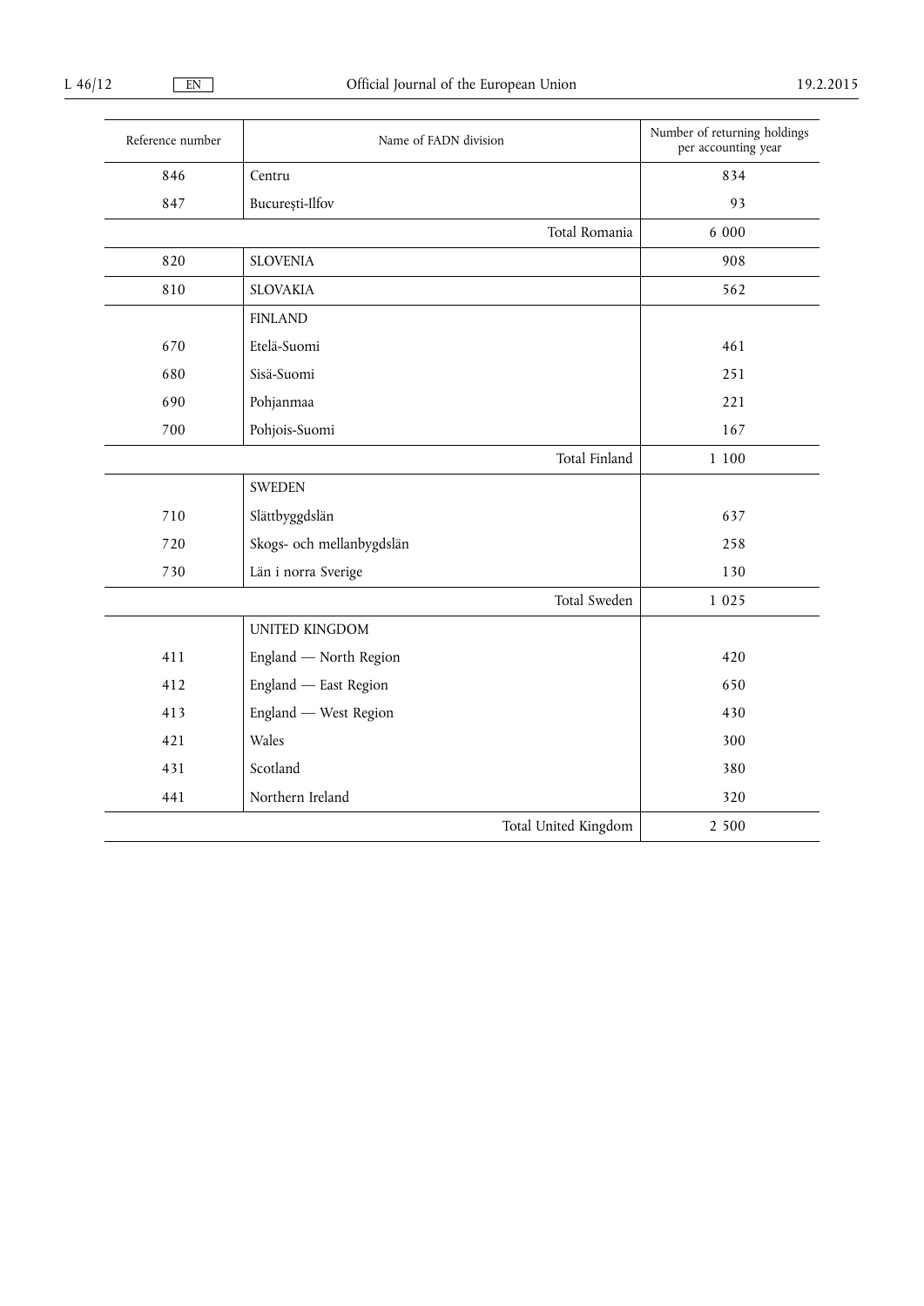| Reference number | Name of FADN division | Number of returning holdings per accounting year |
|---|---|---|
| 846 | Centru | 834 |
| 847 | București-Ilfov | 93 |
| | Total Romania | 6 000 |
| 820 | SLOVENIA | 908 |
| 810 | SLOVAKIA | 562 |
| | FINLAND | |
| 670 | Etelä-Suomi | 461 |
| 680 | Sisä-Suomi | 251 |
| 690 | Pohjanmaa | 221 |
| 700 | Pohjois-Suomi | 167 |
| | Total Finland | 1 100 |
| | SWEDEN | |
| 710 | Slättbyggdslän | 637 |
| 720 | Skogs- och mellanbygdslän | 258 |
| 730 | Län i norra Sverige | 130 |
| | Total Sweden | 1 025 |
| | UNITED KINGDOM | |
| 411 | England — North Region | 420 |
| 412 | England — East Region | 650 |
| 413 | England — West Region | 430 |
| 421 | Wales | 300 |
| 431 | Scotland | 380 |
| 441 | Northern Ireland | 320 |
| | Total United Kingdom | 2 500 |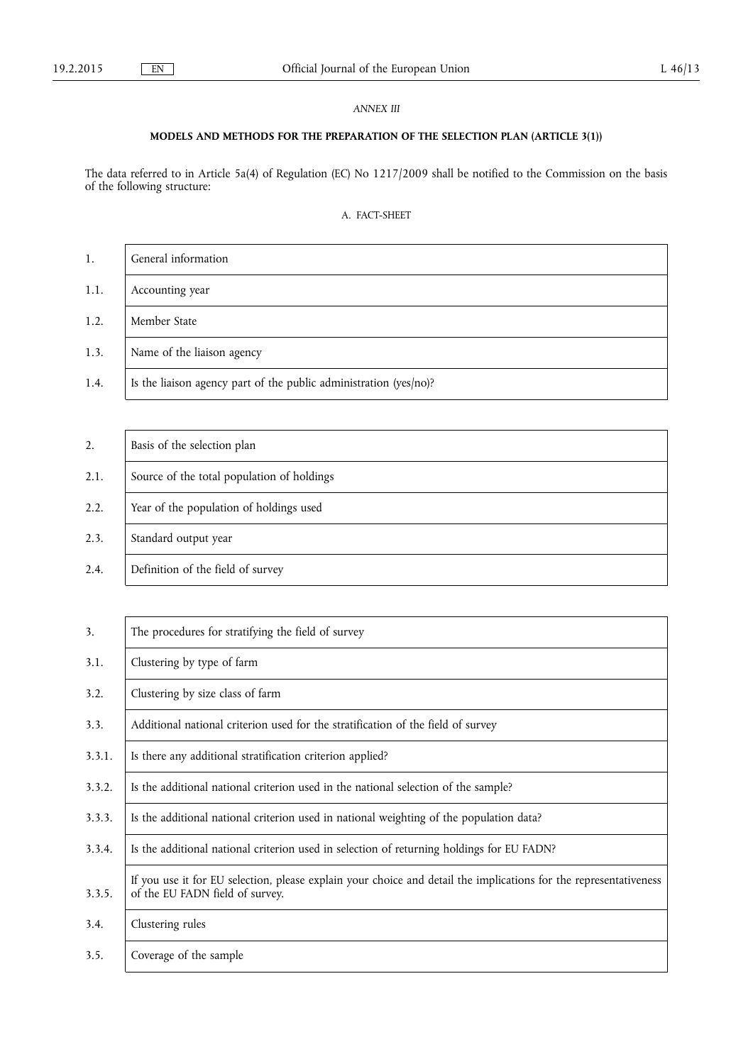*ANNEX III*

**MODELS AND METHODS FOR THE PREPARATION OF THE SELECTION PLAN (ARTICLE 3(1))**

The data referred to in Article 5a(4) of Regulation (EC) No 1217/2009 shall be notified to the Commission on the basis of the following structure:

A. FACT-SHEET

| 1. | General information |
|---|---|
| 1.1. | Accounting year |
| 1.2. | Member State |
| 1.3. | Name of the liaison agency |
| 1.4. | Is the liaison agency part of the public administration (yes/no)? |

| 2. | Basis of the selection plan |
|---|---|
| 2.1. | Source of the total population of holdings |
| 2.2. | Year of the population of holdings used |
| 2.3. | Standard output year |
| 2.4. | Definition of the field of survey |

| 3. | The procedures for stratifying the field of survey |
|---|---|
| 3.1. | Clustering by type of farm |
| 3.2. | Clustering by size class of farm |
| 3.3. | Additional national criterion used for the stratification of the field of survey |
| 3.3.1. | Is there any additional stratification criterion applied? |
| 3.3.2. | Is the additional national criterion used in the national selection of the sample? |
| 3.3.3. | Is the additional national criterion used in national weighting of the population data? |
| 3.3.4. | Is the additional national criterion used in selection of returning holdings for EU FADN? |
| 3.3.5. | If you use it for EU selection, please explain your choice and detail the implications for the representativeness of the EU FADN field of survey. |
| 3.4. | Clustering rules |
| 3.5. | Coverage of the sample |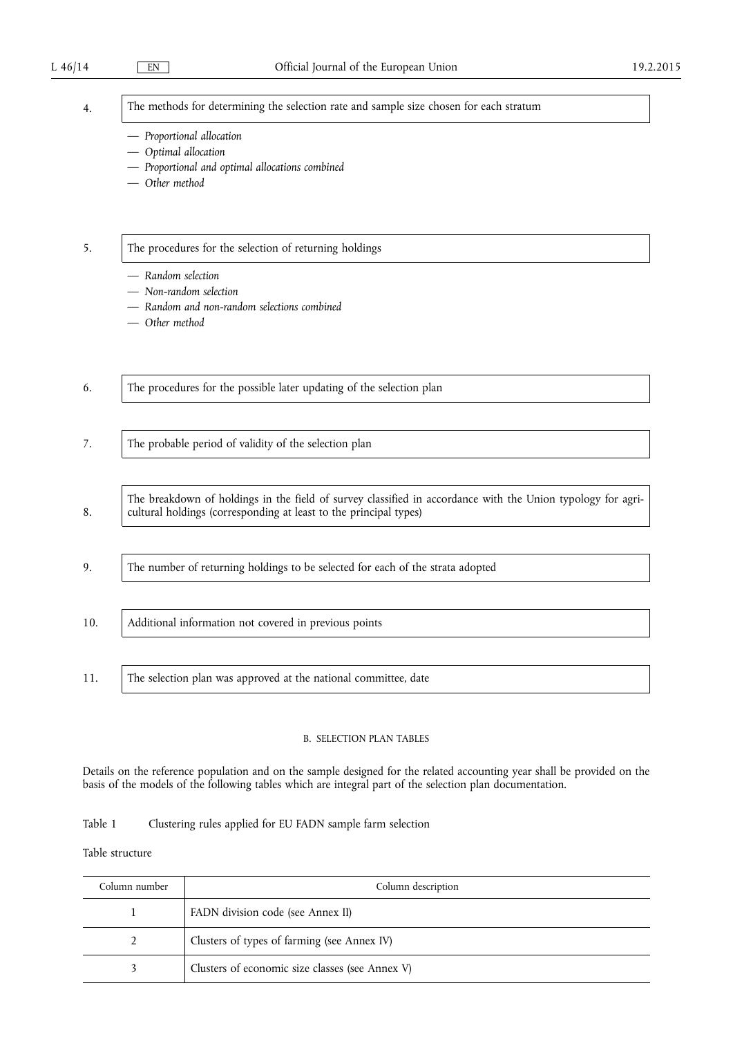4. The methods for determining the selection rate and sample size chosen for each stratum

— *Proportional allocation*
— *Optimal allocation*
— *Proportional and optimal allocations combined*
— *Other method*

5. The procedures for the selection of returning holdings

— *Random selection*
— *Non-random selection*
— *Random and non-random selections combined*
— *Other method*

6. The procedures for the possible later updating of the selection plan

7. The probable period of validity of the selection plan

8. The breakdown of holdings in the field of survey classified in accordance with the Union typology for agricultural holdings (corresponding at least to the principal types)

9. The number of returning holdings to be selected for each of the strata adopted

10. Additional information not covered in previous points

11. The selection plan was approved at the national committee, date

B. SELECTION PLAN TABLES

Details on the reference population and on the sample designed for the related accounting year shall be provided on the basis of the models of the following tables which are integral part of the selection plan documentation.

Table 1 Clustering rules applied for EU FADN sample farm selection

Table structure

| Column number | Column description |
|---|---|
| 1 | FADN division code (see Annex II) |
| 2 | Clusters of types of farming (see Annex IV) |
| 3 | Clusters of economic size classes (see Annex V) |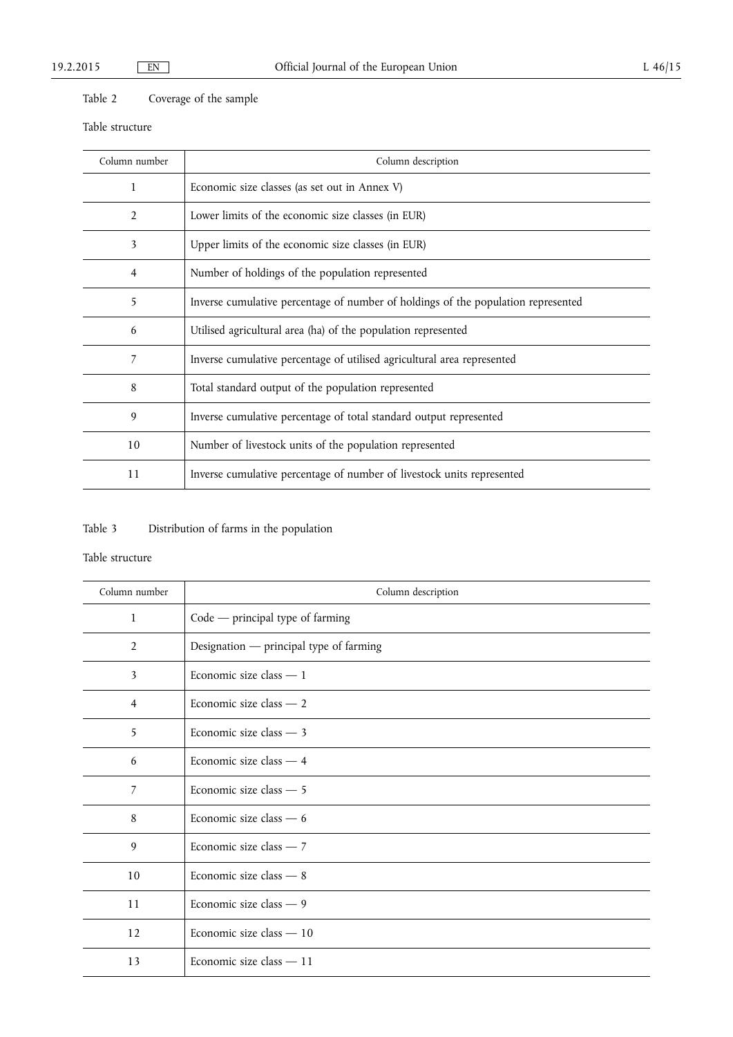Table 2 Coverage of the sample

Table structure

| Column number | Column description |
|---|---|
| 1 | Economic size classes (as set out in Annex V) |
| 2 | Lower limits of the economic size classes (in EUR) |
| 3 | Upper limits of the economic size classes (in EUR) |
| 4 | Number of holdings of the population represented |
| 5 | Inverse cumulative percentage of number of holdings of the population represented |
| 6 | Utilised agricultural area (ha) of the population represented |
| 7 | Inverse cumulative percentage of utilised agricultural area represented |
| 8 | Total standard output of the population represented |
| 9 | Inverse cumulative percentage of total standard output represented |
| 10 | Number of livestock units of the population represented |
| 11 | Inverse cumulative percentage of number of livestock units represented |

Table 3 Distribution of farms in the population

Table structure

| Column number | Column description |
|---|---|
| 1 | Code — principal type of farming |
| 2 | Designation — principal type of farming |
| 3 | Economic size class — 1 |
| 4 | Economic size class — 2 |
| 5 | Economic size class — 3 |
| 6 | Economic size class — 4 |
| 7 | Economic size class — 5 |
| 8 | Economic size class — 6 |
| 9 | Economic size class — 7 |
| 10 | Economic size class — 8 |
| 11 | Economic size class — 9 |
| 12 | Economic size class — 10 |
| 13 | Economic size class — 11 |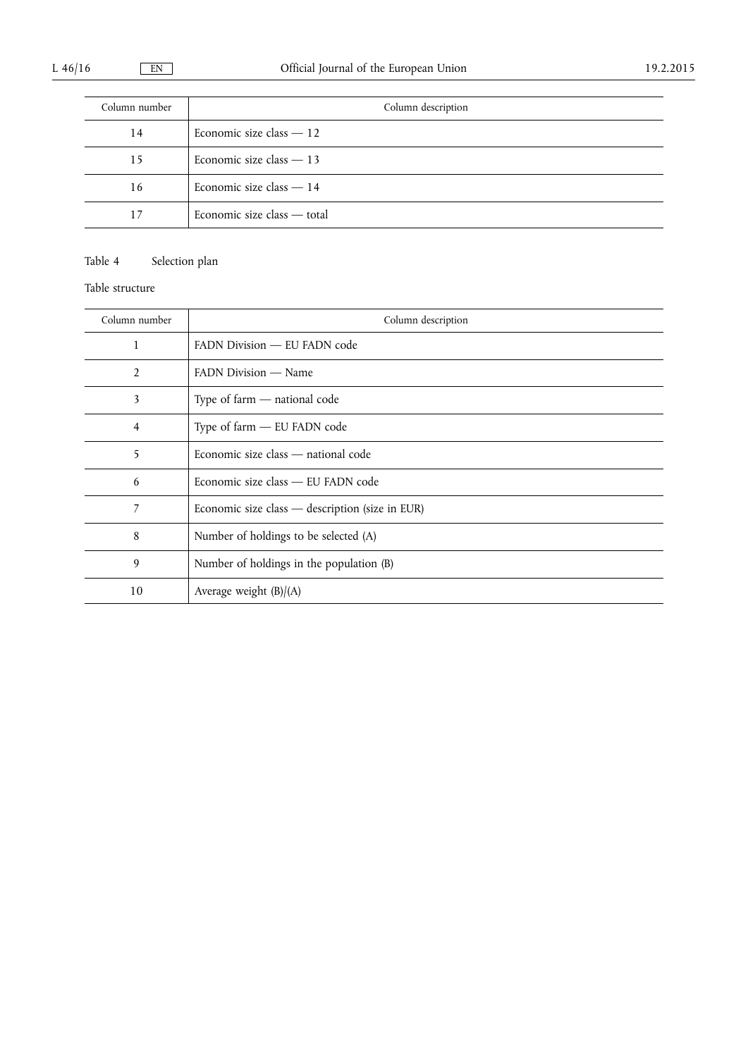| Column number | Column description |
|---|---|
| 14 | Economic size class — 12 |
| 15 | Economic size class — 13 |
| 16 | Economic size class — 14 |
| 17 | Economic size class — total |

Table 4 Selection plan

Table structure

| Column number | Column description |
|---|---|
| 1 | FADN Division — EU FADN code |
| 2 | FADN Division — Name |
| 3 | Type of farm — national code |
| 4 | Type of farm — EU FADN code |
| 5 | Economic size class — national code |
| 6 | Economic size class — EU FADN code |
| 7 | Economic size class — description (size in EUR) |
| 8 | Number of holdings to be selected (A) |
| 9 | Number of holdings in the population (B) |
| 10 | Average weight (B)/(A) |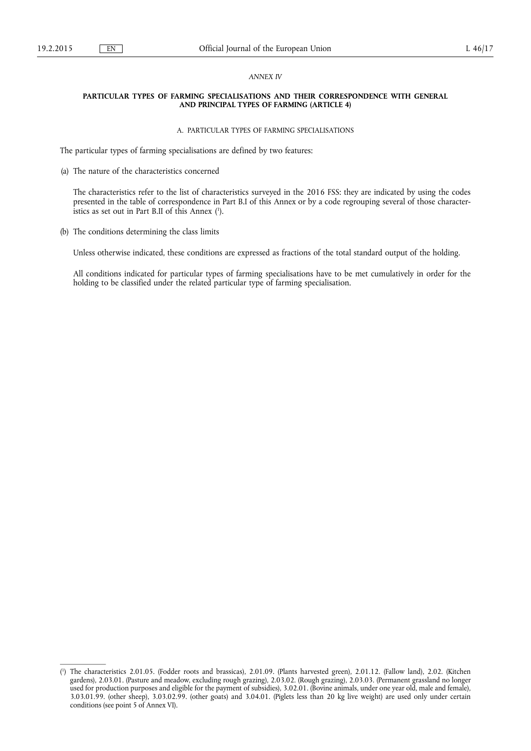*ANNEX IV*

**PARTICULAR TYPES OF FARMING SPECIALISATIONS AND THEIR CORRESPONDENCE WITH GENERAL AND PRINCIPAL TYPES OF FARMING (ARTICLE 4)**

A. PARTICULAR TYPES OF FARMING SPECIALISATIONS

The particular types of farming specialisations are defined by two features:

(a) The nature of the characteristics concerned

The characteristics refer to the list of characteristics surveyed in the 2016 FSS: they are indicated by using the codes presented in the table of correspondence in Part B.I of this Annex or by a code regrouping several of those characteristics as set out in Part B.II of this Annex ([1]).

(b) The conditions determining the class limits

Unless otherwise indicated, these conditions are expressed as fractions of the total standard output of the holding.

All conditions indicated for particular types of farming specialisations have to be met cumulatively in order for the holding to be classified under the related particular type of farming specialisation.

---

([1]) The characteristics 2.01.05. (Fodder roots and brassicas), 2.01.09. (Plants harvested green), 2.01.12. (Fallow land), 2.02. (Kitchen gardens), 2.03.01. (Pasture and meadow, excluding rough grazing), 2.03.02. (Rough grazing), 2.03.03. (Permanent grassland no longer used for production purposes and eligible for the payment of subsidies), 3.02.01. (Bovine animals, under one year old, male and female), 3.03.01.99. (other sheep), 3.03.02.99. (other goats) and 3.04.01. (Piglets less than 20 kg live weight) are used only under certain conditions (see point 5 of Annex VI).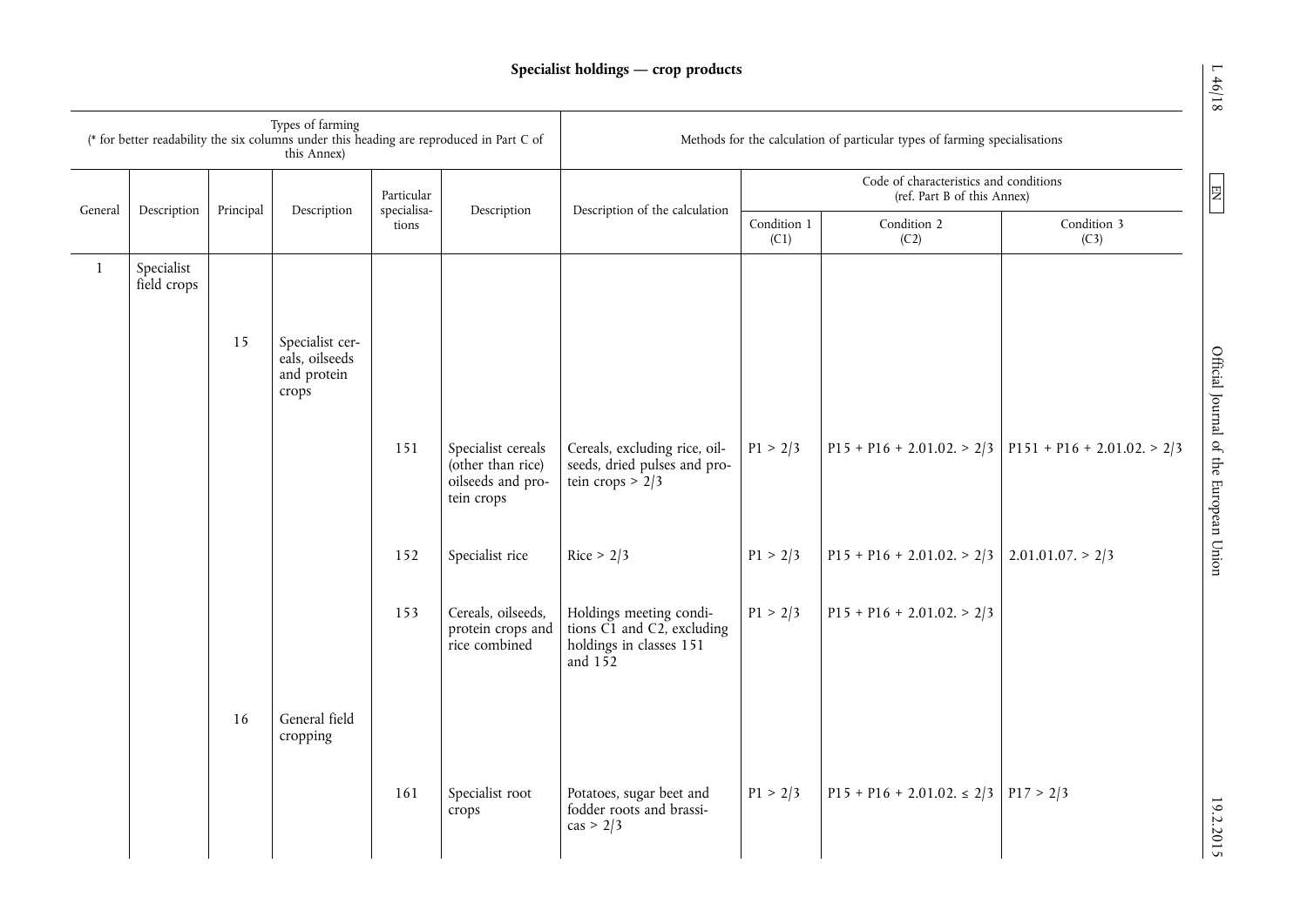## Specialist holdings — crop products

| Types of farming (* for better readability the six columns under this heading are reproduced in Part C of this Annex) | | | | | | Methods for the calculation of particular types of farming specialisations | | | |
|---|---|---|---|---|---|---|---|---|---|
| | | | | | | | Code of characteristics and conditions (ref. Part B of this Annex) | | |
| General | Description | Principal | Description | Particular specialisations | Description | Description of the calculation | Condition 1 (C1) | Condition 2 (C2) | Condition 3 (C3) |
| 1 | Specialist field crops | | | | | | | | |
| | | 15 | Specialist cereals, oilseeds and protein crops | | | | | | |
| | | | | 151 | Specialist cereals (other than rice) oilseeds and protein crops | Cereals, excluding rice, oilseeds, dried pulses and protein crops > 2/3 | P1 > 2/3 | P15 + P16 + 2.01.02. > 2/3 | P151 + P16 + 2.01.02. > 2/3 |
| | | | | 152 | Specialist rice | Rice > 2/3 | P1 > 2/3 | P15 + P16 + 2.01.02. > 2/3 | 2.01.01.07. > 2/3 |
| | | | | 153 | Cereals, oilseeds, protein crops and rice combined | Holdings meeting conditions C1 and C2, excluding holdings in classes 151 and 152 | P1 > 2/3 | P15 + P16 + 2.01.02. > 2/3 | |
| | | 16 | General field cropping | | | | | | |
| | | | | 161 | Specialist root crops | Potatoes, sugar beet and fodder roots and brassicas > 2/3 | P1 > 2/3 | P15 + P16 + 2.01.02. ≤ 2/3 | P17 > 2/3 |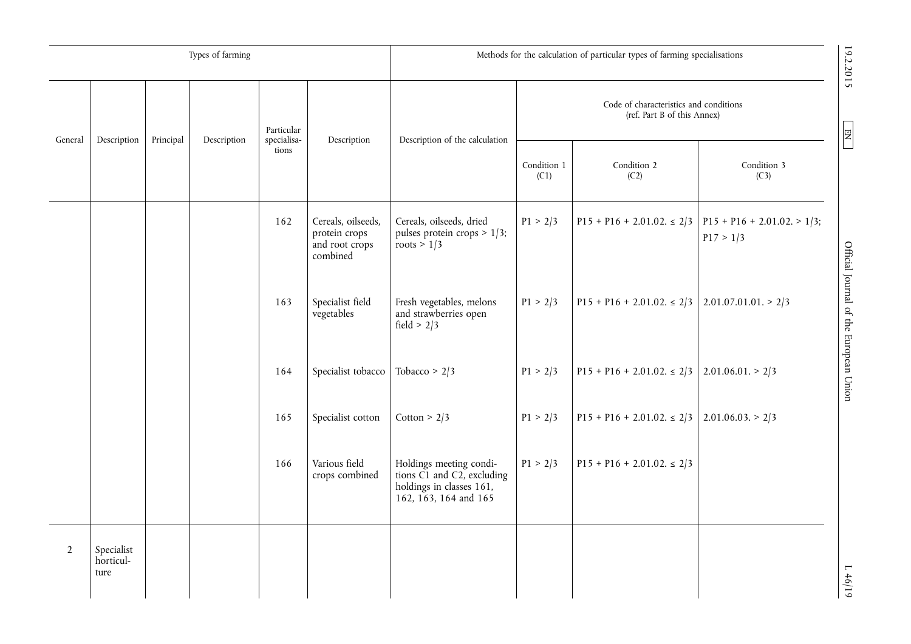| Types of farming | | | | | | Methods for the calculation of particular types of farming specialisations | | | |
|---|---|---|---|---|---|---|---|---|---|
| | | | | | | | Code of characteristics and conditions (ref. Part B of this Annex) | | |
| General | Description | Principal | Description | Particular specialisations | Description | Description of the calculation | Condition 1 (C1) | Condition 2 (C2) | Condition 3 (C3) |
| | | | | 162 | Cereals, oilseeds, protein crops and root crops combined | Cereals, oilseeds, dried pulses protein crops > 1/3; roots > 1/3 | P1 > 2/3 | P15 + P16 + 2.01.02. ≤ 2/3 | P15 + P16 + 2.01.02. > 1/3; P17 > 1/3 |
| | | | | 163 | Specialist field vegetables | Fresh vegetables, melons and strawberries open field > 2/3 | P1 > 2/3 | P15 + P16 + 2.01.02. ≤ 2/3 | 2.01.07.01.01. > 2/3 |
| | | | | 164 | Specialist tobacco | Tobacco > 2/3 | P1 > 2/3 | P15 + P16 + 2.01.02. ≤ 2/3 | 2.01.06.01. > 2/3 |
| | | | | 165 | Specialist cotton | Cotton > 2/3 | P1 > 2/3 | P15 + P16 + 2.01.02. ≤ 2/3 | 2.01.06.03. > 2/3 |
| | | | | 166 | Various field crops combined | Holdings meeting conditions C1 and C2, excluding holdings in classes 161, 162, 163, 164 and 165 | P1 > 2/3 | P15 + P16 + 2.01.02. ≤ 2/3 | |
| 2 | Specialist horticulture | | | | | | | | |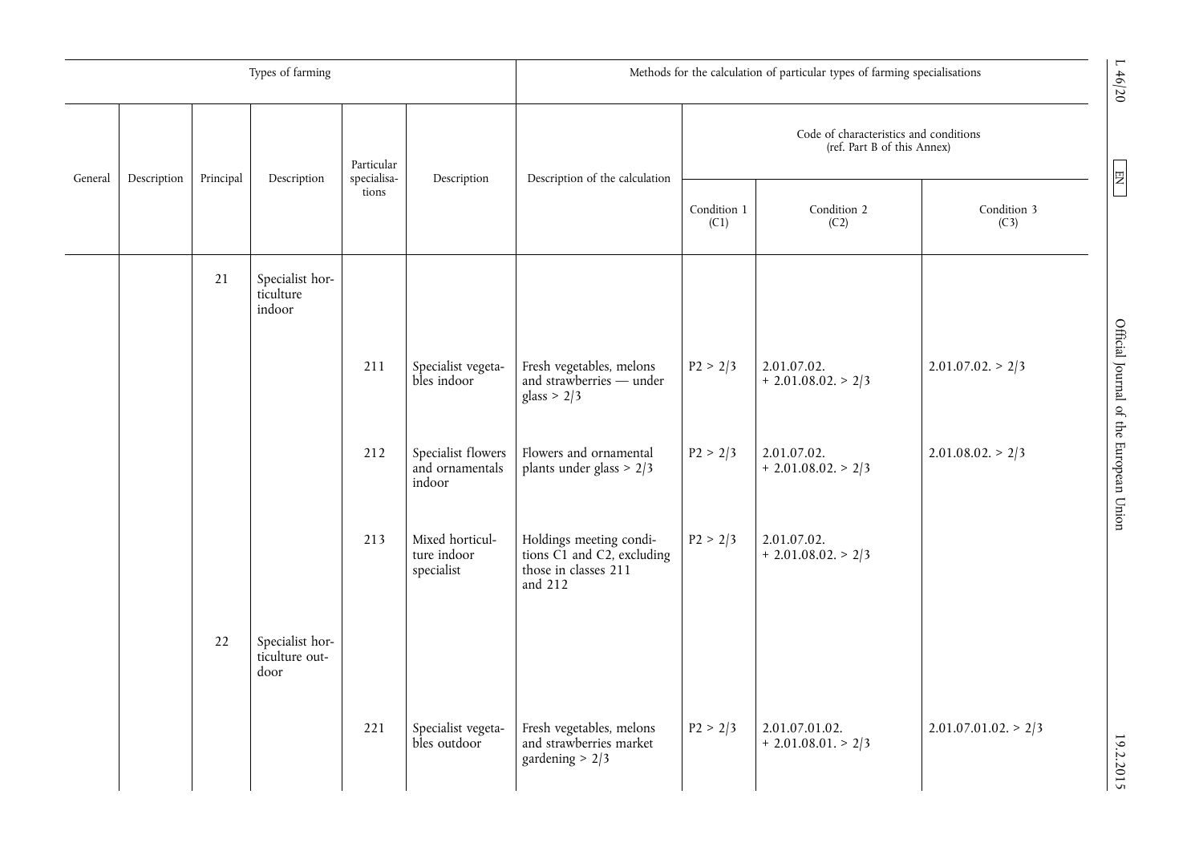| Types of farming | | | | | | Methods for the calculation of particular types of farming specialisations | | | |
|---|---|---|---|---|---|---|---|---|---|
| | | | | | | | Code of characteristics and conditions (ref. Part B of this Annex) | | |
| General | Description | Principal | Description | Particular specialisations | Description | Description of the calculation | Condition 1 (C1) | Condition 2 (C2) | Condition 3 (C3) |
| | | 21 | Specialist horticulture indoor | | | | | | |
| | | | | 211 | Specialist vegetables indoor | Fresh vegetables, melons and strawberries — under glass > 2/3 | P2 > 2/3 | 2.01.07.02. + 2.01.08.02. > 2/3 | 2.01.07.02. > 2/3 |
| | | | | 212 | Specialist flowers and ornamentals indoor | Flowers and ornamental plants under glass > 2/3 | P2 > 2/3 | 2.01.07.02. + 2.01.08.02. > 2/3 | 2.01.08.02. > 2/3 |
| | | | | 213 | Mixed horticulture indoor specialist | Holdings meeting conditions C1 and C2, excluding those in classes 211 and 212 | P2 > 2/3 | 2.01.07.02. + 2.01.08.02. > 2/3 | |
| | | 22 | Specialist horticulture outdoor | | | | | | |
| | | | | 221 | Specialist vegetables outdoor | Fresh vegetables, melons and strawberries market gardening > 2/3 | P2 > 2/3 | 2.01.07.01.02. + 2.01.08.01. > 2/3 | 2.01.07.01.02. > 2/3 |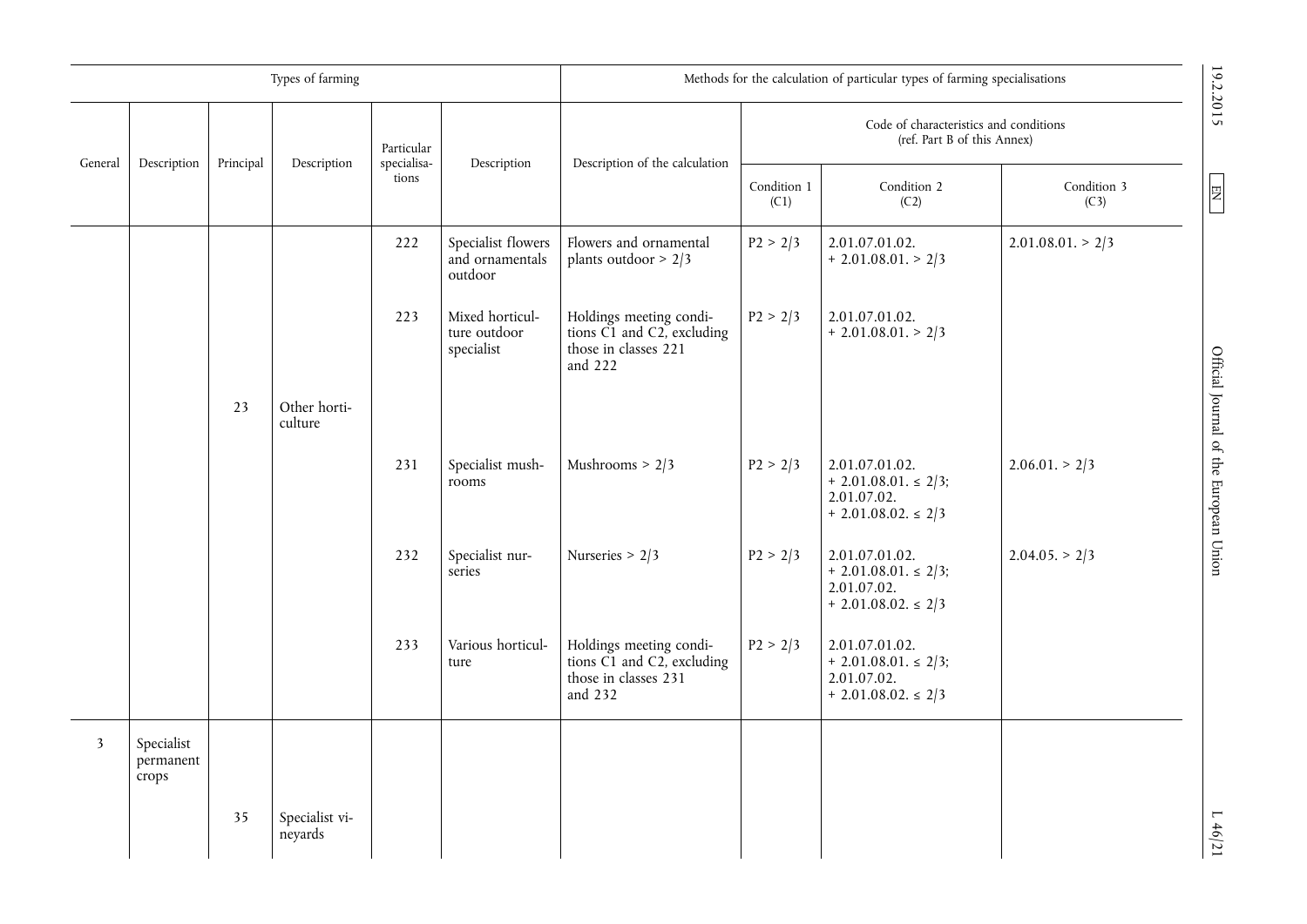| Types of farming | | | | | | Methods for the calculation of particular types of farming specialisations | | | |
|---|---|---|---|---|---|---|---|---|---|
| General | Description | Principal | Description | Particular specialisations | Description | Description of the calculation | Code of characteristics and conditions (ref. Part B of this Annex) | | |
| | | | | | | | Condition 1 (C1) | Condition 2 (C2) | Condition 3 (C3) |
| | | | | 222 | Specialist flowers and ornamentals outdoor | Flowers and ornamental plants outdoor > 2/3 | P2 > 2/3 | 2.01.07.01.02. + 2.01.08.01. > 2/3 | 2.01.08.01. > 2/3 |
| | | | | 223 | Mixed horticulture outdoor specialist | Holdings meeting conditions C1 and C2, excluding those in classes 221 and 222 | P2 > 2/3 | 2.01.07.01.02. + 2.01.08.01. > 2/3 | |
| | | 23 | Other horticulture | | | | | | |
| | | | | 231 | Specialist mushrooms | Mushrooms > 2/3 | P2 > 2/3 | 2.01.07.01.02. + 2.01.08.01. ≤ 2/3; 2.01.07.02. + 2.01.08.02. ≤ 2/3 | 2.06.01. > 2/3 |
| | | | | 232 | Specialist nurseries | Nurseries > 2/3 | P2 > 2/3 | 2.01.07.01.02. + 2.01.08.01. ≤ 2/3; 2.01.07.02. + 2.01.08.02. ≤ 2/3 | 2.04.05. > 2/3 |
| | | | | 233 | Various horticulture | Holdings meeting conditions C1 and C2, excluding those in classes 231 and 232 | P2 > 2/3 | 2.01.07.01.02. + 2.01.08.01. ≤ 2/3; 2.01.07.02. + 2.01.08.02. ≤ 2/3 | |
| 3 | Specialist permanent crops | | | | | | | | |
| | | 35 | Specialist vineyards | | | | | | |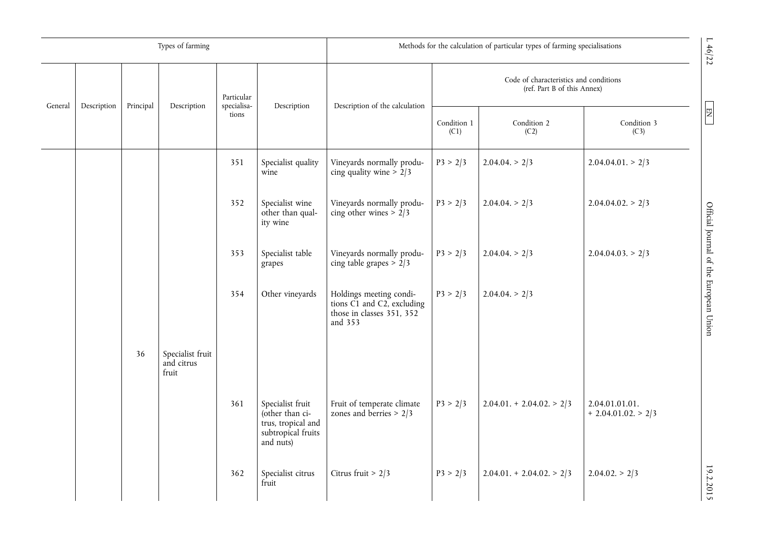| Types of farming | | | | | | Methods for the calculation of particular types of farming specialisations | | | |
|---|---|---|---|---|---|---|---|---|---|
| | | | | | | | Code of characteristics and conditions (ref. Part B of this Annex) | | |
| General | Description | Principal | Description | Particular specialisa-tions | Description | Description of the calculation | Condition 1 (C1) | Condition 2 (C2) | Condition 3 (C3) |
| | | | | 351 | Specialist quality wine | Vineyards normally producing quality wine > 2/3 | P3 > 2/3 | 2.04.04. > 2/3 | 2.04.04.01. > 2/3 |
| | | | | 352 | Specialist wine other than quality wine | Vineyards normally producing other wines > 2/3 | P3 > 2/3 | 2.04.04. > 2/3 | 2.04.04.02. > 2/3 |
| | | | | 353 | Specialist table grapes | Vineyards normally producing table grapes > 2/3 | P3 > 2/3 | 2.04.04. > 2/3 | 2.04.04.03. > 2/3 |
| | | | | 354 | Other vineyards | Holdings meeting conditions C1 and C2, excluding those in classes 351, 352 and 353 | P3 > 2/3 | 2.04.04. > 2/3 | |
| | | 36 | Specialist fruit and citrus fruit | | | | | | |
| | | | | 361 | Specialist fruit (other than citrus, tropical and subtropical fruits and nuts) | Fruit of temperate climate zones and berries > 2/3 | P3 > 2/3 | 2.04.01. + 2.04.02. > 2/3 | 2.04.01.01.01. + 2.04.01.02. > 2/3 |
| | | | | 362 | Specialist citrus fruit | Citrus fruit > 2/3 | P3 > 2/3 | 2.04.01. + 2.04.02. > 2/3 | 2.04.02. > 2/3 |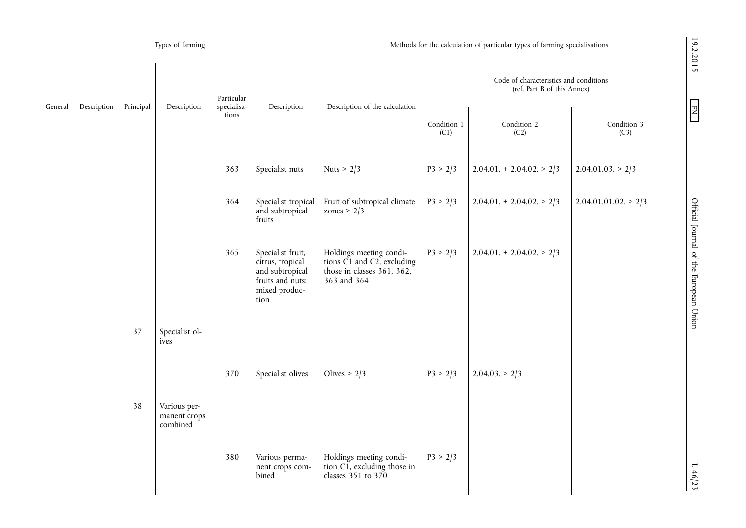| Types of farming | | | | | | Methods for the calculation of particular types of farming specialisations | | | |
|---|---|---|---|---|---|---|---|---|---|
| General | Description | Principal | Description | Particular specialisations | Description | Description of the calculation | Code of characteristics and conditions (ref. Part B of this Annex) | | |
| | | | | | | | Condition 1 (C1) | Condition 2 (C2) | Condition 3 (C3) |
| | | | | 363 | Specialist nuts | Nuts > 2/3 | P3 > 2/3 | 2.04.01. + 2.04.02. > 2/3 | 2.04.01.03. > 2/3 |
| | | | | 364 | Specialist tropical and subtropical fruits | Fruit of subtropical climate zones > 2/3 | P3 > 2/3 | 2.04.01. + 2.04.02. > 2/3 | 2.04.01.01.02. > 2/3 |
| | | | | 365 | Specialist fruit, citrus, tropical and subtropical fruits and nuts: mixed production | Holdings meeting conditions C1 and C2, excluding those in classes 361, 362, 363 and 364 | P3 > 2/3 | 2.04.01. + 2.04.02. > 2/3 | |
| | | 37 | Specialist olives | | | | | | |
| | | | | 370 | Specialist olives | Olives > 2/3 | P3 > 2/3 | 2.04.03. > 2/3 | |
| | | 38 | Various permanent crops combined | | | | | | |
| | | | | 380 | Various permanent crops combined | Holdings meeting condition C1, excluding those in classes 351 to 370 | P3 > 2/3 | | |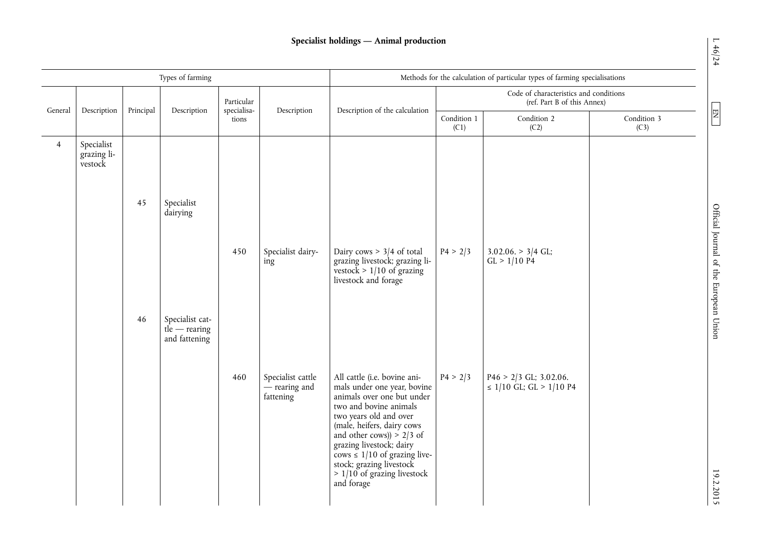## Specialist holdings — Animal production

| Types of farming | | | | | | Methods for the calculation of particular types of farming specialisations | | | |
|---|---|---|---|---|---|---|---|---|---|
| | | | | | | | Code of characteristics and conditions (ref. Part B of this Annex) | | |
| General | Description | Principal | Description | Particular specialisations | Description | Description of the calculation | Condition 1 (C1) | Condition 2 (C2) | Condition 3 (C3) |
| 4 | Specialist grazing livestock | | | | | | | | |
| | | 45 | Specialist dairying | | | | | | |
| | | | | 450 | Specialist dairying | Dairy cows > 3/4 of total grazing livestock; grazing livestock > 1/10 of grazing livestock and forage | P4 > 2/3 | 3.02.06. > 3/4 GL; GL > 1/10 P4 | |
| | | 46 | Specialist cattle — rearing and fattening | | | | | | |
| | | | | 460 | Specialist cattle — rearing and fattening | All cattle (i.e. bovine animals under one year, bovine animals over one but under two and bovine animals two years old and over (male, heifers, dairy cows and other cows)) > 2/3 of grazing livestock; dairy cows ≤ 1/10 of grazing livestock; grazing livestock > 1/10 of grazing livestock and forage | P4 > 2/3 | P46 > 2/3 GL; 3.02.06. ≤ 1/10 GL; GL > 1/10 P4 | |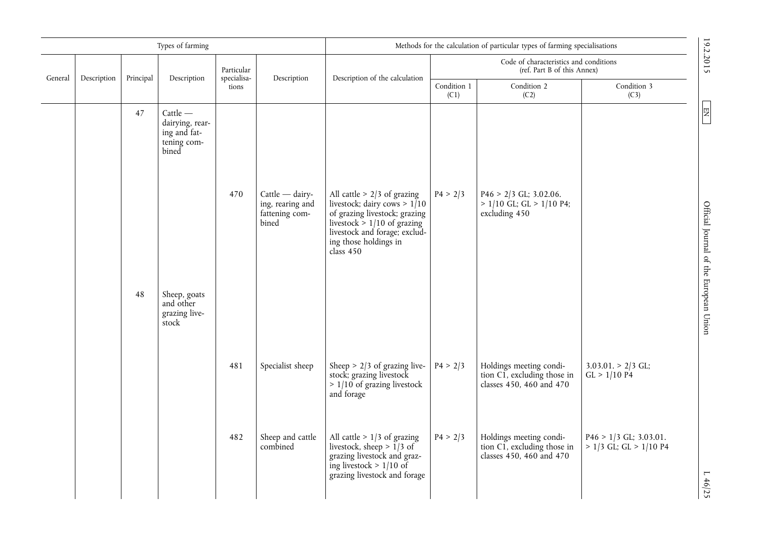| Types of farming | | | | | | Methods for the calculation of particular types of farming specialisations | | | |
|---|---|---|---|---|---|---|---|---|---|
| General | Description | Principal | Description | Particular specialisations | Description | Description of the calculation | Code of characteristics and conditions (ref. Part B of this Annex) | | |
| | | | | | | | Condition 1 (C1) | Condition 2 (C2) | Condition 3 (C3) |
| | | 47 | Cattle — dairying, rearing and fattening combined | | | | | | |
| | | | | 470 | Cattle — dairying, rearing and fattening combined | All cattle > 2/3 of grazing livestock; dairy cows > 1/10 of grazing livestock; grazing livestock > 1/10 of grazing livestock and forage; excluding those holdings in class 450 | P4 > 2/3 | P46 > 2/3 GL; 3.02.06. > 1/10 GL; GL > 1/10 P4; excluding 450 | |
| | | 48 | Sheep, goats and other grazing livestock | | | | | | |
| | | | | 481 | Specialist sheep | Sheep > 2/3 of grazing livestock; grazing livestock > 1/10 of grazing livestock and forage | P4 > 2/3 | Holdings meeting condition C1, excluding those in classes 450, 460 and 470 | 3.03.01. > 2/3 GL; GL > 1/10 P4 |
| | | | | 482 | Sheep and cattle combined | All cattle > 1/3 of grazing livestock, sheep > 1/3 of grazing livestock and grazing livestock > 1/10 of grazing livestock and forage | P4 > 2/3 | Holdings meeting condition C1, excluding those in classes 450, 460 and 470 | P46 > 1/3 GL; 3.03.01. > 1/3 GL; GL > 1/10 P4 |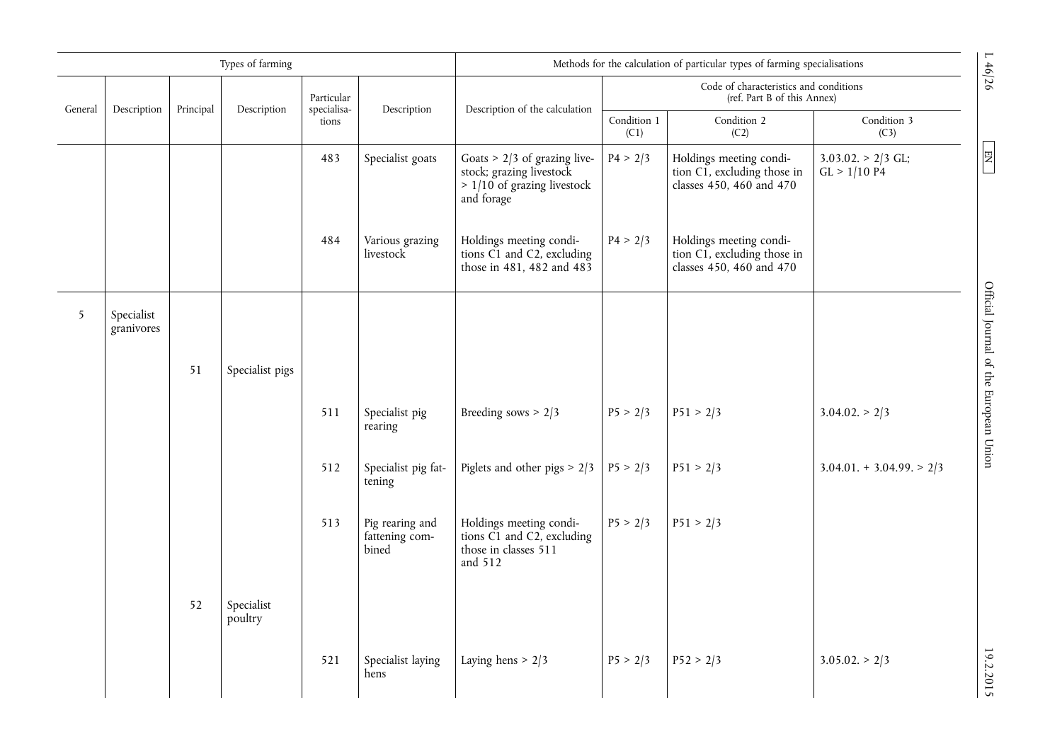| Types of farming | | | | | | Methods for the calculation of particular types of farming specialisations | | | |
|---|---|---|---|---|---|---|---|---|---|
| General | Description | Principal | Description | Particular specialisations | Description | Description of the calculation | Code of characteristics and conditions (ref. Part B of this Annex) | | |
| | | | | | | | Condition 1 (C1) | Condition 2 (C2) | Condition 3 (C3) |
| | | | | 483 | Specialist goats | Goats > 2/3 of grazing livestock; grazing livestock > 1/10 of grazing livestock and forage | P4 > 2/3 | Holdings meeting condition C1, excluding those in classes 450, 460 and 470 | 3.03.02. > 2/3 GL; GL > 1/10 P4 |
| | | | | 484 | Various grazing livestock | Holdings meeting conditions C1 and C2, excluding those in 481, 482 and 483 | P4 > 2/3 | Holdings meeting condition C1, excluding those in classes 450, 460 and 470 | |
| 5 | Specialist granivores | | | | | | | | |
| | | 51 | Specialist pigs | | | | | | |
| | | | | 511 | Specialist pig rearing | Breeding sows > 2/3 | P5 > 2/3 | P51 > 2/3 | 3.04.02. > 2/3 |
| | | | | 512 | Specialist pig fattening | Piglets and other pigs > 2/3 | P5 > 2/3 | P51 > 2/3 | 3.04.01. + 3.04.99. > 2/3 |
| | | | | 513 | Pig rearing and fattening combined | Holdings meeting conditions C1 and C2, excluding those in classes 511 and 512 | P5 > 2/3 | P51 > 2/3 | |
| | | 52 | Specialist poultry | | | | | | |
| | | | | 521 | Specialist laying hens | Laying hens > 2/3 | P5 > 2/3 | P52 > 2/3 | 3.05.02. > 2/3 |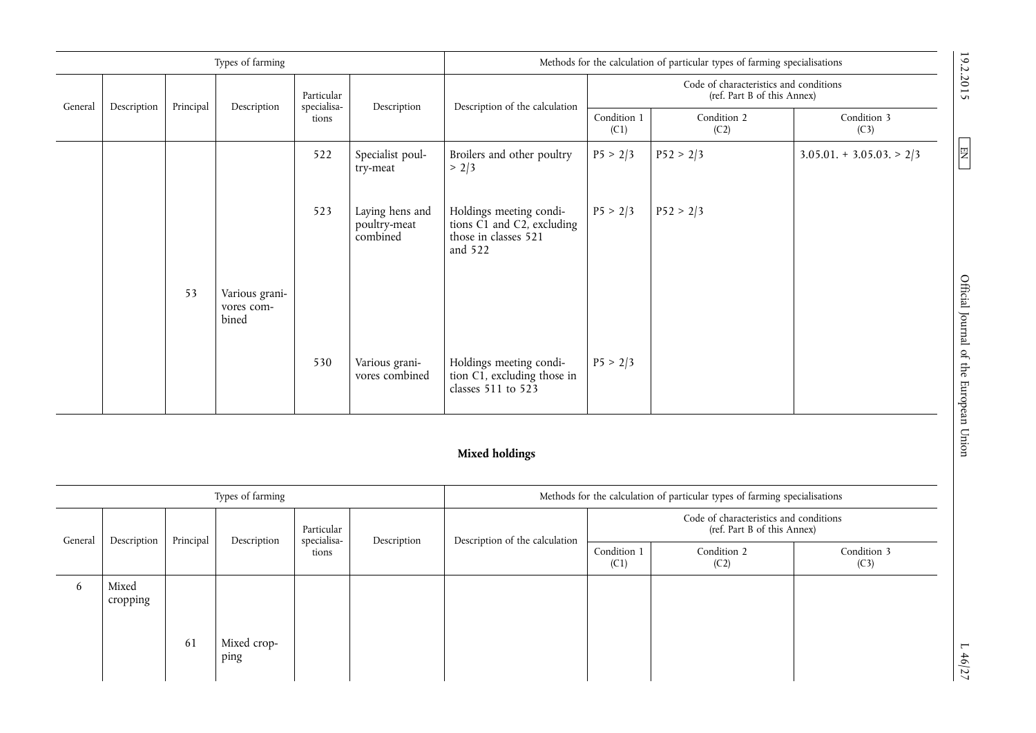| Types of farming | | | | | | Methods for the calculation of particular types of farming specialisations | | | |
|---|---|---|---|---|---|---|---|---|---|
| General | Description | Principal | Description | Particular specialisations | Description | Description of the calculation | Code of characteristics and conditions (ref. Part B of this Annex) | | |
| | | | | | | | Condition 1 (C1) | Condition 2 (C2) | Condition 3 (C3) |
| | | | | 522 | Specialist poultry-meat | Broilers and other poultry > 2/3 | P5 > 2/3 | P52 > 2/3 | 3.05.01. + 3.05.03. > 2/3 |
| | | | | 523 | Laying hens and poultry-meat combined | Holdings meeting conditions C1 and C2, excluding those in classes 521 and 522 | P5 > 2/3 | P52 > 2/3 | |
| | | 53 | Various granivores combined | | | | | | |
| | | | | 530 | Various granivores combined | Holdings meeting condition C1, excluding those in classes 511 to 523 | P5 > 2/3 | | |

**Mixed holdings**

| Types of farming | | | | | | Methods for the calculation of particular types of farming specialisations | | | |
|---|---|---|---|---|---|---|---|---|---|
| General | Description | Principal | Description | Particular specialisations | Description | Description of the calculation | Code of characteristics and conditions (ref. Part B of this Annex) | | |
| | | | | | | | Condition 1 (C1) | Condition 2 (C2) | Condition 3 (C3) |
| 6 | Mixed cropping | | | | | | | | |
| | | 61 | Mixed cropping | | | | | | |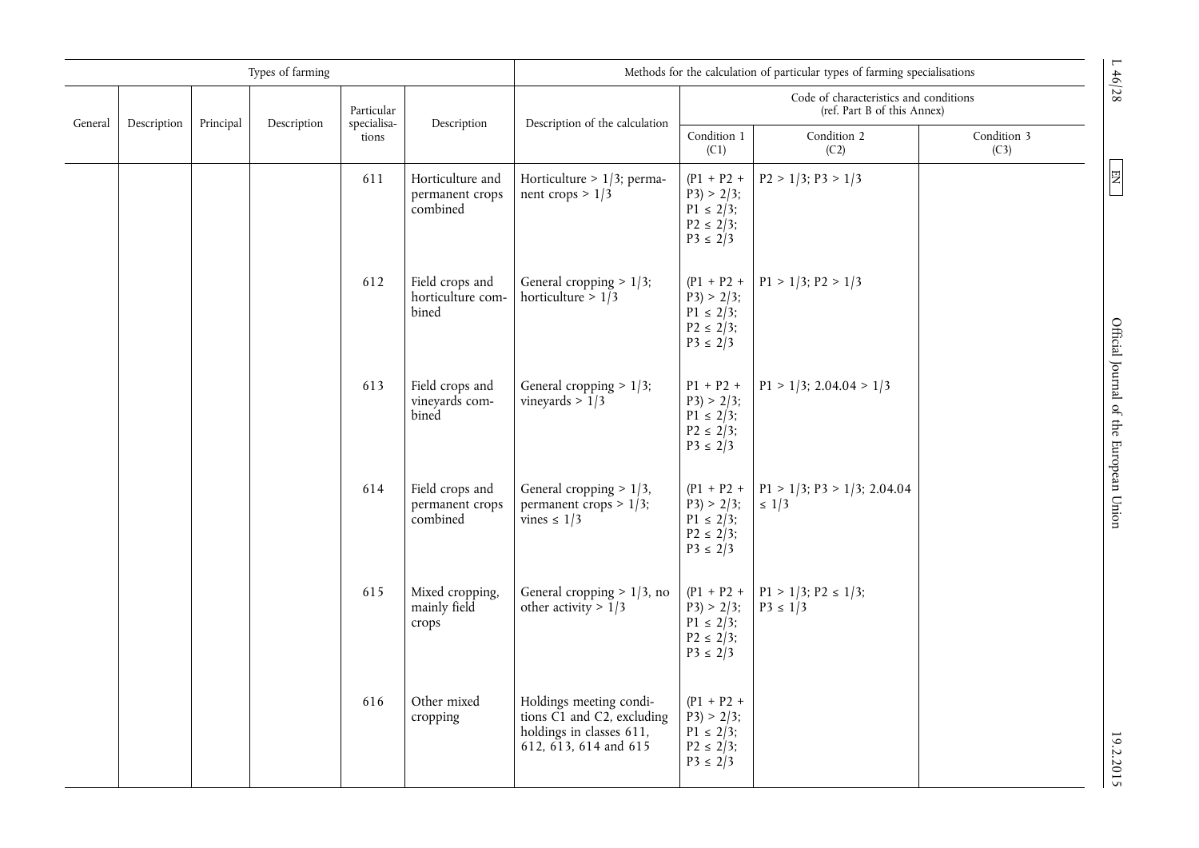| Types of farming | | | | | | Methods for the calculation of particular types of farming specialisations | | | |
|---|---|---|---|---|---|---|---|---|---|
| | | | | | | | Code of characteristics and conditions (ref. Part B of this Annex) | | |
| General | Description | Principal | Description | Particular specialisations | Description | Description of the calculation | Condition 1 (C1) | Condition 2 (C2) | Condition 3 (C3) |
| | | | | 611 | Horticulture and permanent crops combined | Horticulture > 1/3; permanent crops > 1/3 | (P1 + P2 + P3) > 2/3; P1 ≤ 2/3; P2 ≤ 2/3; P3 ≤ 2/3 | P2 > 1/3; P3 > 1/3 | |
| | | | | 612 | Field crops and horticulture combined | General cropping > 1/3; horticulture > 1/3 | (P1 + P2 + P3) > 2/3; P1 ≤ 2/3; P2 ≤ 2/3; P3 ≤ 2/3 | P1 > 1/3; P2 > 1/3 | |
| | | | | 613 | Field crops and vineyards combined | General cropping > 1/3; vineyards > 1/3 | P1 + P2 + P3) > 2/3; P1 ≤ 2/3; P2 ≤ 2/3; P3 ≤ 2/3 | P1 > 1/3; 2.04.04 > 1/3 | |
| | | | | 614 | Field crops and permanent crops combined | General cropping > 1/3, permanent crops > 1/3; vines ≤ 1/3 | (P1 + P2 + P3) > 2/3; P1 ≤ 2/3; P2 ≤ 2/3; P3 ≤ 2/3 | P1 > 1/3; P3 > 1/3; 2.04.04 ≤ 1/3 | |
| | | | | 615 | Mixed cropping, mainly field crops | General cropping > 1/3, no other activity > 1/3 | (P1 + P2 + P3) > 2/3; P1 ≤ 2/3; P2 ≤ 2/3; P3 ≤ 2/3 | P1 > 1/3; P2 ≤ 1/3; P3 ≤ 1/3 | |
| | | | | 616 | Other mixed cropping | Holdings meeting conditions C1 and C2, excluding holdings in classes 611, 612, 613, 614 and 615 | (P1 + P2 + P3) > 2/3; P1 ≤ 2/3; P2 ≤ 2/3; P3 ≤ 2/3 | | |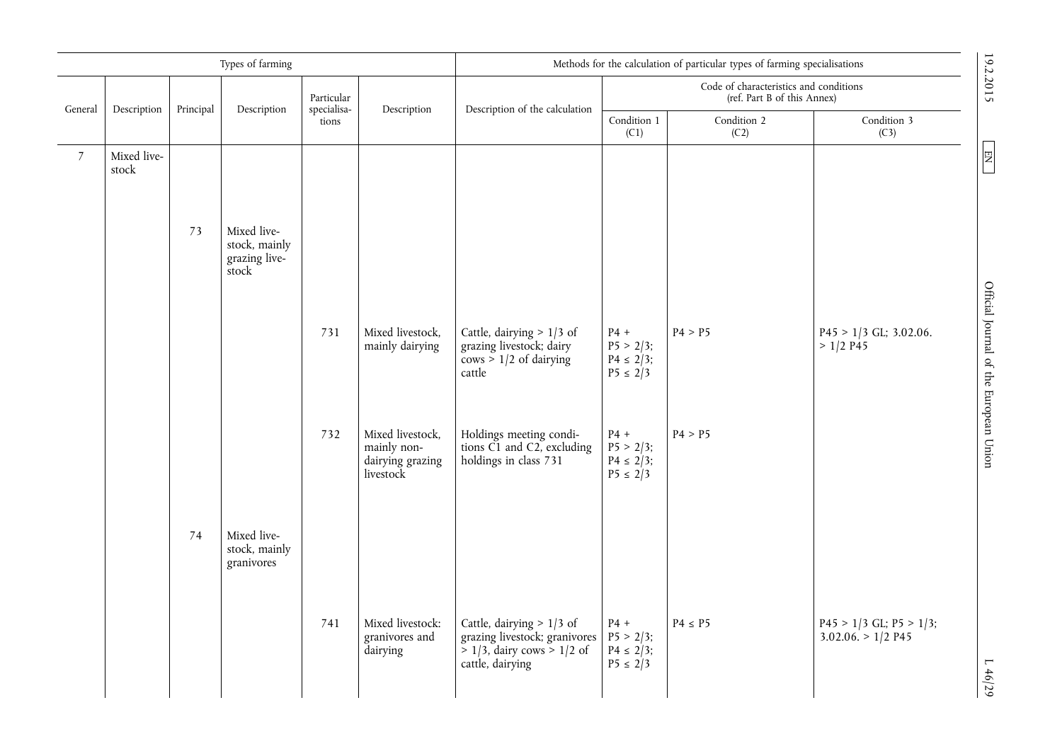| Types of farming | | | | | | Methods for the calculation of particular types of farming specialisations | | | |
|---|---|---|---|---|---|---|---|---|---|
| | | | | | | | Code of characteristics and conditions (ref. Part B of this Annex) | | |
| General | Description | Principal | Description | Particular specialisa­tions | Description | Description of the calculation | Condition 1 (C1) | Condition 2 (C2) | Condition 3 (C3) |
| 7 | Mixed live­stock | | | | | | | | |
| | | 73 | Mixed live­stock, mainly grazing live­stock | | | | | | |
| | | | | 731 | Mixed livestock, mainly dairying | Cattle, dairying > 1/3 of grazing livestock; dairy cows > 1/2 of dairying cattle | P4 + P5 > 2/3; P4 ≤ 2/3; P5 ≤ 2/3 | P4 > P5 | P45 > 1/3 GL; 3.02.06. > 1/2 P45 |
| | | | | 732 | Mixed livestock, mainly non-dairying grazing livestock | Holdings meeting condi­tions C1 and C2, excluding holdings in class 731 | P4 + P5 > 2/3; P4 ≤ 2/3; P5 ≤ 2/3 | P4 > P5 | |
| | | 74 | Mixed live­stock, mainly granivores | | | | | | |
| | | | | 741 | Mixed livestock: granivores and dairying | Cattle, dairying > 1/3 of grazing livestock; granivores > 1/3, dairy cows > 1/2 of cattle, dairying | P4 + P5 > 2/3; P4 ≤ 2/3; P5 ≤ 2/3 | P4 ≤ P5 | P45 > 1/3 GL; P5 > 1/3; 3.02.06. > 1/2 P45 |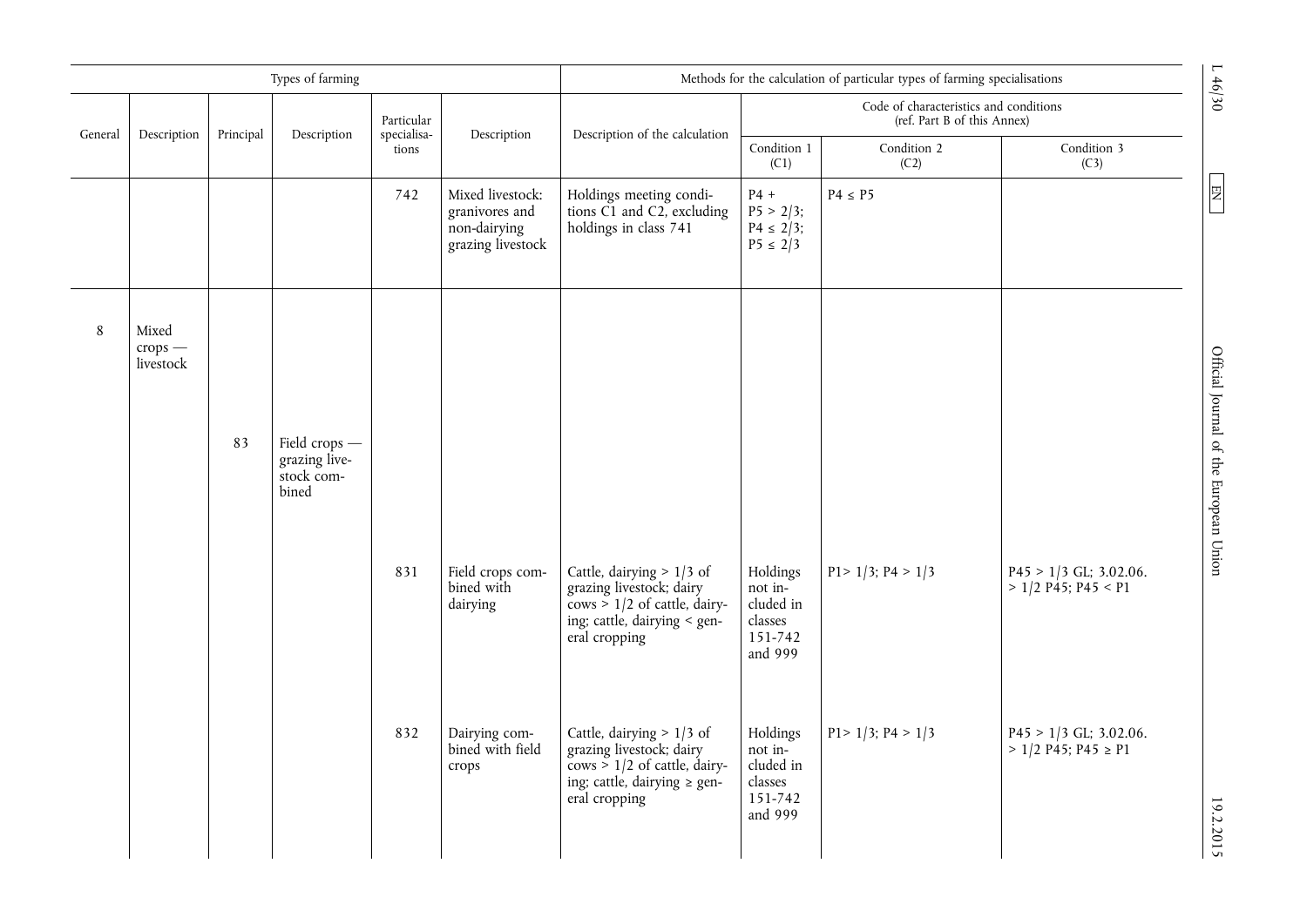| Types of farming | | | | | | Methods for the calculation of particular types of farming specialisations | | | |
|---|---|---|---|---|---|---|---|---|---|
| | | | | | | | Code of characteristics and conditions (ref. Part B of this Annex) | | |
| General | Description | Principal | Description | Particular specialisations | Description | Description of the calculation | Condition 1 (C1) | Condition 2 (C2) | Condition 3 (C3) |
| | | | | 742 | Mixed livestock: granivores and non-dairying grazing livestock | Holdings meeting conditions C1 and C2, excluding holdings in class 741 | P4 + P5 > 2/3; P4 ≤ 2/3; P5 ≤ 2/3 | P4 ≤ P5 | |
| 8 | Mixed crops — livestock | | | | | | | | |
| | | 83 | Field crops — grazing livestock combined | | | | | | |
| | | | | 831 | Field crops combined with dairying | Cattle, dairying > 1/3 of grazing livestock; dairy cows > 1/2 of cattle, dairying; cattle, dairying < general cropping | Holdings not included in classes 151-742 and 999 | P1> 1/3; P4 > 1/3 | P45 > 1/3 GL; 3.02.06. > 1/2 P45; P45 < P1 |
| | | | | 832 | Dairying combined with field crops | Cattle, dairying > 1/3 of grazing livestock; dairy cows > 1/2 of cattle, dairying; cattle, dairying ≥ general cropping | Holdings not included in classes 151-742 and 999 | P1> 1/3; P4 > 1/3 | P45 > 1/3 GL; 3.02.06. > 1/2 P45; P45 ≥ P1 |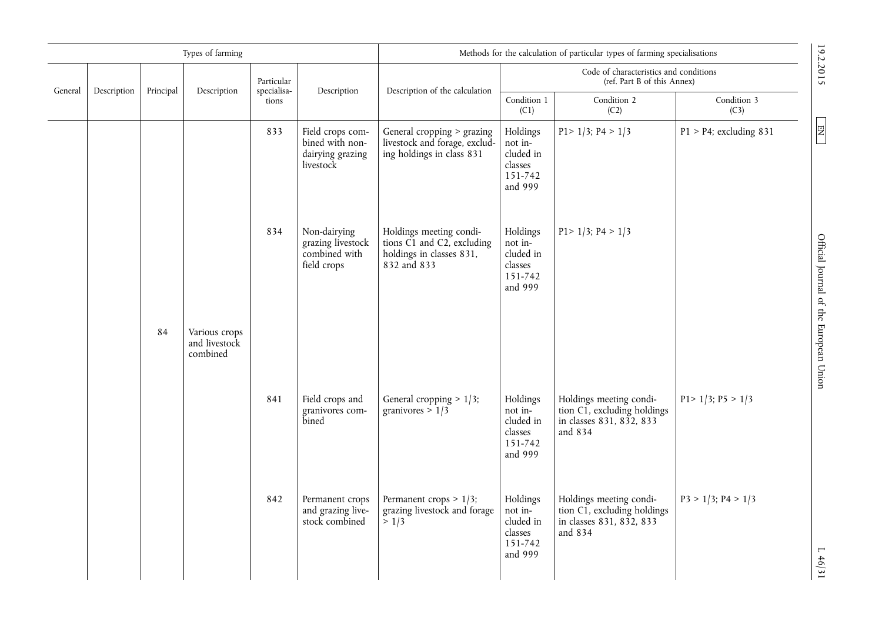| Types of farming | | | | | | Methods for the calculation of particular types of farming specialisations | | | |
|---|---|---|---|---|---|---|---|---|---|
| General | Description | Principal | Description | Particular specialisations | Description | Description of the calculation | Code of characteristics and conditions (ref. Part B of this Annex) | | |
| | | | | | | | Condition 1 (C1) | Condition 2 (C2) | Condition 3 (C3) |
| | | | | 833 | Field crops combined with non-dairying grazing livestock | General cropping > grazing livestock and forage, excluding holdings in class 831 | Holdings not included in classes 151-742 and 999 | P1> 1/3; P4 > 1/3 | P1 > P4; excluding 831 |
| | | | | 834 | Non-dairying grazing livestock combined with field crops | Holdings meeting conditions C1 and C2, excluding holdings in classes 831, 832 and 833 | Holdings not included in classes 151-742 and 999 | P1> 1/3; P4 > 1/3 | |
| | | 84 | Various crops and livestock combined | | | | | | |
| | | | | 841 | Field crops and granivores combined | General cropping > 1/3; granivores > 1/3 | Holdings not included in classes 151-742 and 999 | Holdings meeting condition C1, excluding holdings in classes 831, 832, 833 and 834 | P1> 1/3; P5 > 1/3 |
| | | | | 842 | Permanent crops and grazing livestock combined | Permanent crops > 1/3; grazing livestock and forage > 1/3 | Holdings not included in classes 151-742 and 999 | Holdings meeting condition C1, excluding holdings in classes 831, 832, 833 and 834 | P3 > 1/3; P4 > 1/3 |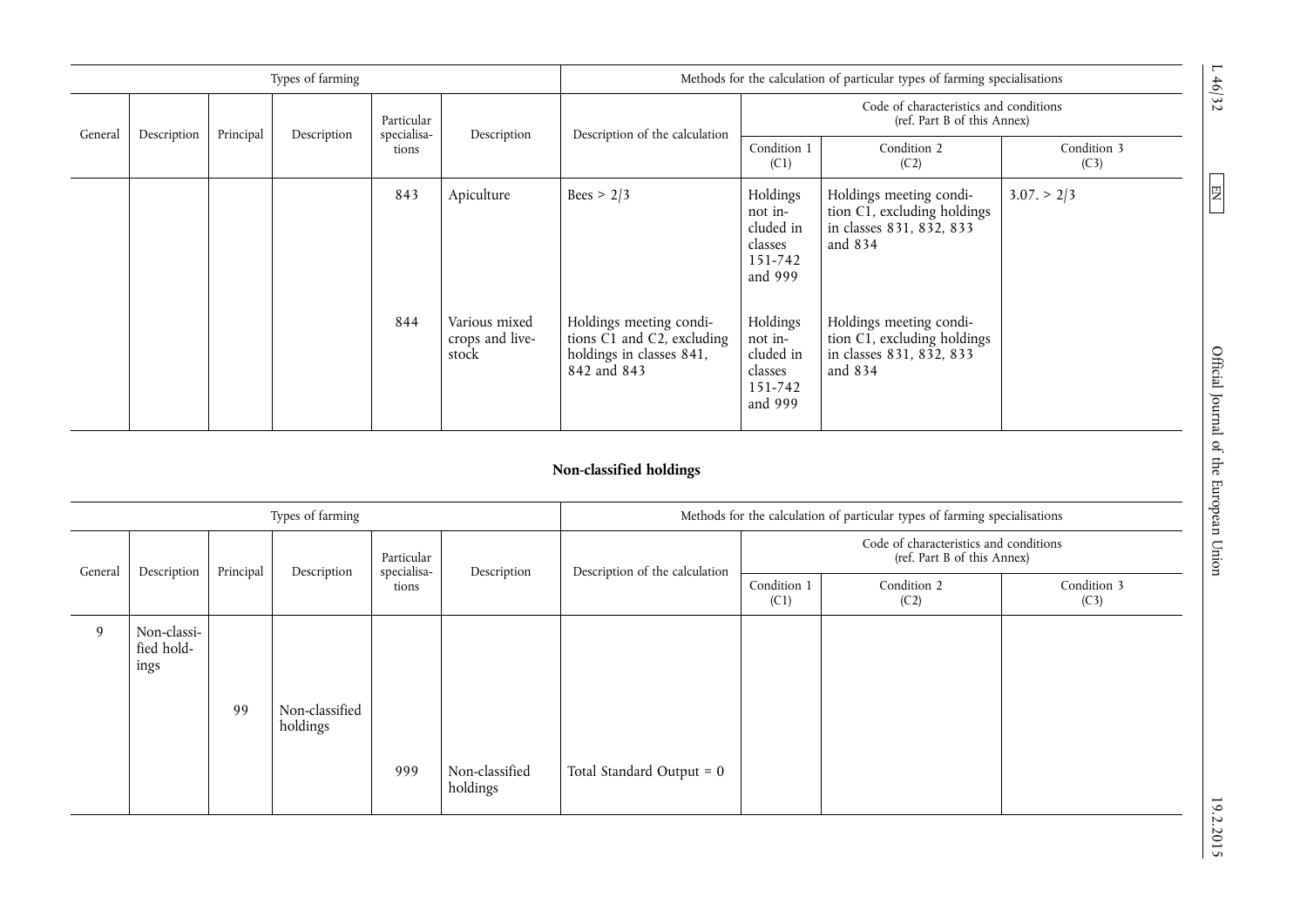| Types of farming | | | | | | Methods for the calculation of particular types of farming specialisations | | | |
|---|---|---|---|---|---|---|---|---|---|
| General | Description | Principal | Description | Particular specialisations | Description | Description of the calculation | Code of characteristics and conditions (ref. Part B of this Annex) | | |
| | | | | | | | Condition 1 (C1) | Condition 2 (C2) | Condition 3 (C3) |
| | | | | 843 | Apiculture | Bees > 2/3 | Holdings not included in classes 151-742 and 999 | Holdings meeting condition C1, excluding holdings in classes 831, 832, 833 and 834 | 3.07. > 2/3 |
| | | | | 844 | Various mixed crops and livestock | Holdings meeting conditions C1 and C2, excluding holdings in classes 841, 842 and 843 | Holdings not included in classes 151-742 and 999 | Holdings meeting condition C1, excluding holdings in classes 831, 832, 833 and 834 | |

**Non-classified holdings**

| Types of farming | | | | | | Methods for the calculation of particular types of farming specialisations | | | |
|---|---|---|---|---|---|---|---|---|---|
| General | Description | Principal | Description | Particular specialisations | Description | Description of the calculation | Code of characteristics and conditions (ref. Part B of this Annex) | | |
| | | | | | | | Condition 1 (C1) | Condition 2 (C2) | Condition 3 (C3) |
| 9 | Non-classified holdings | | | | | | | | |
| | | 99 | Non-classified holdings | | | | | | |
| | | | | 999 | Non-classified holdings | Total Standard Output = 0 | | | |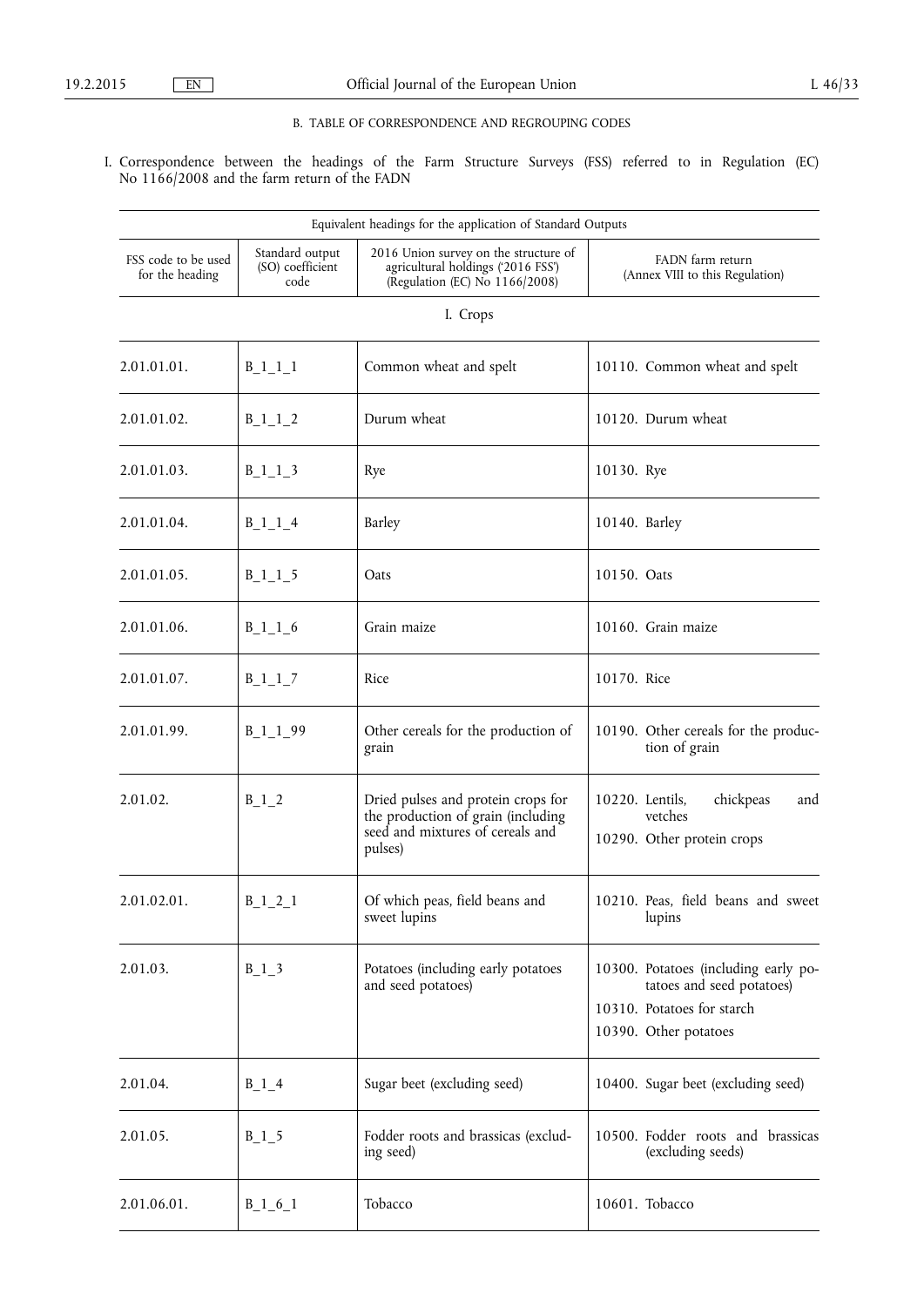## B. TABLE OF CORRESPONDENCE AND REGROUPING CODES

I. Correspondence between the headings of the Farm Structure Surveys (FSS) referred to in Regulation (EC) No 1166/2008 and the farm return of the FADN

| Equivalent headings for the application of Standard Outputs | | | |
|---|---|---|---|
| FSS code to be used for the heading | Standard output (SO) coefficient code | 2016 Union survey on the structure of agricultural holdings ('2016 FSS') (Regulation (EC) No 1166/2008) | FADN farm return (Annex VIII to this Regulation) |
| I. Crops | | | |
| 2.01.01.01. | B_1_1_1 | Common wheat and spelt | 10110. Common wheat and spelt |
| 2.01.01.02. | B_1_1_2 | Durum wheat | 10120. Durum wheat |
| 2.01.01.03. | B_1_1_3 | Rye | 10130. Rye |
| 2.01.01.04. | B_1_1_4 | Barley | 10140. Barley |
| 2.01.01.05. | B_1_1_5 | Oats | 10150. Oats |
| 2.01.01.06. | B_1_1_6 | Grain maize | 10160. Grain maize |
| 2.01.01.07. | B_1_1_7 | Rice | 10170. Rice |
| 2.01.01.99. | B_1_1_99 | Other cereals for the production of grain | 10190. Other cereals for the production of grain |
| 2.01.02. | B_1_2 | Dried pulses and protein crops for the production of grain (including seed and mixtures of cereals and pulses) | 10220. Lentils, chickpeas and vetches<br>10290. Other protein crops |
| 2.01.02.01. | B_1_2_1 | Of which peas, field beans and sweet lupins | 10210. Peas, field beans and sweet lupins |
| 2.01.03. | B_1_3 | Potatoes (including early potatoes and seed potatoes) | 10300. Potatoes (including early potatoes and seed potatoes)<br>10310. Potatoes for starch<br>10390. Other potatoes |
| 2.01.04. | B_1_4 | Sugar beet (excluding seed) | 10400. Sugar beet (excluding seed) |
| 2.01.05. | B_1_5 | Fodder roots and brassicas (excluding seed) | 10500. Fodder roots and brassicas (excluding seeds) |
| 2.01.06.01. | B_1_6_1 | Tobacco | 10601. Tobacco |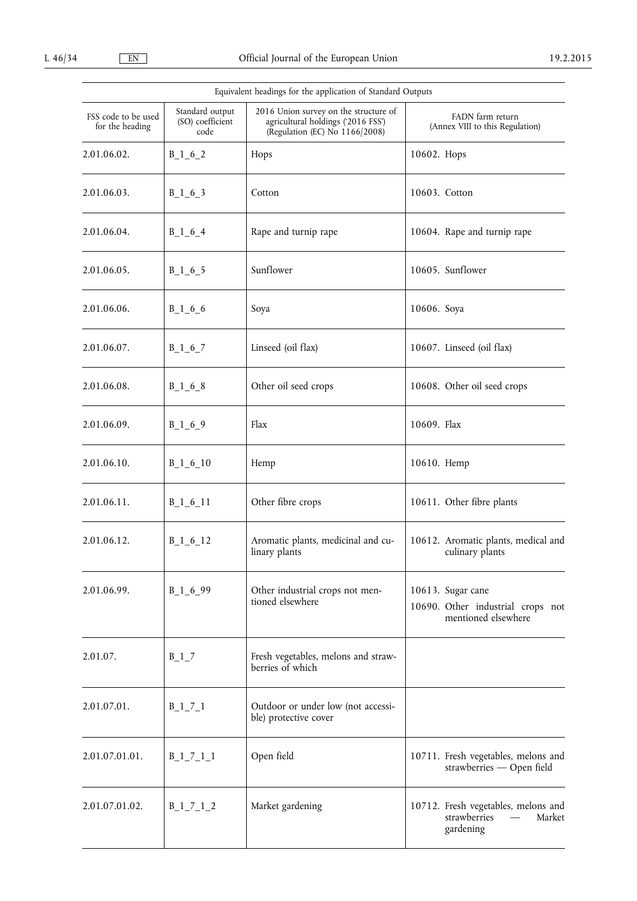| Equivalent headings for the application of Standard Outputs | | | |
|---|---|---|---|
| FSS code to be used for the heading | Standard output (SO) coefficient code | 2016 Union survey on the structure of agricultural holdings ('2016 FSS') (Regulation (EC) No 1166/2008) | FADN farm return (Annex VIII to this Regulation) |
| 2.01.06.02. | B_1_6_2 | Hops | 10602. Hops |
| 2.01.06.03. | B_1_6_3 | Cotton | 10603. Cotton |
| 2.01.06.04. | B_1_6_4 | Rape and turnip rape | 10604. Rape and turnip rape |
| 2.01.06.05. | B_1_6_5 | Sunflower | 10605. Sunflower |
| 2.01.06.06. | B_1_6_6 | Soya | 10606. Soya |
| 2.01.06.07. | B_1_6_7 | Linseed (oil flax) | 10607. Linseed (oil flax) |
| 2.01.06.08. | B_1_6_8 | Other oil seed crops | 10608. Other oil seed crops |
| 2.01.06.09. | B_1_6_9 | Flax | 10609. Flax |
| 2.01.06.10. | B_1_6_10 | Hemp | 10610. Hemp |
| 2.01.06.11. | B_1_6_11 | Other fibre crops | 10611. Other fibre plants |
| 2.01.06.12. | B_1_6_12 | Aromatic plants, medicinal and culinary plants | 10612. Aromatic plants, medical and culinary plants |
| 2.01.06.99. | B_1_6_99 | Other industrial crops not mentioned elsewhere | 10613. Sugar cane<br>10690. Other industrial crops not mentioned elsewhere |
| 2.01.07. | B_1_7 | Fresh vegetables, melons and strawberries of which | |
| 2.01.07.01. | B_1_7_1 | Outdoor or under low (not accessible) protective cover | |
| 2.01.07.01.01. | B_1_7_1_1 | Open field | 10711. Fresh vegetables, melons and strawberries — Open field |
| 2.01.07.01.02. | B_1_7_1_2 | Market gardening | 10712. Fresh vegetables, melons and strawberries — Market gardening |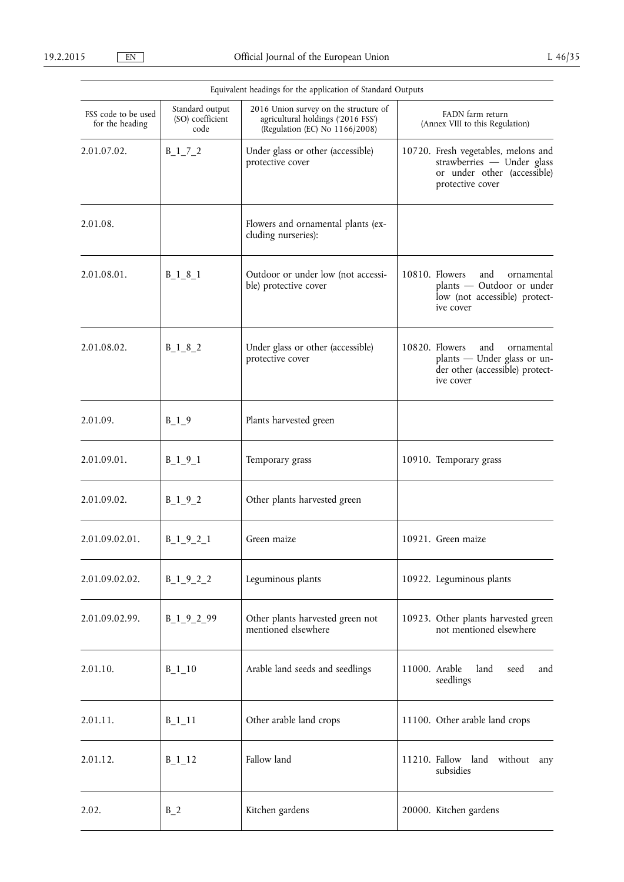| Equivalent headings for the application of Standard Outputs | | | |
|---|---|---|---|
| FSS code to be used for the heading | Standard output (SO) coefficient code | 2016 Union survey on the structure of agricultural holdings ('2016 FSS') (Regulation (EC) No 1166/2008) | FADN farm return (Annex VIII to this Regulation) |
| 2.01.07.02. | B_1_7_2 | Under glass or other (accessible) protective cover | 10720. Fresh vegetables, melons and strawberries — Under glass or under other (accessible) protective cover |
| 2.01.08. | | Flowers and ornamental plants (excluding nurseries): | |
| 2.01.08.01. | B_1_8_1 | Outdoor or under low (not accessible) protective cover | 10810. Flowers and ornamental plants — Outdoor or under low (not accessible) protective cover |
| 2.01.08.02. | B_1_8_2 | Under glass or other (accessible) protective cover | 10820. Flowers and ornamental plants — Under glass or under other (accessible) protective cover |
| 2.01.09. | B_1_9 | Plants harvested green | |
| 2.01.09.01. | B_1_9_1 | Temporary grass | 10910. Temporary grass |
| 2.01.09.02. | B_1_9_2 | Other plants harvested green | |
| 2.01.09.02.01. | B_1_9_2_1 | Green maize | 10921. Green maize |
| 2.01.09.02.02. | B_1_9_2_2 | Leguminous plants | 10922. Leguminous plants |
| 2.01.09.02.99. | B_1_9_2_99 | Other plants harvested green not mentioned elsewhere | 10923. Other plants harvested green not mentioned elsewhere |
| 2.01.10. | B_1_10 | Arable land seeds and seedlings | 11000. Arable land seed and seedlings |
| 2.01.11. | B_1_11 | Other arable land crops | 11100. Other arable land crops |
| 2.01.12. | B_1_12 | Fallow land | 11210. Fallow land without any subsidies |
| 2.02. | B_2 | Kitchen gardens | 20000. Kitchen gardens |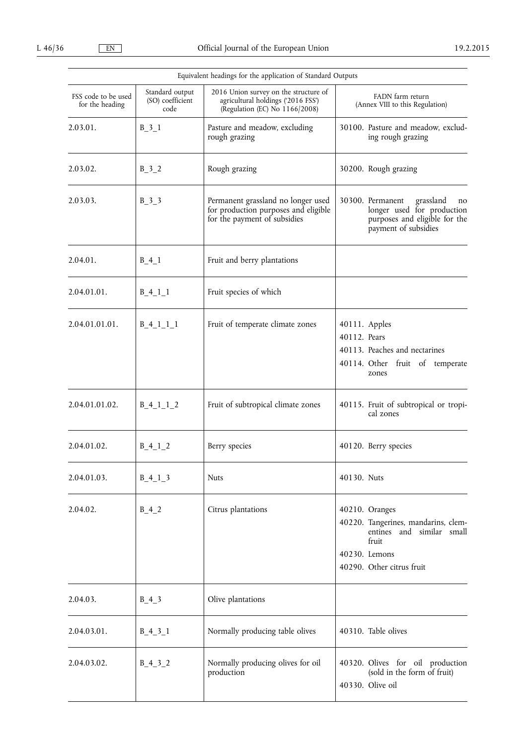| Equivalent headings for the application of Standard Outputs | | | |
|---|---|---|---|
| FSS code to be used for the heading | Standard output (SO) coefficient code | 2016 Union survey on the structure of agricultural holdings ('2016 FSS') (Regulation (EC) No 1166/2008) | FADN farm return (Annex VIII to this Regulation) |
| 2.03.01. | B_3_1 | Pasture and meadow, excluding rough grazing | 30100. Pasture and meadow, excluding rough grazing |
| 2.03.02. | B_3_2 | Rough grazing | 30200. Rough grazing |
| 2.03.03. | B_3_3 | Permanent grassland no longer used for production purposes and eligible for the payment of subsidies | 30300. Permanent grassland no longer used for production purposes and eligible for the payment of subsidies |
| 2.04.01. | B_4_1 | Fruit and berry plantations | |
| 2.04.01.01. | B_4_1_1 | Fruit species of which | |
| 2.04.01.01.01. | B_4_1_1_1 | Fruit of temperate climate zones | 40111. Apples<br>40112. Pears<br>40113. Peaches and nectarines<br>40114. Other fruit of temperate zones |
| 2.04.01.01.02. | B_4_1_1_2 | Fruit of subtropical climate zones | 40115. Fruit of subtropical or tropical zones |
| 2.04.01.02. | B_4_1_2 | Berry species | 40120. Berry species |
| 2.04.01.03. | B_4_1_3 | Nuts | 40130. Nuts |
| 2.04.02. | B_4_2 | Citrus plantations | 40210. Oranges<br>40220. Tangerines, mandarins, clementines and similar small fruit<br>40230. Lemons<br>40290. Other citrus fruit |
| 2.04.03. | B_4_3 | Olive plantations | |
| 2.04.03.01. | B_4_3_1 | Normally producing table olives | 40310. Table olives |
| 2.04.03.02. | B_4_3_2 | Normally producing olives for oil production | 40320. Olives for oil production (sold in the form of fruit)<br>40330. Olive oil |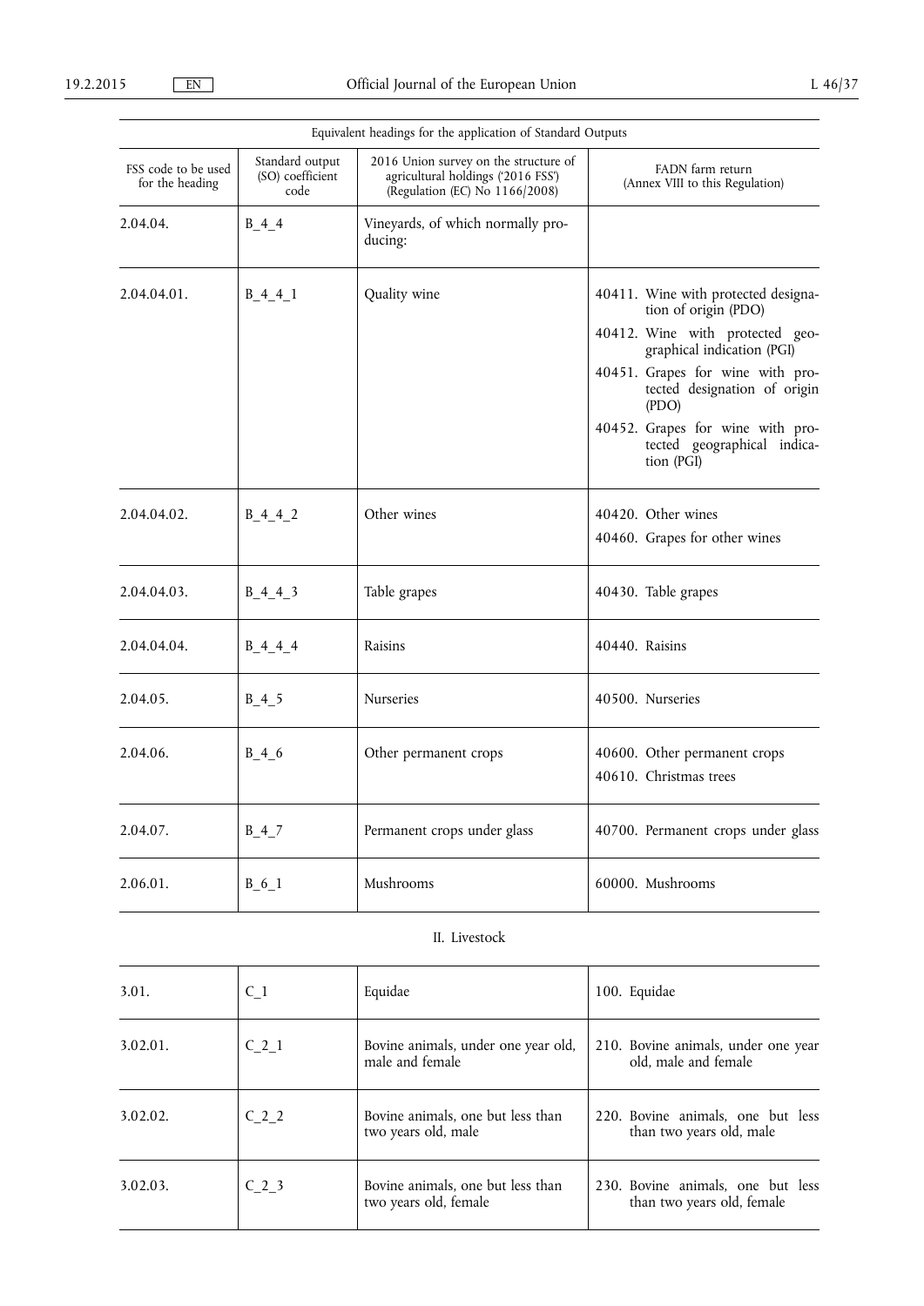| Equivalent headings for the application of Standard Outputs | | | |
|---|---|---|---|
| FSS code to be used for the heading | Standard output (SO) coefficient code | 2016 Union survey on the structure of agricultural holdings ('2016 FSS') (Regulation (EC) No 1166/2008) | FADN farm return (Annex VIII to this Regulation) |
| 2.04.04. | B_4_4 | Vineyards, of which normally producing: | |
| 2.04.04.01. | B_4_4_1 | Quality wine | 40411. Wine with protected designation of origin (PDO)<br>40412. Wine with protected geographical indication (PGI)<br>40451. Grapes for wine with protected designation of origin (PDO)<br>40452. Grapes for wine with protected geographical indication (PGI) |
| 2.04.04.02. | B_4_4_2 | Other wines | 40420. Other wines<br>40460. Grapes for other wines |
| 2.04.04.03. | B_4_4_3 | Table grapes | 40430. Table grapes |
| 2.04.04.04. | B_4_4_4 | Raisins | 40440. Raisins |
| 2.04.05. | B_4_5 | Nurseries | 40500. Nurseries |
| 2.04.06. | B_4_6 | Other permanent crops | 40600. Other permanent crops<br>40610. Christmas trees |
| 2.04.07. | B_4_7 | Permanent crops under glass | 40700. Permanent crops under glass |
| 2.06.01. | B_6_1 | Mushrooms | 60000. Mushrooms |

II. Livestock

| | | | |
|---|---|---|---|
| 3.01. | C_1 | Equidae | 100. Equidae |
| 3.02.01. | C_2_1 | Bovine animals, under one year old, male and female | 210. Bovine animals, under one year old, male and female |
| 3.02.02. | C_2_2 | Bovine animals, one but less than two years old, male | 220. Bovine animals, one but less than two years old, male |
| 3.02.03. | C_2_3 | Bovine animals, one but less than two years old, female | 230. Bovine animals, one but less than two years old, female |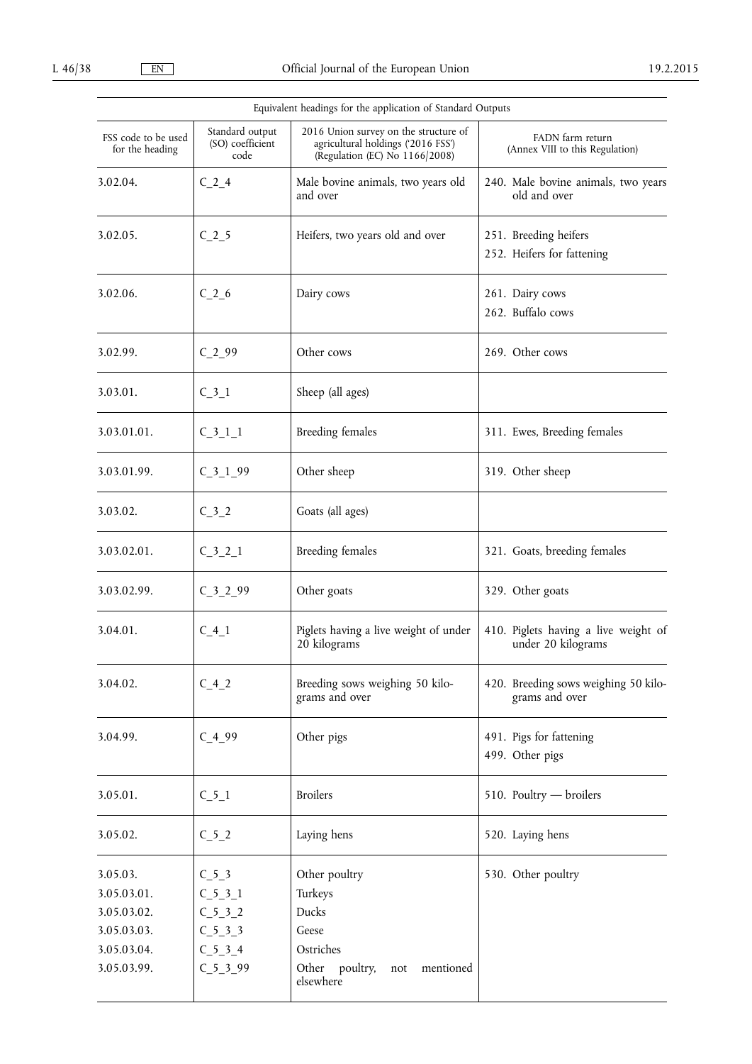| Equivalent headings for the application of Standard Outputs | | | |
|---|---|---|---|
| FSS code to be used for the heading | Standard output (SO) coefficient code | 2016 Union survey on the structure of agricultural holdings ('2016 FSS') (Regulation (EC) No 1166/2008) | FADN farm return (Annex VIII to this Regulation) |
| 3.02.04. | C_2_4 | Male bovine animals, two years old and over | 240. Male bovine animals, two years old and over |
| 3.02.05. | C_2_5 | Heifers, two years old and over | 251. Breeding heifers<br>252. Heifers for fattening |
| 3.02.06. | C_2_6 | Dairy cows | 261. Dairy cows<br>262. Buffalo cows |
| 3.02.99. | C_2_99 | Other cows | 269. Other cows |
| 3.03.01. | C_3_1 | Sheep (all ages) | |
| 3.03.01.01. | C_3_1_1 | Breeding females | 311. Ewes, Breeding females |
| 3.03.01.99. | C_3_1_99 | Other sheep | 319. Other sheep |
| 3.03.02. | C_3_2 | Goats (all ages) | |
| 3.03.02.01. | C_3_2_1 | Breeding females | 321. Goats, breeding females |
| 3.03.02.99. | C_3_2_99 | Other goats | 329. Other goats |
| 3.04.01. | C_4_1 | Piglets having a live weight of under 20 kilograms | 410. Piglets having a live weight of under 20 kilograms |
| 3.04.02. | C_4_2 | Breeding sows weighing 50 kilograms and over | 420. Breeding sows weighing 50 kilograms and over |
| 3.04.99. | C_4_99 | Other pigs | 491. Pigs for fattening<br>499. Other pigs |
| 3.05.01. | C_5_1 | Broilers | 510. Poultry — broilers |
| 3.05.02. | C_5_2 | Laying hens | 520. Laying hens |
| 3.05.03.<br>3.05.03.01.<br>3.05.03.02.<br>3.05.03.03.<br>3.05.03.04.<br>3.05.03.99. | C_5_3<br>C_5_3_1<br>C_5_3_2<br>C_5_3_3<br>C_5_3_4<br>C_5_3_99 | Other poultry<br>Turkeys<br>Ducks<br>Geese<br>Ostriches<br>Other poultry, not mentioned elsewhere | 530. Other poultry |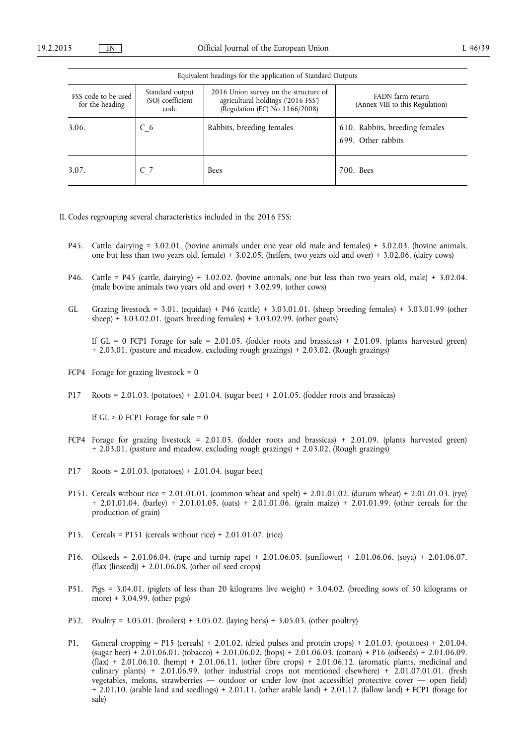| Equivalent headings for the application of Standard Outputs | | | |
|---|---|---|---|
| FSS code to be used for the heading | Standard output (SO) coefficient code | 2016 Union survey on the structure of agricultural holdings ('2016 FSS') (Regulation (EC) No 1166/2008) | FADN farm return (Annex VIII to this Regulation) |
| 3.06. | C_6 | Rabbits, breeding females | 610. Rabbits, breeding females<br>699. Other rabbits |
| 3.07. | C_7 | Bees | 700. Bees |

II. Codes regrouping several characteristics included in the 2016 FSS:

P45. Cattle, dairying = 3.02.01. (bovine animals under one year old male and females) + 3.02.03. (bovine animals, one but less than two years old, female) + 3.02.05. (heifers, two years old and over) + 3.02.06. (dairy cows)

P46. Cattle = P45 (cattle, dairying) + 3.02.02. (bovine animals, one but less than two years old, male) + 3.02.04. (male bovine animals two years old and over) + 3.02.99. (other cows)

GL Grazing livestock = 3.01. (equidae) + P46 (cattle) + 3.03.01.01. (sheep breeding females) + 3.03.01.99 (other sheep) + 3.03.02.01. (goats breeding females) + 3.03.02.99. (other goats)

If GL = 0 FCP1 Forage for sale = 2.01.05. (fodder roots and brassicas) + 2.01.09. (plants harvested green) + 2.03.01. (pasture and meadow, excluding rough grazings) + 2.03.02. (Rough grazings)

FCP4 Forage for grazing livestock = 0

P17 Roots = 2.01.03. (potatoes) + 2.01.04. (sugar beet) + 2.01.05. (fodder roots and brassicas)

If GL > 0 FCP1 Forage for sale = 0

FCP4 Forage for grazing livestock = 2.01.05. (fodder roots and brassicas) + 2.01.09. (plants harvested green) + 2.03.01. (pasture and meadow, excluding rough grazings) + 2.03.02. (Rough grazings)

P17 Roots = 2.01.03. (potatoes) + 2.01.04. (sugar beet)

P151. Cereals without rice = 2.01.01.01. (common wheat and spelt) + 2.01.01.02. (durum wheat) + 2.01.01.03. (rye) + 2.01.01.04. (barley) + 2.01.01.05. (oats) + 2.01.01.06. (grain maize) + 2.01.01.99. (other cereals for the production of grain)

P15. Cereals = P151 (cereals without rice) + 2.01.01.07. (rice)

P16. Oilseeds = 2.01.06.04. (rape and turnip rape) + 2.01.06.05. (sunflower) + 2.01.06.06. (soya) + 2.01.06.07. (flax (linseed)) + 2.01.06.08. (other oil seed crops)

P51. Pigs = 3.04.01. (piglets of less than 20 kilograms live weight) + 3.04.02. (breeding sows of 50 kilograms or more) + 3.04.99. (other pigs)

P52. Poultry = 3.05.01. (broilers) + 3.05.02. (laying hens) + 3.05.03. (other poultry)

P1. General cropping = P15 (cereals) + 2.01.02. (dried pulses and protein crops) + 2.01.03. (potatoes) + 2.01.04. (sugar beet) + 2.01.06.01. (tobacco) + 2.01.06.02. (hops) + 2.01.06.03. (cotton) + P16 (oilseeds) + 2.01.06.09. (flax) + 2.01.06.10. (hemp) + 2.01.06.11. (other fibre crops) + 2.01.06.12. (aromatic plants, medicinal and culinary plants) + 2.01.06.99. (other industrial crops not mentioned elsewhere) + 2.01.07.01.01. (fresh vegetables, melons, strawberries — outdoor or under low (not accessible) protective cover — open field) + 2.01.10. (arable land and seedlings) + 2.01.11. (other arable land) + 2.01.12. (fallow land) + FCP1 (forage for sale)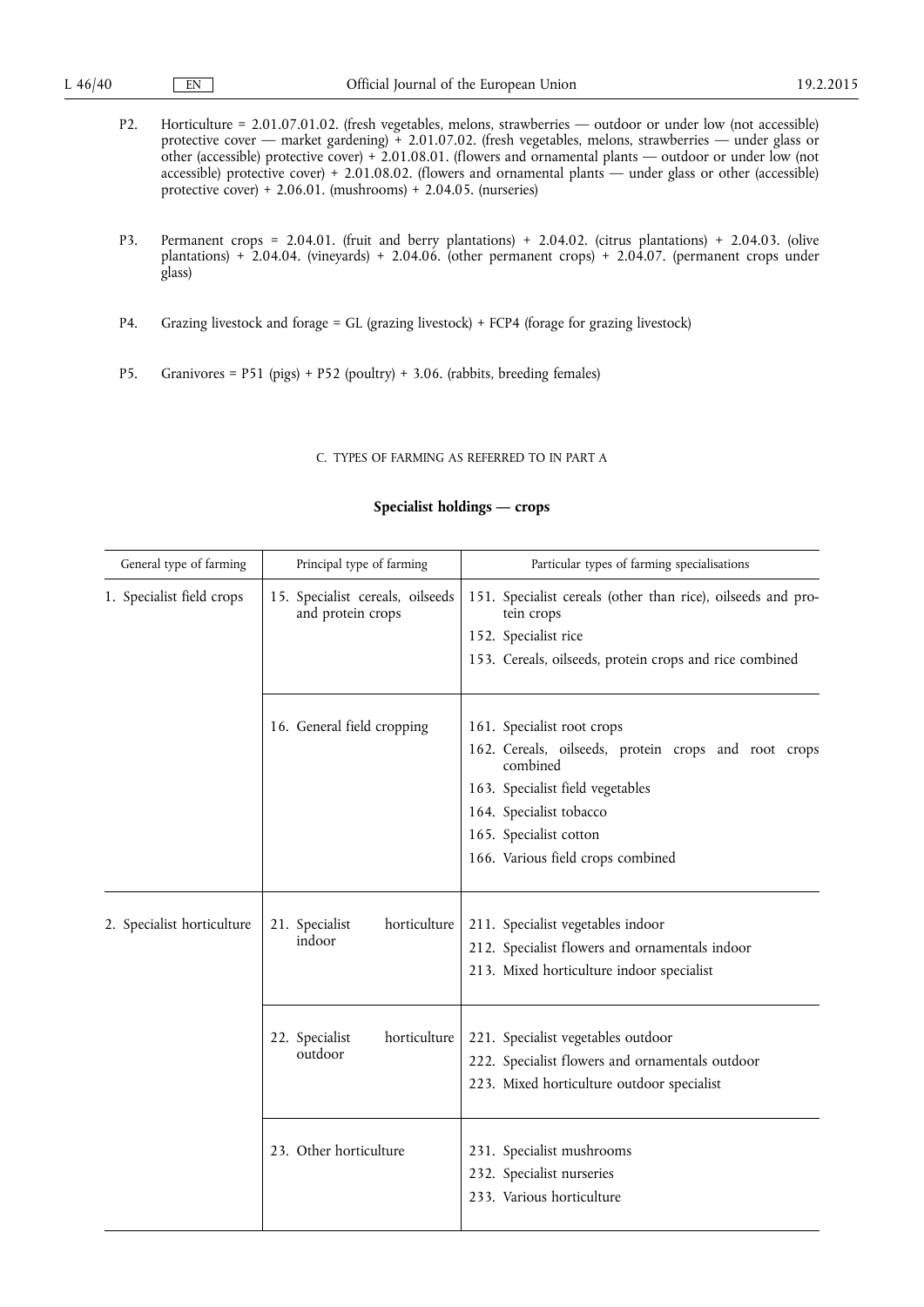P2. Horticulture = 2.01.07.01.02. (fresh vegetables, melons, strawberries — outdoor or under low (not accessible) protective cover — market gardening) + 2.01.07.02. (fresh vegetables, melons, strawberries — under glass or other (accessible) protective cover) + 2.01.08.01. (flowers and ornamental plants — outdoor or under low (not accessible) protective cover) + 2.01.08.02. (flowers and ornamental plants — under glass or other (accessible) protective cover) + 2.06.01. (mushrooms) + 2.04.05. (nurseries)

P3. Permanent crops = 2.04.01. (fruit and berry plantations) + 2.04.02. (citrus plantations) + 2.04.03. (olive plantations) + 2.04.04. (vineyards) + 2.04.06. (other permanent crops) + 2.04.07. (permanent crops under glass)

P4. Grazing livestock and forage = GL (grazing livestock) + FCP4 (forage for grazing livestock)

P5. Granivores = P51 (pigs) + P52 (poultry) + 3.06. (rabbits, breeding females)

C. TYPES OF FARMING AS REFERRED TO IN PART A

**Specialist holdings — crops**

| General type of farming | Principal type of farming | Particular types of farming specialisations |
|---|---|---|
| 1. Specialist field crops | 15. Specialist cereals, oilseeds and protein crops | 151. Specialist cereals (other than rice), oilseeds and protein crops<br>152. Specialist rice<br>153. Cereals, oilseeds, protein crops and rice combined |
| | 16. General field cropping | 161. Specialist root crops<br>162. Cereals, oilseeds, protein crops and root crops combined<br>163. Specialist field vegetables<br>164. Specialist tobacco<br>165. Specialist cotton<br>166. Various field crops combined |
| 2. Specialist horticulture | 21. Specialist horticulture indoor | 211. Specialist vegetables indoor<br>212. Specialist flowers and ornamentals indoor<br>213. Mixed horticulture indoor specialist |
| | 22. Specialist horticulture outdoor | 221. Specialist vegetables outdoor<br>222. Specialist flowers and ornamentals outdoor<br>223. Mixed horticulture outdoor specialist |
| | 23. Other horticulture | 231. Specialist mushrooms<br>232. Specialist nurseries<br>233. Various horticulture |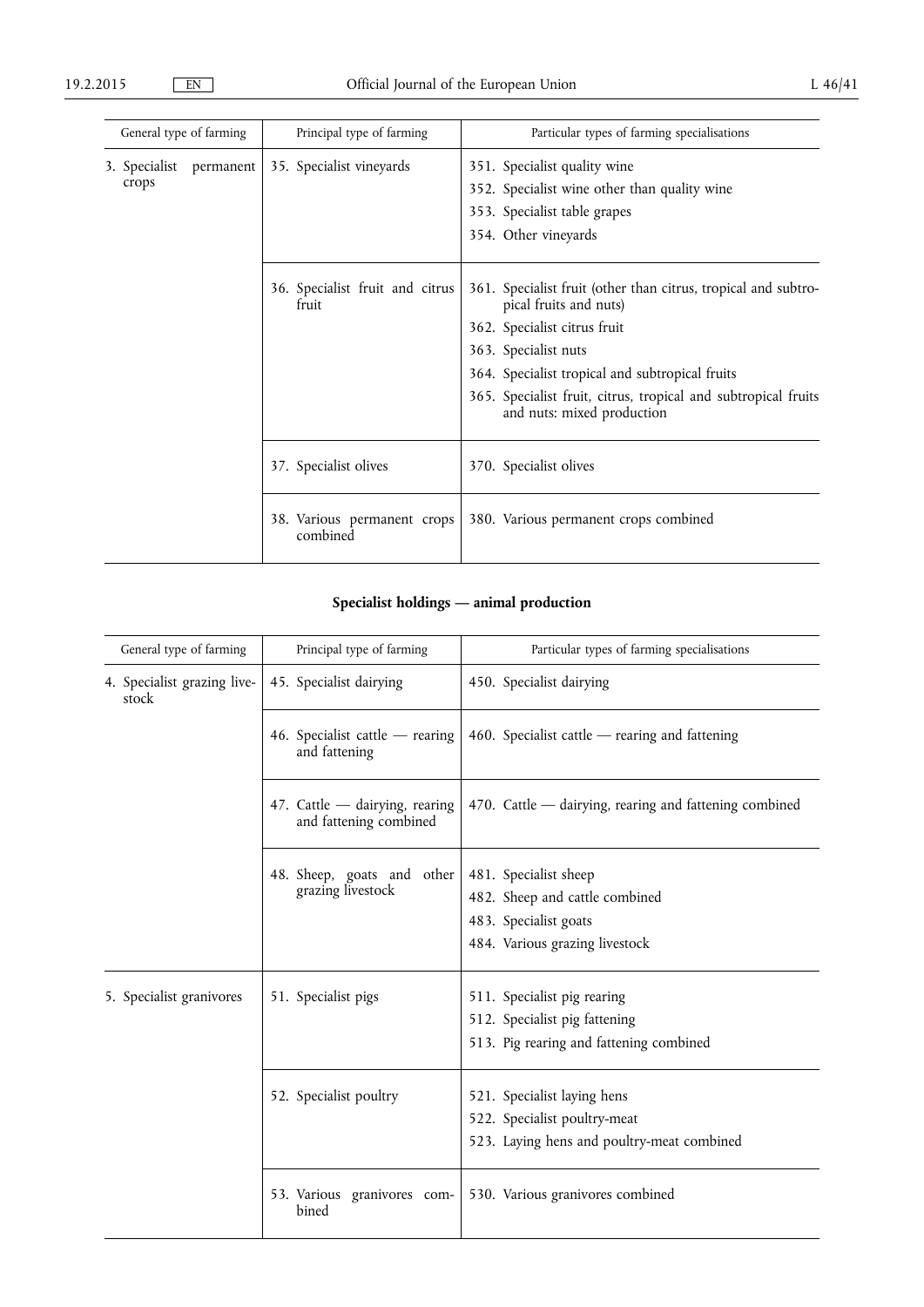| General type of farming | Principal type of farming | Particular types of farming specialisations |
|---|---|---|
| 3. Specialist permanent crops | 35. Specialist vineyards | 351. Specialist quality wine<br>352. Specialist wine other than quality wine<br>353. Specialist table grapes<br>354. Other vineyards |
| | 36. Specialist fruit and citrus fruit | 361. Specialist fruit (other than citrus, tropical and subtropical fruits and nuts)<br>362. Specialist citrus fruit<br>363. Specialist nuts<br>364. Specialist tropical and subtropical fruits<br>365. Specialist fruit, citrus, tropical and subtropical fruits and nuts: mixed production |
| | 37. Specialist olives | 370. Specialist olives |
| | 38. Various permanent crops combined | 380. Various permanent crops combined |

**Specialist holdings — animal production**

| General type of farming | Principal type of farming | Particular types of farming specialisations |
|---|---|---|
| 4. Specialist grazing livestock | 45. Specialist dairying | 450. Specialist dairying |
| | 46. Specialist cattle — rearing and fattening | 460. Specialist cattle — rearing and fattening |
| | 47. Cattle — dairying, rearing and fattening combined | 470. Cattle — dairying, rearing and fattening combined |
| | 48. Sheep, goats and other grazing livestock | 481. Specialist sheep<br>482. Sheep and cattle combined<br>483. Specialist goats<br>484. Various grazing livestock |
| 5. Specialist granivores | 51. Specialist pigs | 511. Specialist pig rearing<br>512. Specialist pig fattening<br>513. Pig rearing and fattening combined |
| | 52. Specialist poultry | 521. Specialist laying hens<br>522. Specialist poultry-meat<br>523. Laying hens and poultry-meat combined |
| | 53. Various granivores combined | 530. Various granivores combined |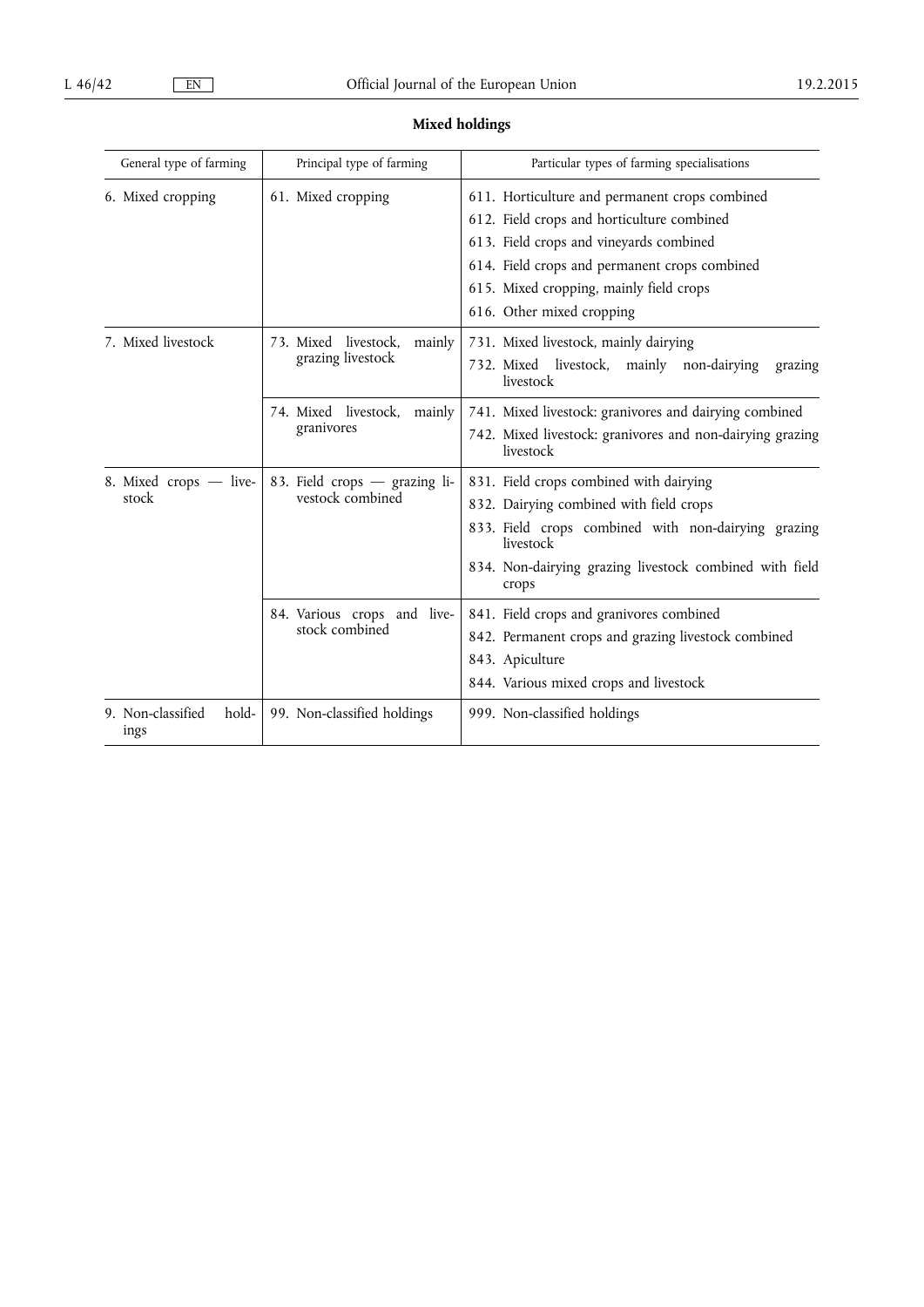**Mixed holdings**

| General type of farming | Principal type of farming | Particular types of farming specialisations |
|---|---|---|
| 6. Mixed cropping | 61. Mixed cropping | 611. Horticulture and permanent crops combined |
| | | 612. Field crops and horticulture combined |
| | | 613. Field crops and vineyards combined |
| | | 614. Field crops and permanent crops combined |
| | | 615. Mixed cropping, mainly field crops |
| | | 616. Other mixed cropping |
| 7. Mixed livestock | 73. Mixed livestock, mainly grazing livestock | 731. Mixed livestock, mainly dairying |
| | | 732. Mixed livestock, mainly non-dairying grazing livestock |
| | 74. Mixed livestock, mainly granivores | 741. Mixed livestock: granivores and dairying combined |
| | | 742. Mixed livestock: granivores and non-dairying grazing livestock |
| 8. Mixed crops — livestock | 83. Field crops — grazing livestock combined | 831. Field crops combined with dairying |
| | | 832. Dairying combined with field crops |
| | | 833. Field crops combined with non-dairying grazing livestock |
| | | 834. Non-dairying grazing livestock combined with field crops |
| | 84. Various crops and livestock combined | 841. Field crops and granivores combined |
| | | 842. Permanent crops and grazing livestock combined |
| | | 843. Apiculture |
| | | 844. Various mixed crops and livestock |
| 9. Non-classified holdings | 99. Non-classified holdings | 999. Non-classified holdings |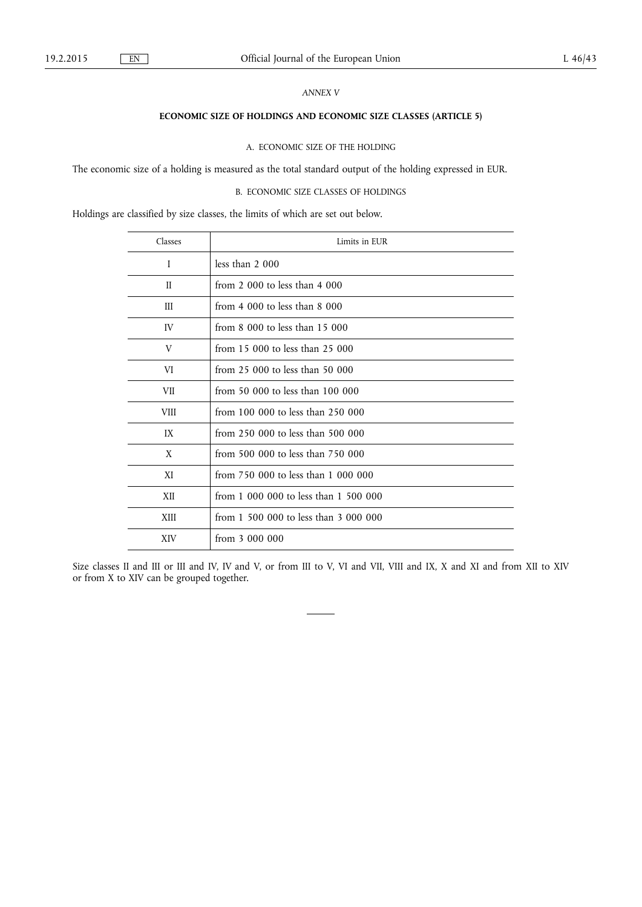*ANNEX V*

## ECONOMIC SIZE OF HOLDINGS AND ECONOMIC SIZE CLASSES (ARTICLE 5)

### A. ECONOMIC SIZE OF THE HOLDING

The economic size of a holding is measured as the total standard output of the holding expressed in EUR.

### B. ECONOMIC SIZE CLASSES OF HOLDINGS

Holdings are classified by size classes, the limits of which are set out below.

| Classes | Limits in EUR |
|---|---|
| I | less than 2 000 |
| II | from 2 000 to less than 4 000 |
| III | from 4 000 to less than 8 000 |
| IV | from 8 000 to less than 15 000 |
| V | from 15 000 to less than 25 000 |
| VI | from 25 000 to less than 50 000 |
| VII | from 50 000 to less than 100 000 |
| VIII | from 100 000 to less than 250 000 |
| IX | from 250 000 to less than 500 000 |
| X | from 500 000 to less than 750 000 |
| XI | from 750 000 to less than 1 000 000 |
| XII | from 1 000 000 to less than 1 500 000 |
| XIII | from 1 500 000 to less than 3 000 000 |
| XIV | from 3 000 000 |

Size classes II and III or III and IV, IV and V, or from III to V, VI and VII, VIII and IX, X and XI and from XII to XIV or from X to XIV can be grouped together.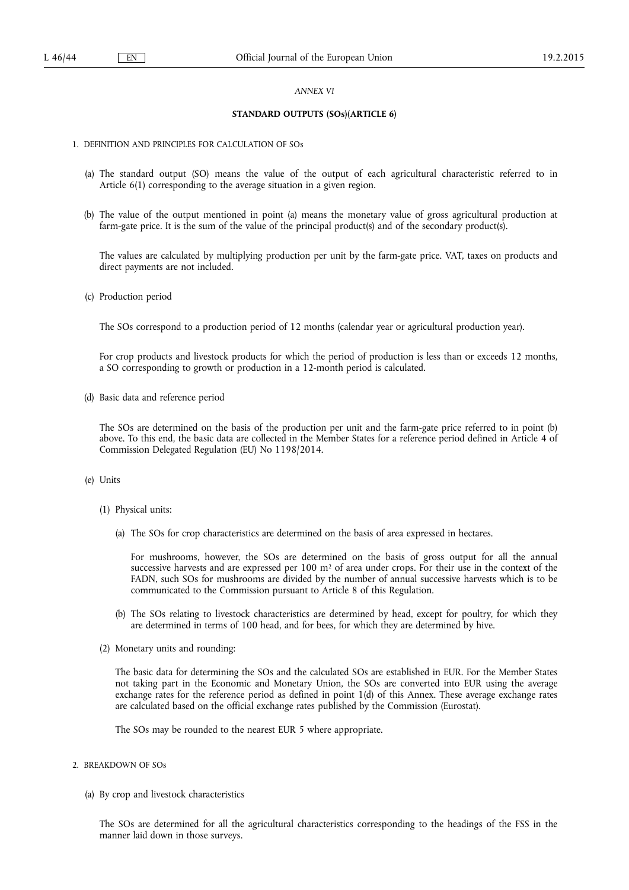*ANNEX VI*

**STANDARD OUTPUTS (SOs)(ARTICLE 6)**

1. DEFINITION AND PRINCIPLES FOR CALCULATION OF SOs

   (a) The standard output (SO) means the value of the output of each agricultural characteristic referred to in Article 6(1) corresponding to the average situation in a given region.

   (b) The value of the output mentioned in point (a) means the monetary value of gross agricultural production at farm-gate price. It is the sum of the value of the principal product(s) and of the secondary product(s).

   The values are calculated by multiplying production per unit by the farm-gate price. VAT, taxes on products and direct payments are not included.

   (c) Production period

   The SOs correspond to a production period of 12 months (calendar year or agricultural production year).

   For crop products and livestock products for which the period of production is less than or exceeds 12 months, a SO corresponding to growth or production in a 12-month period is calculated.

   (d) Basic data and reference period

   The SOs are determined on the basis of the production per unit and the farm-gate price referred to in point (b) above. To this end, the basic data are collected in the Member States for a reference period defined in Article 4 of Commission Delegated Regulation (EU) No 1198/2014.

   (e) Units

   (1) Physical units:

   (a) The SOs for crop characteristics are determined on the basis of area expressed in hectares.

   For mushrooms, however, the SOs are determined on the basis of gross output for all the annual successive harvests and are expressed per 100 $m^2$ of area under crops. For their use in the context of the FADN, such SOs for mushrooms are divided by the number of annual successive harvests which is to be communicated to the Commission pursuant to Article 8 of this Regulation.

   (b) The SOs relating to livestock characteristics are determined by head, except for poultry, for which they are determined in terms of 100 head, and for bees, for which they are determined by hive.

   (2) Monetary units and rounding:

   The basic data for determining the SOs and the calculated SOs are established in EUR. For the Member States not taking part in the Economic and Monetary Union, the SOs are converted into EUR using the average exchange rates for the reference period as defined in point 1(d) of this Annex. These average exchange rates are calculated based on the official exchange rates published by the Commission (Eurostat).

   The SOs may be rounded to the nearest EUR 5 where appropriate.

2. BREAKDOWN OF SOs

   (a) By crop and livestock characteristics

   The SOs are determined for all the agricultural characteristics corresponding to the headings of the FSS in the manner laid down in those surveys.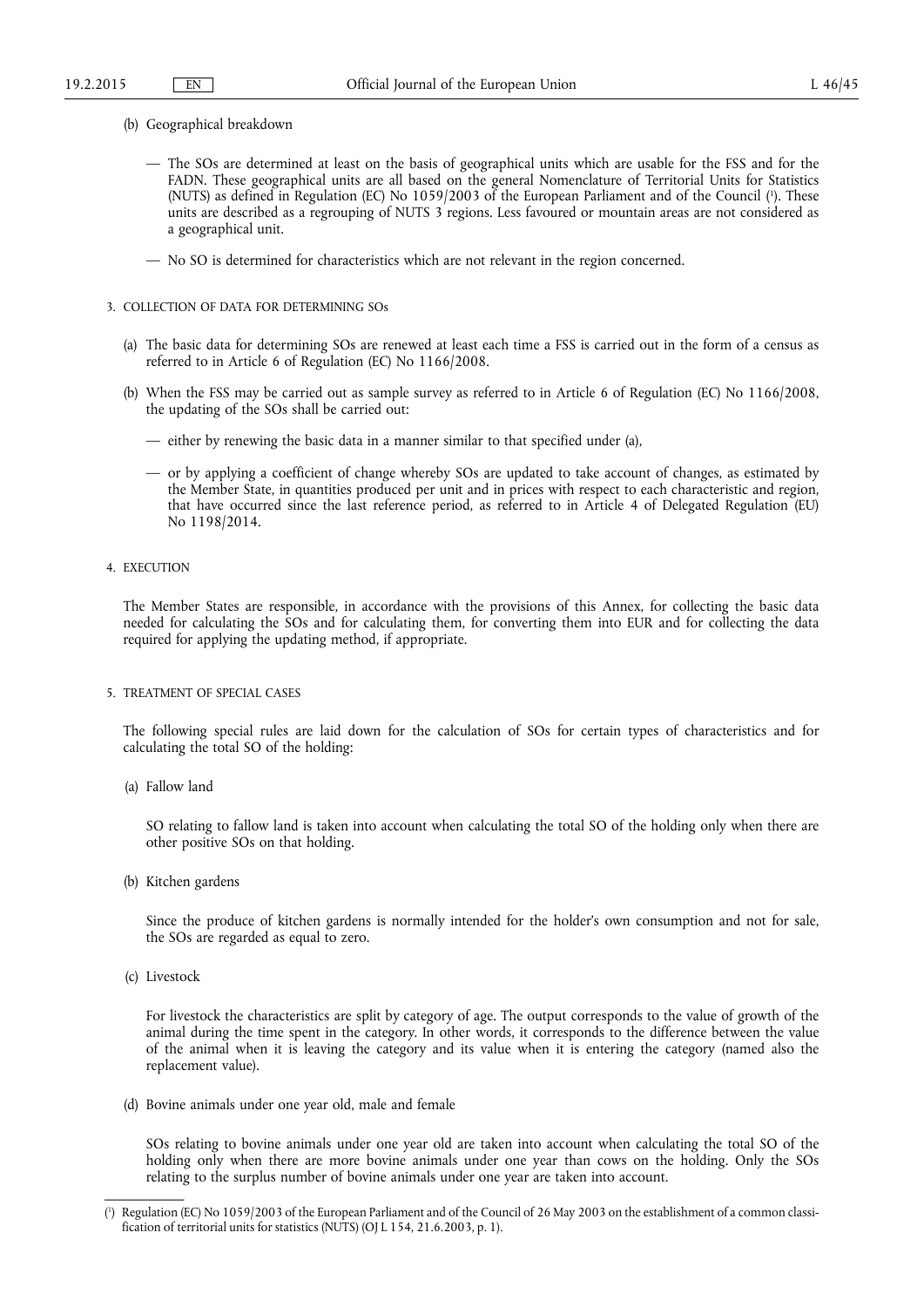(b) Geographical breakdown

— The SOs are determined at least on the basis of geographical units which are usable for the FSS and for the FADN. These geographical units are all based on the general Nomenclature of Territorial Units for Statistics (NUTS) as defined in Regulation (EC) No 1059/2003 of the European Parliament and of the Council [1]. These units are described as a regrouping of NUTS 3 regions. Less favoured or mountain areas are not considered as a geographical unit.

— No SO is determined for characteristics which are not relevant in the region concerned.

3. COLLECTION OF DATA FOR DETERMINING SOs

(a) The basic data for determining SOs are renewed at least each time a FSS is carried out in the form of a census as referred to in Article 6 of Regulation (EC) No 1166/2008.

(b) When the FSS may be carried out as sample survey as referred to in Article 6 of Regulation (EC) No 1166/2008, the updating of the SOs shall be carried out:

— either by renewing the basic data in a manner similar to that specified under (a),

— or by applying a coefficient of change whereby SOs are updated to take account of changes, as estimated by the Member State, in quantities produced per unit and in prices with respect to each characteristic and region, that have occurred since the last reference period, as referred to in Article 4 of Delegated Regulation (EU) No 1198/2014.

4. EXECUTION

The Member States are responsible, in accordance with the provisions of this Annex, for collecting the basic data needed for calculating the SOs and for calculating them, for converting them into EUR and for collecting the data required for applying the updating method, if appropriate.

5. TREATMENT OF SPECIAL CASES

The following special rules are laid down for the calculation of SOs for certain types of characteristics and for calculating the total SO of the holding:

(a) Fallow land

SO relating to fallow land is taken into account when calculating the total SO of the holding only when there are other positive SOs on that holding.

(b) Kitchen gardens

Since the produce of kitchen gardens is normally intended for the holder's own consumption and not for sale, the SOs are regarded as equal to zero.

(c) Livestock

For livestock the characteristics are split by category of age. The output corresponds to the value of growth of the animal during the time spent in the category. In other words, it corresponds to the difference between the value of the animal when it is leaving the category and its value when it is entering the category (named also the replacement value).

(d) Bovine animals under one year old, male and female

SOs relating to bovine animals under one year old are taken into account when calculating the total SO of the holding only when there are more bovine animals under one year than cows on the holding. Only the SOs relating to the surplus number of bovine animals under one year are taken into account.

[1] Regulation (EC) No 1059/2003 of the European Parliament and of the Council of 26 May 2003 on the establishment of a common classification of territorial units for statistics (NUTS) (OJ L 154, 21.6.2003, p. 1).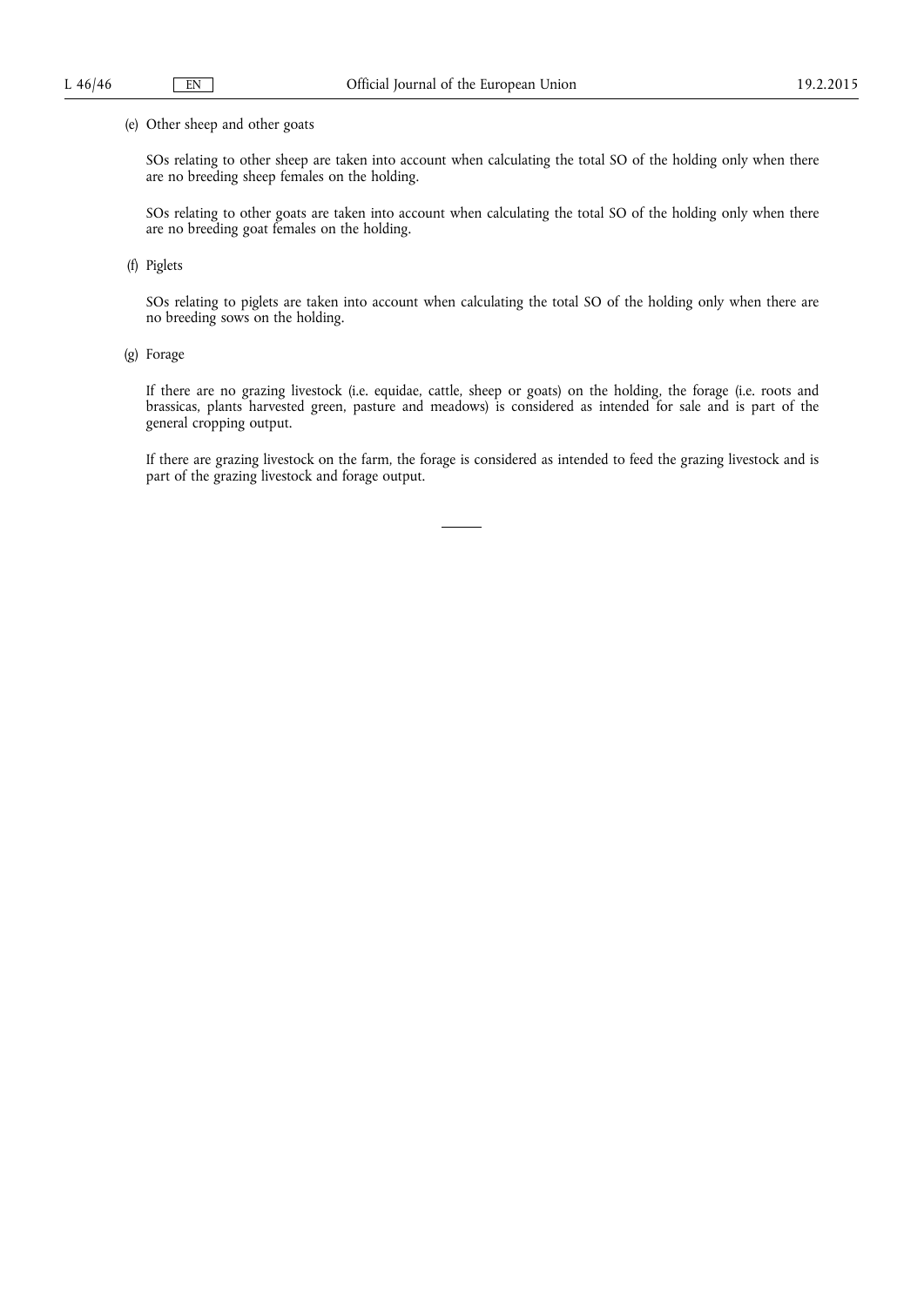(e) Other sheep and other goats

SOs relating to other sheep are taken into account when calculating the total SO of the holding only when there are no breeding sheep females on the holding.

SOs relating to other goats are taken into account when calculating the total SO of the holding only when there are no breeding goat females on the holding.

(f) Piglets

SOs relating to piglets are taken into account when calculating the total SO of the holding only when there are no breeding sows on the holding.

(g) Forage

If there are no grazing livestock (i.e. equidae, cattle, sheep or goats) on the holding, the forage (i.e. roots and brassicas, plants harvested green, pasture and meadows) is considered as intended for sale and is part of the general cropping output.

If there are grazing livestock on the farm, the forage is considered as intended to feed the grazing livestock and is part of the grazing livestock and forage output.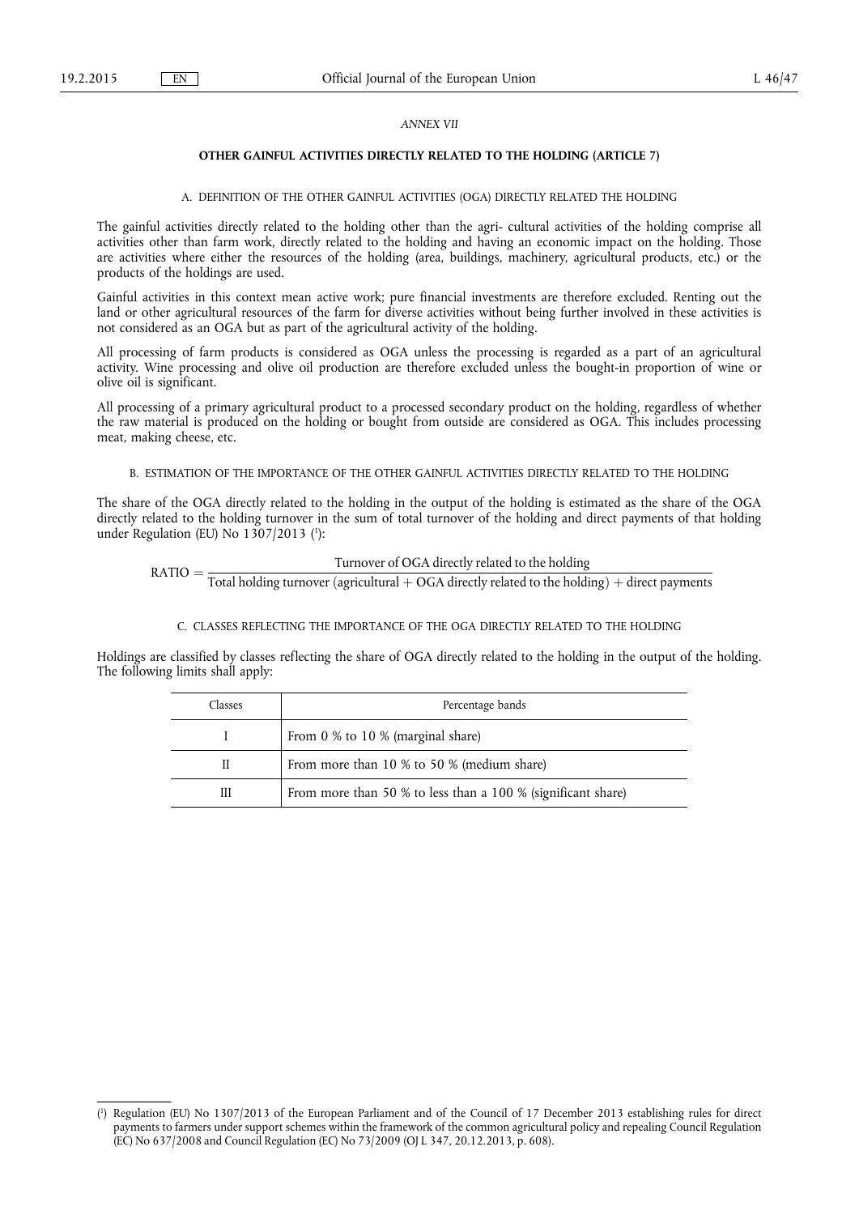*ANNEX VII*

## OTHER GAINFUL ACTIVITIES DIRECTLY RELATED TO THE HOLDING (ARTICLE 7)

### A. DEFINITION OF THE OTHER GAINFUL ACTIVITIES (OGA) DIRECTLY RELATED THE HOLDING

The gainful activities directly related to the holding other than the agri- cultural activities of the holding comprise all activities other than farm work, directly related to the holding and having an economic impact on the holding. Those are activities where either the resources of the holding (area, buildings, machinery, agricultural products, etc.) or the products of the holdings are used.

Gainful activities in this context mean active work; pure financial investments are therefore excluded. Renting out the land or other agricultural resources of the farm for diverse activities without being further involved in these activities is not considered as an OGA but as part of the agricultural activity of the holding.

All processing of farm products is considered as OGA unless the processing is regarded as a part of an agricultural activity. Wine processing and olive oil production are therefore excluded unless the bought-in proportion of wine or olive oil is significant.

All processing of a primary agricultural product to a processed secondary product on the holding, regardless of whether the raw material is produced on the holding or bought from outside are considered as OGA. This includes processing meat, making cheese, etc.

### B. ESTIMATION OF THE IMPORTANCE OF THE OTHER GAINFUL ACTIVITIES DIRECTLY RELATED TO THE HOLDING

The share of the OGA directly related to the holding in the output of the holding is estimated as the share of the OGA directly related to the holding turnover in the sum of total turnover of the holding and direct payments of that holding under Regulation (EU) No 1307/2013 [1]:

$$\text{RATIO} = \frac{\text{Turnover of OGA directly related to the holding}}{\text{Total holding turnover (agricultural + OGA directly related to the holding) + direct payments}}$$

### C. CLASSES REFLECTING THE IMPORTANCE OF THE OGA DIRECTLY RELATED TO THE HOLDING

Holdings are classified by classes reflecting the share of OGA directly related to the holding in the output of the holding. The following limits shall apply:

| Classes | Percentage bands |
|---|---|
| I | From 0 % to 10 % (marginal share) |
| II | From more than 10 % to 50 % (medium share) |
| III | From more than 50 % to less than a 100 % (significant share) |

---

[1] Regulation (EU) No 1307/2013 of the European Parliament and of the Council of 17 December 2013 establishing rules for direct payments to farmers under support schemes within the framework of the common agricultural policy and repealing Council Regulation (EC) No 637/2008 and Council Regulation (EC) No 73/2009 (OJ L 347, 20.12.2013, p. 608).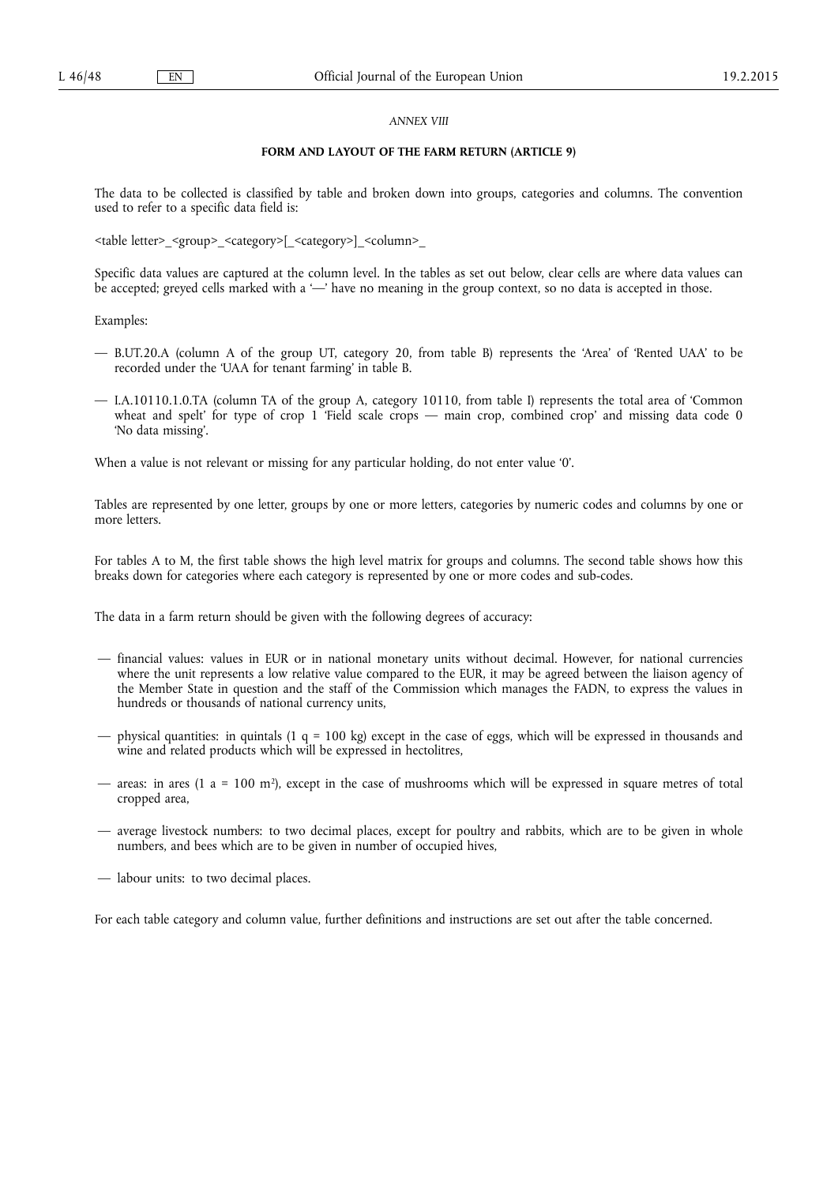*ANNEX VIII*

**FORM AND LAYOUT OF THE FARM RETURN (ARTICLE 9)**

The data to be collected is classified by table and broken down into groups, categories and columns. The convention used to refer to a specific data field is:

<table letter>_<group>_<category>[_<category>]_<column>_

Specific data values are captured at the column level. In the tables as set out below, clear cells are where data values can be accepted; greyed cells marked with a '—' have no meaning in the group context, so no data is accepted in those.

Examples:

— B.UT.20.A (column A of the group UT, category 20, from table B) represents the 'Area' of 'Rented UAA' to be recorded under the 'UAA for tenant farming' in table B.

— I.A.10110.1.0.TA (column TA of the group A, category 10110, from table I) represents the total area of 'Common wheat and spelt' for type of crop 1 'Field scale crops — main crop, combined crop' and missing data code 0 'No data missing'.

When a value is not relevant or missing for any particular holding, do not enter value '0'.

Tables are represented by one letter, groups by one or more letters, categories by numeric codes and columns by one or more letters.

For tables A to M, the first table shows the high level matrix for groups and columns. The second table shows how this breaks down for categories where each category is represented by one or more codes and sub-codes.

The data in a farm return should be given with the following degrees of accuracy:

— financial values: values in EUR or in national monetary units without decimal. However, for national currencies where the unit represents a low relative value compared to the EUR, it may be agreed between the liaison agency of the Member State in question and the staff of the Commission which manages the FADN, to express the values in hundreds or thousands of national currency units,

— physical quantities: in quintals (1 q = 100 kg) except in the case of eggs, which will be expressed in thousands and wine and related products which will be expressed in hectolitres,

— areas: in ares (1 a = 100 $m^2$), except in the case of mushrooms which will be expressed in square metres of total cropped area,

— average livestock numbers: to two decimal places, except for poultry and rabbits, which are to be given in whole numbers, and bees which are to be given in number of occupied hives,

— labour units: to two decimal places.

For each table category and column value, further definitions and instructions are set out after the table concerned.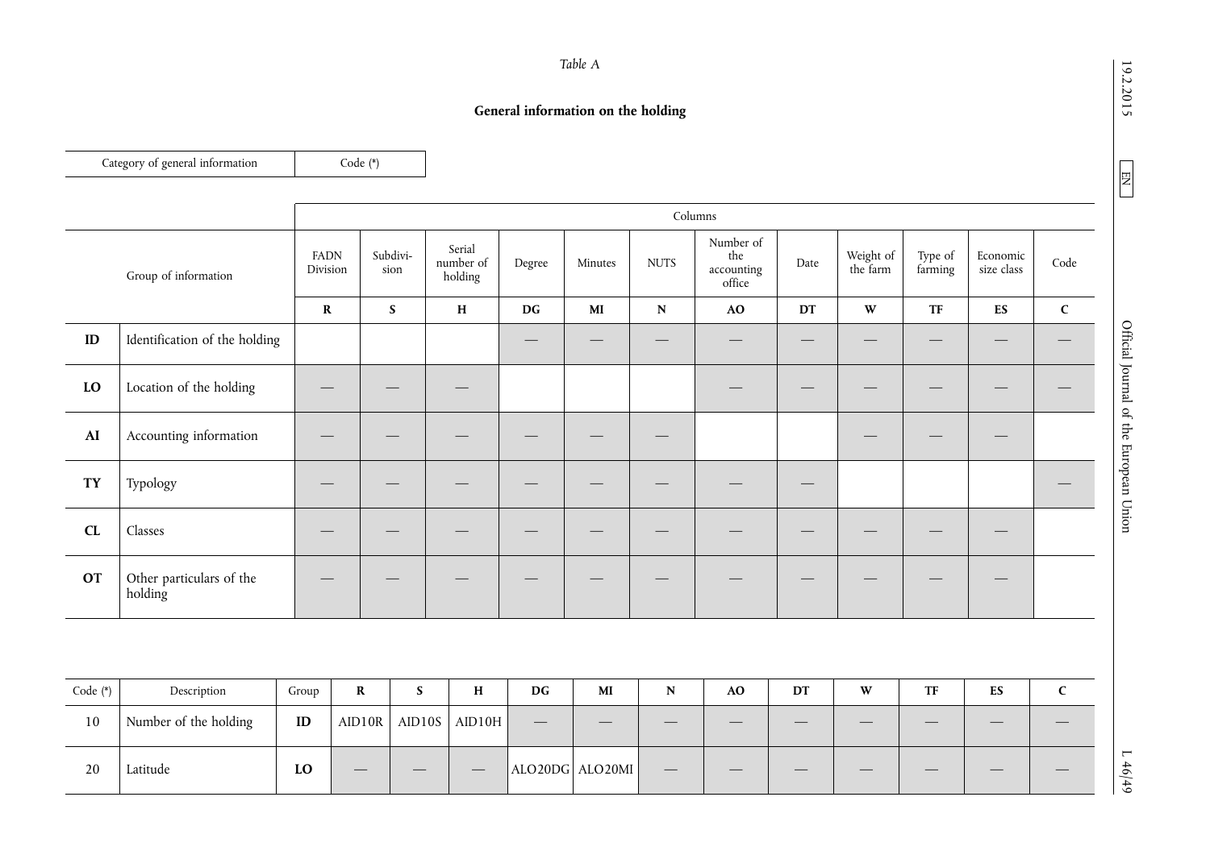*Table A*

**General information on the holding**

| Category of general information | Code (*) |
|---|---|

| | Group of information | Columns | | | | | | | | | | | |
|---|---|---|---|---|---|---|---|---|---|---|---|---|---|
| | | FADN Division | Subdivi-sion | Serial number of holding | Degree | Minutes | NUTS | Number of the accounting office | Date | Weight of the farm | Type of farming | Economic size class | Code |
| | | **R** | **S** | **H** | **DG** | **MI** | **N** | **AO** | **DT** | **W** | **TF** | **ES** | **C** |
| **ID** | Identification of the holding | | | | — | — | — | — | — | — | — | — | — |
| **LO** | Location of the holding | — | — | — | | | | — | — | — | — | — | — |
| **AI** | Accounting information | — | — | — | — | — | — | | | — | — | — | |
| **TY** | Typology | — | — | — | — | — | — | — | — | | | | — |
| **CL** | Classes | — | — | — | — | — | — | — | — | — | — | — | |
| **OT** | Other particulars of the holding | — | — | — | — | — | — | — | — | — | — | — | |

| Code (*) | Description | Group | R | S | H | DG | MI | N | AO | DT | W | TF | ES | C |
|---|---|---|---|---|---|---|---|---|---|---|---|---|---|---|
| 10 | Number of the holding | **ID** | AID10R | AID10S | AID10H | — | — | — | — | — | — | — | — | — |
| 20 | Latitude | **LO** | — | — | — | ALO20DG | ALO20MI | — | — | — | — | — | — | — |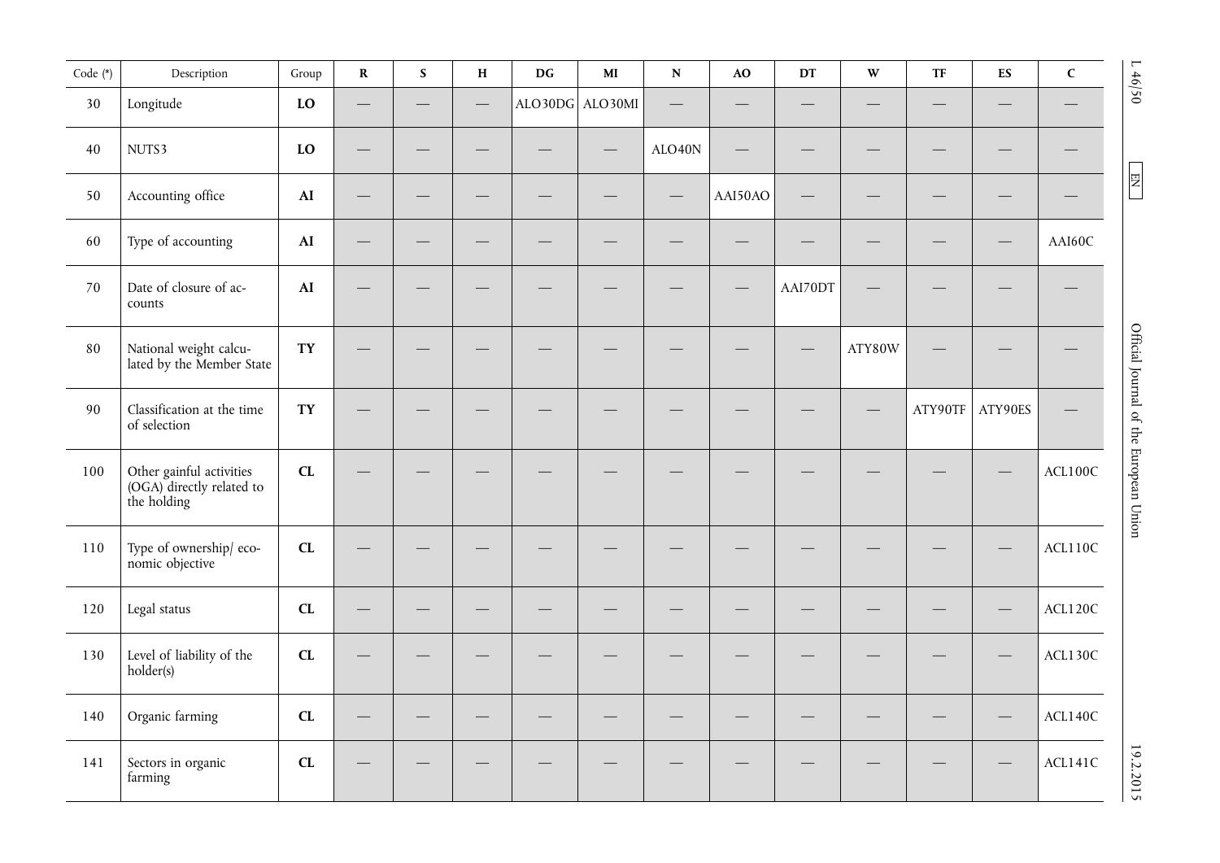| Code (*) | Description | Group | R | S | H | DG | MI | N | AO | DT | W | TF | ES | C |
|---|---|---|---|---|---|---|---|---|---|---|---|---|---|---|
| 30 | Longitude | **LO** | — | — | — | ALO30DG | ALO30MI | — | — | — | — | — | — | — |
| 40 | NUTS3 | **LO** | — | — | — | — | — | ALO40N | — | — | — | — | — | — |
| 50 | Accounting office | **AI** | — | — | — | — | — | — | AAI50AO | — | — | — | — | — |
| 60 | Type of accounting | **AI** | — | — | — | — | — | — | — | — | — | — | — | AAI60C |
| 70 | Date of closure of accounts | **AI** | — | — | — | — | — | — | — | AAI70DT | — | — | — | — |
| 80 | National weight calculated by the Member State | **TY** | — | — | — | — | — | — | — | — | ATY80W | — | — | — |
| 90 | Classification at the time of selection | **TY** | — | — | — | — | — | — | — | — | — | ATY90TF | ATY90ES | — |
| 100 | Other gainful activities (OGA) directly related to the holding | **CL** | — | — | — | — | — | — | — | — | — | — | — | ACL100C |
| 110 | Type of ownership/ economic objective | **CL** | — | — | — | — | — | — | — | — | — | — | — | ACL110C |
| 120 | Legal status | **CL** | — | — | — | — | — | — | — | — | — | — | — | ACL120C |
| 130 | Level of liability of the holder(s) | **CL** | — | — | — | — | — | — | — | — | — | — | — | ACL130C |
| 140 | Organic farming | **CL** | — | — | — | — | — | — | — | — | — | — | — | ACL140C |
| 141 | Sectors in organic farming | **CL** | — | — | — | — | — | — | — | — | — | — | — | ACL141C |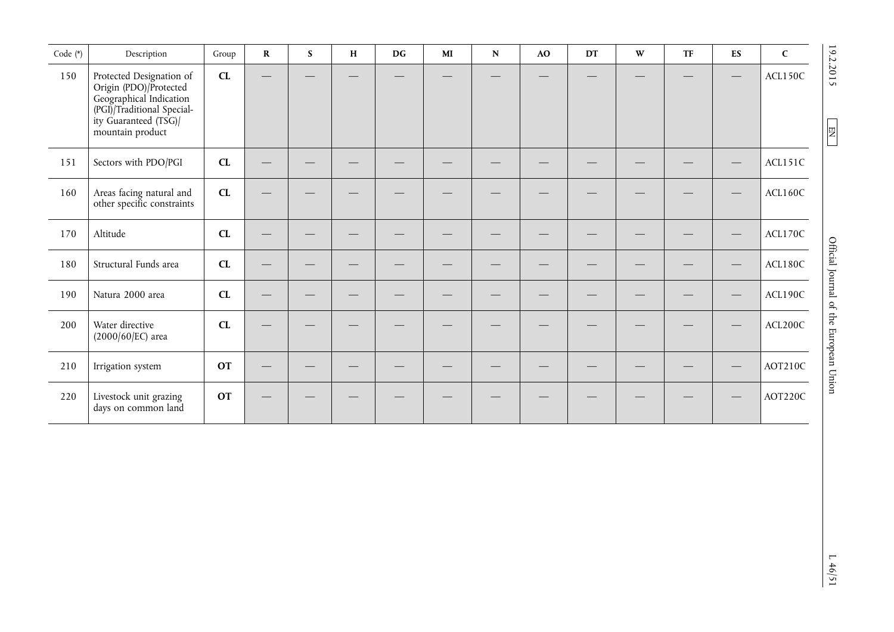| Code (*) | Description | Group | R | S | H | DG | MI | N | AO | DT | W | TF | ES | C |
|---|---|---|---|---|---|---|---|---|---|---|---|---|---|---|
| 150 | Protected Designation of Origin (PDO)/Protected Geographical Indication (PGI)/Traditional Speciality Guaranteed (TSG)/ mountain product | **CL** | — | — | — | — | — | — | — | — | — | — | — | ACL150C |
| 151 | Sectors with PDO/PGI | **CL** | — | — | — | — | — | — | — | — | — | — | — | ACL151C |
| 160 | Areas facing natural and other specific constraints | **CL** | — | — | — | — | — | — | — | — | — | — | — | ACL160C |
| 170 | Altitude | **CL** | — | — | — | — | — | — | — | — | — | — | — | ACL170C |
| 180 | Structural Funds area | **CL** | — | — | — | — | — | — | — | — | — | — | — | ACL180C |
| 190 | Natura 2000 area | **CL** | — | — | — | — | — | — | — | — | — | — | — | ACL190C |
| 200 | Water directive (2000/60/EC) area | **CL** | — | — | — | — | — | — | — | — | — | — | — | ACL200C |
| 210 | Irrigation system | **OT** | — | — | — | — | — | — | — | — | — | — | — | AOT210C |
| 220 | Livestock unit grazing days on common land | **OT** | — | — | — | — | — | — | — | — | — | — | — | AOT220C |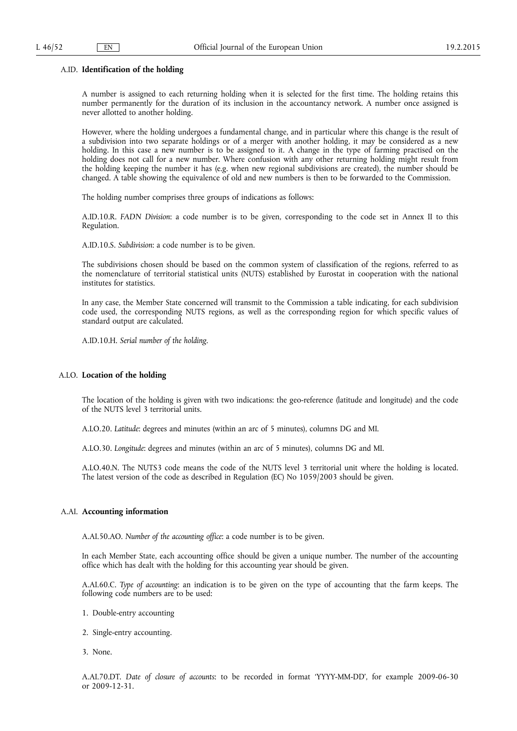### A.ID. **Identification of the holding**

A number is assigned to each returning holding when it is selected for the first time. The holding retains this number permanently for the duration of its inclusion in the accountancy network. A number once assigned is never allotted to another holding.

However, where the holding undergoes a fundamental change, and in particular where this change is the result of a subdivision into two separate holdings or of a merger with another holding, it may be considered as a new holding. In this case a new number is to be assigned to it. A change in the type of farming practised on the holding does not call for a new number. Where confusion with any other returning holding might result from the holding keeping the number it has (e.g. when new regional subdivisions are created), the number should be changed. A table showing the equivalence of old and new numbers is then to be forwarded to the Commission.

The holding number comprises three groups of indications as follows:

A.ID.10.R. *FADN Division*: a code number is to be given, corresponding to the code set in Annex II to this Regulation.

A.ID.10.S. *Subdivision*: a code number is to be given.

The subdivisions chosen should be based on the common system of classification of the regions, referred to as the nomenclature of territorial statistical units (NUTS) established by Eurostat in cooperation with the national institutes for statistics.

In any case, the Member State concerned will transmit to the Commission a table indicating, for each subdivision code used, the corresponding NUTS regions, as well as the corresponding region for which specific values of standard output are calculated.

A.ID.10.H. *Serial number of the holding*.

### A.LO. **Location of the holding**

The location of the holding is given with two indications: the geo-reference (latitude and longitude) and the code of the NUTS level 3 territorial units.

A.LO.20. *Latitude*: degrees and minutes (within an arc of 5 minutes), columns DG and MI.

A.LO.30. *Longitude*: degrees and minutes (within an arc of 5 minutes), columns DG and MI.

A.LO.40.N. The NUTS3 code means the code of the NUTS level 3 territorial unit where the holding is located. The latest version of the code as described in Regulation (EC) No 1059/2003 should be given.

### A.AI. **Accounting information**

A.AI.50.AO. *Number of the accounting office*: a code number is to be given.

In each Member State, each accounting office should be given a unique number. The number of the accounting office which has dealt with the holding for this accounting year should be given.

A.AI.60.C. *Type of accounting*: an indication is to be given on the type of accounting that the farm keeps. The following code numbers are to be used:

1. Double-entry accounting

2. Single-entry accounting.

3. None.

A.AI.70.DT. *Date of closure of accounts*: to be recorded in format 'YYYY-MM-DD', for example 2009-06-30 or 2009-12-31.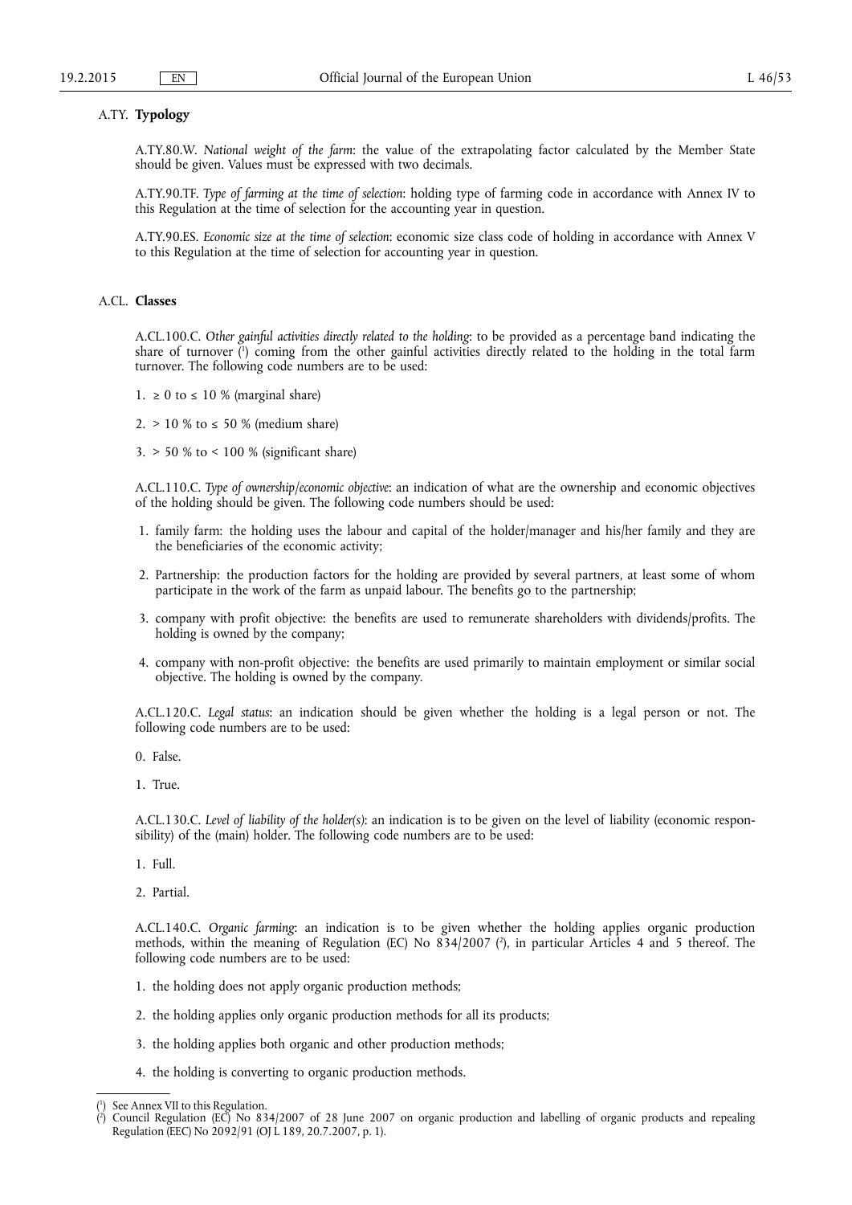## A.TY. **Typology**

A.TY.80.W. *National weight of the farm*: the value of the extrapolating factor calculated by the Member State should be given. Values must be expressed with two decimals.

A.TY.90.TF. *Type of farming at the time of selection*: holding type of farming code in accordance with Annex IV to this Regulation at the time of selection for the accounting year in question.

A.TY.90.ES. *Economic size at the time of selection*: economic size class code of holding in accordance with Annex V to this Regulation at the time of selection for accounting year in question.

## A.CL. **Classes**

A.CL.100.C. *Other gainful activities directly related to the holding*: to be provided as a percentage band indicating the share of turnover [1] coming from the other gainful activities directly related to the holding in the total farm turnover. The following code numbers are to be used:

1. ≥ 0 to ≤ 10 % (marginal share)
2. > 10 % to ≤ 50 % (medium share)
3. > 50 % to < 100 % (significant share)

A.CL.110.C. *Type of ownership/economic objective*: an indication of what are the ownership and economic objectives of the holding should be given. The following code numbers should be used:

1. family farm: the holding uses the labour and capital of the holder/manager and his/her family and they are the beneficiaries of the economic activity;
2. Partnership: the production factors for the holding are provided by several partners, at least some of whom participate in the work of the farm as unpaid labour. The benefits go to the partnership;
3. company with profit objective: the benefits are used to remunerate shareholders with dividends/profits. The holding is owned by the company;
4. company with non-profit objective: the benefits are used primarily to maintain employment or similar social objective. The holding is owned by the company.

A.CL.120.C. *Legal status*: an indication should be given whether the holding is a legal person or not. The following code numbers are to be used:

0. False.

1. True.

A.CL.130.C. *Level of liability of the holder(s)*: an indication is to be given on the level of liability (economic responsibility) of the (main) holder. The following code numbers are to be used:

1. Full.
2. Partial.

A.CL.140.C. *Organic farming*: an indication is to be given whether the holding applies organic production methods, within the meaning of Regulation (EC) No 834/2007 [2], in particular Articles 4 and 5 thereof. The following code numbers are to be used:

1. the holding does not apply organic production methods;
2. the holding applies only organic production methods for all its products;
3. the holding applies both organic and other production methods;
4. the holding is converting to organic production methods.

---

[1] See Annex VII to this Regulation.

[2] Council Regulation (EC) No 834/2007 of 28 June 2007 on organic production and labelling of organic products and repealing Regulation (EEC) No 2092/91 (OJ L 189, 20.7.2007, p. 1).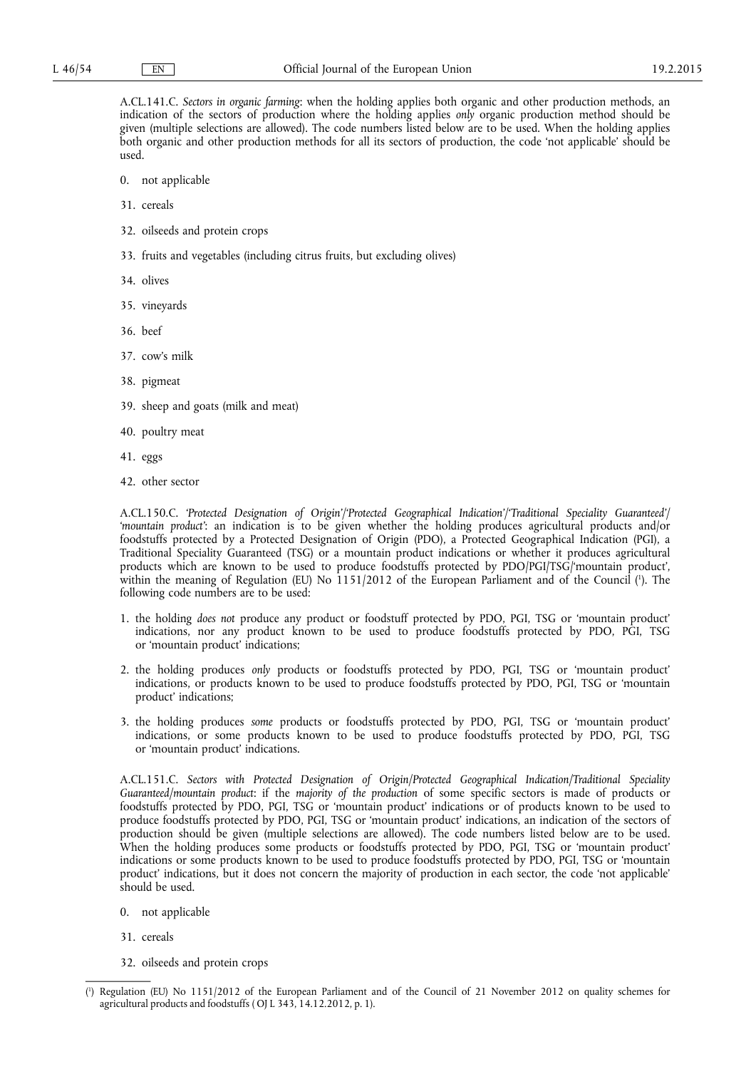A.CL.141.C. *Sectors in organic farming*: when the holding applies both organic and other production methods, an indication of the sectors of production where the holding applies *only* organic production method should be given (multiple selections are allowed). The code numbers listed below are to be used. When the holding applies both organic and other production methods for all its sectors of production, the code 'not applicable' should be used.

0. not applicable

31. cereals

32. oilseeds and protein crops

33. fruits and vegetables (including citrus fruits, but excluding olives)

34. olives

35. vineyards

36. beef

37. cow's milk

38. pigmeat

39. sheep and goats (milk and meat)

40. poultry meat

41. eggs

42. other sector

A.CL.150.C. *'Protected Designation of Origin'/'Protected Geographical Indication'/'Traditional Speciality Guaranteed'/ 'mountain product'*: an indication is to be given whether the holding produces agricultural products and/or foodstuffs protected by a Protected Designation of Origin (PDO), a Protected Geographical Indication (PGI), a Traditional Speciality Guaranteed (TSG) or a mountain product indications or whether it produces agricultural products which are known to be used to produce foodstuffs protected by PDO/PGI/TSG/'mountain product', within the meaning of Regulation (EU) No 1151/2012 of the European Parliament and of the Council [1]. The following code numbers are to be used:

1. the holding *does not* produce any product or foodstuff protected by PDO, PGI, TSG or 'mountain product' indications, nor any product known to be used to produce foodstuffs protected by PDO, PGI, TSG or 'mountain product' indications;
2. the holding produces *only* products or foodstuffs protected by PDO, PGI, TSG or 'mountain product' indications, or products known to be used to produce foodstuffs protected by PDO, PGI, TSG or 'mountain product' indications;
3. the holding produces *some* products or foodstuffs protected by PDO, PGI, TSG or 'mountain product' indications, or some products known to be used to produce foodstuffs protected by PDO, PGI, TSG or 'mountain product' indications.

A.CL.151.C. *Sectors with Protected Designation of Origin/Protected Geographical Indication/Traditional Speciality Guaranteed/mountain product*: if the *majority of the production* of some specific sectors is made of products or foodstuffs protected by PDO, PGI, TSG or 'mountain product' indications or of products known to be used to produce foodstuffs protected by PDO, PGI, TSG or 'mountain product' indications, an indication of the sectors of production should be given (multiple selections are allowed). The code numbers listed below are to be used. When the holding produces some products or foodstuffs protected by PDO, PGI, TSG or 'mountain product' indications or some products known to be used to produce foodstuffs protected by PDO, PGI, TSG or 'mountain product' indications, but it does not concern the majority of production in each sector, the code 'not applicable' should be used.

0. not applicable

31. cereals

32. oilseeds and protein crops

---

[1] Regulation (EU) No 1151/2012 of the European Parliament and of the Council of 21 November 2012 on quality schemes for agricultural products and foodstuffs ( OJ L 343, 14.12.2012, p. 1).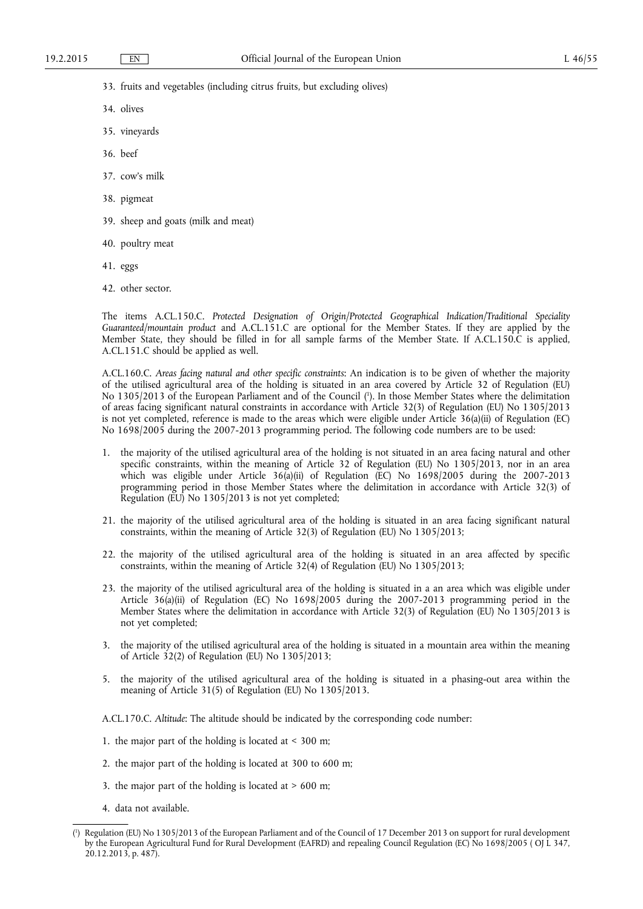33. fruits and vegetables (including citrus fruits, but excluding olives)

34. olives

35. vineyards

36. beef

37. cow's milk

38. pigmeat

39. sheep and goats (milk and meat)

40. poultry meat

41. eggs

42. other sector.

The items A.CL.150.C. *Protected Designation of Origin/Protected Geographical Indication/Traditional Speciality Guaranteed/mountain product* and A.CL.151.C are optional for the Member States. If they are applied by the Member State, they should be filled in for all sample farms of the Member State. If A.CL.150.C is applied, A.CL.151.C should be applied as well.

A.CL.160.C. *Areas facing natural and other specific constraints*: An indication is to be given of whether the majority of the utilised agricultural area of the holding is situated in an area covered by Article 32 of Regulation (EU) No 1305/2013 of the European Parliament and of the Council [1]. In those Member States where the delimitation of areas facing significant natural constraints in accordance with Article 32(3) of Regulation (EU) No 1305/2013 is not yet completed, reference is made to the areas which were eligible under Article 36(a)(ii) of Regulation (EC) No 1698/2005 during the 2007-2013 programming period. The following code numbers are to be used:

1. the majority of the utilised agricultural area of the holding is not situated in an area facing natural and other specific constraints, within the meaning of Article 32 of Regulation (EU) No 1305/2013, nor in an area which was eligible under Article 36(a)(ii) of Regulation (EC) No 1698/2005 during the 2007-2013 programming period in those Member States where the delimitation in accordance with Article 32(3) of Regulation (EU) No 1305/2013 is not yet completed;

21. the majority of the utilised agricultural area of the holding is situated in an area facing significant natural constraints, within the meaning of Article 32(3) of Regulation (EU) No 1305/2013;

22. the majority of the utilised agricultural area of the holding is situated in an area affected by specific constraints, within the meaning of Article 32(4) of Regulation (EU) No 1305/2013;

23. the majority of the utilised agricultural area of the holding is situated in a an area which was eligible under Article 36(a)(ii) of Regulation (EC) No 1698/2005 during the 2007-2013 programming period in the Member States where the delimitation in accordance with Article 32(3) of Regulation (EU) No 1305/2013 is not yet completed;

3. the majority of the utilised agricultural area of the holding is situated in a mountain area within the meaning of Article 32(2) of Regulation (EU) No 1305/2013;

5. the majority of the utilised agricultural area of the holding is situated in a phasing-out area within the meaning of Article 31(5) of Regulation (EU) No 1305/2013.

A.CL.170.C. *Altitude*: The altitude should be indicated by the corresponding code number:

1. the major part of the holding is located at < 300 m;

2. the major part of the holding is located at 300 to 600 m;

3. the major part of the holding is located at > 600 m;

4. data not available.

---

[1] Regulation (EU) No 1305/2013 of the European Parliament and of the Council of 17 December 2013 on support for rural development by the European Agricultural Fund for Rural Development (EAFRD) and repealing Council Regulation (EC) No 1698/2005 ( OJ L 347, 20.12.2013, p. 487).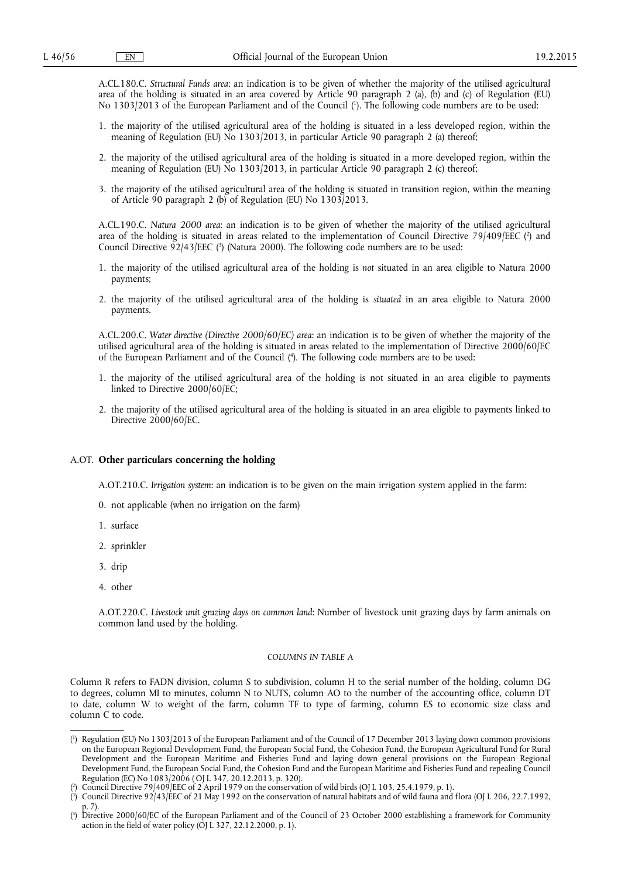A.CL.180.C. *Structural Funds area*: an indication is to be given of whether the majority of the utilised agricultural area of the holding is situated in an area covered by Article 90 paragraph 2 (a), (b) and (c) of Regulation (EU) No 1303/2013 of the European Parliament and of the Council [1]. The following code numbers are to be used:

1. the majority of the utilised agricultural area of the holding is situated in a less developed region, within the meaning of Regulation (EU) No 1303/2013, in particular Article 90 paragraph 2 (a) thereof;
2. the majority of the utilised agricultural area of the holding is situated in a more developed region, within the meaning of Regulation (EU) No 1303/2013, in particular Article 90 paragraph 2 (c) thereof;
3. the majority of the utilised agricultural area of the holding is situated in transition region, within the meaning of Article 90 paragraph 2 (b) of Regulation (EU) No 1303/2013.

A.CL.190.C. *Natura 2000 area*: an indication is to be given of whether the majority of the utilised agricultural area of the holding is situated in areas related to the implementation of Council Directive 79/409/EEC [2] and Council Directive 92/43/EEC [3] (Natura 2000). The following code numbers are to be used:

1. the majority of the utilised agricultural area of the holding is *not* situated in an area eligible to Natura 2000 payments;
2. the majority of the utilised agricultural area of the holding is *situated* in an area eligible to Natura 2000 payments.

A.CL.200.C. *Water directive (Directive 2000/60/EC) area*: an indication is to be given of whether the majority of the utilised agricultural area of the holding is situated in areas related to the implementation of Directive 2000/60/EC of the European Parliament and of the Council [4]. The following code numbers are to be used:

1. the majority of the utilised agricultural area of the holding is not situated in an area eligible to payments linked to Directive 2000/60/EC;
2. the majority of the utilised agricultural area of the holding is situated in an area eligible to payments linked to Directive 2000/60/EC.

## A.OT. **Other particulars concerning the holding**

A.OT.210.C. *Irrigation system*: an indication is to be given on the main irrigation system applied in the farm:

0. not applicable (when no irrigation on the farm)
1. surface
2. sprinkler
3. drip
4. other

A.OT.220.C. *Livestock unit grazing days on common land*: Number of livestock unit grazing days by farm animals on common land used by the holding.

*COLUMNS IN TABLE A*

Column R refers to FADN division, column S to subdivision, column H to the serial number of the holding, column DG to degrees, column MI to minutes, column N to NUTS, column AO to the number of the accounting office, column DT to date, column W to weight of the farm, column TF to type of farming, column ES to economic size class and column C to code.

---

(1) Regulation (EU) No 1303/2013 of the European Parliament and of the Council of 17 December 2013 laying down common provisions on the European Regional Development Fund, the European Social Fund, the Cohesion Fund, the European Agricultural Fund for Rural Development and the European Maritime and Fisheries Fund and laying down general provisions on the European Regional Development Fund, the European Social Fund, the Cohesion Fund and the European Maritime and Fisheries Fund and repealing Council Regulation (EC) No 1083/2006 ( OJ L 347, 20.12.2013, p. 320).

(2) Council Directive 79/409/EEC of 2 April 1979 on the conservation of wild birds (OJ L 103, 25.4.1979, p. 1).

(3) Council Directive 92/43/EEC of 21 May 1992 on the conservation of natural habitats and of wild fauna and flora (OJ L 206, 22.7.1992, p. 7).

(4) Directive 2000/60/EC of the European Parliament and of the Council of 23 October 2000 establishing a framework for Community action in the field of water policy (OJ L 327, 22.12.2000, p. 1).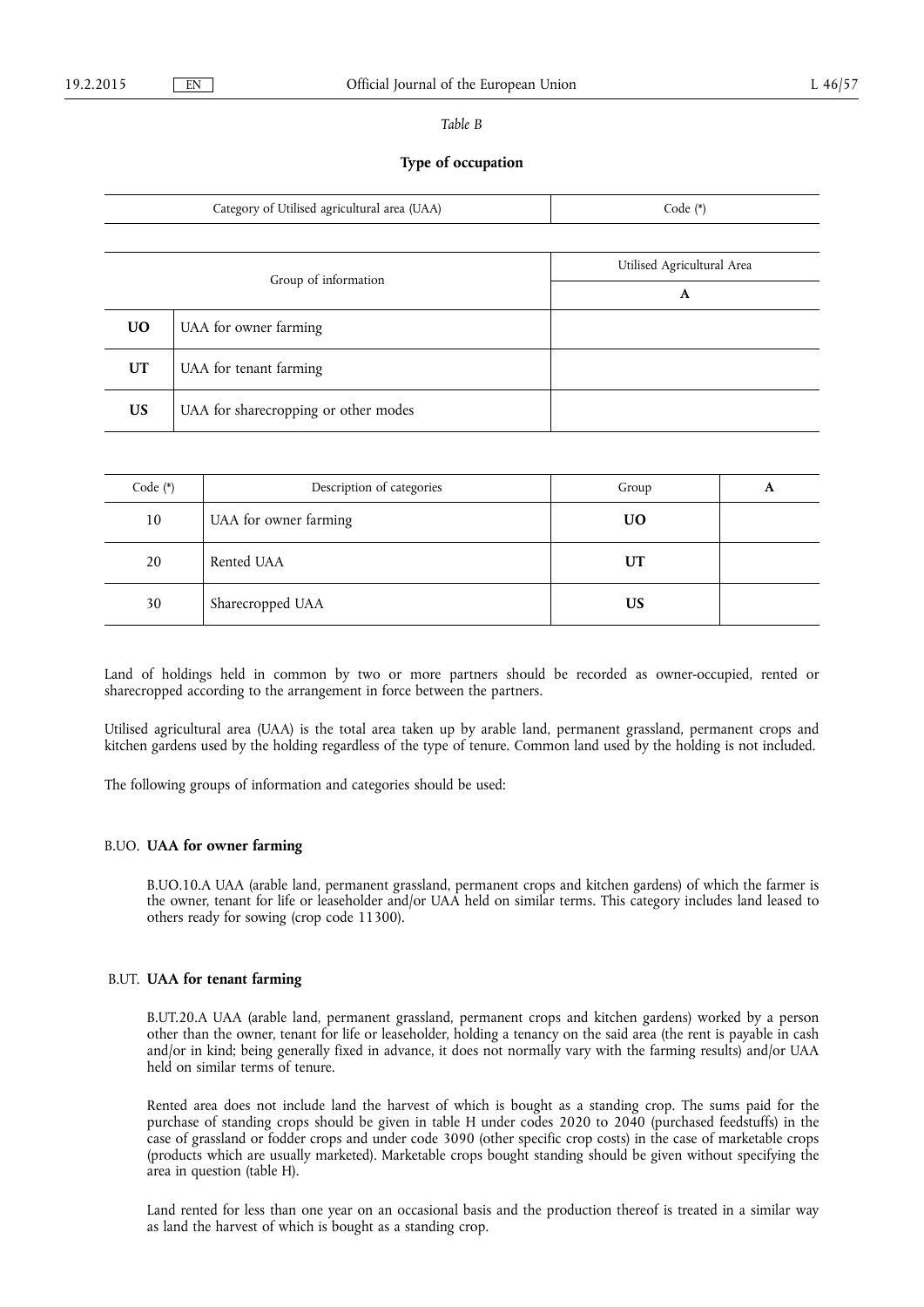*Table B*

**Type of occupation**

| Category of Utilised agricultural area (UAA) | Code (*) |
|---|---|
| | |

| Group of information | | Utilised Agricultural Area |
|---|---|---|
| | | **A** |
| **UO** | UAA for owner farming | |
| **UT** | UAA for tenant farming | |
| **US** | UAA for sharecropping or other modes | |

| Code (*) | Description of categories | Group | **A** |
|---|---|---|---|
| 10 | UAA for owner farming | **UO** | |
| 20 | Rented UAA | **UT** | |
| 30 | Sharecropped UAA | **US** | |

Land of holdings held in common by two or more partners should be recorded as owner-occupied, rented or sharecropped according to the arrangement in force between the partners.

Utilised agricultural area (UAA) is the total area taken up by arable land, permanent grassland, permanent crops and kitchen gardens used by the holding regardless of the type of tenure. Common land used by the holding is not included.

The following groups of information and categories should be used:

B.UO. **UAA for owner farming**

B.UO.10.A UAA (arable land, permanent grassland, permanent crops and kitchen gardens) of which the farmer is the owner, tenant for life or leaseholder and/or UAA held on similar terms. This category includes land leased to others ready for sowing (crop code 11300).

B.UT. **UAA for tenant farming**

B.UT.20.A UAA (arable land, permanent grassland, permanent crops and kitchen gardens) worked by a person other than the owner, tenant for life or leaseholder, holding a tenancy on the said area (the rent is payable in cash and/or in kind; being generally fixed in advance, it does not normally vary with the farming results) and/or UAA held on similar terms of tenure.

Rented area does not include land the harvest of which is bought as a standing crop. The sums paid for the purchase of standing crops should be given in table H under codes 2020 to 2040 (purchased feedstuffs) in the case of grassland or fodder crops and under code 3090 (other specific crop costs) in the case of marketable crops (products which are usually marketed). Marketable crops bought standing should be given without specifying the area in question (table H).

Land rented for less than one year on an occasional basis and the production thereof is treated in a similar way as land the harvest of which is bought as a standing crop.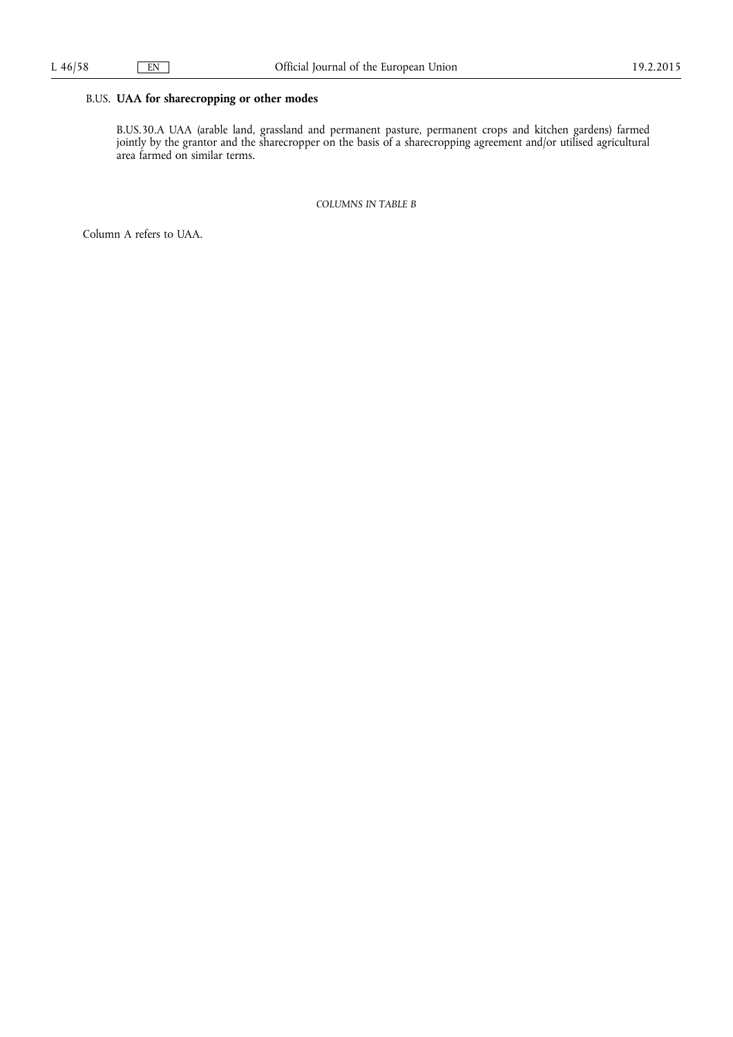B.US. **UAA for sharecropping or other modes**

B.US.30.A UAA (arable land, grassland and permanent pasture, permanent crops and kitchen gardens) farmed jointly by the grantor and the sharecropper on the basis of a sharecropping agreement and/or utilised agricultural area farmed on similar terms.

*COLUMNS IN TABLE B*

Column A refers to UAA.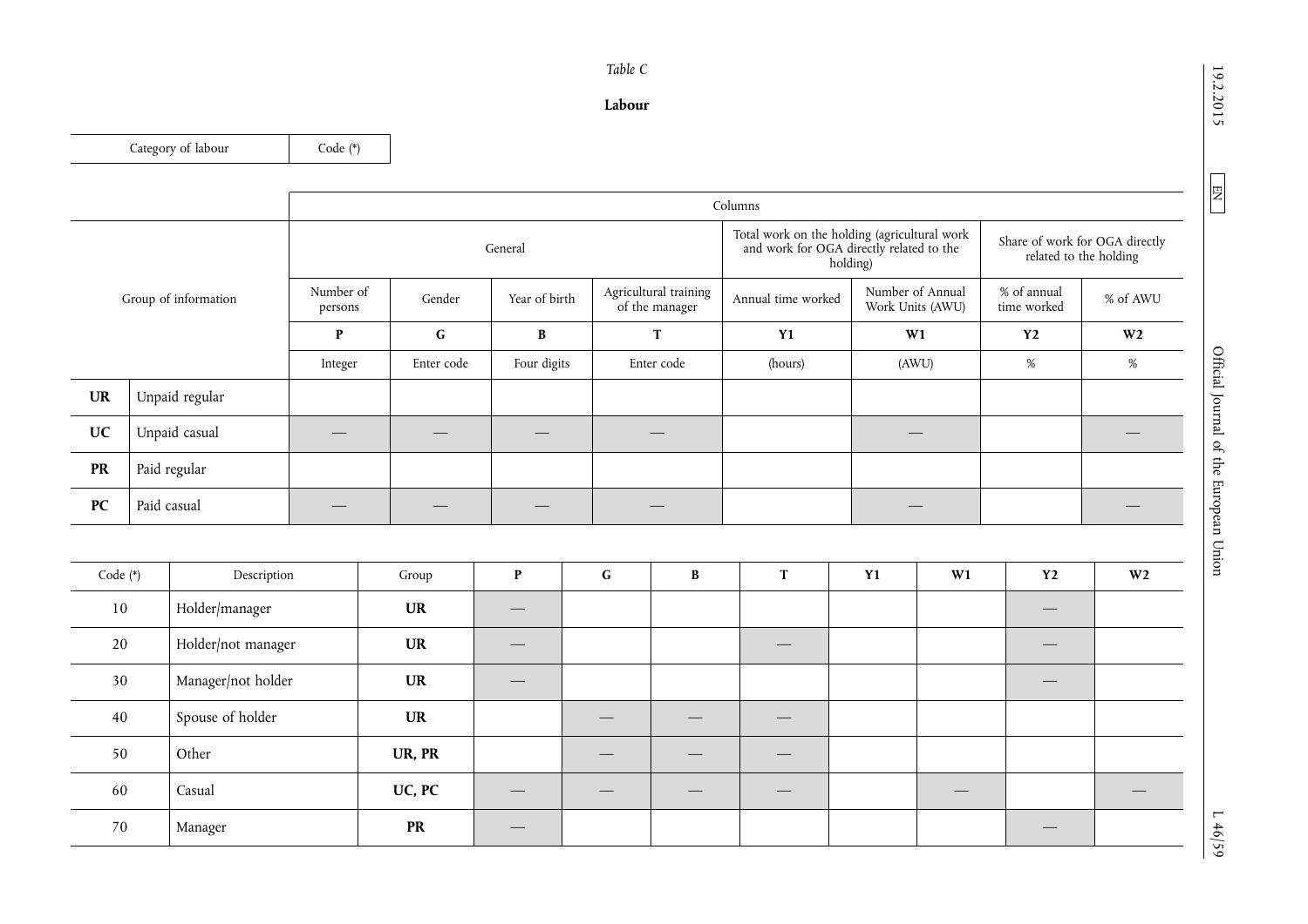*Table C*

**Labour**

| Category of labour | Code (*) |
|---|---|

| Group of information | | Columns | | | | | | | |
|---|---|---|---|---|---|---|---|---|---|
| | | General | | | | Total work on the holding (agricultural work and work for OGA directly related to the holding) | | Share of work for OGA directly related to the holding | |
| | | Number of persons | Gender | Year of birth | Agricultural training of the manager | Annual time worked | Number of Annual Work Units (AWU) | % of annual time worked | % of AWU |
| | | **P** | **G** | **B** | **T** | **Y1** | **W1** | **Y2** | **W2** |
| | | Integer | Enter code | Four digits | Enter code | (hours) | (AWU) | % | % |
| **UR** | Unpaid regular | | | | | | | | |
| **UC** | Unpaid casual | — | — | — | — | | — | | — |
| **PR** | Paid regular | | | | | | | | |
| **PC** | Paid casual | — | — | — | — | | — | | — |

| Code (*) | Description | Group | P | G | B | T | Y1 | W1 | Y2 | W2 |
|---|---|---|---|---|---|---|---|---|---|---|
| 10 | Holder/manager | **UR** | — | | | | | | — | |
| 20 | Holder/not manager | **UR** | — | | | — | | | — | |
| 30 | Manager/not holder | **UR** | — | | | | | | — | |
| 40 | Spouse of holder | **UR** | | — | — | — | | | | |
| 50 | Other | **UR, PR** | | — | — | — | | | | |
| 60 | Casual | **UC, PC** | — | — | — | — | | — | | — |
| 70 | Manager | **PR** | — | | | | | | — | |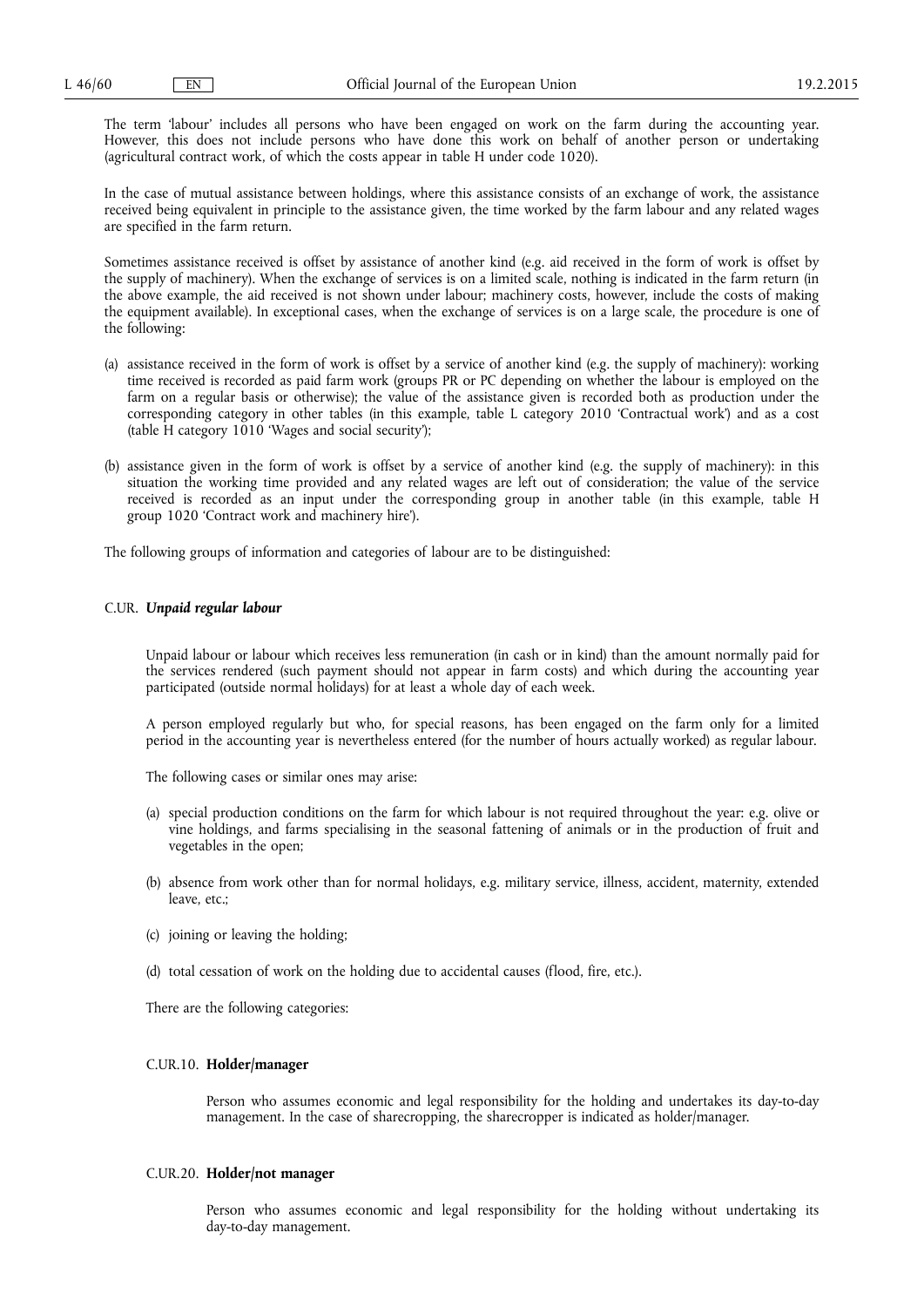The term 'labour' includes all persons who have been engaged on work on the farm during the accounting year. However, this does not include persons who have done this work on behalf of another person or undertaking (agricultural contract work, of which the costs appear in table H under code 1020).

In the case of mutual assistance between holdings, where this assistance consists of an exchange of work, the assistance received being equivalent in principle to the assistance given, the time worked by the farm labour and any related wages are specified in the farm return.

Sometimes assistance received is offset by assistance of another kind (e.g. aid received in the form of work is offset by the supply of machinery). When the exchange of services is on a limited scale, nothing is indicated in the farm return (in the above example, the aid received is not shown under labour; machinery costs, however, include the costs of making the equipment available). In exceptional cases, when the exchange of services is on a large scale, the procedure is one of the following:

(a) assistance received in the form of work is offset by a service of another kind (e.g. the supply of machinery): working time received is recorded as paid farm work (groups PR or PC depending on whether the labour is employed on the farm on a regular basis or otherwise); the value of the assistance given is recorded both as production under the corresponding category in other tables (in this example, table L category 2010 'Contractual work') and as a cost (table H category 1010 'Wages and social security');

(b) assistance given in the form of work is offset by a service of another kind (e.g. the supply of machinery): in this situation the working time provided and any related wages are left out of consideration; the value of the service received is recorded as an input under the corresponding group in another table (in this example, table H group 1020 'Contract work and machinery hire').

The following groups of information and categories of labour are to be distinguished:

## C.UR. *Unpaid regular labour*

Unpaid labour or labour which receives less remuneration (in cash or in kind) than the amount normally paid for the services rendered (such payment should not appear in farm costs) and which during the accounting year participated (outside normal holidays) for at least a whole day of each week.

A person employed regularly but who, for special reasons, has been engaged on the farm only for a limited period in the accounting year is nevertheless entered (for the number of hours actually worked) as regular labour.

The following cases or similar ones may arise:

(a) special production conditions on the farm for which labour is not required throughout the year: e.g. olive or vine holdings, and farms specialising in the seasonal fattening of animals or in the production of fruit and vegetables in the open;

(b) absence from work other than for normal holidays, e.g. military service, illness, accident, maternity, extended leave, etc.;

(c) joining or leaving the holding;

(d) total cessation of work on the holding due to accidental causes (flood, fire, etc.).

There are the following categories:

### C.UR.10. **Holder/manager**

Person who assumes economic and legal responsibility for the holding and undertakes its day-to-day management. In the case of sharecropping, the sharecropper is indicated as holder/manager.

### C.UR.20. **Holder/not manager**

Person who assumes economic and legal responsibility for the holding without undertaking its day-to-day management.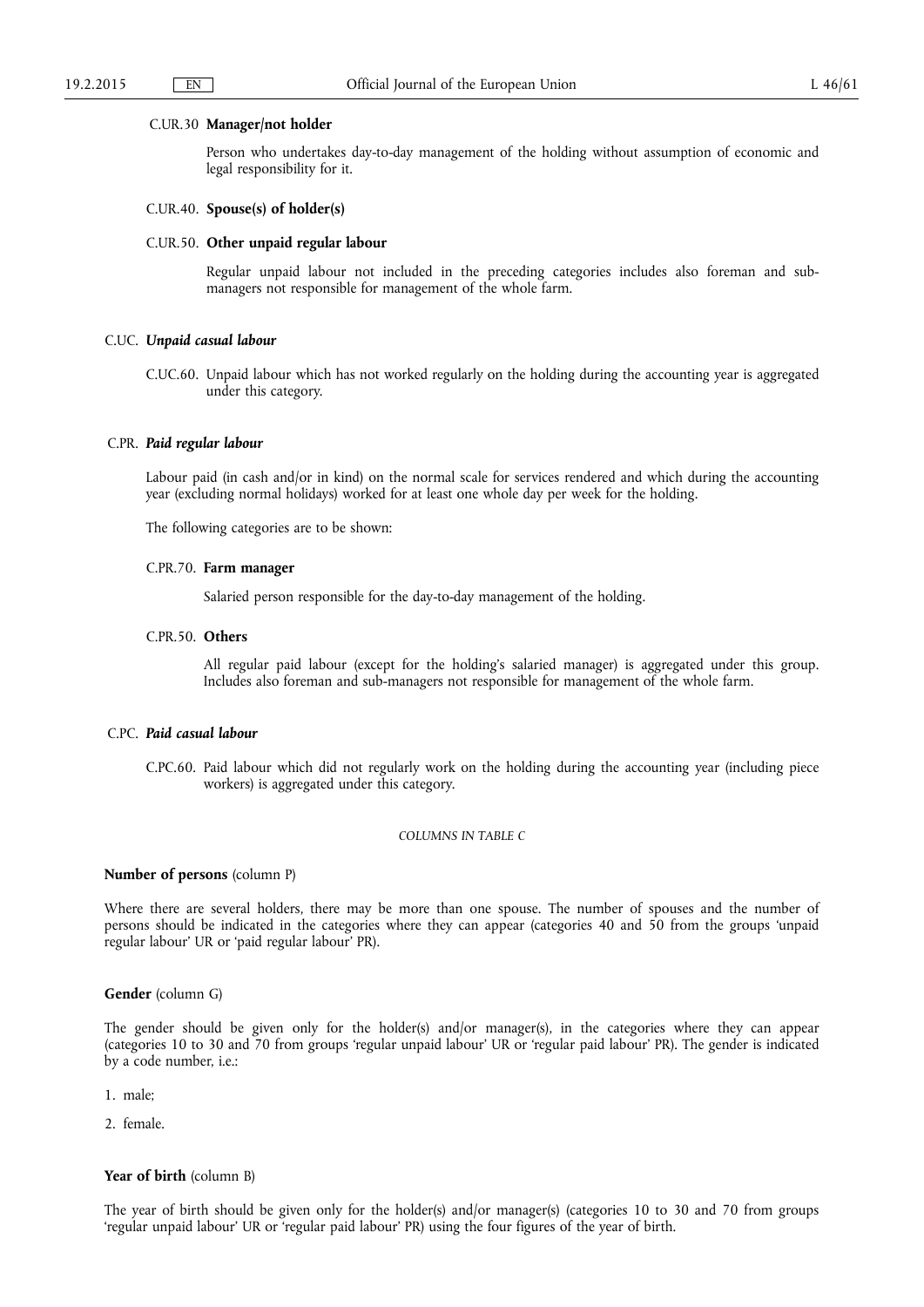C.UR.30 **Manager/not holder**

Person who undertakes day-to-day management of the holding without assumption of economic and legal responsibility for it.

C.UR.40. **Spouse(s) of holder(s)**

C.UR.50. **Other unpaid regular labour**

Regular unpaid labour not included in the preceding categories includes also foreman and sub-managers not responsible for management of the whole farm.

C.UC. ***Unpaid casual labour***

C.UC.60. Unpaid labour which has not worked regularly on the holding during the accounting year is aggregated under this category.

C.PR. ***Paid regular labour***

Labour paid (in cash and/or in kind) on the normal scale for services rendered and which during the accounting year (excluding normal holidays) worked for at least one whole day per week for the holding.

The following categories are to be shown:

C.PR.70. **Farm manager**

Salaried person responsible for the day-to-day management of the holding.

C.PR.50. **Others**

All regular paid labour (except for the holding's salaried manager) is aggregated under this group. Includes also foreman and sub-managers not responsible for management of the whole farm.

C.PC. ***Paid casual labour***

C.PC.60. Paid labour which did not regularly work on the holding during the accounting year (including piece workers) is aggregated under this category.

*COLUMNS IN TABLE C*

**Number of persons** (column P)

Where there are several holders, there may be more than one spouse. The number of spouses and the number of persons should be indicated in the categories where they can appear (categories 40 and 50 from the groups 'unpaid regular labour' UR or 'paid regular labour' PR).

**Gender** (column G)

The gender should be given only for the holder(s) and/or manager(s), in the categories where they can appear (categories 10 to 30 and 70 from groups 'regular unpaid labour' UR or 'regular paid labour' PR). The gender is indicated by a code number, i.e.:

1. male;

2. female.

**Year of birth** (column B)

The year of birth should be given only for the holder(s) and/or manager(s) (categories 10 to 30 and 70 from groups 'regular unpaid labour' UR or 'regular paid labour' PR) using the four figures of the year of birth.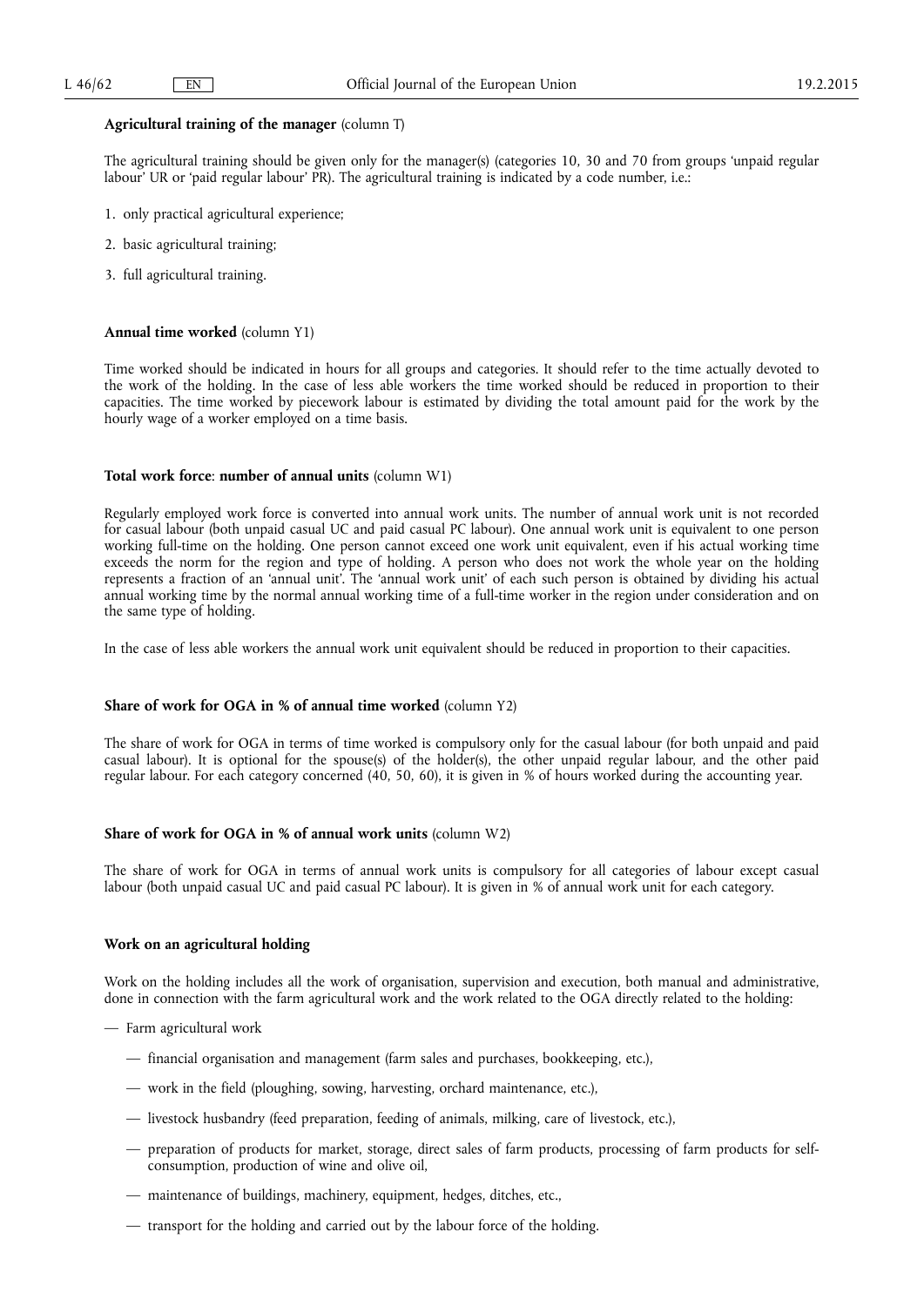**Agricultural training of the manager** (column T)

The agricultural training should be given only for the manager(s) (categories 10, 30 and 70 from groups 'unpaid regular labour' UR or 'paid regular labour' PR). The agricultural training is indicated by a code number, i.e.:

1. only practical agricultural experience;
2. basic agricultural training;
3. full agricultural training.

**Annual time worked** (column Y1)

Time worked should be indicated in hours for all groups and categories. It should refer to the time actually devoted to the work of the holding. In the case of less able workers the time worked should be reduced in proportion to their capacities. The time worked by piecework labour is estimated by dividing the total amount paid for the work by the hourly wage of a worker employed on a time basis.

**Total work force**: **number of annual units** (column W1)

Regularly employed work force is converted into annual work units. The number of annual work unit is not recorded for casual labour (both unpaid casual UC and paid casual PC labour). One annual work unit is equivalent to one person working full-time on the holding. One person cannot exceed one work unit equivalent, even if his actual working time exceeds the norm for the region and type of holding. A person who does not work the whole year on the holding represents a fraction of an 'annual unit'. The 'annual work unit' of each such person is obtained by dividing his actual annual working time by the normal annual working time of a full-time worker in the region under consideration and on the same type of holding.

In the case of less able workers the annual work unit equivalent should be reduced in proportion to their capacities.

**Share of work for OGA in % of annual time worked** (column Y2)

The share of work for OGA in terms of time worked is compulsory only for the casual labour (for both unpaid and paid casual labour). It is optional for the spouse(s) of the holder(s), the other unpaid regular labour, and the other paid regular labour. For each category concerned (40, 50, 60), it is given in % of hours worked during the accounting year.

**Share of work for OGA in % of annual work units** (column W2)

The share of work for OGA in terms of annual work units is compulsory for all categories of labour except casual labour (both unpaid casual UC and paid casual PC labour). It is given in % of annual work unit for each category.

**Work on an agricultural holding**

Work on the holding includes all the work of organisation, supervision and execution, both manual and administrative, done in connection with the farm agricultural work and the work related to the OGA directly related to the holding:

- Farm agricultural work
  - financial organisation and management (farm sales and purchases, bookkeeping, etc.),
  - work in the field (ploughing, sowing, harvesting, orchard maintenance, etc.),
  - livestock husbandry (feed preparation, feeding of animals, milking, care of livestock, etc.),
  - preparation of products for market, storage, direct sales of farm products, processing of farm products for self-consumption, production of wine and olive oil,
  - maintenance of buildings, machinery, equipment, hedges, ditches, etc.,
  - transport for the holding and carried out by the labour force of the holding.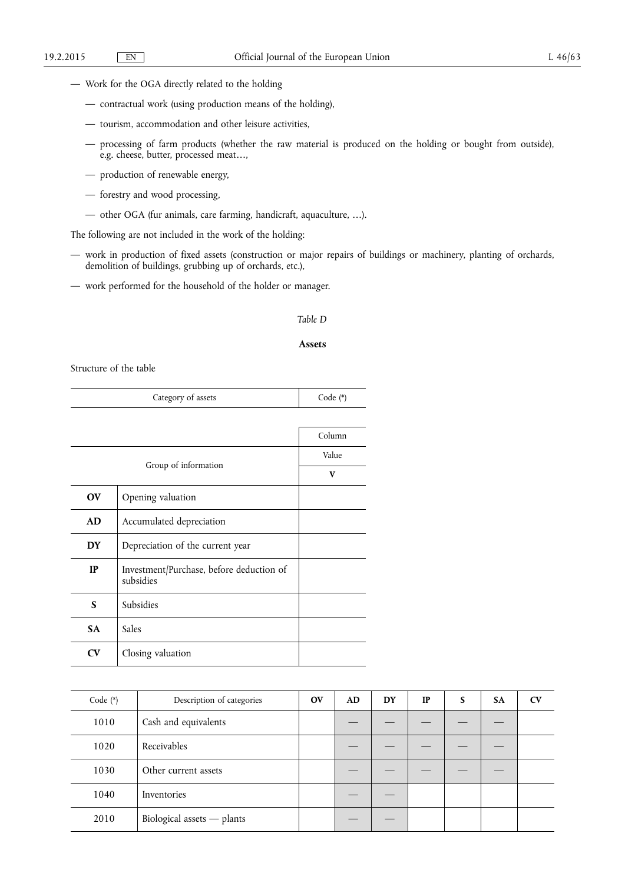— Work for the OGA directly related to the holding

  — contractual work (using production means of the holding),

  — tourism, accommodation and other leisure activities,

  — processing of farm products (whether the raw material is produced on the holding or bought from outside), e.g. cheese, butter, processed meat…,

  — production of renewable energy,

  — forestry and wood processing,

  — other OGA (fur animals, care farming, handicraft, aquaculture, …).

The following are not included in the work of the holding:

— work in production of fixed assets (construction or major repairs of buildings or machinery, planting of orchards, demolition of buildings, grubbing up of orchards, etc.),

— work performed for the household of the holder or manager.

*Table D*

**Assets**

Structure of the table

| Category of assets | Code (*) |
|---|---|

| Group of information | | Column |
|---|---|---|
| | | Value |
| | | **V** |
| **OV** | Opening valuation | |
| **AD** | Accumulated depreciation | |
| **DY** | Depreciation of the current year | |
| **IP** | Investment/Purchase, before deduction of subsidies | |
| **S** | Subsidies | |
| **SA** | Sales | |
| **CV** | Closing valuation | |

| Code (*) | Description of categories | **OV** | **AD** | **DY** | **IP** | **S** | **SA** | **CV** |
|---|---|---|---|---|---|---|---|---|
| 1010 | Cash and equivalents | | — | — | — | — | — | |
| 1020 | Receivables | | — | — | — | — | — | |
| 1030 | Other current assets | | — | — | — | — | — | |
| 1040 | Inventories | | — | — | | | | |
| 2010 | Biological assets — plants | | — | — | | | | |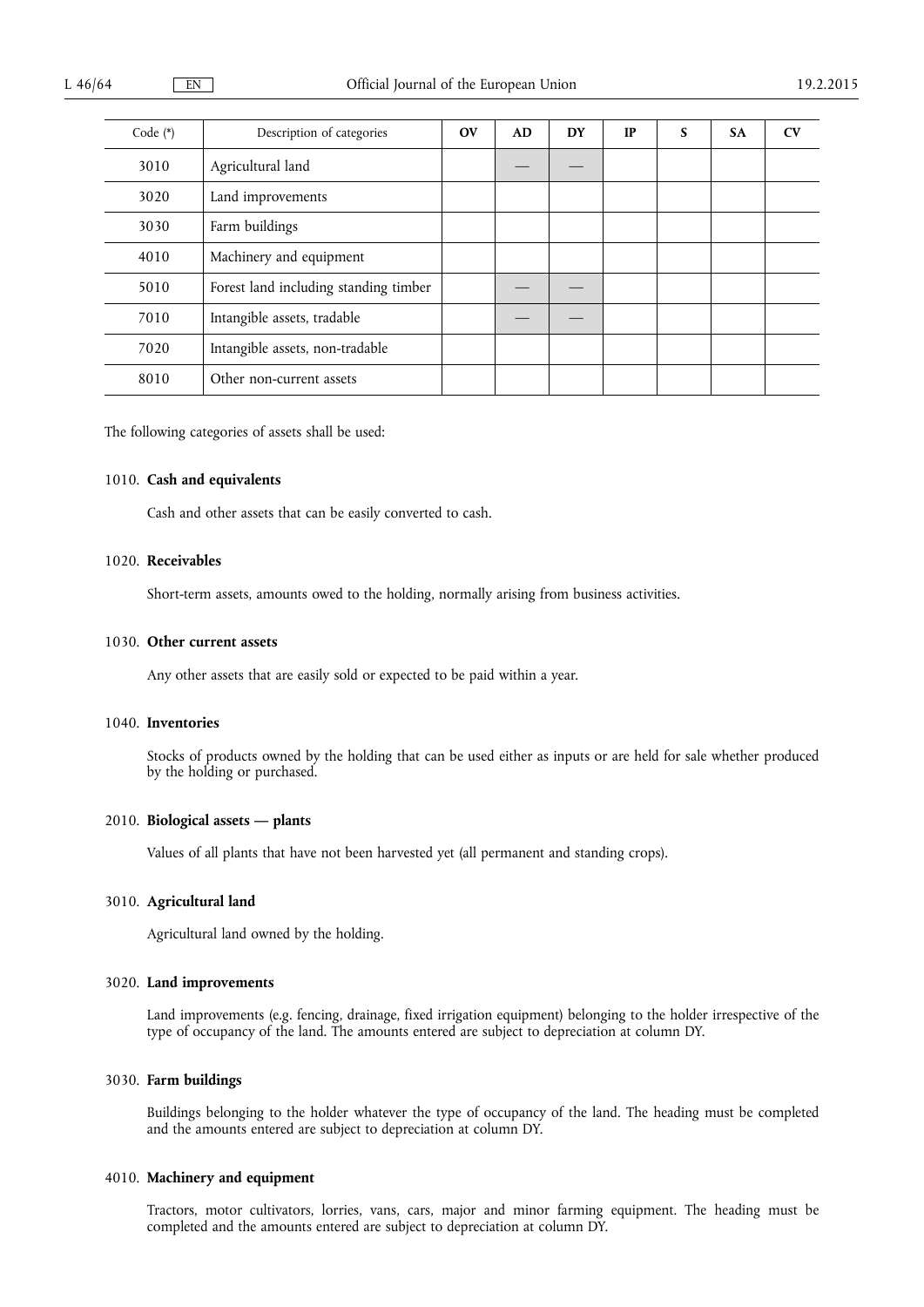| Code (*) | Description of categories | OV | AD | DY | IP | S | SA | CV |
|---|---|---|---|---|---|---|---|---|
| 3010 | Agricultural land | | — | — | | | | |
| 3020 | Land improvements | | | | | | | |
| 3030 | Farm buildings | | | | | | | |
| 4010 | Machinery and equipment | | | | | | | |
| 5010 | Forest land including standing timber | | — | — | | | | |
| 7010 | Intangible assets, tradable | | — | — | | | | |
| 7020 | Intangible assets, non-tradable | | | | | | | |
| 8010 | Other non-current assets | | | | | | | |

The following categories of assets shall be used:

1010. **Cash and equivalents**

Cash and other assets that can be easily converted to cash.

1020. **Receivables**

Short-term assets, amounts owed to the holding, normally arising from business activities.

1030. **Other current assets**

Any other assets that are easily sold or expected to be paid within a year.

1040. **Inventories**

Stocks of products owned by the holding that can be used either as inputs or are held for sale whether produced by the holding or purchased.

2010. **Biological assets — plants**

Values of all plants that have not been harvested yet (all permanent and standing crops).

3010. **Agricultural land**

Agricultural land owned by the holding.

3020. **Land improvements**

Land improvements (e.g. fencing, drainage, fixed irrigation equipment) belonging to the holder irrespective of the type of occupancy of the land. The amounts entered are subject to depreciation at column DY.

3030. **Farm buildings**

Buildings belonging to the holder whatever the type of occupancy of the land. The heading must be completed and the amounts entered are subject to depreciation at column DY.

4010. **Machinery and equipment**

Tractors, motor cultivators, lorries, vans, cars, major and minor farming equipment. The heading must be completed and the amounts entered are subject to depreciation at column DY.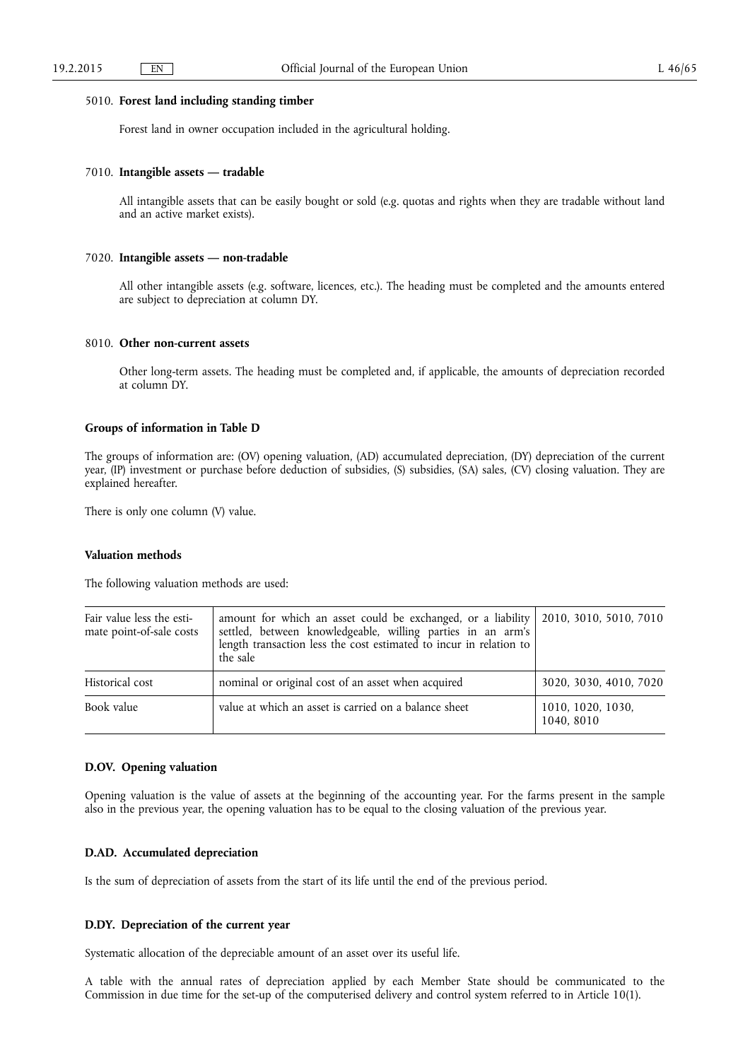5010. **Forest land including standing timber**

Forest land in owner occupation included in the agricultural holding.

7010. **Intangible assets — tradable**

All intangible assets that can be easily bought or sold (e.g. quotas and rights when they are tradable without land and an active market exists).

7020. **Intangible assets — non-tradable**

All other intangible assets (e.g. software, licences, etc.). The heading must be completed and the amounts entered are subject to depreciation at column DY.

8010. **Other non-current assets**

Other long-term assets. The heading must be completed and, if applicable, the amounts of depreciation recorded at column DY.

**Groups of information in Table D**

The groups of information are: (OV) opening valuation, (AD) accumulated depreciation, (DY) depreciation of the current year, (IP) investment or purchase before deduction of subsidies, (S) subsidies, (SA) sales, (CV) closing valuation. They are explained hereafter.

There is only one column (V) value.

**Valuation methods**

The following valuation methods are used:

| | | |
|---|---|---|
| Fair value less the estimate point-of-sale costs | amount for which an asset could be exchanged, or a liability settled, between knowledgeable, willing parties in an arm's length transaction less the cost estimated to incur in relation to the sale | 2010, 3010, 5010, 7010 |
| Historical cost | nominal or original cost of an asset when acquired | 3020, 3030, 4010, 7020 |
| Book value | value at which an asset is carried on a balance sheet | 1010, 1020, 1030, 1040, 8010 |

**D.OV. Opening valuation**

Opening valuation is the value of assets at the beginning of the accounting year. For the farms present in the sample also in the previous year, the opening valuation has to be equal to the closing valuation of the previous year.

**D.AD. Accumulated depreciation**

Is the sum of depreciation of assets from the start of its life until the end of the previous period.

**D.DY. Depreciation of the current year**

Systematic allocation of the depreciable amount of an asset over its useful life.

A table with the annual rates of depreciation applied by each Member State should be communicated to the Commission in due time for the set-up of the computerised delivery and control system referred to in Article 10(1).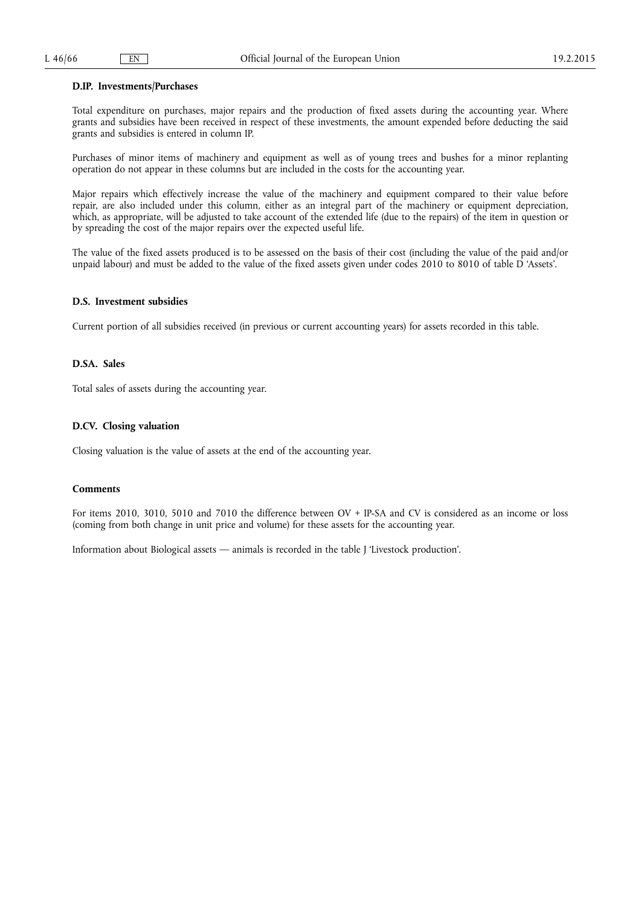### D.IP. Investments/Purchases

Total expenditure on purchases, major repairs and the production of fixed assets during the accounting year. Where grants and subsidies have been received in respect of these investments, the amount expended before deducting the said grants and subsidies is entered in column IP.

Purchases of minor items of machinery and equipment as well as of young trees and bushes for a minor replanting operation do not appear in these columns but are included in the costs for the accounting year.

Major repairs which effectively increase the value of the machinery and equipment compared to their value before repair, are also included under this column, either as an integral part of the machinery or equipment depreciation, which, as appropriate, will be adjusted to take account of the extended life (due to the repairs) of the item in question or by spreading the cost of the major repairs over the expected useful life.

The value of the fixed assets produced is to be assessed on the basis of their cost (including the value of the paid and/or unpaid labour) and must be added to the value of the fixed assets given under codes 2010 to 8010 of table D 'Assets'.

### D.S. Investment subsidies

Current portion of all subsidies received (in previous or current accounting years) for assets recorded in this table.

### D.SA. Sales

Total sales of assets during the accounting year.

### D.CV. Closing valuation

Closing valuation is the value of assets at the end of the accounting year.

### Comments

For items 2010, 3010, 5010 and 7010 the difference between OV + IP-SA and CV is considered as an income or loss (coming from both change in unit price and volume) for these assets for the accounting year.

Information about Biological assets — animals is recorded in the table J 'Livestock production'.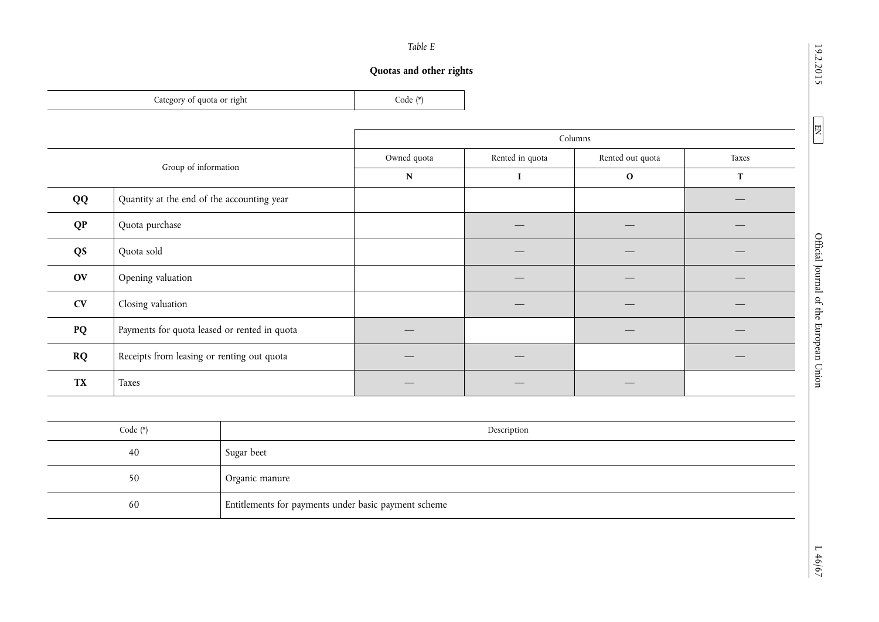*Table E*

**Quotas and other rights**

| Category of quota or right | Code (*) |
|---|---|

| Group of information | | Columns | | | |
|---|---|---|---|---|---|
| | | Owned quota | Rented in quota | Rented out quota | Taxes |
| | | **N** | **I** | **O** | **T** |
| **QQ** | Quantity at the end of the accounting year | | | | — |
| **QP** | Quota purchase | | — | — | — |
| **QS** | Quota sold | | — | — | — |
| **OV** | Opening valuation | | — | — | — |
| **CV** | Closing valuation | | — | — | — |
| **PQ** | Payments for quota leased or rented in quota | — | | — | — |
| **RQ** | Receipts from leasing or renting out quota | — | — | | — |
| **TX** | Taxes | — | — | — | |

| Code (*) | Description |
|---|---|
| 40 | Sugar beet |
| 50 | Organic manure |
| 60 | Entitlements for payments under basic payment scheme |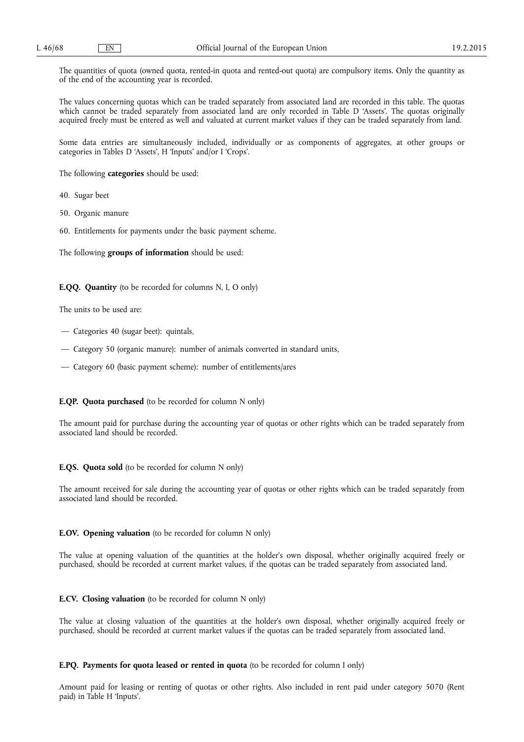The quantities of quota (owned quota, rented-in quota and rented-out quota) are compulsory items. Only the quantity as of the end of the accounting year is recorded.

The values concerning quotas which can be traded separately from associated land are recorded in this table. The quotas which cannot be traded separately from associated land are only recorded in Table D 'Assets'. The quotas originally acquired freely must be entered as well and valuated at current market values if they can be traded separately from land.

Some data entries are simultaneously included, individually or as components of aggregates, at other groups or categories in Tables D 'Assets', H 'Inputs' and/or I 'Crops'.

The following **categories** should be used:

40. Sugar beet

50. Organic manure

60. Entitlements for payments under the basic payment scheme.

The following **groups of information** should be used:

**E.QQ. Quantity** (to be recorded for columns N, I, O only)

The units to be used are:

— Categories 40 (sugar beet): quintals,

— Category 50 (organic manure): number of animals converted in standard units,

— Category 60 (basic payment scheme): number of entitlements/ares

**E.QP. Quota purchased** (to be recorded for column N only)

The amount paid for purchase during the accounting year of quotas or other rights which can be traded separately from associated land should be recorded.

**E.QS. Quota sold** (to be recorded for column N only)

The amount received for sale during the accounting year of quotas or other rights which can be traded separately from associated land should be recorded.

**E.OV. Opening valuation** (to be recorded for column N only)

The value at opening valuation of the quantities at the holder's own disposal, whether originally acquired freely or purchased, should be recorded at current market values, if the quotas can be traded separately from associated land.

**E.CV. Closing valuation** (to be recorded for column N only)

The value at closing valuation of the quantities at the holder's own disposal, whether originally acquired freely or purchased, should be recorded at current market values if the quotas can be traded separately from associated land.

**E.PQ. Payments for quota leased or rented in quota** (to be recorded for column I only)

Amount paid for leasing or renting of quotas or other rights. Also included in rent paid under category 5070 (Rent paid) in Table H 'Inputs'.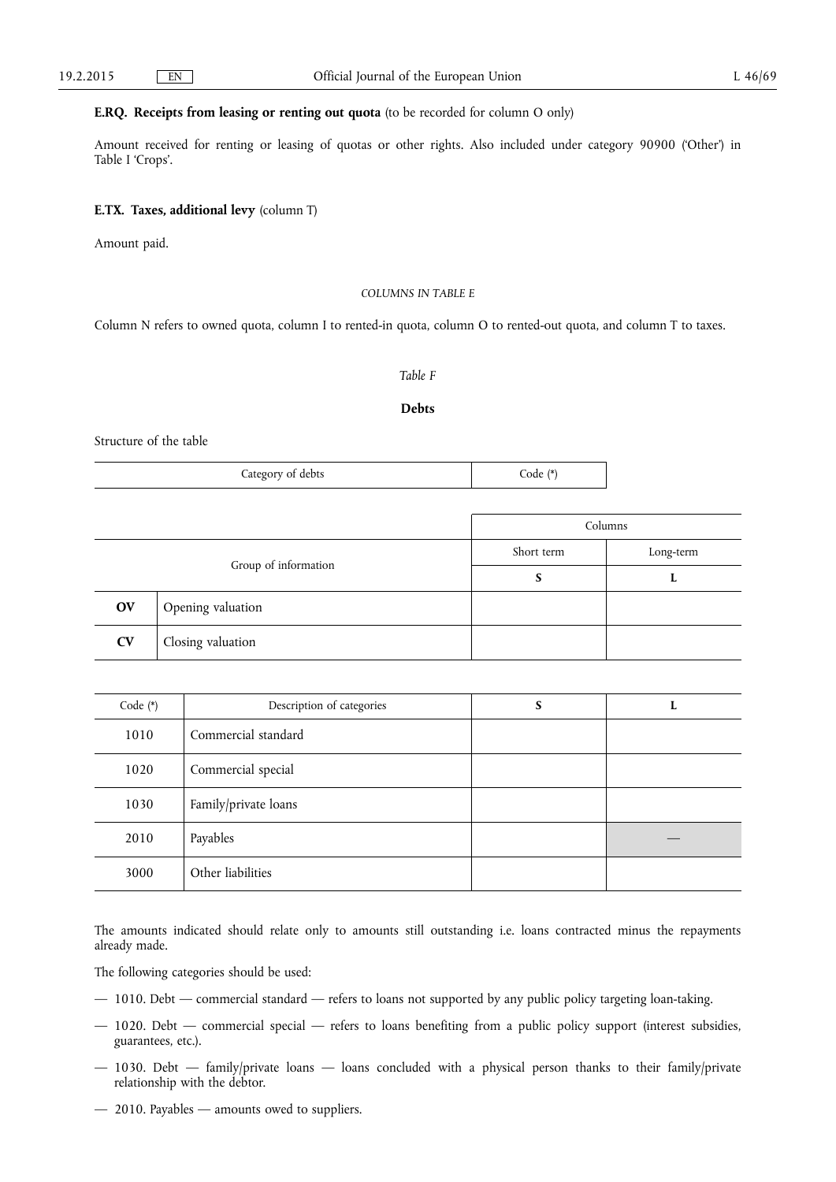**E.RQ. Receipts from leasing or renting out quota** (to be recorded for column O only)

Amount received for renting or leasing of quotas or other rights. Also included under category 90900 ('Other') in Table I 'Crops'.

**E.TX. Taxes, additional levy** (column T)

Amount paid.

*COLUMNS IN TABLE E*

Column N refers to owned quota, column I to rented-in quota, column O to rented-out quota, and column T to taxes.

*Table F*

**Debts**

Structure of the table

| Category of debts | Code (*) |
|---|---|

| Group of information | | Columns | |
|---|---|---|---|
| | | Short term | Long-term |
| | | **S** | **L** |
| **OV** | Opening valuation | | |
| **CV** | Closing valuation | | |

| Code (*) | Description of categories | **S** | **L** |
|---|---|---|---|
| 1010 | Commercial standard | | |
| 1020 | Commercial special | | |
| 1030 | Family/private loans | | |
| 2010 | Payables | | — |
| 3000 | Other liabilities | | |

The amounts indicated should relate only to amounts still outstanding i.e. loans contracted minus the repayments already made.

The following categories should be used:

— 1010. Debt — commercial standard — refers to loans not supported by any public policy targeting loan-taking.

— 1020. Debt — commercial special — refers to loans benefiting from a public policy support (interest subsidies, guarantees, etc.).

— 1030. Debt — family/private loans — loans concluded with a physical person thanks to their family/private relationship with the debtor.

— 2010. Payables — amounts owed to suppliers.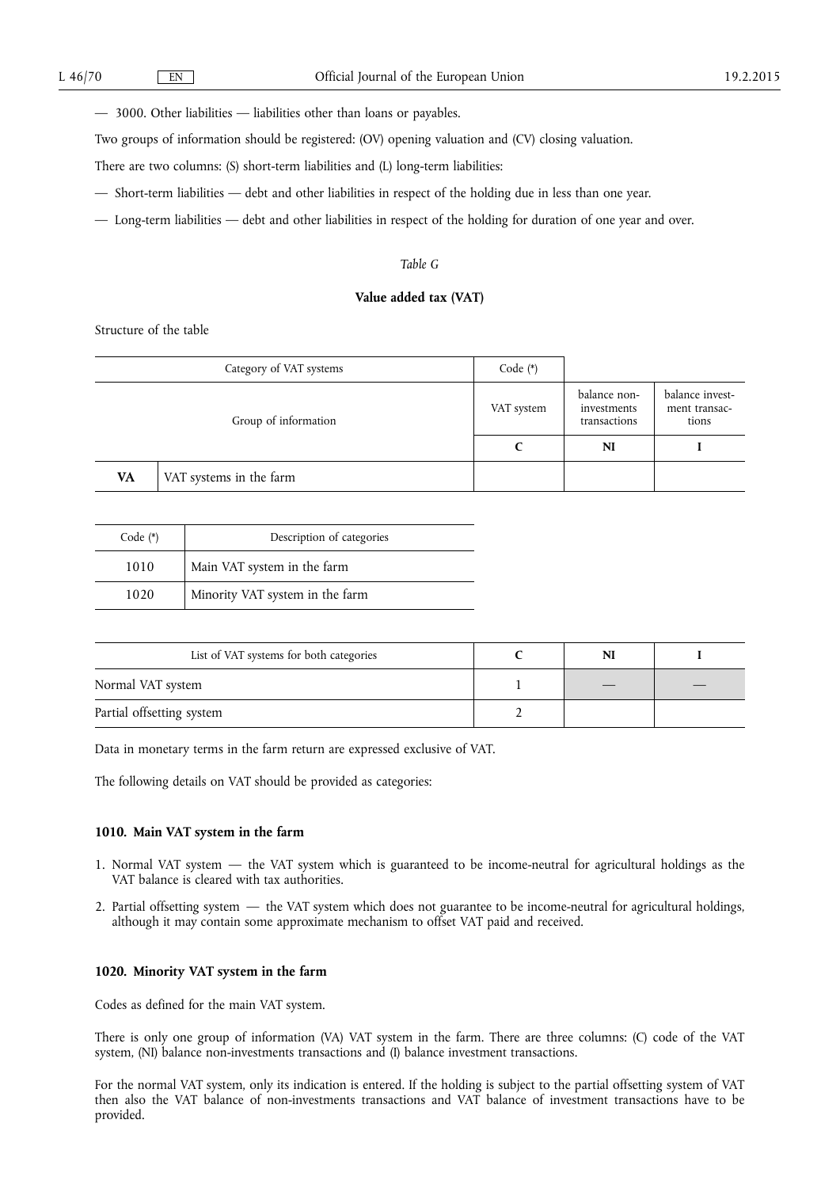— 3000. Other liabilities — liabilities other than loans or payables.

Two groups of information should be registered: (OV) opening valuation and (CV) closing valuation.

There are two columns: (S) short-term liabilities and (L) long-term liabilities:

— Short-term liabilities — debt and other liabilities in respect of the holding due in less than one year.

— Long-term liabilities — debt and other liabilities in respect of the holding for duration of one year and over.

*Table G*

**Value added tax (VAT)**

Structure of the table

| Category of VAT systems | | Code (*) | | |
|---|---|---|---|---|
| Group of information | | VAT system | balance non-investments transactions | balance investment transactions |
| | | **C** | **NI** | **I** |
| **VA** | VAT systems in the farm | | | |

| Code (*) | Description of categories |
|---|---|
| 1010 | Main VAT system in the farm |
| 1020 | Minority VAT system in the farm |

| List of VAT systems for both categories | C | NI | I |
|---|---|---|---|
| Normal VAT system | 1 | — | — |
| Partial offsetting system | 2 | | |

Data in monetary terms in the farm return are expressed exclusive of VAT.

The following details on VAT should be provided as categories:

### 1010. Main VAT system in the farm

1. Normal VAT system — the VAT system which is guaranteed to be income-neutral for agricultural holdings as the VAT balance is cleared with tax authorities.
2. Partial offsetting system — the VAT system which does not guarantee to be income-neutral for agricultural holdings, although it may contain some approximate mechanism to offset VAT paid and received.

### 1020. Minority VAT system in the farm

Codes as defined for the main VAT system.

There is only one group of information (VA) VAT system in the farm. There are three columns: (C) code of the VAT system, (NI) balance non-investments transactions and (I) balance investment transactions.

For the normal VAT system, only its indication is entered. If the holding is subject to the partial offsetting system of VAT then also the VAT balance of non-investments transactions and VAT balance of investment transactions have to be provided.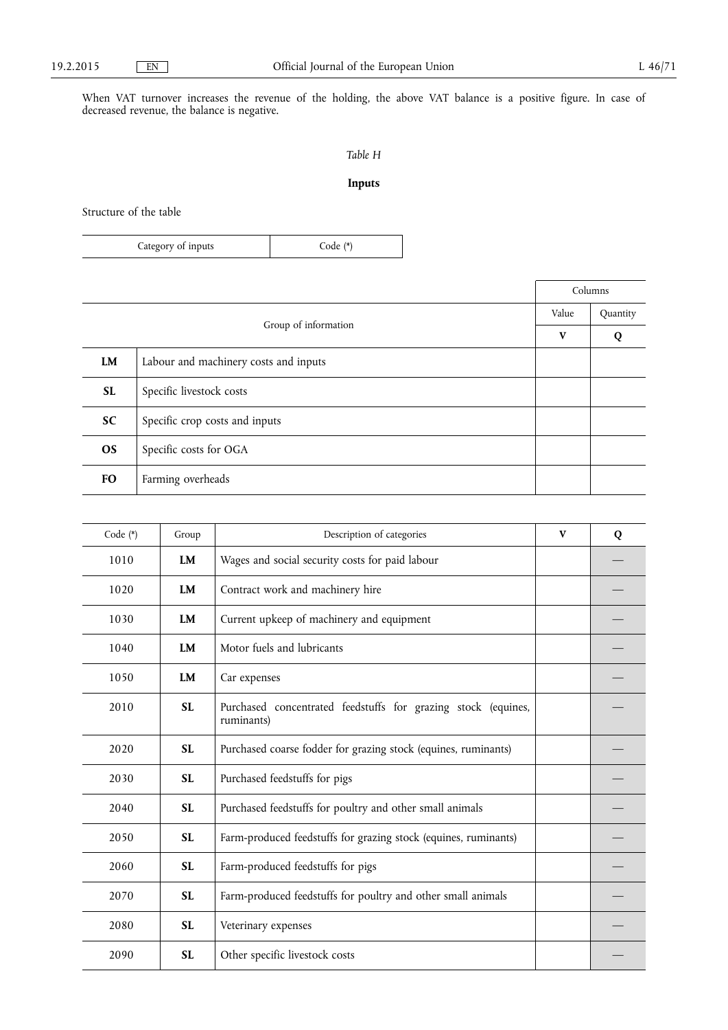When VAT turnover increases the revenue of the holding, the above VAT balance is a positive figure. In case of decreased revenue, the balance is negative.

*Table H*

**Inputs**

Structure of the table

| Category of inputs | Code (*) |
|---|---|

| | Group of information | Columns | |
|---|---|---|---|
| | | Value | Quantity |
| | | **V** | **Q** |
| **LM** | Labour and machinery costs and inputs | | |
| **SL** | Specific livestock costs | | |
| **SC** | Specific crop costs and inputs | | |
| **OS** | Specific costs for OGA | | |
| **FO** | Farming overheads | | |

| Code (*) | Group | Description of categories | V | Q |
|---|---|---|---|---|
| 1010 | **LM** | Wages and social security costs for paid labour | | — |
| 1020 | **LM** | Contract work and machinery hire | | — |
| 1030 | **LM** | Current upkeep of machinery and equipment | | — |
| 1040 | **LM** | Motor fuels and lubricants | | — |
| 1050 | **LM** | Car expenses | | — |
| 2010 | **SL** | Purchased concentrated feedstuffs for grazing stock (equines, ruminants) | | — |
| 2020 | **SL** | Purchased coarse fodder for grazing stock (equines, ruminants) | | — |
| 2030 | **SL** | Purchased feedstuffs for pigs | | — |
| 2040 | **SL** | Purchased feedstuffs for poultry and other small animals | | — |
| 2050 | **SL** | Farm-produced feedstuffs for grazing stock (equines, ruminants) | | — |
| 2060 | **SL** | Farm-produced feedstuffs for pigs | | — |
| 2070 | **SL** | Farm-produced feedstuffs for poultry and other small animals | | — |
| 2080 | **SL** | Veterinary expenses | | — |
| 2090 | **SL** | Other specific livestock costs | | — |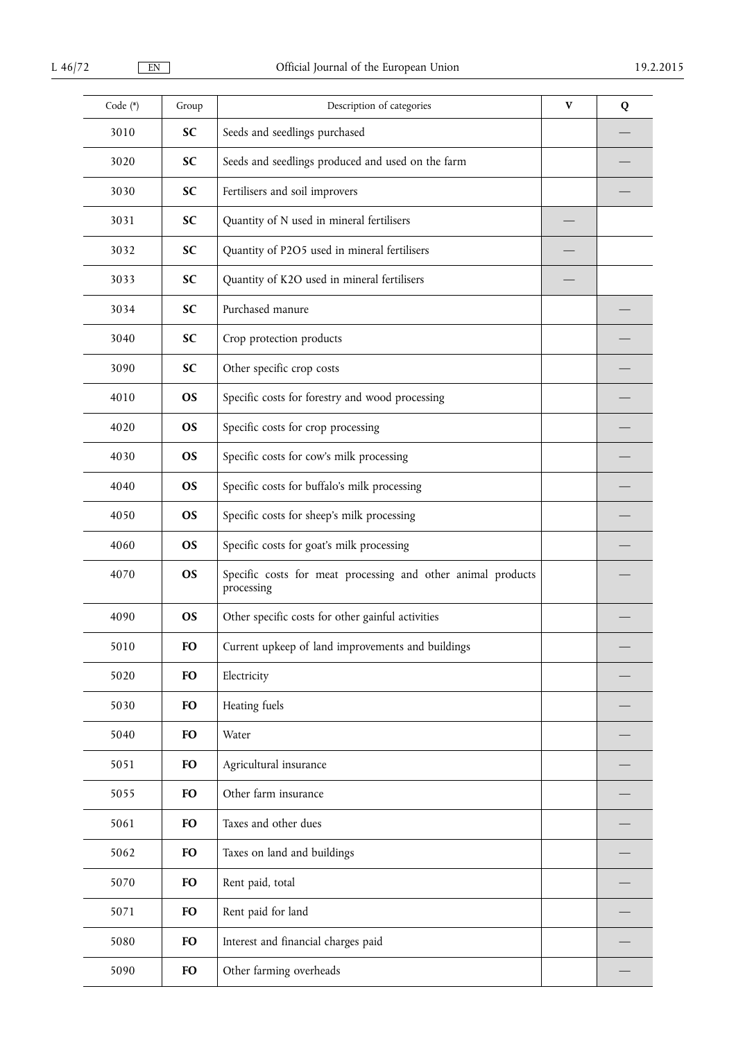| Code (*) | Group | Description of categories | V | Q |
|---|---|---|---|---|
| 3010 | **SC** | Seeds and seedlings purchased | | — |
| 3020 | **SC** | Seeds and seedlings produced and used on the farm | | — |
| 3030 | **SC** | Fertilisers and soil improvers | | — |
| 3031 | **SC** | Quantity of N used in mineral fertilisers | — | |
| 3032 | **SC** | Quantity of P2O5 used in mineral fertilisers | — | |
| 3033 | **SC** | Quantity of K2O used in mineral fertilisers | — | |
| 3034 | **SC** | Purchased manure | | — |
| 3040 | **SC** | Crop protection products | | — |
| 3090 | **SC** | Other specific crop costs | | — |
| 4010 | **OS** | Specific costs for forestry and wood processing | | — |
| 4020 | **OS** | Specific costs for crop processing | | — |
| 4030 | **OS** | Specific costs for cow's milk processing | | — |
| 4040 | **OS** | Specific costs for buffalo's milk processing | | — |
| 4050 | **OS** | Specific costs for sheep's milk processing | | — |
| 4060 | **OS** | Specific costs for goat's milk processing | | — |
| 4070 | **OS** | Specific costs for meat processing and other animal products processing | | — |
| 4090 | **OS** | Other specific costs for other gainful activities | | — |
| 5010 | **FO** | Current upkeep of land improvements and buildings | | — |
| 5020 | **FO** | Electricity | | — |
| 5030 | **FO** | Heating fuels | | — |
| 5040 | **FO** | Water | | — |
| 5051 | **FO** | Agricultural insurance | | — |
| 5055 | **FO** | Other farm insurance | | — |
| 5061 | **FO** | Taxes and other dues | | — |
| 5062 | **FO** | Taxes on land and buildings | | — |
| 5070 | **FO** | Rent paid, total | | — |
| 5071 | **FO** | Rent paid for land | | — |
| 5080 | **FO** | Interest and financial charges paid | | — |
| 5090 | **FO** | Other farming overheads | | — |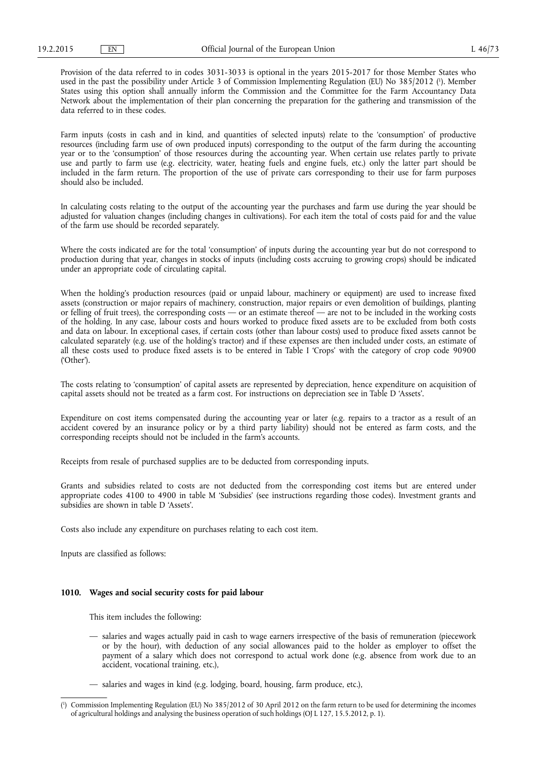Provision of the data referred to in codes 3031-3033 is optional in the years 2015-2017 for those Member States who used in the past the possibility under Article 3 of Commission Implementing Regulation (EU) No 385/2012 [1]. Member States using this option shall annually inform the Commission and the Committee for the Farm Accountancy Data Network about the implementation of their plan concerning the preparation for the gathering and transmission of the data referred to in these codes.

Farm inputs (costs in cash and in kind, and quantities of selected inputs) relate to the 'consumption' of productive resources (including farm use of own produced inputs) corresponding to the output of the farm during the accounting year or to the 'consumption' of those resources during the accounting year. When certain use relates partly to private use and partly to farm use (e.g. electricity, water, heating fuels and engine fuels, etc.) only the latter part should be included in the farm return. The proportion of the use of private cars corresponding to their use for farm purposes should also be included.

In calculating costs relating to the output of the accounting year the purchases and farm use during the year should be adjusted for valuation changes (including changes in cultivations). For each item the total of costs paid for and the value of the farm use should be recorded separately.

Where the costs indicated are for the total 'consumption' of inputs during the accounting year but do not correspond to production during that year, changes in stocks of inputs (including costs accruing to growing crops) should be indicated under an appropriate code of circulating capital.

When the holding's production resources (paid or unpaid labour, machinery or equipment) are used to increase fixed assets (construction or major repairs of machinery, construction, major repairs or even demolition of buildings, planting or felling of fruit trees), the corresponding costs — or an estimate thereof — are not to be included in the working costs of the holding. In any case, labour costs and hours worked to produce fixed assets are to be excluded from both costs and data on labour. In exceptional cases, if certain costs (other than labour costs) used to produce fixed assets cannot be calculated separately (e.g. use of the holding's tractor) and if these expenses are then included under costs, an estimate of all these costs used to produce fixed assets is to be entered in Table I 'Crops' with the category of crop code 90900 ('Other').

The costs relating to 'consumption' of capital assets are represented by depreciation, hence expenditure on acquisition of capital assets should not be treated as a farm cost. For instructions on depreciation see in Table D 'Assets'.

Expenditure on cost items compensated during the accounting year or later (e.g. repairs to a tractor as a result of an accident covered by an insurance policy or by a third party liability) should not be entered as farm costs, and the corresponding receipts should not be included in the farm's accounts.

Receipts from resale of purchased supplies are to be deducted from corresponding inputs.

Grants and subsidies related to costs are not deducted from the corresponding cost items but are entered under appropriate codes 4100 to 4900 in table M 'Subsidies' (see instructions regarding those codes). Investment grants and subsidies are shown in table D 'Assets'.

Costs also include any expenditure on purchases relating to each cost item.

Inputs are classified as follows:

**1010. Wages and social security costs for paid labour**

This item includes the following:

- salaries and wages actually paid in cash to wage earners irrespective of the basis of remuneration (piecework or by the hour), with deduction of any social allowances paid to the holder as employer to offset the payment of a salary which does not correspond to actual work done (e.g. absence from work due to an accident, vocational training, etc.),
- salaries and wages in kind (e.g. lodging, board, housing, farm produce, etc.),

[1] Commission Implementing Regulation (EU) No 385/2012 of 30 April 2012 on the farm return to be used for determining the incomes of agricultural holdings and analysing the business operation of such holdings (OJ L 127, 15.5.2012, p. 1).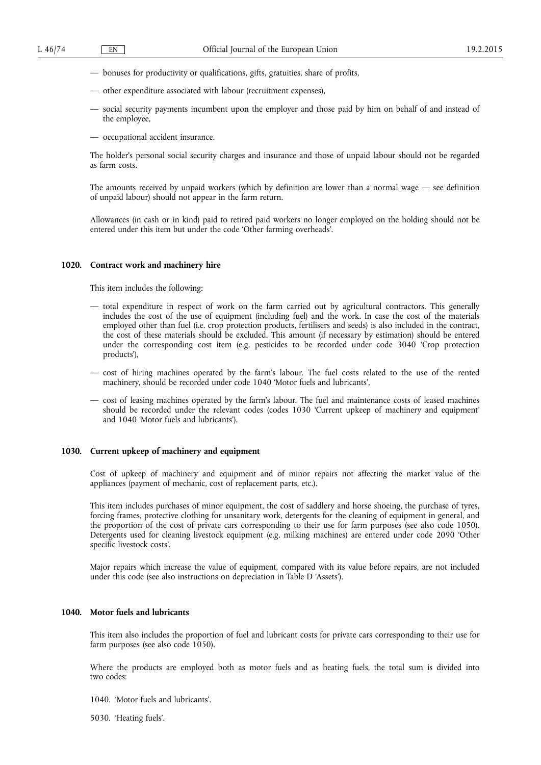— bonuses for productivity or qualifications, gifts, gratuities, share of profits,

— other expenditure associated with labour (recruitment expenses),

— social security payments incumbent upon the employer and those paid by him on behalf of and instead of the employee,

— occupational accident insurance.

The holder's personal social security charges and insurance and those of unpaid labour should not be regarded as farm costs.

The amounts received by unpaid workers (which by definition are lower than a normal wage — see definition of unpaid labour) should not appear in the farm return.

Allowances (in cash or in kind) paid to retired paid workers no longer employed on the holding should not be entered under this item but under the code 'Other farming overheads'.

**1020. Contract work and machinery hire**

This item includes the following:

— total expenditure in respect of work on the farm carried out by agricultural contractors. This generally includes the cost of the use of equipment (including fuel) and the work. In case the cost of the materials employed other than fuel (i.e. crop protection products, fertilisers and seeds) is also included in the contract, the cost of these materials should be excluded. This amount (if necessary by estimation) should be entered under the corresponding cost item (e.g. pesticides to be recorded under code 3040 'Crop protection products'),

— cost of hiring machines operated by the farm's labour. The fuel costs related to the use of the rented machinery, should be recorded under code 1040 'Motor fuels and lubricants',

— cost of leasing machines operated by the farm's labour. The fuel and maintenance costs of leased machines should be recorded under the relevant codes (codes 1030 'Current upkeep of machinery and equipment' and 1040 'Motor fuels and lubricants').

**1030. Current upkeep of machinery and equipment**

Cost of upkeep of machinery and equipment and of minor repairs not affecting the market value of the appliances (payment of mechanic, cost of replacement parts, etc.).

This item includes purchases of minor equipment, the cost of saddlery and horse shoeing, the purchase of tyres, forcing frames, protective clothing for unsanitary work, detergents for the cleaning of equipment in general, and the proportion of the cost of private cars corresponding to their use for farm purposes (see also code 1050). Detergents used for cleaning livestock equipment (e.g. milking machines) are entered under code 2090 'Other specific livestock costs'.

Major repairs which increase the value of equipment, compared with its value before repairs, are not included under this code (see also instructions on depreciation in Table D 'Assets').

**1040. Motor fuels and lubricants**

This item also includes the proportion of fuel and lubricant costs for private cars corresponding to their use for farm purposes (see also code 1050).

Where the products are employed both as motor fuels and as heating fuels, the total sum is divided into two codes:

1040. 'Motor fuels and lubricants'.

5030. 'Heating fuels'.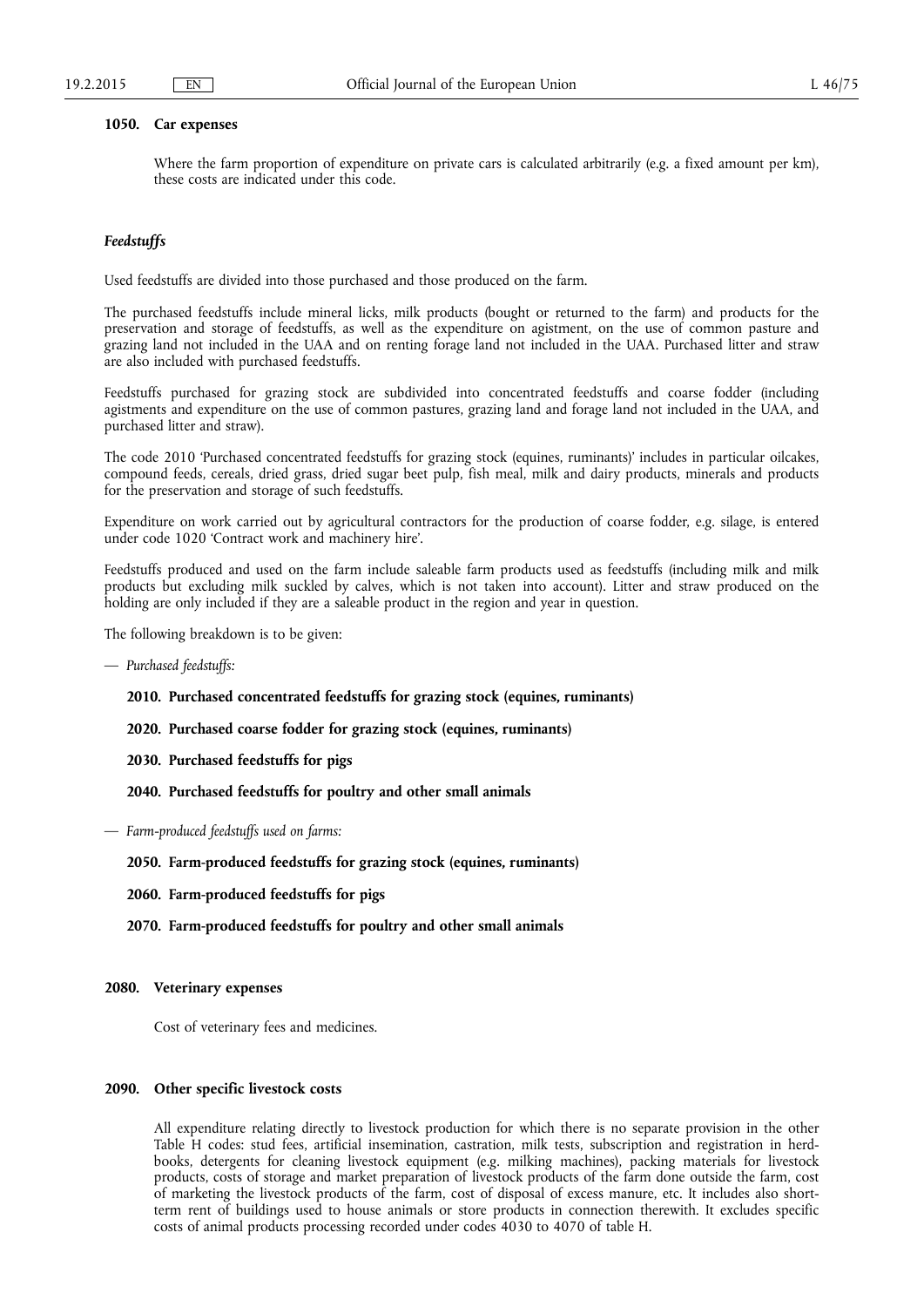**1050. Car expenses**

Where the farm proportion of expenditure on private cars is calculated arbitrarily (e.g. a fixed amount per km), these costs are indicated under this code.

***Feedstuffs***

Used feedstuffs are divided into those purchased and those produced on the farm.

The purchased feedstuffs include mineral licks, milk products (bought or returned to the farm) and products for the preservation and storage of feedstuffs, as well as the expenditure on agistment, on the use of common pasture and grazing land not included in the UAA and on renting forage land not included in the UAA. Purchased litter and straw are also included with purchased feedstuffs.

Feedstuffs purchased for grazing stock are subdivided into concentrated feedstuffs and coarse fodder (including agistments and expenditure on the use of common pastures, grazing land and forage land not included in the UAA, and purchased litter and straw).

The code 2010 'Purchased concentrated feedstuffs for grazing stock (equines, ruminants)' includes in particular oilcakes, compound feeds, cereals, dried grass, dried sugar beet pulp, fish meal, milk and dairy products, minerals and products for the preservation and storage of such feedstuffs.

Expenditure on work carried out by agricultural contractors for the production of coarse fodder, e.g. silage, is entered under code 1020 'Contract work and machinery hire'.

Feedstuffs produced and used on the farm include saleable farm products used as feedstuffs (including milk and milk products but excluding milk suckled by calves, which is not taken into account). Litter and straw produced on the holding are only included if they are a saleable product in the region and year in question.

The following breakdown is to be given:

— *Purchased feedstuffs:*

**2010. Purchased concentrated feedstuffs for grazing stock (equines, ruminants)**

**2020. Purchased coarse fodder for grazing stock (equines, ruminants)**

**2030. Purchased feedstuffs for pigs**

**2040. Purchased feedstuffs for poultry and other small animals**

— *Farm-produced feedstuffs used on farms:*

**2050. Farm-produced feedstuffs for grazing stock (equines, ruminants)**

**2060. Farm-produced feedstuffs for pigs**

**2070. Farm-produced feedstuffs for poultry and other small animals**

**2080. Veterinary expenses**

Cost of veterinary fees and medicines.

**2090. Other specific livestock costs**

All expenditure relating directly to livestock production for which there is no separate provision in the other Table H codes: stud fees, artificial insemination, castration, milk tests, subscription and registration in herd-books, detergents for cleaning livestock equipment (e.g. milking machines), packing materials for livestock products, costs of storage and market preparation of livestock products of the farm done outside the farm, cost of marketing the livestock products of the farm, cost of disposal of excess manure, etc. It includes also short-term rent of buildings used to house animals or store products in connection therewith. It excludes specific costs of animal products processing recorded under codes 4030 to 4070 of table H.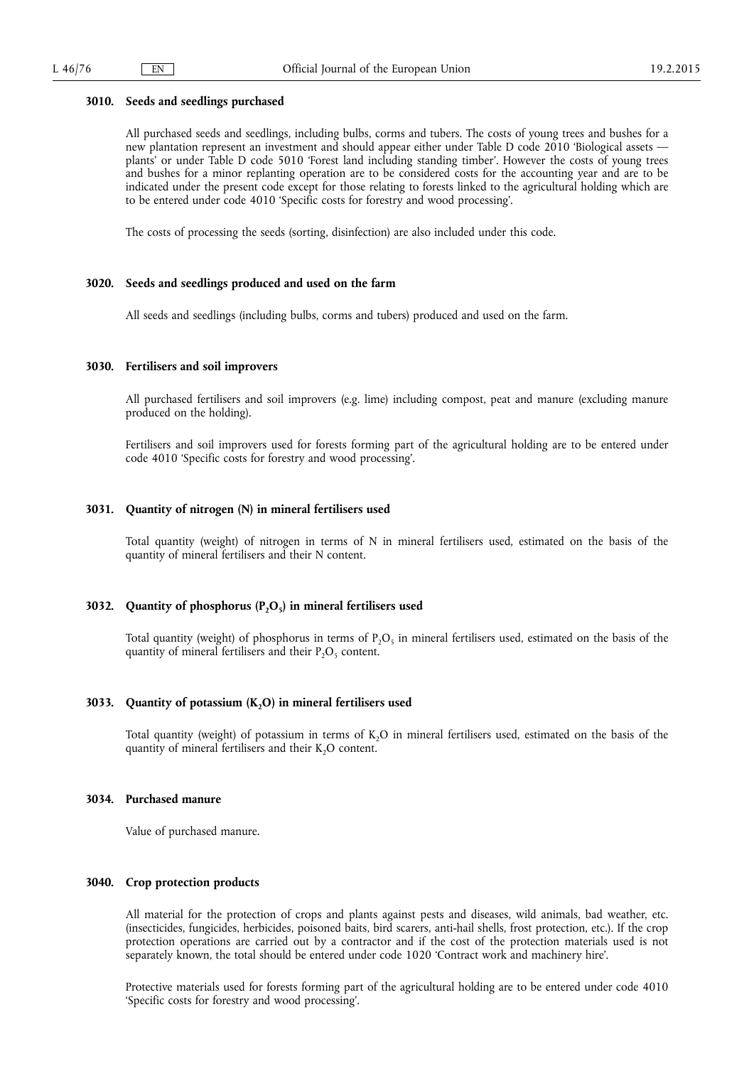### 3010. Seeds and seedlings purchased

All purchased seeds and seedlings, including bulbs, corms and tubers. The costs of young trees and bushes for a new plantation represent an investment and should appear either under Table D code 2010 'Biological assets — plants' or under Table D code 5010 'Forest land including standing timber'. However the costs of young trees and bushes for a minor replanting operation are to be considered costs for the accounting year and are to be indicated under the present code except for those relating to forests linked to the agricultural holding which are to be entered under code 4010 'Specific costs for forestry and wood processing'.

The costs of processing the seeds (sorting, disinfection) are also included under this code.

### 3020. Seeds and seedlings produced and used on the farm

All seeds and seedlings (including bulbs, corms and tubers) produced and used on the farm.

### 3030. Fertilisers and soil improvers

All purchased fertilisers and soil improvers (e.g. lime) including compost, peat and manure (excluding manure produced on the holding).

Fertilisers and soil improvers used for forests forming part of the agricultural holding are to be entered under code 4010 'Specific costs for forestry and wood processing'.

### 3031. Quantity of nitrogen (N) in mineral fertilisers used

Total quantity (weight) of nitrogen in terms of N in mineral fertilisers used, estimated on the basis of the quantity of mineral fertilisers and their N content.

### 3032. Quantity of phosphorus ($P_2O_5$) in mineral fertilisers used

Total quantity (weight) of phosphorus in terms of $P_2O_5$ in mineral fertilisers used, estimated on the basis of the quantity of mineral fertilisers and their $P_2O_5$ content.

### 3033. Quantity of potassium ($K_2O$) in mineral fertilisers used

Total quantity (weight) of potassium in terms of $K_2O$ in mineral fertilisers used, estimated on the basis of the quantity of mineral fertilisers and their $K_2O$ content.

### 3034. Purchased manure

Value of purchased manure.

### 3040. Crop protection products

All material for the protection of crops and plants against pests and diseases, wild animals, bad weather, etc. (insecticides, fungicides, herbicides, poisoned baits, bird scarers, anti-hail shells, frost protection, etc.). If the crop protection operations are carried out by a contractor and if the cost of the protection materials used is not separately known, the total should be entered under code 1020 'Contract work and machinery hire'.

Protective materials used for forests forming part of the agricultural holding are to be entered under code 4010 'Specific costs for forestry and wood processing'.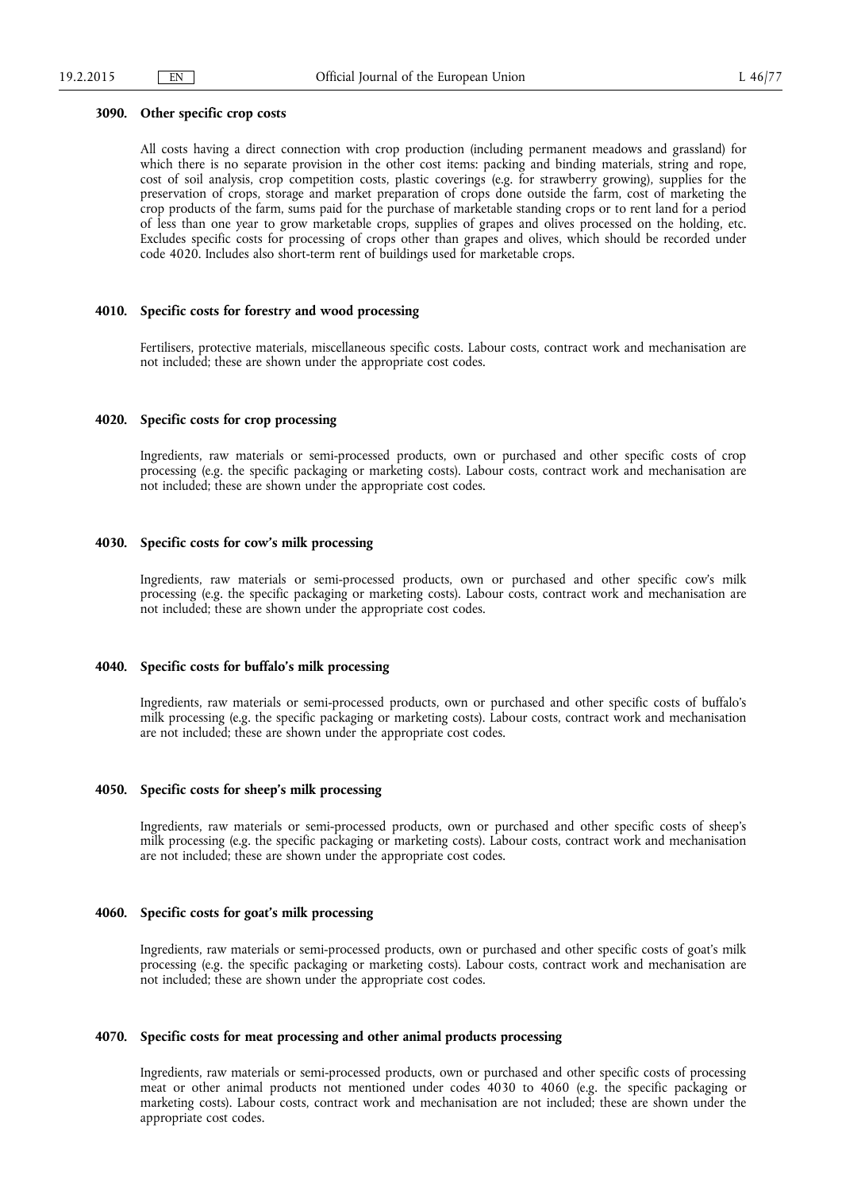### 3090. Other specific crop costs

All costs having a direct connection with crop production (including permanent meadows and grassland) for which there is no separate provision in the other cost items: packing and binding materials, string and rope, cost of soil analysis, crop competition costs, plastic coverings (e.g. for strawberry growing), supplies for the preservation of crops, storage and market preparation of crops done outside the farm, cost of marketing the crop products of the farm, sums paid for the purchase of marketable standing crops or to rent land for a period of less than one year to grow marketable crops, supplies of grapes and olives processed on the holding, etc. Excludes specific costs for processing of crops other than grapes and olives, which should be recorded under code 4020. Includes also short-term rent of buildings used for marketable crops.

### 4010. Specific costs for forestry and wood processing

Fertilisers, protective materials, miscellaneous specific costs. Labour costs, contract work and mechanisation are not included; these are shown under the appropriate cost codes.

### 4020. Specific costs for crop processing

Ingredients, raw materials or semi-processed products, own or purchased and other specific costs of crop processing (e.g. the specific packaging or marketing costs). Labour costs, contract work and mechanisation are not included; these are shown under the appropriate cost codes.

### 4030. Specific costs for cow's milk processing

Ingredients, raw materials or semi-processed products, own or purchased and other specific cow's milk processing (e.g. the specific packaging or marketing costs). Labour costs, contract work and mechanisation are not included; these are shown under the appropriate cost codes.

### 4040. Specific costs for buffalo's milk processing

Ingredients, raw materials or semi-processed products, own or purchased and other specific costs of buffalo's milk processing (e.g. the specific packaging or marketing costs). Labour costs, contract work and mechanisation are not included; these are shown under the appropriate cost codes.

### 4050. Specific costs for sheep's milk processing

Ingredients, raw materials or semi-processed products, own or purchased and other specific costs of sheep's milk processing (e.g. the specific packaging or marketing costs). Labour costs, contract work and mechanisation are not included; these are shown under the appropriate cost codes.

### 4060. Specific costs for goat's milk processing

Ingredients, raw materials or semi-processed products, own or purchased and other specific costs of goat's milk processing (e.g. the specific packaging or marketing costs). Labour costs, contract work and mechanisation are not included; these are shown under the appropriate cost codes.

### 4070. Specific costs for meat processing and other animal products processing

Ingredients, raw materials or semi-processed products, own or purchased and other specific costs of processing meat or other animal products not mentioned under codes 4030 to 4060 (e.g. the specific packaging or marketing costs). Labour costs, contract work and mechanisation are not included; these are shown under the appropriate cost codes.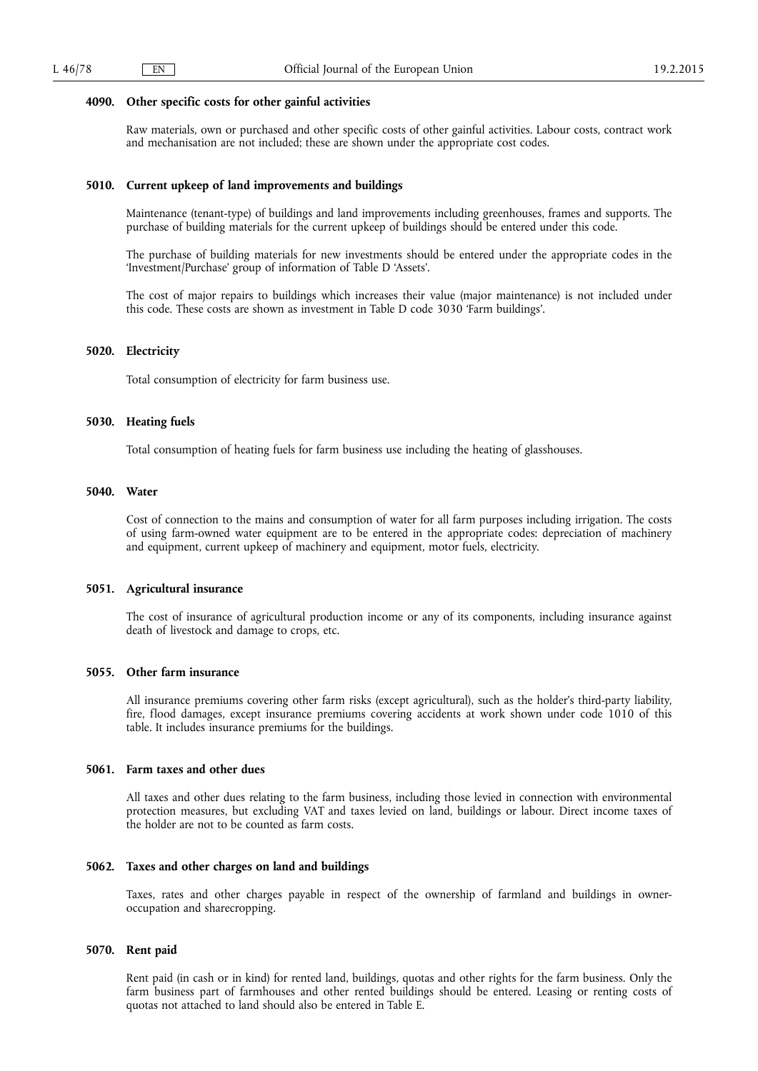#### 4090. Other specific costs for other gainful activities

Raw materials, own or purchased and other specific costs of other gainful activities. Labour costs, contract work and mechanisation are not included; these are shown under the appropriate cost codes.

#### 5010. Current upkeep of land improvements and buildings

Maintenance (tenant-type) of buildings and land improvements including greenhouses, frames and supports. The purchase of building materials for the current upkeep of buildings should be entered under this code.

The purchase of building materials for new investments should be entered under the appropriate codes in the 'Investment/Purchase' group of information of Table D 'Assets'.

The cost of major repairs to buildings which increases their value (major maintenance) is not included under this code. These costs are shown as investment in Table D code 3030 'Farm buildings'.

#### 5020. Electricity

Total consumption of electricity for farm business use.

#### 5030. Heating fuels

Total consumption of heating fuels for farm business use including the heating of glasshouses.

#### 5040. Water

Cost of connection to the mains and consumption of water for all farm purposes including irrigation. The costs of using farm-owned water equipment are to be entered in the appropriate codes: depreciation of machinery and equipment, current upkeep of machinery and equipment, motor fuels, electricity.

#### 5051. Agricultural insurance

The cost of insurance of agricultural production income or any of its components, including insurance against death of livestock and damage to crops, etc.

#### 5055. Other farm insurance

All insurance premiums covering other farm risks (except agricultural), such as the holder's third-party liability, fire, flood damages, except insurance premiums covering accidents at work shown under code 1010 of this table. It includes insurance premiums for the buildings.

#### 5061. Farm taxes and other dues

All taxes and other dues relating to the farm business, including those levied in connection with environmental protection measures, but excluding VAT and taxes levied on land, buildings or labour. Direct income taxes of the holder are not to be counted as farm costs.

#### 5062. Taxes and other charges on land and buildings

Taxes, rates and other charges payable in respect of the ownership of farmland and buildings in owner-occupation and sharecropping.

#### 5070. Rent paid

Rent paid (in cash or in kind) for rented land, buildings, quotas and other rights for the farm business. Only the farm business part of farmhouses and other rented buildings should be entered. Leasing or renting costs of quotas not attached to land should also be entered in Table E.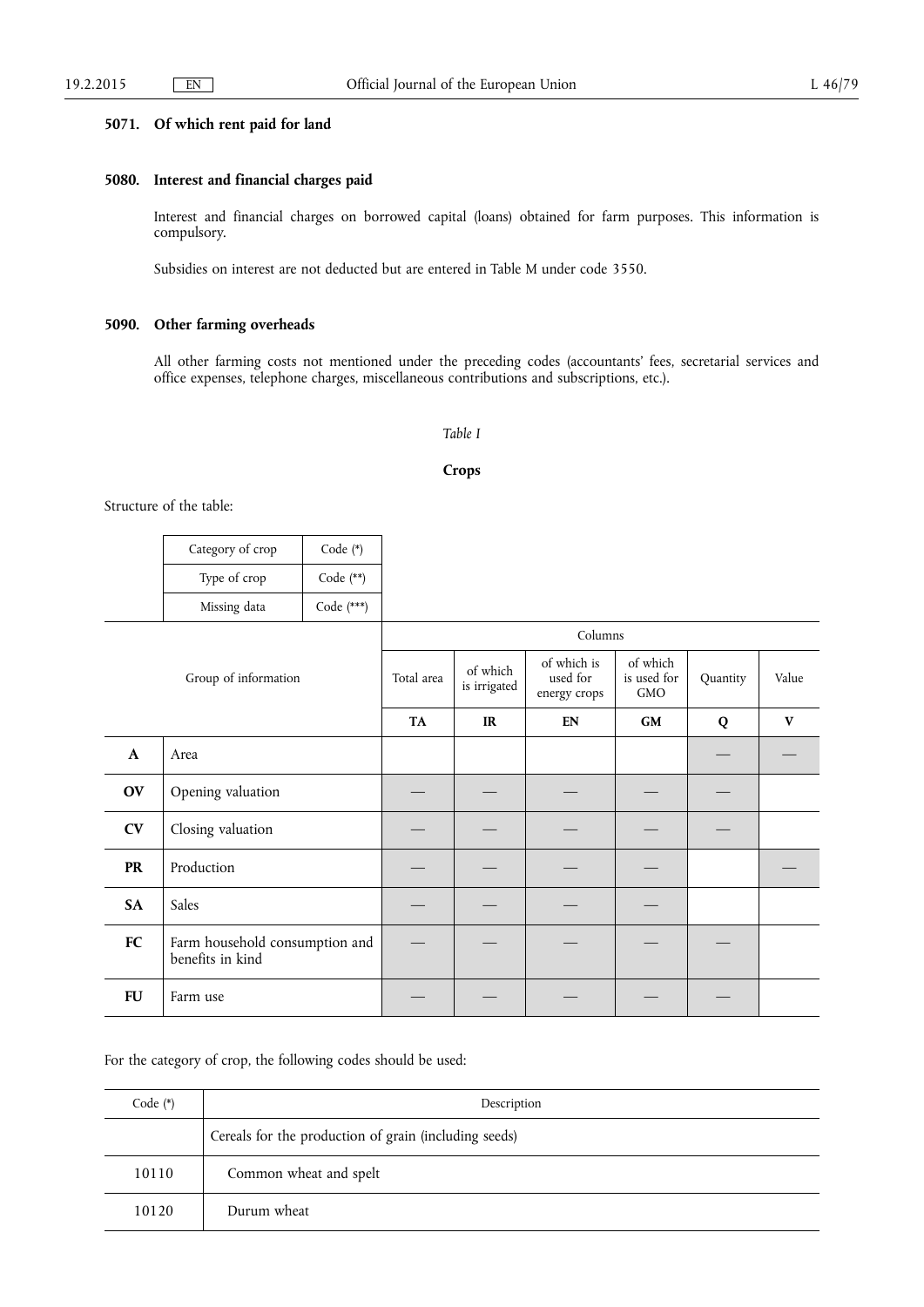**5071. Of which rent paid for land**

**5080. Interest and financial charges paid**

Interest and financial charges on borrowed capital (loans) obtained for farm purposes. This information is compulsory.

Subsidies on interest are not deducted but are entered in Table M under code 3550.

**5090. Other farming overheads**

All other farming costs not mentioned under the preceding codes (accountants' fees, secretarial services and office expenses, telephone charges, miscellaneous contributions and subscriptions, etc.).

*Table I*

**Crops**

Structure of the table:

| Category of crop | Code (*) |
|---|---|
| Type of crop | Code (**) |
| Missing data | Code (***) |

| Group of information | | Columns | | | | | |
|---|---|---|---|---|---|---|---|
| | | Total area | of which is irrigated | of which is used for energy crops | of which is used for GMO | Quantity | Value |
| | | **TA** | **IR** | **EN** | **GM** | **Q** | **V** |
| **A** | Area | | | | | — | — |
| **OV** | Opening valuation | — | — | — | — | — | |
| **CV** | Closing valuation | — | — | — | — | — | |
| **PR** | Production | — | — | — | — | | — |
| **SA** | Sales | — | — | — | — | | |
| **FC** | Farm household consumption and benefits in kind | — | — | — | — | — | |
| **FU** | Farm use | — | — | — | — | — | |

For the category of crop, the following codes should be used:

| Code (*) | Description |
|---|---|
| | Cereals for the production of grain (including seeds) |
| 10110 | Common wheat and spelt |
| 10120 | Durum wheat |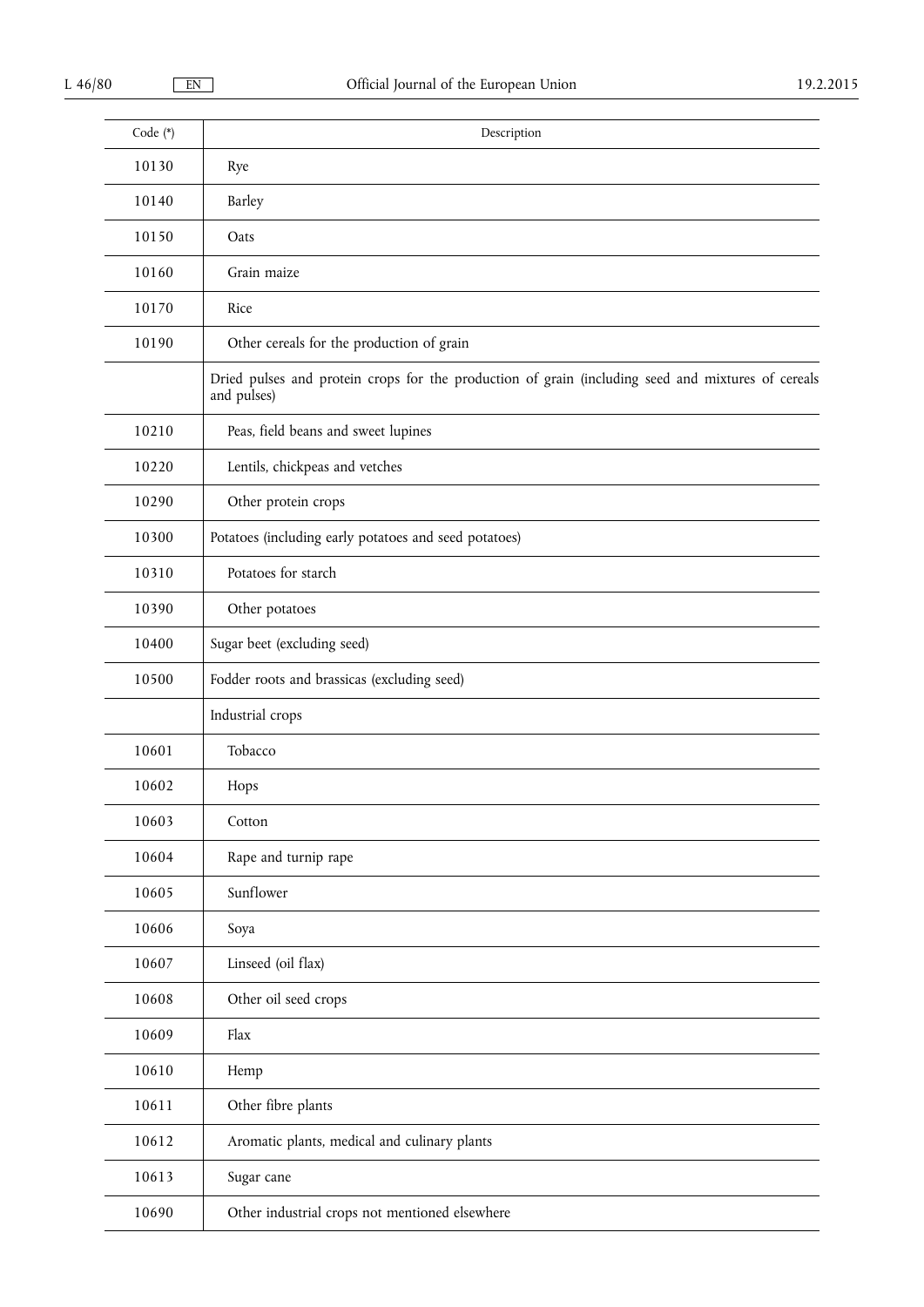| Code (*) | Description |
|---|---|
| 10130 | Rye |
| 10140 | Barley |
| 10150 | Oats |
| 10160 | Grain maize |
| 10170 | Rice |
| 10190 | Other cereals for the production of grain |
| | Dried pulses and protein crops for the production of grain (including seed and mixtures of cereals and pulses) |
| 10210 | Peas, field beans and sweet lupines |
| 10220 | Lentils, chickpeas and vetches |
| 10290 | Other protein crops |
| 10300 | Potatoes (including early potatoes and seed potatoes) |
| 10310 | Potatoes for starch |
| 10390 | Other potatoes |
| 10400 | Sugar beet (excluding seed) |
| 10500 | Fodder roots and brassicas (excluding seed) |
| | Industrial crops |
| 10601 | Tobacco |
| 10602 | Hops |
| 10603 | Cotton |
| 10604 | Rape and turnip rape |
| 10605 | Sunflower |
| 10606 | Soya |
| 10607 | Linseed (oil flax) |
| 10608 | Other oil seed crops |
| 10609 | Flax |
| 10610 | Hemp |
| 10611 | Other fibre plants |
| 10612 | Aromatic plants, medical and culinary plants |
| 10613 | Sugar cane |
| 10690 | Other industrial crops not mentioned elsewhere |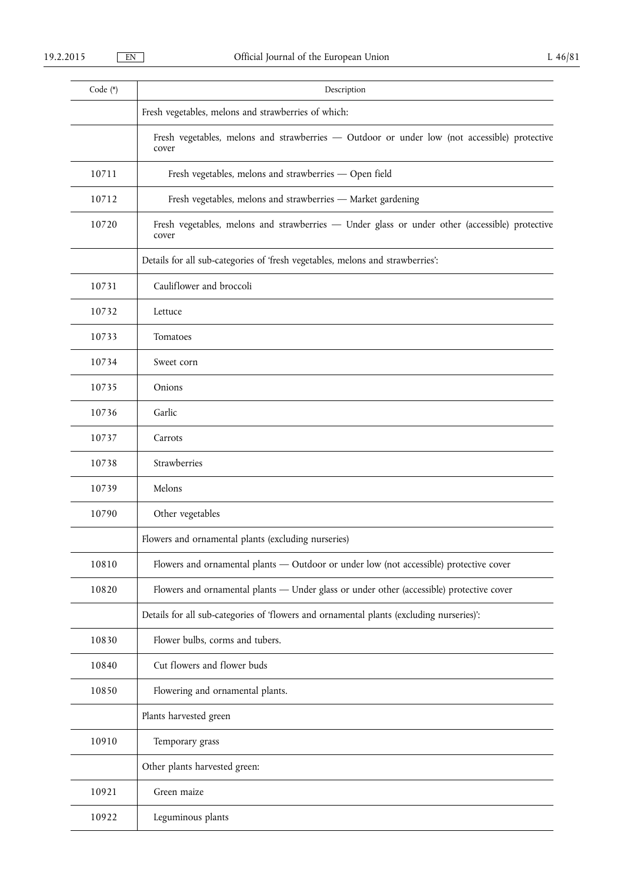| Code (*) | Description |
|---|---|
| | Fresh vegetables, melons and strawberries of which: |
| | Fresh vegetables, melons and strawberries — Outdoor or under low (not accessible) protective cover |
| 10711 | Fresh vegetables, melons and strawberries — Open field |
| 10712 | Fresh vegetables, melons and strawberries — Market gardening |
| 10720 | Fresh vegetables, melons and strawberries — Under glass or under other (accessible) protective cover |
| | Details for all sub-categories of 'fresh vegetables, melons and strawberries': |
| 10731 | Cauliflower and broccoli |
| 10732 | Lettuce |
| 10733 | Tomatoes |
| 10734 | Sweet corn |
| 10735 | Onions |
| 10736 | Garlic |
| 10737 | Carrots |
| 10738 | Strawberries |
| 10739 | Melons |
| 10790 | Other vegetables |
| | Flowers and ornamental plants (excluding nurseries) |
| 10810 | Flowers and ornamental plants — Outdoor or under low (not accessible) protective cover |
| 10820 | Flowers and ornamental plants — Under glass or under other (accessible) protective cover |
| | Details for all sub-categories of 'flowers and ornamental plants (excluding nurseries)': |
| 10830 | Flower bulbs, corms and tubers. |
| 10840 | Cut flowers and flower buds |
| 10850 | Flowering and ornamental plants. |
| | Plants harvested green |
| 10910 | Temporary grass |
| | Other plants harvested green: |
| 10921 | Green maize |
| 10922 | Leguminous plants |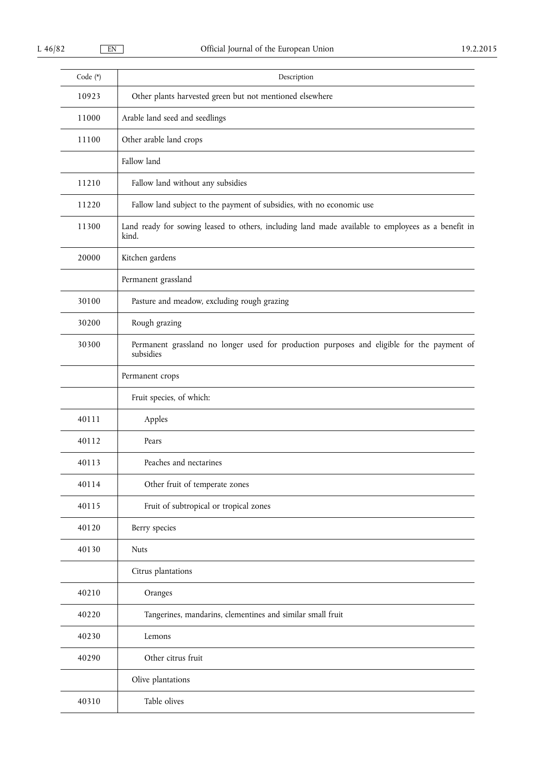| Code (*) | Description |
|---|---|
| 10923 | Other plants harvested green but not mentioned elsewhere |
| 11000 | Arable land seed and seedlings |
| 11100 | Other arable land crops |
| | Fallow land |
| 11210 | Fallow land without any subsidies |
| 11220 | Fallow land subject to the payment of subsidies, with no economic use |
| 11300 | Land ready for sowing leased to others, including land made available to employees as a benefit in kind. |
| 20000 | Kitchen gardens |
| | Permanent grassland |
| 30100 | Pasture and meadow, excluding rough grazing |
| 30200 | Rough grazing |
| 30300 | Permanent grassland no longer used for production purposes and eligible for the payment of subsidies |
| | Permanent crops |
| | Fruit species, of which: |
| 40111 | Apples |
| 40112 | Pears |
| 40113 | Peaches and nectarines |
| 40114 | Other fruit of temperate zones |
| 40115 | Fruit of subtropical or tropical zones |
| 40120 | Berry species |
| 40130 | Nuts |
| | Citrus plantations |
| 40210 | Oranges |
| 40220 | Tangerines, mandarins, clementines and similar small fruit |
| 40230 | Lemons |
| 40290 | Other citrus fruit |
| | Olive plantations |
| 40310 | Table olives |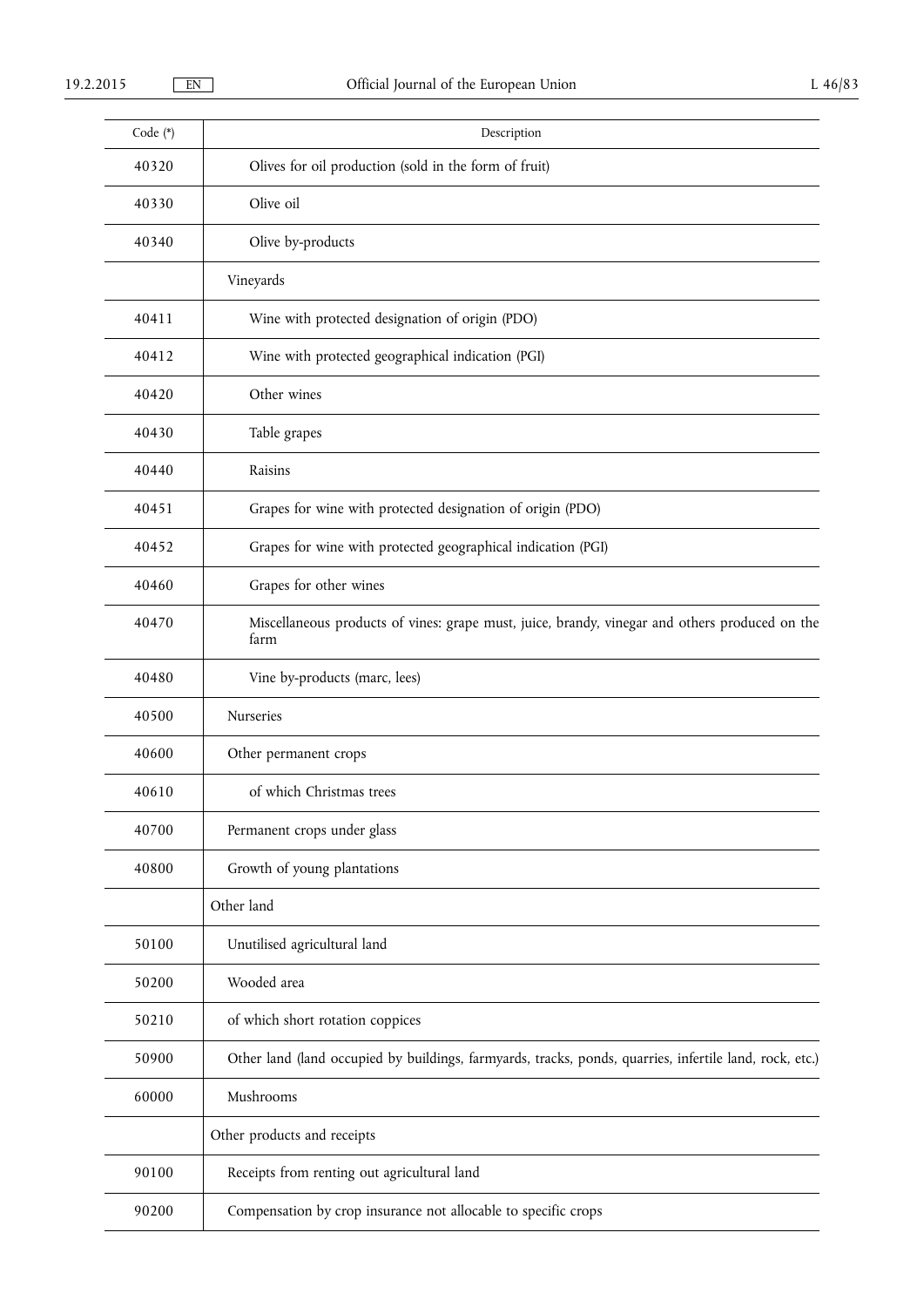| Code (*) | Description |
|---|---|
| 40320 | Olives for oil production (sold in the form of fruit) |
| 40330 | Olive oil |
| 40340 | Olive by-products |
| | Vineyards |
| 40411 | Wine with protected designation of origin (PDO) |
| 40412 | Wine with protected geographical indication (PGI) |
| 40420 | Other wines |
| 40430 | Table grapes |
| 40440 | Raisins |
| 40451 | Grapes for wine with protected designation of origin (PDO) |
| 40452 | Grapes for wine with protected geographical indication (PGI) |
| 40460 | Grapes for other wines |
| 40470 | Miscellaneous products of vines: grape must, juice, brandy, vinegar and others produced on the farm |
| 40480 | Vine by-products (marc, lees) |
| 40500 | Nurseries |
| 40600 | Other permanent crops |
| 40610 | of which Christmas trees |
| 40700 | Permanent crops under glass |
| 40800 | Growth of young plantations |
| | Other land |
| 50100 | Unutilised agricultural land |
| 50200 | Wooded area |
| 50210 | of which short rotation coppices |
| 50900 | Other land (land occupied by buildings, farmyards, tracks, ponds, quarries, infertile land, rock, etc.) |
| 60000 | Mushrooms |
| | Other products and receipts |
| 90100 | Receipts from renting out agricultural land |
| 90200 | Compensation by crop insurance not allocable to specific crops |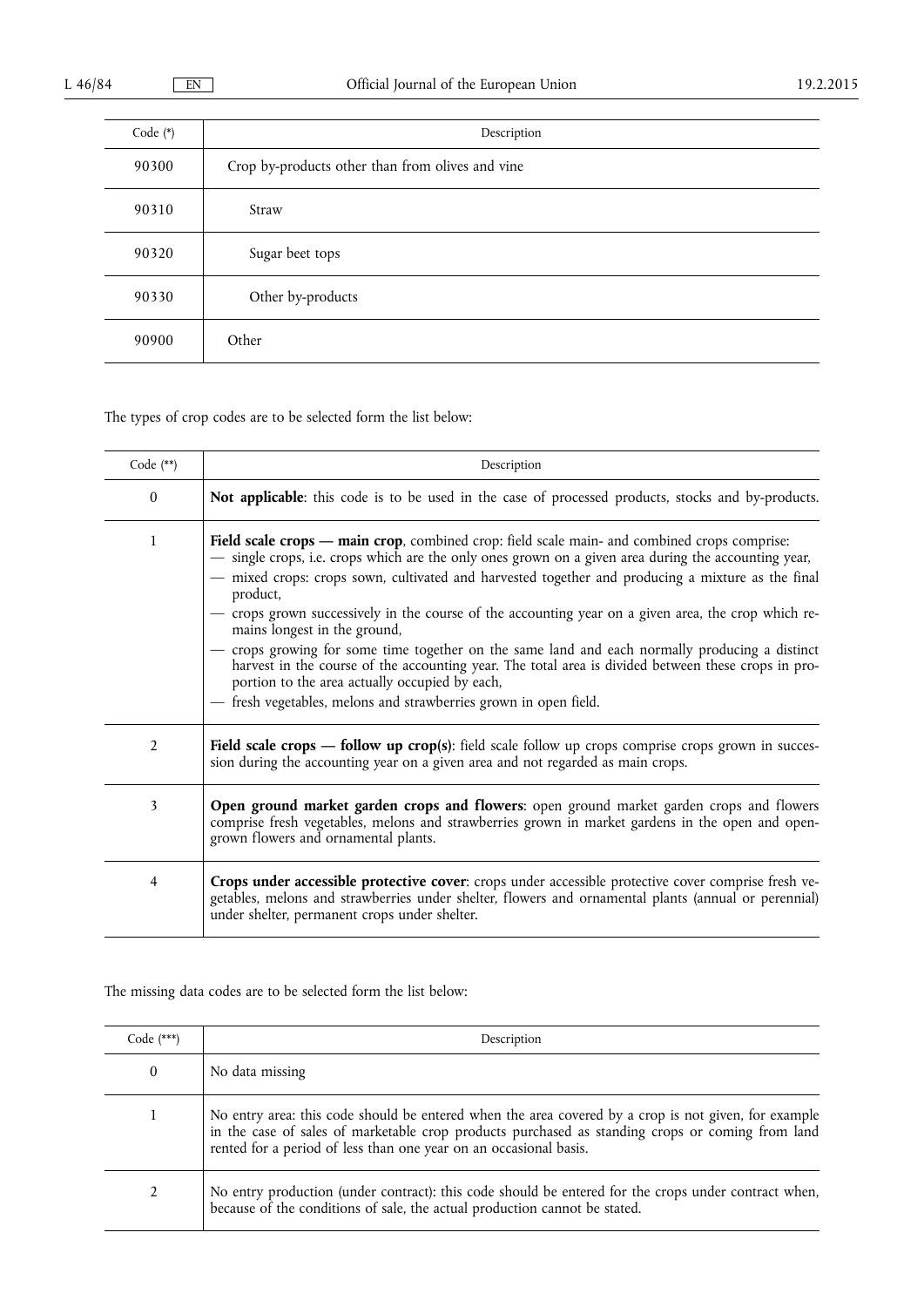| Code (*) | Description |
|---|---|
| 90300 | Crop by-products other than from olives and vine |
| 90310 | Straw |
| 90320 | Sugar beet tops |
| 90330 | Other by-products |
| 90900 | Other |

The types of crop codes are to be selected form the list below:

| Code (**) | Description |
|---|---|
| 0 | **Not applicable**: this code is to be used in the case of processed products, stocks and by-products. |
| 1 | **Field scale crops — main crop**, combined crop: field scale main- and combined crops comprise:<br>— single crops, i.e. crops which are the only ones grown on a given area during the accounting year,<br>— mixed crops: crops sown, cultivated and harvested together and producing a mixture as the final product,<br>— crops grown successively in the course of the accounting year on a given area, the crop which remains longest in the ground,<br>— crops growing for some time together on the same land and each normally producing a distinct harvest in the course of the accounting year. The total area is divided between these crops in proportion to the area actually occupied by each,<br>— fresh vegetables, melons and strawberries grown in open field. |
| 2 | **Field scale crops — follow up crop(s)**: field scale follow up crops comprise crops grown in succession during the accounting year on a given area and not regarded as main crops. |
| 3 | **Open ground market garden crops and flowers**: open ground market garden crops and flowers comprise fresh vegetables, melons and strawberries grown in market gardens in the open and open-grown flowers and ornamental plants. |
| 4 | **Crops under accessible protective cover**: crops under accessible protective cover comprise fresh vegetables, melons and strawberries under shelter, flowers and ornamental plants (annual or perennial) under shelter, permanent crops under shelter. |

The missing data codes are to be selected form the list below:

| Code (***) | Description |
|---|---|
| 0 | No data missing |
| 1 | No entry area: this code should be entered when the area covered by a crop is not given, for example in the case of sales of marketable crop products purchased as standing crops or coming from land rented for a period of less than one year on an occasional basis. |
| 2 | No entry production (under contract): this code should be entered for the crops under contract when, because of the conditions of sale, the actual production cannot be stated. |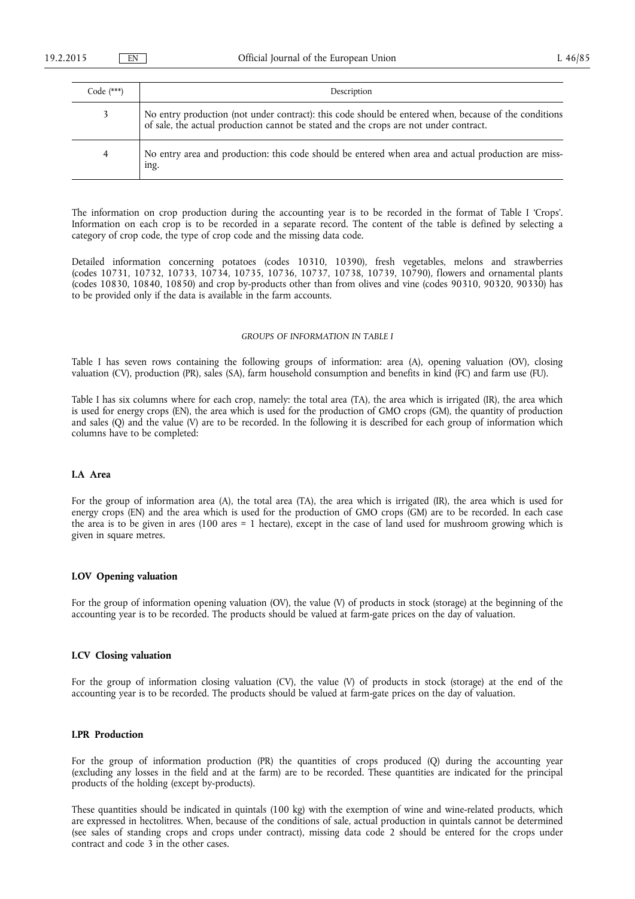| Code (***) | Description |
|---|---|
| 3 | No entry production (not under contract): this code should be entered when, because of the conditions of sale, the actual production cannot be stated and the crops are not under contract. |
| 4 | No entry area and production: this code should be entered when area and actual production are missing. |

The information on crop production during the accounting year is to be recorded in the format of Table I 'Crops'. Information on each crop is to be recorded in a separate record. The content of the table is defined by selecting a category of crop code, the type of crop code and the missing data code.

Detailed information concerning potatoes (codes 10310, 10390), fresh vegetables, melons and strawberries (codes 10731, 10732, 10733, 10734, 10735, 10736, 10737, 10738, 10739, 10790), flowers and ornamental plants (codes 10830, 10840, 10850) and crop by-products other than from olives and vine (codes 90310, 90320, 90330) has to be provided only if the data is available in the farm accounts.

*GROUPS OF INFORMATION IN TABLE I*

Table I has seven rows containing the following groups of information: area (A), opening valuation (OV), closing valuation (CV), production (PR), sales (SA), farm household consumption and benefits in kind (FC) and farm use (FU).

Table I has six columns where for each crop, namely: the total area (TA), the area which is irrigated (IR), the area which is used for energy crops (EN), the area which is used for the production of GMO crops (GM), the quantity of production and sales (Q) and the value (V) are to be recorded. In the following it is described for each group of information which columns have to be completed:

### I.A Area

For the group of information area (A), the total area (TA), the area which is irrigated (IR), the area which is used for energy crops (EN) and the area which is used for the production of GMO crops (GM) are to be recorded. In each case the area is to be given in ares (100 ares = 1 hectare), except in the case of land used for mushroom growing which is given in square metres.

### I.OV Opening valuation

For the group of information opening valuation (OV), the value (V) of products in stock (storage) at the beginning of the accounting year is to be recorded. The products should be valued at farm-gate prices on the day of valuation.

### I.CV Closing valuation

For the group of information closing valuation (CV), the value (V) of products in stock (storage) at the end of the accounting year is to be recorded. The products should be valued at farm-gate prices on the day of valuation.

### I.PR Production

For the group of information production (PR) the quantities of crops produced (Q) during the accounting year (excluding any losses in the field and at the farm) are to be recorded. These quantities are indicated for the principal products of the holding (except by-products).

These quantities should be indicated in quintals (100 kg) with the exemption of wine and wine-related products, which are expressed in hectolitres. When, because of the conditions of sale, actual production in quintals cannot be determined (see sales of standing crops and crops under contract), missing data code 2 should be entered for the crops under contract and code 3 in the other cases.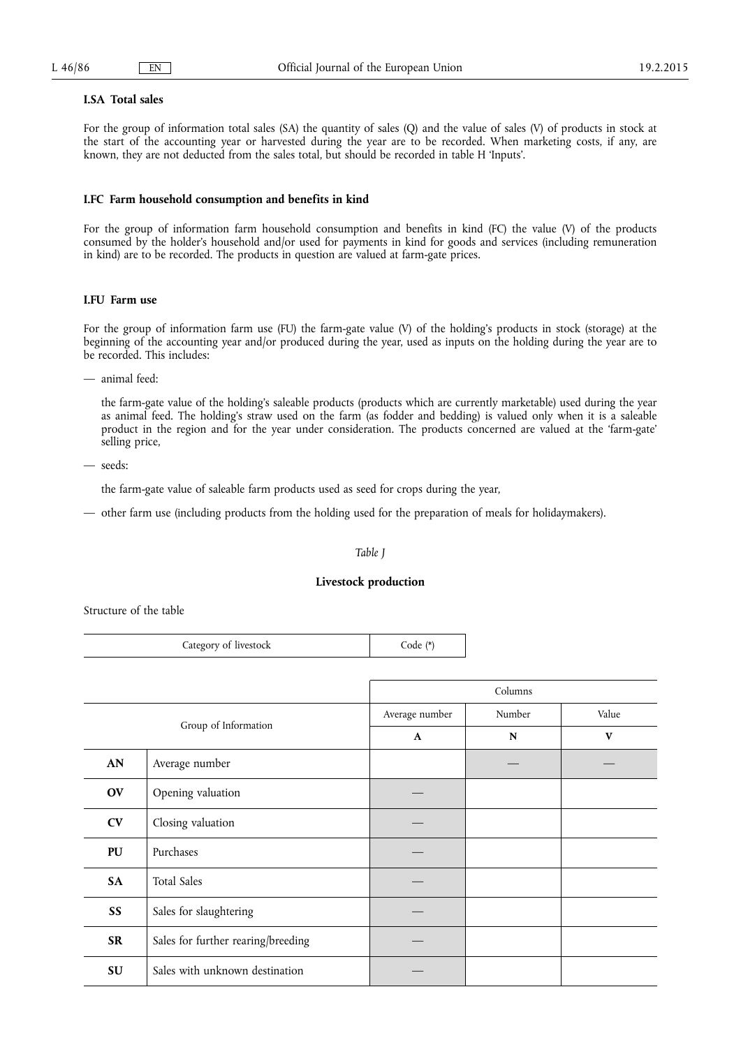### I.SA Total sales

For the group of information total sales (SA) the quantity of sales (Q) and the value of sales (V) of products in stock at the start of the accounting year or harvested during the year are to be recorded. When marketing costs, if any, are known, they are not deducted from the sales total, but should be recorded in table H 'Inputs'.

### I.FC Farm household consumption and benefits in kind

For the group of information farm household consumption and benefits in kind (FC) the value (V) of the products consumed by the holder's household and/or used for payments in kind for goods and services (including remuneration in kind) are to be recorded. The products in question are valued at farm-gate prices.

### I.FU Farm use

For the group of information farm use (FU) the farm-gate value (V) of the holding's products in stock (storage) at the beginning of the accounting year and/or produced during the year, used as inputs on the holding during the year are to be recorded. This includes:

— animal feed:

the farm-gate value of the holding's saleable products (products which are currently marketable) used during the year as animal feed. The holding's straw used on the farm (as fodder and bedding) is valued only when it is a saleable product in the region and for the year under consideration. The products concerned are valued at the 'farm-gate' selling price,

— seeds:

the farm-gate value of saleable farm products used as seed for crops during the year,

— other farm use (including products from the holding used for the preparation of meals for holidaymakers).

*Table J*

## Livestock production

Structure of the table

| Category of livestock | Code (*) |
|---|---|

| Group of Information | | Columns | | |
|---|---|---|---|---|
| | | Average number | Number | Value |
| | | A | N | V |
| AN | Average number | | — | — |
| OV | Opening valuation | — | | |
| CV | Closing valuation | — | | |
| PU | Purchases | — | | |
| SA | Total Sales | — | | |
| SS | Sales for slaughtering | — | | |
| SR | Sales for further rearing/breeding | — | | |
| SU | Sales with unknown destination | — | | |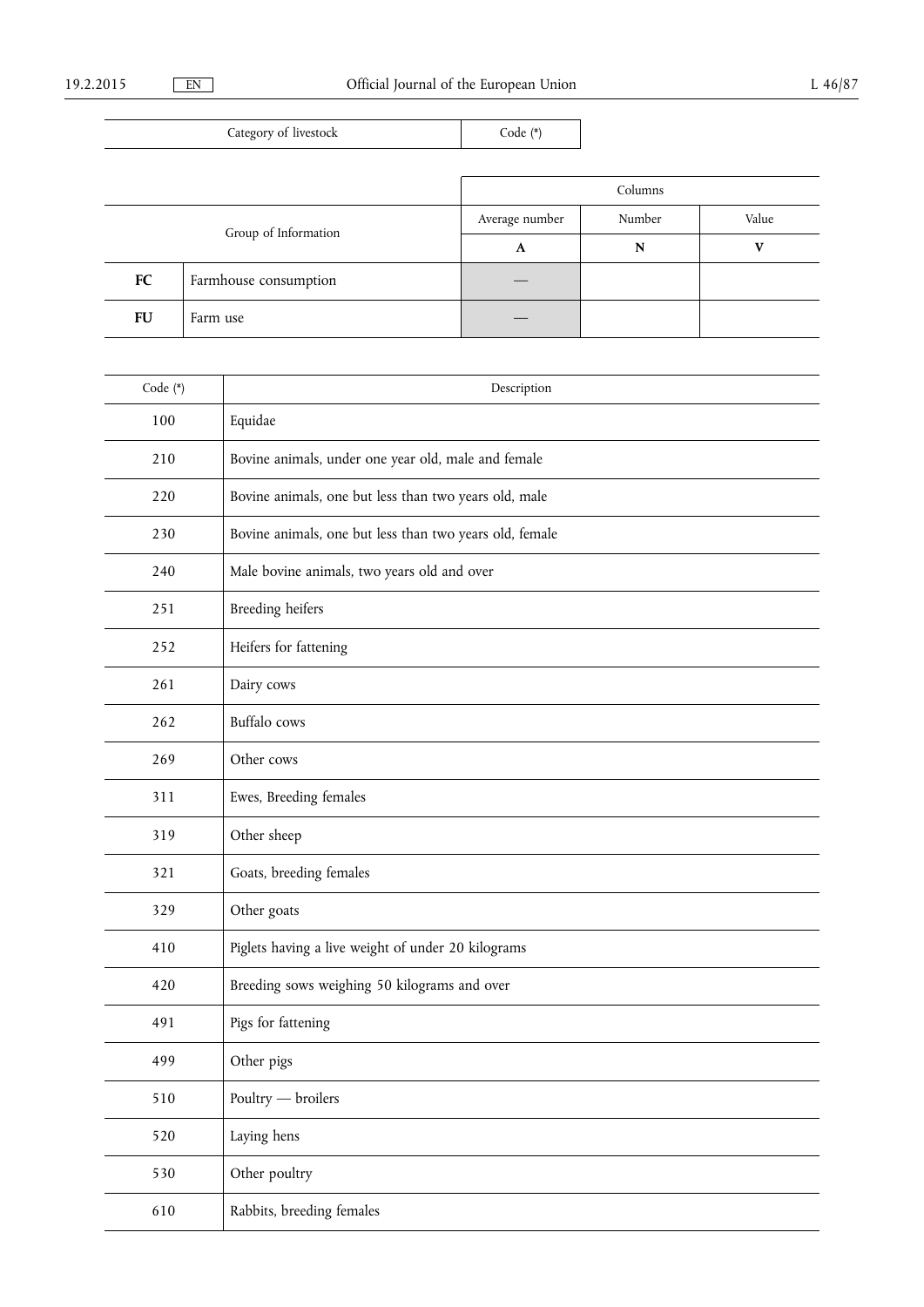| Category of livestock | Code (*) |
|---|---|

| Group of Information | | Columns | | |
|---|---|---|---|---|
| | | Average number | Number | Value |
| | | A | N | V |
| **FC** | Farmhouse consumption | — | | |
| **FU** | Farm use | — | | |

| Code (*) | Description |
|---|---|
| 100 | Equidae |
| 210 | Bovine animals, under one year old, male and female |
| 220 | Bovine animals, one but less than two years old, male |
| 230 | Bovine animals, one but less than two years old, female |
| 240 | Male bovine animals, two years old and over |
| 251 | Breeding heifers |
| 252 | Heifers for fattening |
| 261 | Dairy cows |
| 262 | Buffalo cows |
| 269 | Other cows |
| 311 | Ewes, Breeding females |
| 319 | Other sheep |
| 321 | Goats, breeding females |
| 329 | Other goats |
| 410 | Piglets having a live weight of under 20 kilograms |
| 420 | Breeding sows weighing 50 kilograms and over |
| 491 | Pigs for fattening |
| 499 | Other pigs |
| 510 | Poultry — broilers |
| 520 | Laying hens |
| 530 | Other poultry |
| 610 | Rabbits, breeding females |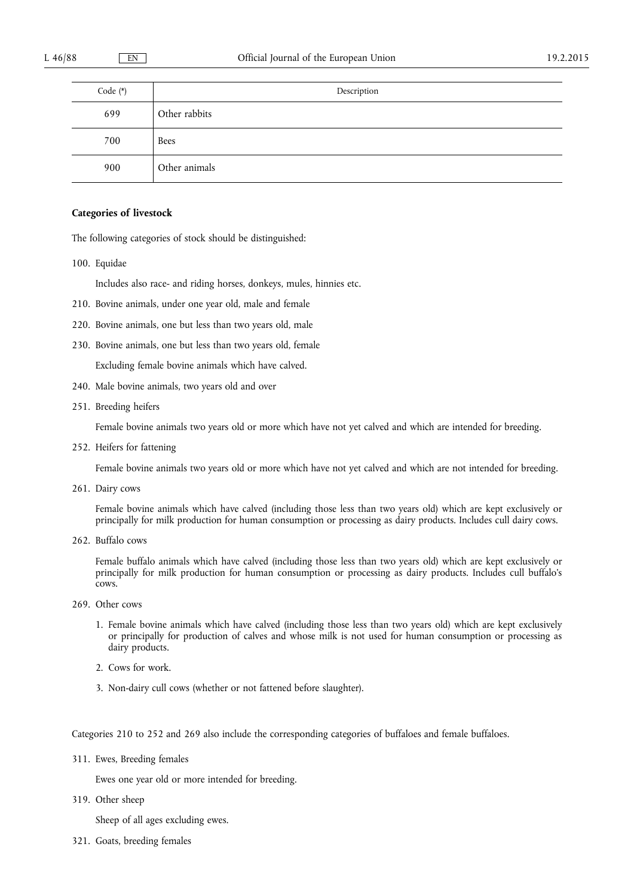| Code (*) | Description |
|---|---|
| 699 | Other rabbits |
| 700 | Bees |
| 900 | Other animals |

**Categories of livestock**

The following categories of stock should be distinguished:

100. Equidae

    Includes also race- and riding horses, donkeys, mules, hinnies etc.

210. Bovine animals, under one year old, male and female

220. Bovine animals, one but less than two years old, male

230. Bovine animals, one but less than two years old, female

    Excluding female bovine animals which have calved.

240. Male bovine animals, two years old and over

251. Breeding heifers

    Female bovine animals two years old or more which have not yet calved and which are intended for breeding.

252. Heifers for fattening

    Female bovine animals two years old or more which have not yet calved and which are not intended for breeding.

261. Dairy cows

    Female bovine animals which have calved (including those less than two years old) which are kept exclusively or principally for milk production for human consumption or processing as dairy products. Includes cull dairy cows.

262. Buffalo cows

    Female buffalo animals which have calved (including those less than two years old) which are kept exclusively or principally for milk production for human consumption or processing as dairy products. Includes cull buffalo's cows.

269. Other cows

    1. Female bovine animals which have calved (including those less than two years old) which are kept exclusively or principally for production of calves and whose milk is not used for human consumption or processing as dairy products.

    2. Cows for work.

    3. Non-dairy cull cows (whether or not fattened before slaughter).

Categories 210 to 252 and 269 also include the corresponding categories of buffaloes and female buffaloes.

311. Ewes, Breeding females

    Ewes one year old or more intended for breeding.

319. Other sheep

    Sheep of all ages excluding ewes.

321. Goats, breeding females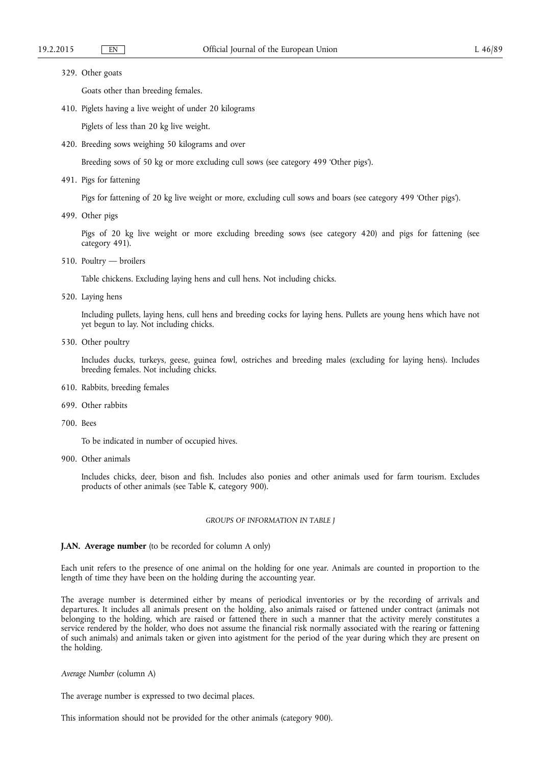329. Other goats

Goats other than breeding females.

410. Piglets having a live weight of under 20 kilograms

Piglets of less than 20 kg live weight.

420. Breeding sows weighing 50 kilograms and over

Breeding sows of 50 kg or more excluding cull sows (see category 499 'Other pigs').

491. Pigs for fattening

Pigs for fattening of 20 kg live weight or more, excluding cull sows and boars (see category 499 'Other pigs').

499. Other pigs

Pigs of 20 kg live weight or more excluding breeding sows (see category 420) and pigs for fattening (see category 491).

510. Poultry — broilers

Table chickens. Excluding laying hens and cull hens. Not including chicks.

520. Laying hens

Including pullets, laying hens, cull hens and breeding cocks for laying hens. Pullets are young hens which have not yet begun to lay. Not including chicks.

530. Other poultry

Includes ducks, turkeys, geese, guinea fowl, ostriches and breeding males (excluding for laying hens). Includes breeding females. Not including chicks.

610. Rabbits, breeding females

699. Other rabbits

700. Bees

To be indicated in number of occupied hives.

900. Other animals

Includes chicks, deer, bison and fish. Includes also ponies and other animals used for farm tourism. Excludes products of other animals (see Table K, category 900).

*GROUPS OF INFORMATION IN TABLE J*

**J.AN. Average number** (to be recorded for column A only)

Each unit refers to the presence of one animal on the holding for one year. Animals are counted in proportion to the length of time they have been on the holding during the accounting year.

The average number is determined either by means of periodical inventories or by the recording of arrivals and departures. It includes all animals present on the holding, also animals raised or fattened under contract (animals not belonging to the holding, which are raised or fattened there in such a manner that the activity merely constitutes a service rendered by the holder, who does not assume the financial risk normally associated with the rearing or fattening of such animals) and animals taken or given into agistment for the period of the year during which they are present on the holding.

*Average Number* (column A)

The average number is expressed to two decimal places.

This information should not be provided for the other animals (category 900).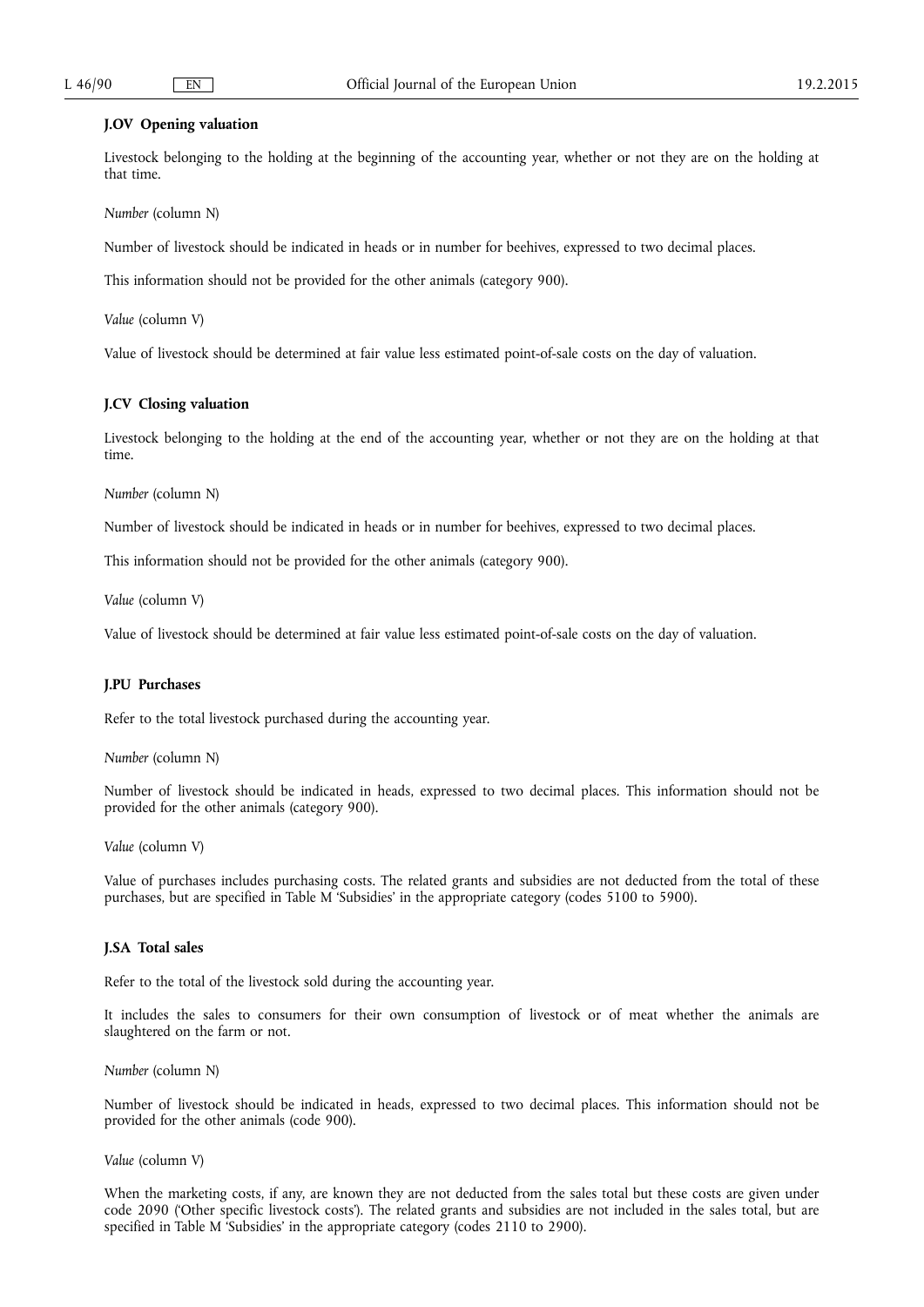**J.OV Opening valuation**

Livestock belonging to the holding at the beginning of the accounting year, whether or not they are on the holding at that time.

*Number* (column N)

Number of livestock should be indicated in heads or in number for beehives, expressed to two decimal places.

This information should not be provided for the other animals (category 900).

*Value* (column V)

Value of livestock should be determined at fair value less estimated point-of-sale costs on the day of valuation.

**J.CV Closing valuation**

Livestock belonging to the holding at the end of the accounting year, whether or not they are on the holding at that time.

*Number* (column N)

Number of livestock should be indicated in heads or in number for beehives, expressed to two decimal places.

This information should not be provided for the other animals (category 900).

*Value* (column V)

Value of livestock should be determined at fair value less estimated point-of-sale costs on the day of valuation.

**J.PU Purchases**

Refer to the total livestock purchased during the accounting year.

*Number* (column N)

Number of livestock should be indicated in heads, expressed to two decimal places. This information should not be provided for the other animals (category 900).

*Value* (column V)

Value of purchases includes purchasing costs. The related grants and subsidies are not deducted from the total of these purchases, but are specified in Table M 'Subsidies' in the appropriate category (codes 5100 to 5900).

**J.SA Total sales**

Refer to the total of the livestock sold during the accounting year.

It includes the sales to consumers for their own consumption of livestock or of meat whether the animals are slaughtered on the farm or not.

*Number* (column N)

Number of livestock should be indicated in heads, expressed to two decimal places. This information should not be provided for the other animals (code 900).

*Value* (column V)

When the marketing costs, if any, are known they are not deducted from the sales total but these costs are given under code 2090 ('Other specific livestock costs'). The related grants and subsidies are not included in the sales total, but are specified in Table M 'Subsidies' in the appropriate category (codes 2110 to 2900).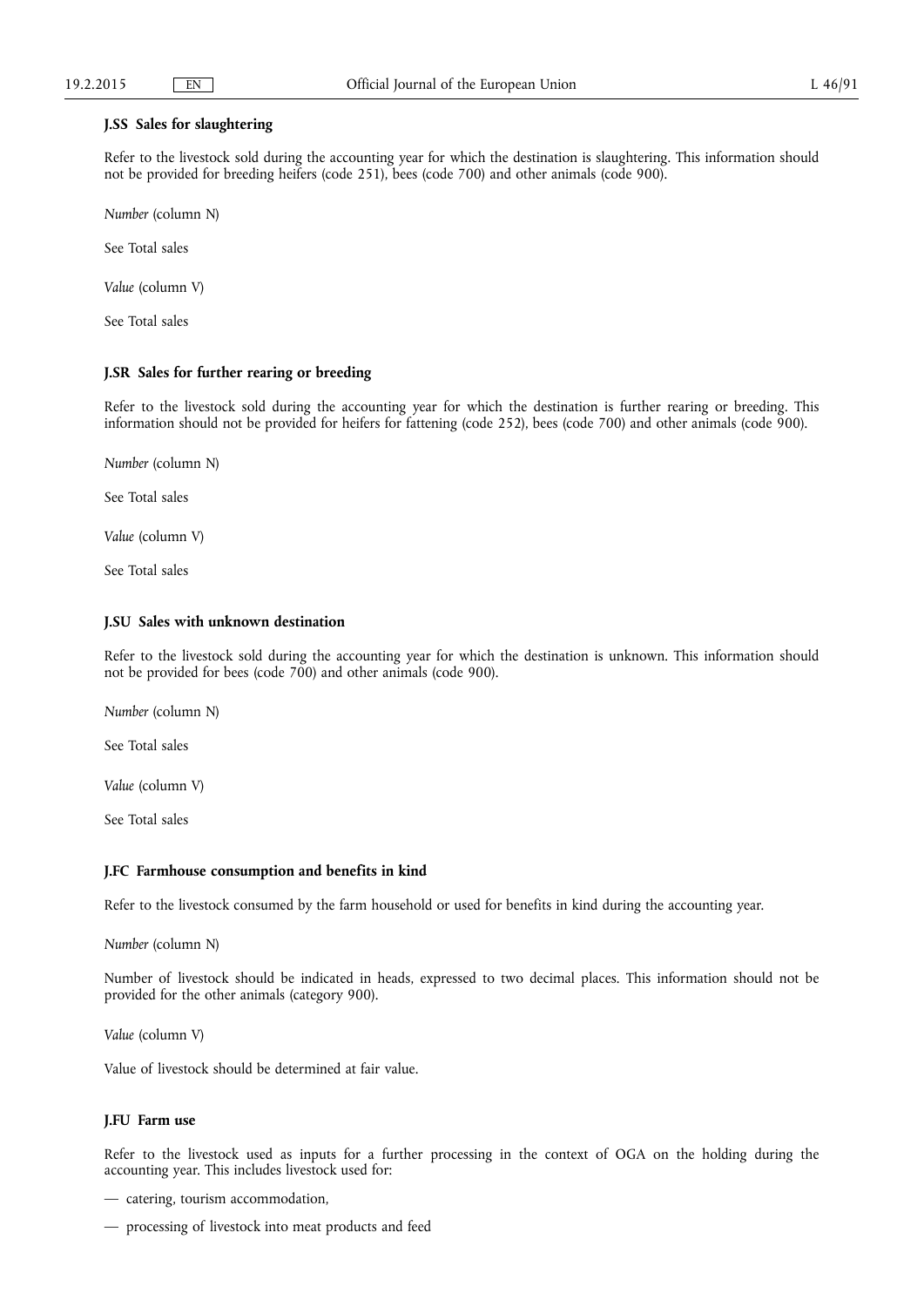### J.SS Sales for slaughtering

Refer to the livestock sold during the accounting year for which the destination is slaughtering. This information should not be provided for breeding heifers (code 251), bees (code 700) and other animals (code 900).

*Number* (column N)

See Total sales

*Value* (column V)

See Total sales

### J.SR Sales for further rearing or breeding

Refer to the livestock sold during the accounting year for which the destination is further rearing or breeding. This information should not be provided for heifers for fattening (code 252), bees (code 700) and other animals (code 900).

*Number* (column N)

See Total sales

*Value* (column V)

See Total sales

### J.SU Sales with unknown destination

Refer to the livestock sold during the accounting year for which the destination is unknown. This information should not be provided for bees (code 700) and other animals (code 900).

*Number* (column N)

See Total sales

*Value* (column V)

See Total sales

### J.FC Farmhouse consumption and benefits in kind

Refer to the livestock consumed by the farm household or used for benefits in kind during the accounting year.

*Number* (column N)

Number of livestock should be indicated in heads, expressed to two decimal places. This information should not be provided for the other animals (category 900).

*Value* (column V)

Value of livestock should be determined at fair value.

### J.FU Farm use

Refer to the livestock used as inputs for a further processing in the context of OGA on the holding during the accounting year. This includes livestock used for:

— catering, tourism accommodation,

— processing of livestock into meat products and feed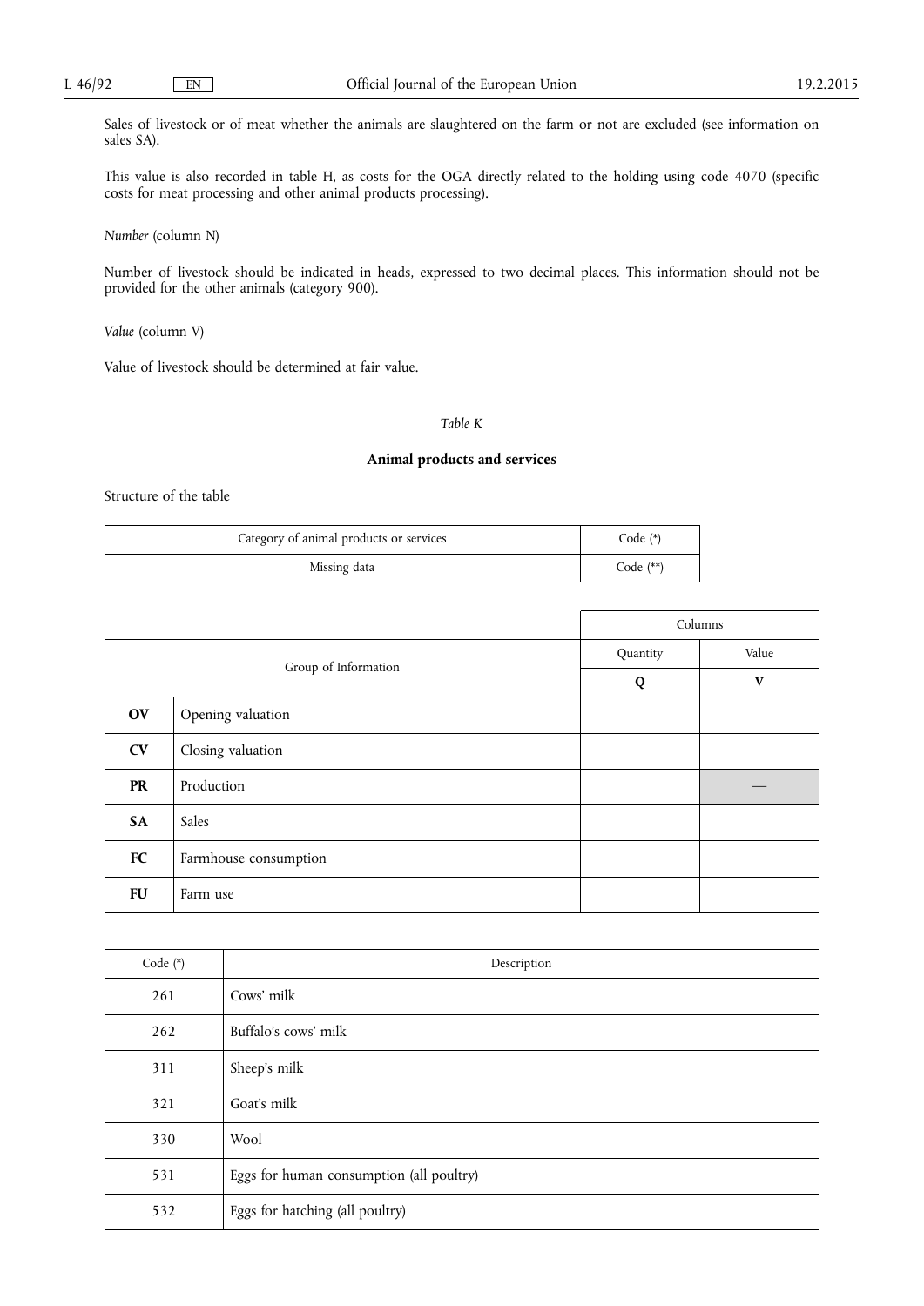Sales of livestock or of meat whether the animals are slaughtered on the farm or not are excluded (see information on sales SA).

This value is also recorded in table H, as costs for the OGA directly related to the holding using code 4070 (specific costs for meat processing and other animal products processing).

*Number* (column N)

Number of livestock should be indicated in heads, expressed to two decimal places. This information should not be provided for the other animals (category 900).

*Value* (column V)

Value of livestock should be determined at fair value.

*Table K*

**Animal products and services**

Structure of the table

| Category of animal products or services | Code (*) |
|---|---|
| Missing data | Code (**) |

| Group of Information | | Columns | |
|---|---|---|---|
| | | Quantity | Value |
| | | **Q** | **V** |
| **OV** | Opening valuation | | |
| **CV** | Closing valuation | | |
| **PR** | Production | | — |
| **SA** | Sales | | |
| **FC** | Farmhouse consumption | | |
| **FU** | Farm use | | |

| Code (*) | Description |
|---|---|
| 261 | Cows' milk |
| 262 | Buffalo's cows' milk |
| 311 | Sheep's milk |
| 321 | Goat's milk |
| 330 | Wool |
| 531 | Eggs for human consumption (all poultry) |
| 532 | Eggs for hatching (all poultry) |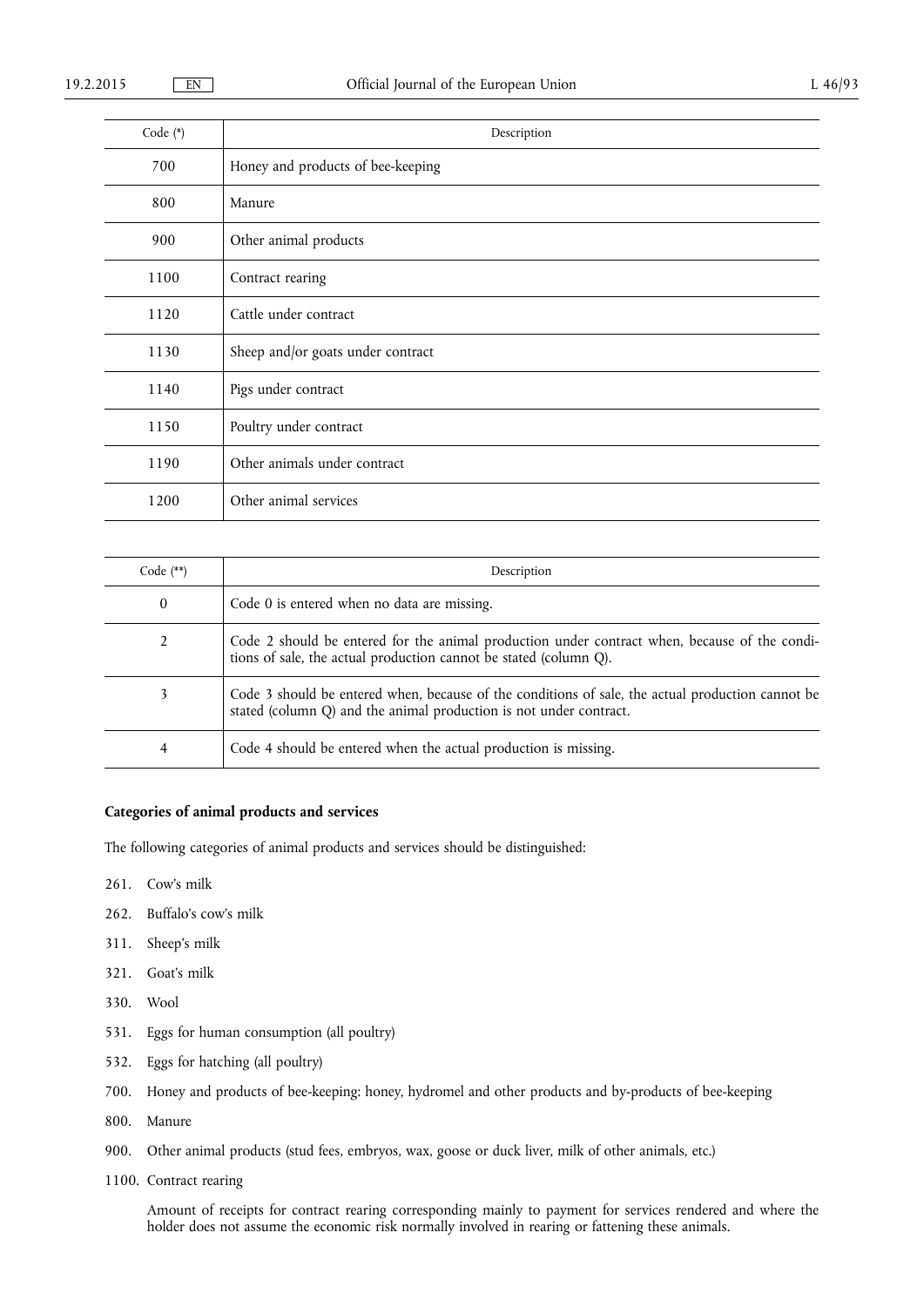| Code (*) | Description |
|---|---|
| 700 | Honey and products of bee-keeping |
| 800 | Manure |
| 900 | Other animal products |
| 1100 | Contract rearing |
| 1120 | Cattle under contract |
| 1130 | Sheep and/or goats under contract |
| 1140 | Pigs under contract |
| 1150 | Poultry under contract |
| 1190 | Other animals under contract |
| 1200 | Other animal services |

| Code (**) | Description |
|---|---|
| 0 | Code 0 is entered when no data are missing. |
| 2 | Code 2 should be entered for the animal production under contract when, because of the conditions of sale, the actual production cannot be stated (column Q). |
| 3 | Code 3 should be entered when, because of the conditions of sale, the actual production cannot be stated (column Q) and the animal production is not under contract. |
| 4 | Code 4 should be entered when the actual production is missing. |

**Categories of animal products and services**

The following categories of animal products and services should be distinguished:

261. Cow's milk

262. Buffalo's cow's milk

311. Sheep's milk

321. Goat's milk

330. Wool

531. Eggs for human consumption (all poultry)

532. Eggs for hatching (all poultry)

700. Honey and products of bee-keeping: honey, hydromel and other products and by-products of bee-keeping

800. Manure

900. Other animal products (stud fees, embryos, wax, goose or duck liver, milk of other animals, etc.)

1100. Contract rearing

Amount of receipts for contract rearing corresponding mainly to payment for services rendered and where the holder does not assume the economic risk normally involved in rearing or fattening these animals.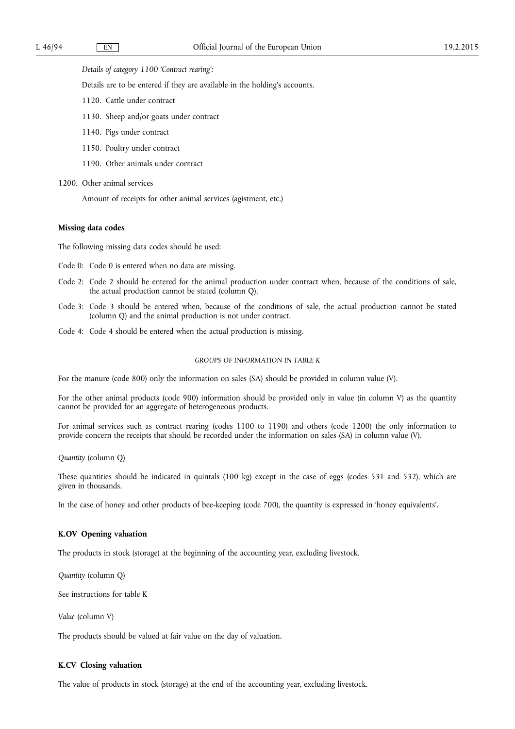*Details of category 1100 'Contract rearing':*

Details are to be entered if they are available in the holding's accounts.

1120. Cattle under contract

1130. Sheep and/or goats under contract

1140. Pigs under contract

1150. Poultry under contract

1190. Other animals under contract

1200. Other animal services

Amount of receipts for other animal services (agistment, etc.)

**Missing data codes**

The following missing data codes should be used:

Code 0: Code 0 is entered when no data are missing.

Code 2: Code 2 should be entered for the animal production under contract when, because of the conditions of sale, the actual production cannot be stated (column Q).

Code 3: Code 3 should be entered when, because of the conditions of sale, the actual production cannot be stated (column Q) and the animal production is not under contract.

Code 4: Code 4 should be entered when the actual production is missing.

*GROUPS OF INFORMATION IN TABLE K*

For the manure (code 800) only the information on sales (SA) should be provided in column value (V).

For the other animal products (code 900) information should be provided only in value (in column V) as the quantity cannot be provided for an aggregate of heterogeneous products.

For animal services such as contract rearing (codes 1100 to 1190) and others (code 1200) the only information to provide concern the receipts that should be recorded under the information on sales (SA) in column value (V).

*Quantity* (column Q)

These quantities should be indicated in quintals (100 kg) except in the case of eggs (codes 531 and 532), which are given in thousands.

In the case of honey and other products of bee-keeping (code 700), the quantity is expressed in 'honey equivalents'.

**K.OV Opening valuation**

The products in stock (storage) at the beginning of the accounting year, excluding livestock.

*Quantity* (column Q)

See instructions for table K

*Value* (column V)

The products should be valued at fair value on the day of valuation.

**K.CV Closing valuation**

The value of products in stock (storage) at the end of the accounting year, excluding livestock.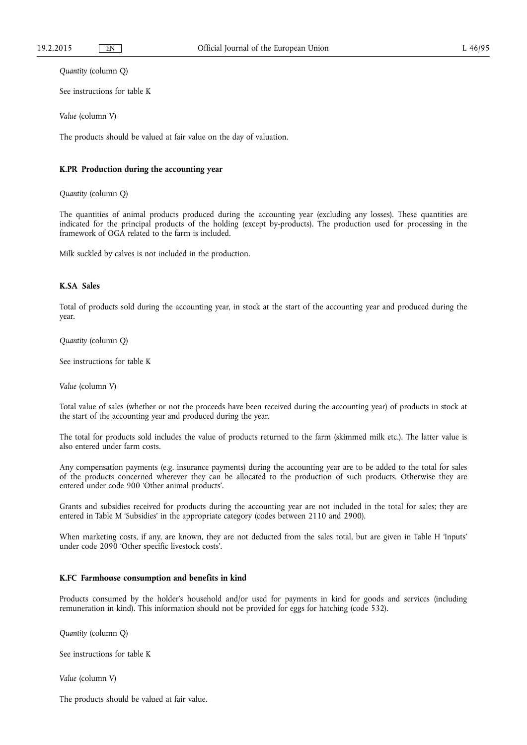*Quantity* (column Q)

See instructions for table K

*Value* (column V)

The products should be valued at fair value on the day of valuation.

### K.PR Production during the accounting year

*Quantity* (column Q)

The quantities of animal products produced during the accounting year (excluding any losses). These quantities are indicated for the principal products of the holding (except by-products). The production used for processing in the framework of OGA related to the farm is included.

Milk suckled by calves is not included in the production.

### K.SA Sales

Total of products sold during the accounting year, in stock at the start of the accounting year and produced during the year.

*Quantity* (column Q)

See instructions for table K

*Value* (column V)

Total value of sales (whether or not the proceeds have been received during the accounting year) of products in stock at the start of the accounting year and produced during the year.

The total for products sold includes the value of products returned to the farm (skimmed milk etc.). The latter value is also entered under farm costs.

Any compensation payments (e.g. insurance payments) during the accounting year are to be added to the total for sales of the products concerned wherever they can be allocated to the production of such products. Otherwise they are entered under code 900 'Other animal products'.

Grants and subsidies received for products during the accounting year are not included in the total for sales; they are entered in Table M 'Subsidies' in the appropriate category (codes between 2110 and 2900).

When marketing costs, if any, are known, they are not deducted from the sales total, but are given in Table H 'Inputs' under code 2090 'Other specific livestock costs'.

### K.FC Farmhouse consumption and benefits in kind

Products consumed by the holder's household and/or used for payments in kind for goods and services (including remuneration in kind). This information should not be provided for eggs for hatching (code 532).

*Quantity* (column Q)

See instructions for table K

*Value* (column V)

The products should be valued at fair value.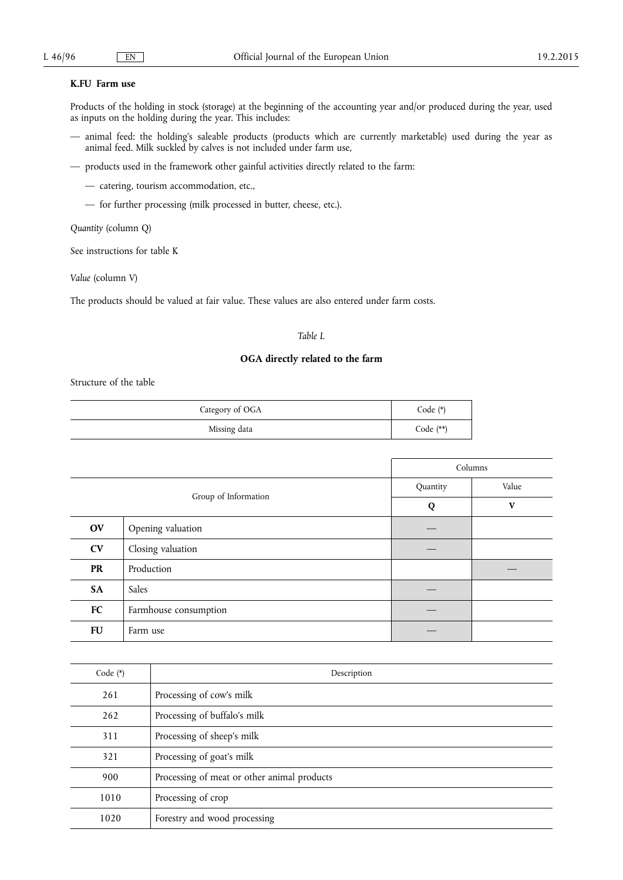**K.FU Farm use**

Products of the holding in stock (storage) at the beginning of the accounting year and/or produced during the year, used as inputs on the holding during the year. This includes:

— animal feed: the holding's saleable products (products which are currently marketable) used during the year as animal feed. Milk suckled by calves is not included under farm use,

— products used in the framework other gainful activities directly related to the farm:

— catering, tourism accommodation, etc.,

— for further processing (milk processed in butter, cheese, etc.).

*Quantity* (column Q)

See instructions for table K

*Value* (column V)

The products should be valued at fair value. These values are also entered under farm costs.

*Table L*

**OGA directly related to the farm**

Structure of the table

| Category of OGA | Code (*) |
|---|---|
| Missing data | Code (**) |

| Group of Information | | Columns: Quantity | Columns: Value |
|---|---|---|---|
| | | **Q** | **V** |
| **OV** | Opening valuation | — | |
| **CV** | Closing valuation | — | |
| **PR** | Production | | — |
| **SA** | Sales | — | |
| **FC** | Farmhouse consumption | — | |
| **FU** | Farm use | — | |

| Code (*) | Description |
|---|---|
| 261 | Processing of cow's milk |
| 262 | Processing of buffalo's milk |
| 311 | Processing of sheep's milk |
| 321 | Processing of goat's milk |
| 900 | Processing of meat or other animal products |
| 1010 | Processing of crop |
| 1020 | Forestry and wood processing |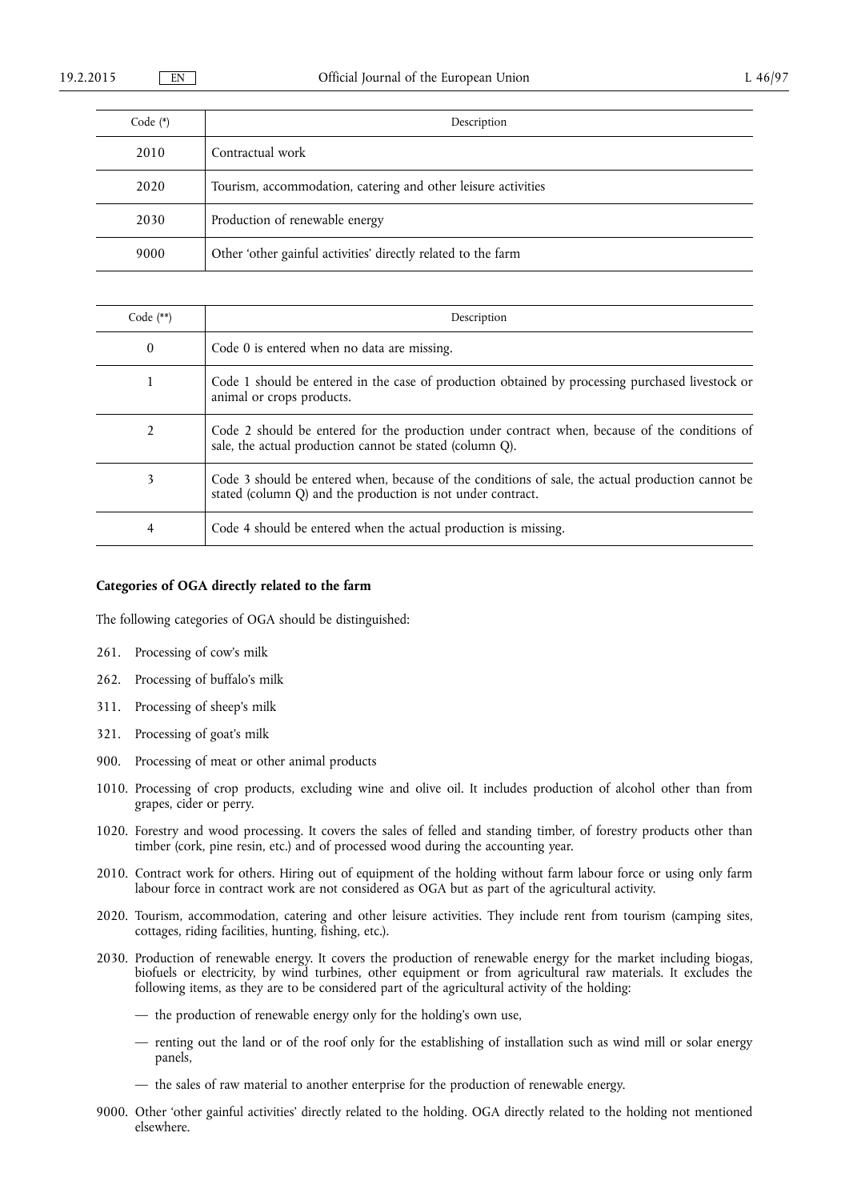| Code (*) | Description |
|---|---|
| 2010 | Contractual work |
| 2020 | Tourism, accommodation, catering and other leisure activities |
| 2030 | Production of renewable energy |
| 9000 | Other 'other gainful activities' directly related to the farm |

| Code (**) | Description |
|---|---|
| 0 | Code 0 is entered when no data are missing. |
| 1 | Code 1 should be entered in the case of production obtained by processing purchased livestock or animal or crops products. |
| 2 | Code 2 should be entered for the production under contract when, because of the conditions of sale, the actual production cannot be stated (column Q). |
| 3 | Code 3 should be entered when, because of the conditions of sale, the actual production cannot be stated (column Q) and the production is not under contract. |
| 4 | Code 4 should be entered when the actual production is missing. |

**Categories of OGA directly related to the farm**

The following categories of OGA should be distinguished:

261. Processing of cow's milk

262. Processing of buffalo's milk

311. Processing of sheep's milk

321. Processing of goat's milk

900. Processing of meat or other animal products

1010. Processing of crop products, excluding wine and olive oil. It includes production of alcohol other than from grapes, cider or perry.

1020. Forestry and wood processing. It covers the sales of felled and standing timber, of forestry products other than timber (cork, pine resin, etc.) and of processed wood during the accounting year.

2010. Contract work for others. Hiring out of equipment of the holding without farm labour force or using only farm labour force in contract work are not considered as OGA but as part of the agricultural activity.

2020. Tourism, accommodation, catering and other leisure activities. They include rent from tourism (camping sites, cottages, riding facilities, hunting, fishing, etc.).

2030. Production of renewable energy. It covers the production of renewable energy for the market including biogas, biofuels or electricity, by wind turbines, other equipment or from agricultural raw materials. It excludes the following items, as they are to be considered part of the agricultural activity of the holding:

- — the production of renewable energy only for the holding's own use,
- — renting out the land or of the roof only for the establishing of installation such as wind mill or solar energy panels,
- — the sales of raw material to another enterprise for the production of renewable energy.

9000. Other 'other gainful activities' directly related to the holding. OGA directly related to the holding not mentioned elsewhere.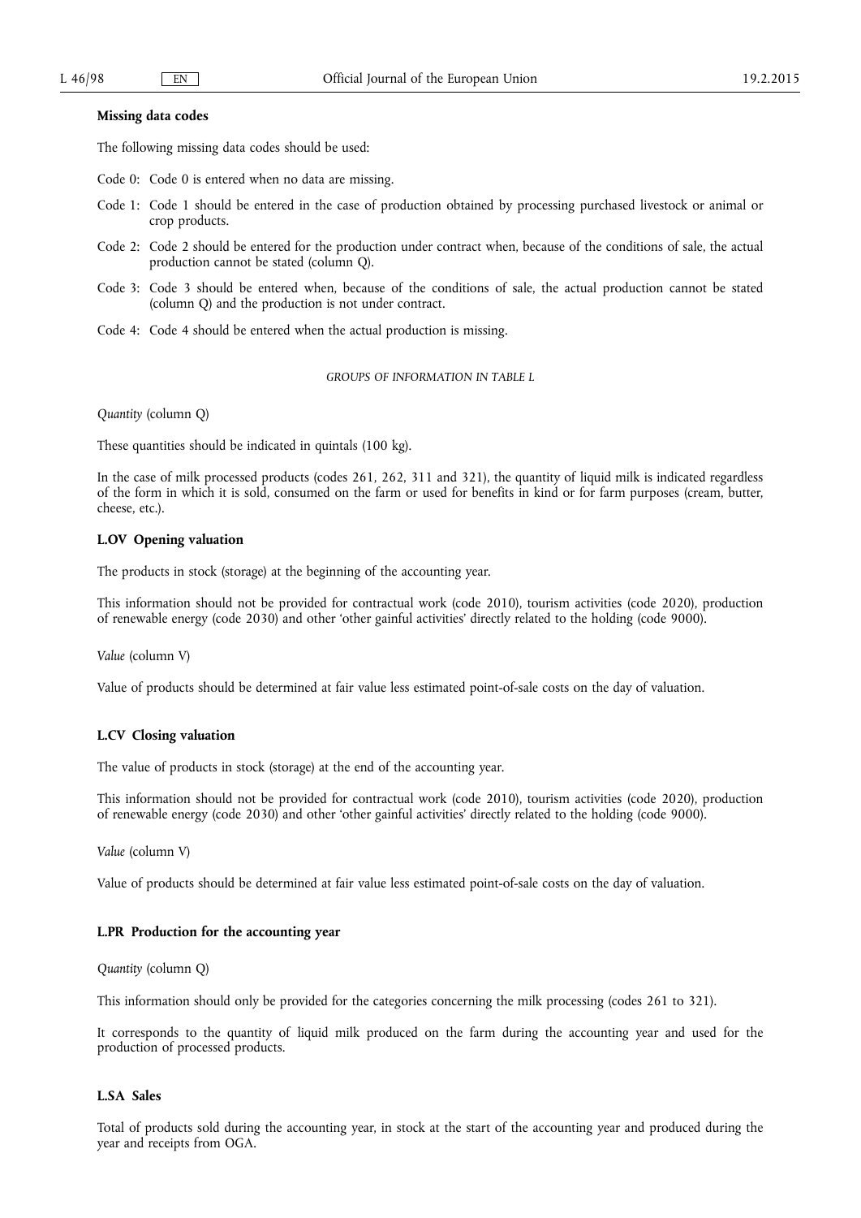**Missing data codes**

The following missing data codes should be used:

Code 0: Code 0 is entered when no data are missing.

Code 1: Code 1 should be entered in the case of production obtained by processing purchased livestock or animal or crop products.

Code 2: Code 2 should be entered for the production under contract when, because of the conditions of sale, the actual production cannot be stated (column Q).

Code 3: Code 3 should be entered when, because of the conditions of sale, the actual production cannot be stated (column Q) and the production is not under contract.

Code 4: Code 4 should be entered when the actual production is missing.

*GROUPS OF INFORMATION IN TABLE L*

*Quantity* (column Q)

These quantities should be indicated in quintals (100 kg).

In the case of milk processed products (codes 261, 262, 311 and 321), the quantity of liquid milk is indicated regardless of the form in which it is sold, consumed on the farm or used for benefits in kind or for farm purposes (cream, butter, cheese, etc.).

**L.OV Opening valuation**

The products in stock (storage) at the beginning of the accounting year.

This information should not be provided for contractual work (code 2010), tourism activities (code 2020), production of renewable energy (code 2030) and other 'other gainful activities' directly related to the holding (code 9000).

*Value* (column V)

Value of products should be determined at fair value less estimated point-of-sale costs on the day of valuation.

**L.CV Closing valuation**

The value of products in stock (storage) at the end of the accounting year.

This information should not be provided for contractual work (code 2010), tourism activities (code 2020), production of renewable energy (code 2030) and other 'other gainful activities' directly related to the holding (code 9000).

*Value* (column V)

Value of products should be determined at fair value less estimated point-of-sale costs on the day of valuation.

**L.PR Production for the accounting year**

*Quantity* (column Q)

This information should only be provided for the categories concerning the milk processing (codes 261 to 321).

It corresponds to the quantity of liquid milk produced on the farm during the accounting year and used for the production of processed products.

**L.SA Sales**

Total of products sold during the accounting year, in stock at the start of the accounting year and produced during the year and receipts from OGA.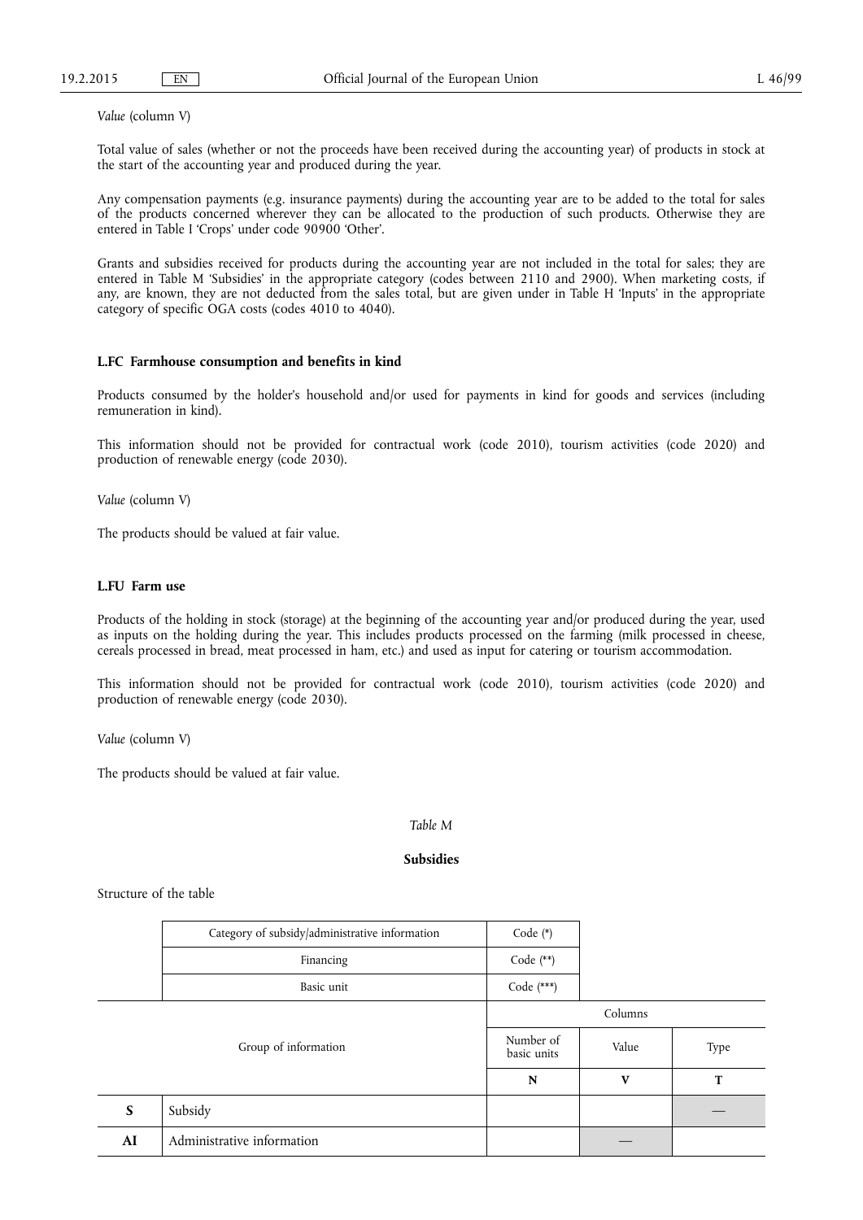*Value* (column V)

Total value of sales (whether or not the proceeds have been received during the accounting year) of products in stock at the start of the accounting year and produced during the year.

Any compensation payments (e.g. insurance payments) during the accounting year are to be added to the total for sales of the products concerned wherever they can be allocated to the production of such products. Otherwise they are entered in Table I 'Crops' under code 90900 'Other'.

Grants and subsidies received for products during the accounting year are not included in the total for sales; they are entered in Table M 'Subsidies' in the appropriate category (codes between 2110 and 2900). When marketing costs, if any, are known, they are not deducted from the sales total, but are given under in Table H 'Inputs' in the appropriate category of specific OGA costs (codes 4010 to 4040).

### L.FC Farmhouse consumption and benefits in kind

Products consumed by the holder's household and/or used for payments in kind for goods and services (including remuneration in kind).

This information should not be provided for contractual work (code 2010), tourism activities (code 2020) and production of renewable energy (code 2030).

*Value* (column V)

The products should be valued at fair value.

### L.FU Farm use

Products of the holding in stock (storage) at the beginning of the accounting year and/or produced during the year, used as inputs on the holding during the year. This includes products processed on the farming (milk processed in cheese, cereals processed in bread, meat processed in ham, etc.) and used as input for catering or tourism accommodation.

This information should not be provided for contractual work (code 2010), tourism activities (code 2020) and production of renewable energy (code 2030).

*Value* (column V)

The products should be valued at fair value.

## *Table M*

## Subsidies

Structure of the table

| | | | | |
|---|---|---|---|---|
| | Category of subsidy/administrative information | Code (*) | | |
| | Financing | Code (**) | | |
| | Basic unit | Code (***) | | |
| Group of information | | Columns | | |
| | | Number of basic units | Value | Type |
| | | **N** | **V** | **T** |
| **S** | Subsidy | | | — |
| **AI** | Administrative information | | — | |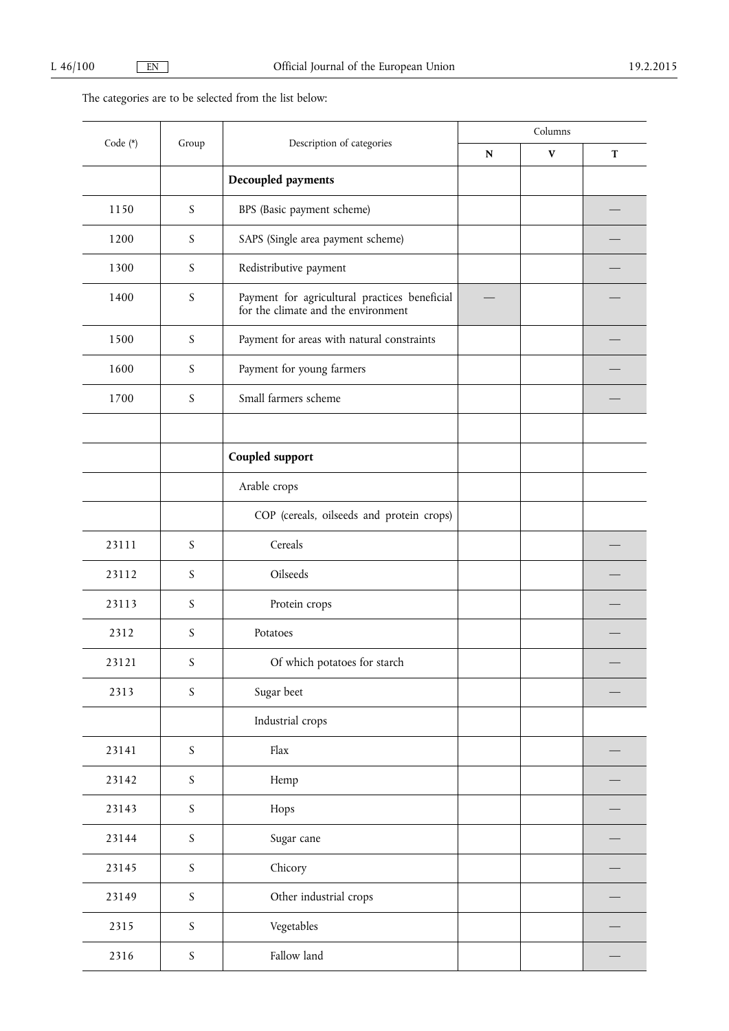The categories are to be selected from the list below:

| Code (*) | Group | Description of categories | Columns | | |
|---|---|---|---|---|---|
| | | | N | V | T |
| | | **Decoupled payments** | | | |
| 1150 | S | BPS (Basic payment scheme) | | | — |
| 1200 | S | SAPS (Single area payment scheme) | | | — |
| 1300 | S | Redistributive payment | | | — |
| 1400 | S | Payment for agricultural practices beneficial for the climate and the environment | — | | — |
| 1500 | S | Payment for areas with natural constraints | | | — |
| 1600 | S | Payment for young farmers | | | — |
| 1700 | S | Small farmers scheme | | | — |
| | | | | | |
| | | **Coupled support** | | | |
| | | Arable crops | | | |
| | | COP (cereals, oilseeds and protein crops) | | | |
| 23111 | S | Cereals | | | — |
| 23112 | S | Oilseeds | | | — |
| 23113 | S | Protein crops | | | — |
| 2312 | S | Potatoes | | | — |
| 23121 | S | Of which potatoes for starch | | | — |
| 2313 | S | Sugar beet | | | — |
| | | Industrial crops | | | |
| 23141 | S | Flax | | | — |
| 23142 | S | Hemp | | | — |
| 23143 | S | Hops | | | — |
| 23144 | S | Sugar cane | | | — |
| 23145 | S | Chicory | | | — |
| 23149 | S | Other industrial crops | | | — |
| 2315 | S | Vegetables | | | — |
| 2316 | S | Fallow land | | | — |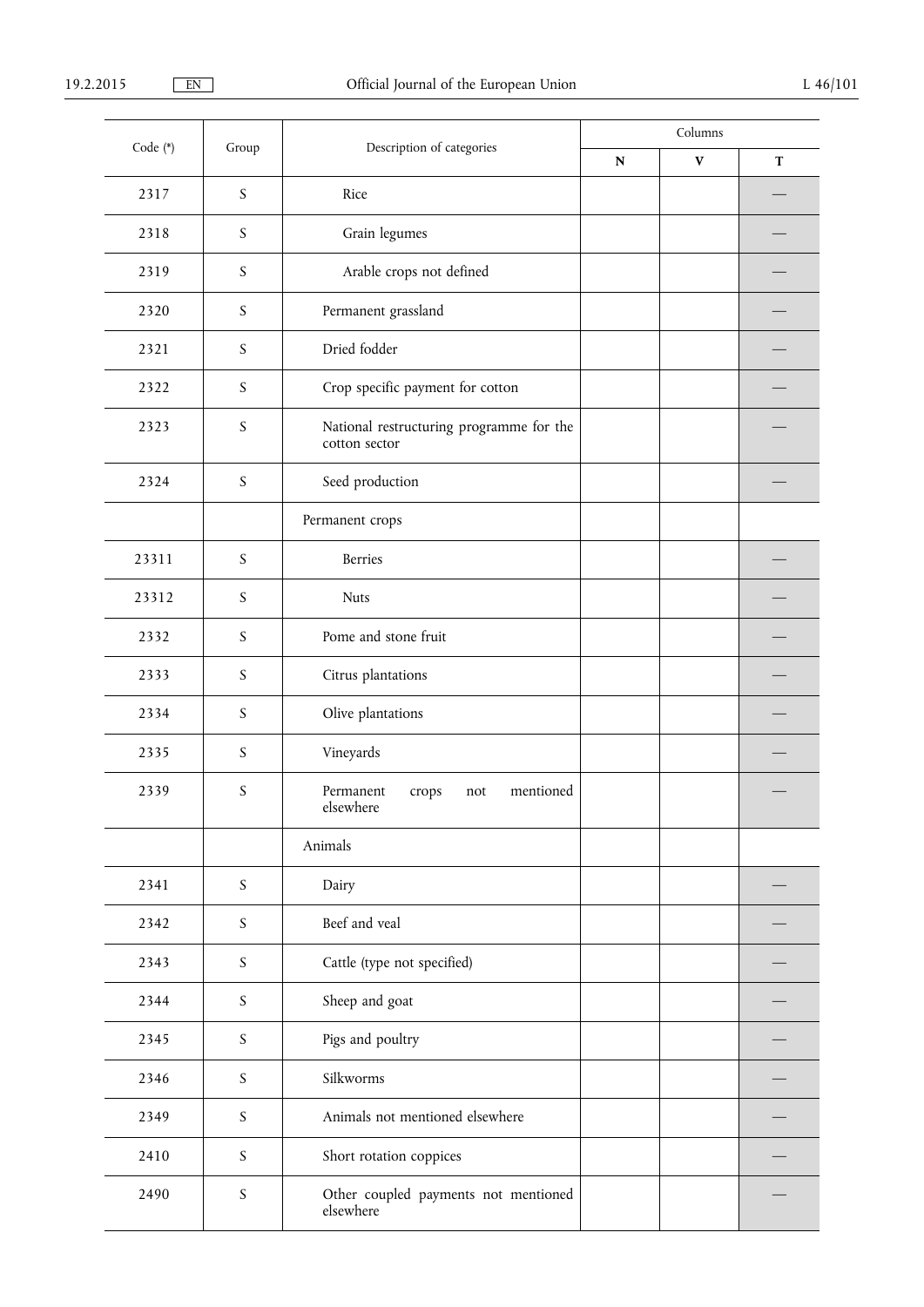| Code (*) | Group | Description of categories | Columns | | |
|---|---|---|---|---|---|
| | | | N | V | T |
| 2317 | S | Rice | | | — |
| 2318 | S | Grain legumes | | | — |
| 2319 | S | Arable crops not defined | | | — |
| 2320 | S | Permanent grassland | | | — |
| 2321 | S | Dried fodder | | | — |
| 2322 | S | Crop specific payment for cotton | | | — |
| 2323 | S | National restructuring programme for the cotton sector | | | — |
| 2324 | S | Seed production | | | — |
| | | Permanent crops | | | |
| 23311 | S | Berries | | | — |
| 23312 | S | Nuts | | | — |
| 2332 | S | Pome and stone fruit | | | — |
| 2333 | S | Citrus plantations | | | — |
| 2334 | S | Olive plantations | | | — |
| 2335 | S | Vineyards | | | — |
| 2339 | S | Permanent crops not mentioned elsewhere | | | — |
| | | Animals | | | |
| 2341 | S | Dairy | | | — |
| 2342 | S | Beef and veal | | | — |
| 2343 | S | Cattle (type not specified) | | | — |
| 2344 | S | Sheep and goat | | | — |
| 2345 | S | Pigs and poultry | | | — |
| 2346 | S | Silkworms | | | — |
| 2349 | S | Animals not mentioned elsewhere | | | — |
| 2410 | S | Short rotation coppices | | | — |
| 2490 | S | Other coupled payments not mentioned elsewhere | | | — |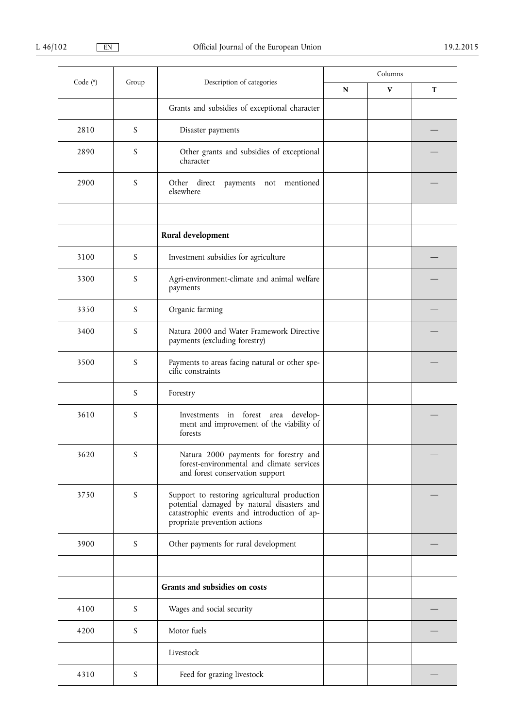| Code (*) | Group | Description of categories | Columns | | |
|---|---|---|---|---|---|
| | | | N | V | T |
| | | Grants and subsidies of exceptional character | | | |
| 2810 | S | Disaster payments | | | — |
| 2890 | S | Other grants and subsidies of exceptional character | | | — |
| 2900 | S | Other direct payments not mentioned elsewhere | | | — |
| | | | | | |
| | | **Rural development** | | | |
| 3100 | S | Investment subsidies for agriculture | | | — |
| 3300 | S | Agri-environment-climate and animal welfare payments | | | — |
| 3350 | S | Organic farming | | | — |
| 3400 | S | Natura 2000 and Water Framework Directive payments (excluding forestry) | | | — |
| 3500 | S | Payments to areas facing natural or other specific constraints | | | — |
| | S | Forestry | | | |
| 3610 | S | Investments in forest area development and improvement of the viability of forests | | | — |
| 3620 | S | Natura 2000 payments for forestry and forest-environmental and climate services and forest conservation support | | | — |
| 3750 | S | Support to restoring agricultural production potential damaged by natural disasters and catastrophic events and introduction of appropriate prevention actions | | | — |
| 3900 | S | Other payments for rural development | | | — |
| | | | | | |
| | | **Grants and subsidies on costs** | | | |
| 4100 | S | Wages and social security | | | — |
| 4200 | S | Motor fuels | | | — |
| | | Livestock | | | |
| 4310 | S | Feed for grazing livestock | | | — |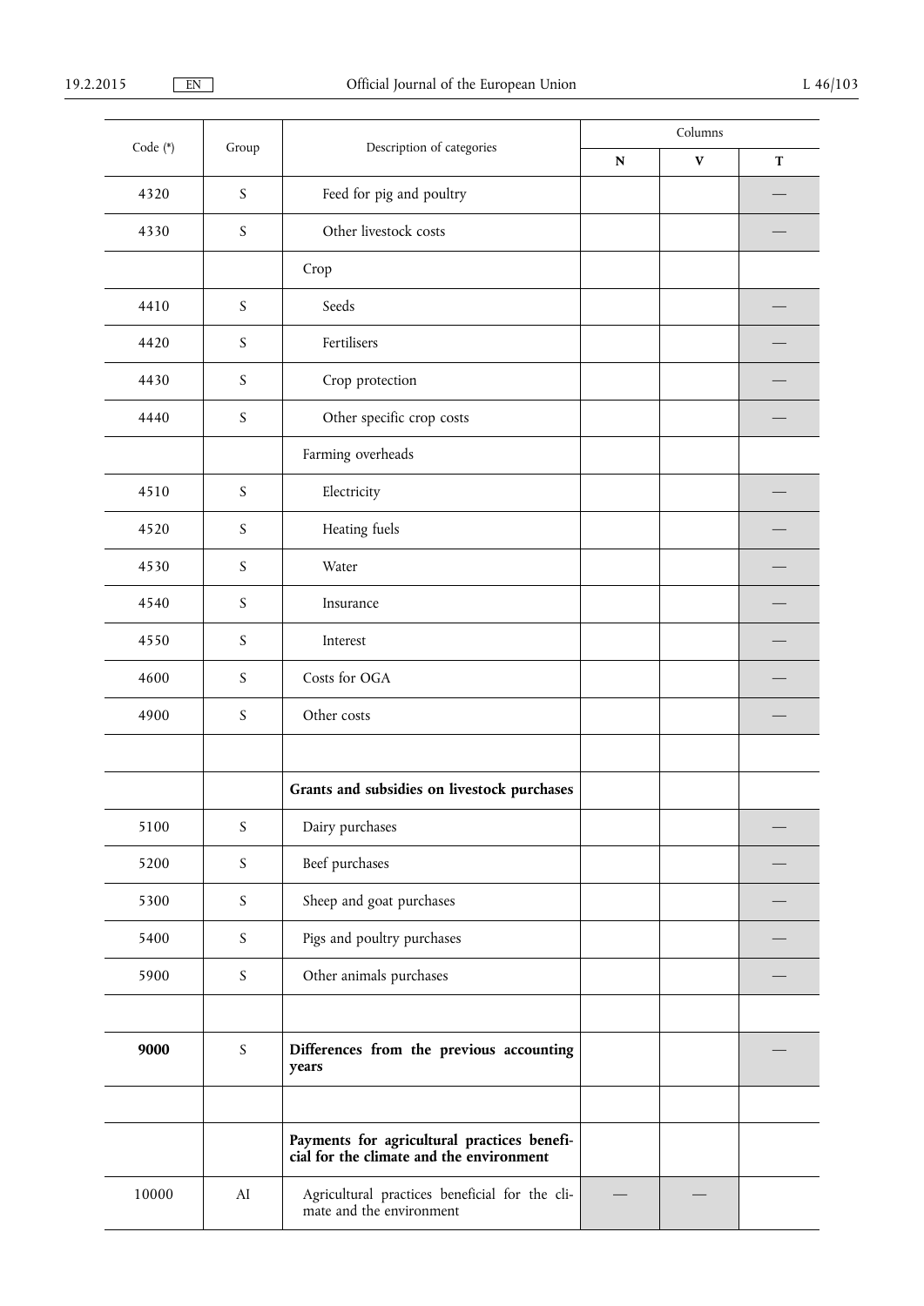| Code (*) | Group | Description of categories | Columns | | |
|---|---|---|---|---|---|
| | | | N | V | T |
| 4320 | S | Feed for pig and poultry | | | — |
| 4330 | S | Other livestock costs | | | — |
| | | Crop | | | |
| 4410 | S | Seeds | | | — |
| 4420 | S | Fertilisers | | | — |
| 4430 | S | Crop protection | | | — |
| 4440 | S | Other specific crop costs | | | — |
| | | Farming overheads | | | |
| 4510 | S | Electricity | | | — |
| 4520 | S | Heating fuels | | | — |
| 4530 | S | Water | | | — |
| 4540 | S | Insurance | | | — |
| 4550 | S | Interest | | | — |
| 4600 | S | Costs for OGA | | | — |
| 4900 | S | Other costs | | | — |
| | | | | | |
| | | **Grants and subsidies on livestock purchases** | | | |
| 5100 | S | Dairy purchases | | | — |
| 5200 | S | Beef purchases | | | — |
| 5300 | S | Sheep and goat purchases | | | — |
| 5400 | S | Pigs and poultry purchases | | | — |
| 5900 | S | Other animals purchases | | | — |
| | | | | | |
| **9000** | S | **Differences from the previous accounting years** | | | — |
| | | | | | |
| | | **Payments for agricultural practices beneficial for the climate and the environment** | | | |
| 10000 | AI | Agricultural practices beneficial for the climate and the environment | — | — | |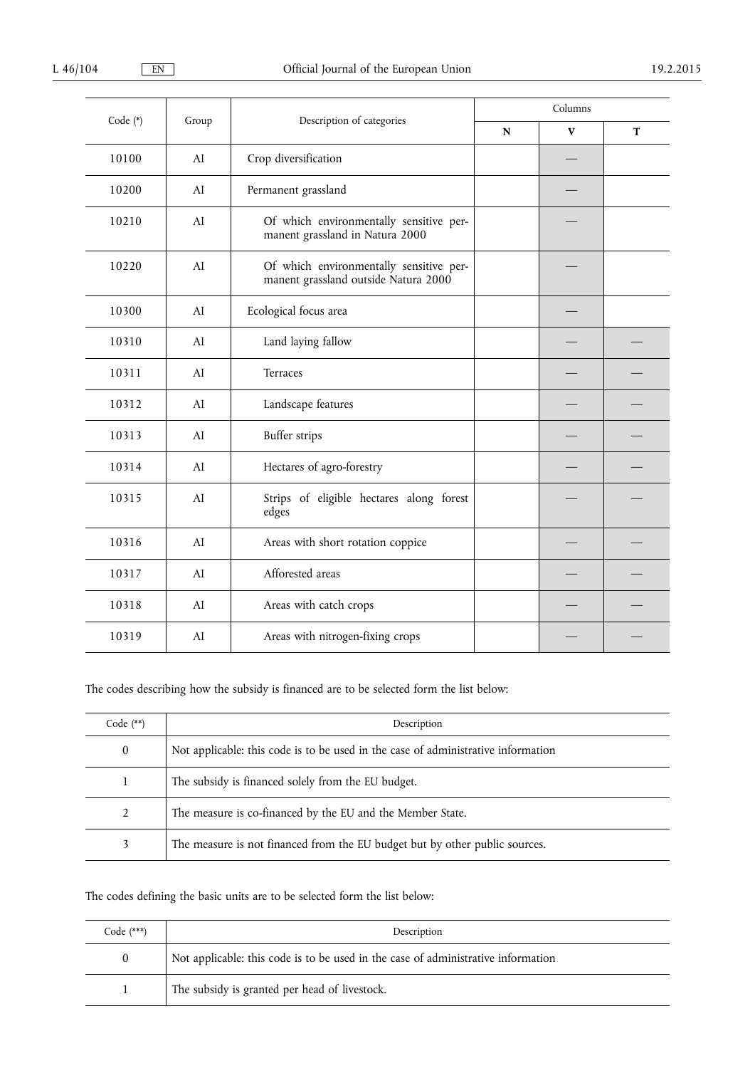| Code (*) | Group | Description of categories | Columns | | |
|---|---|---|---|---|---|
| | | | N | V | T |
| 10100 | AI | Crop diversification | | — | |
| 10200 | AI | Permanent grassland | | — | |
| 10210 | AI | Of which environmentally sensitive permanent grassland in Natura 2000 | | — | |
| 10220 | AI | Of which environmentally sensitive permanent grassland outside Natura 2000 | | — | |
| 10300 | AI | Ecological focus area | | — | |
| 10310 | AI | Land laying fallow | | — | — |
| 10311 | AI | Terraces | | — | — |
| 10312 | AI | Landscape features | | — | — |
| 10313 | AI | Buffer strips | | — | — |
| 10314 | AI | Hectares of agro-forestry | | — | — |
| 10315 | AI | Strips of eligible hectares along forest edges | | — | — |
| 10316 | AI | Areas with short rotation coppice | | — | — |
| 10317 | AI | Afforested areas | | — | — |
| 10318 | AI | Areas with catch crops | | — | — |
| 10319 | AI | Areas with nitrogen-fixing crops | | — | — |

The codes describing how the subsidy is financed are to be selected form the list below:

| Code (**) | Description |
|---|---|
| 0 | Not applicable: this code is to be used in the case of administrative information |
| 1 | The subsidy is financed solely from the EU budget. |
| 2 | The measure is co-financed by the EU and the Member State. |
| 3 | The measure is not financed from the EU budget but by other public sources. |

The codes defining the basic units are to be selected form the list below:

| Code (***) | Description |
|---|---|
| 0 | Not applicable: this code is to be used in the case of administrative information |
| 1 | The subsidy is granted per head of livestock. |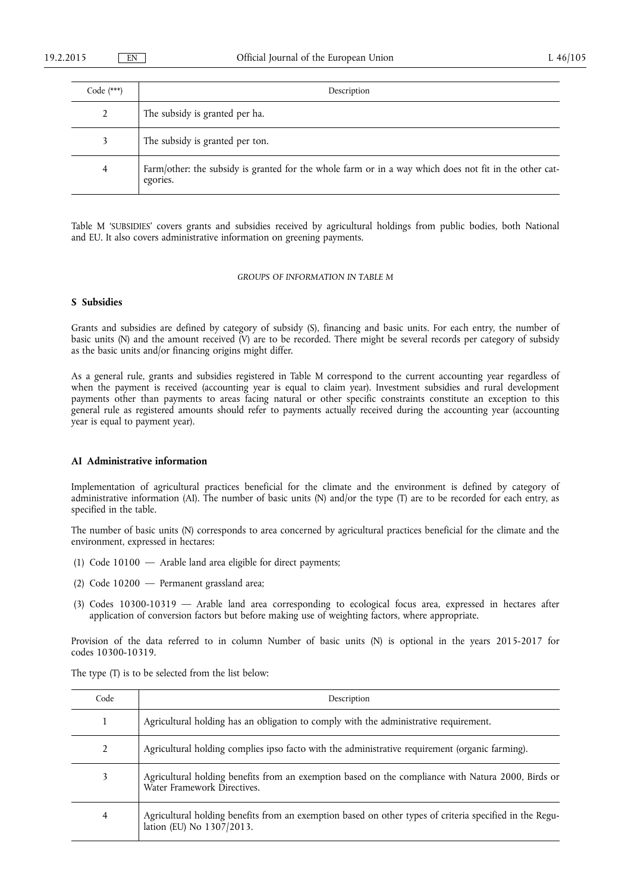| Code (***) | Description |
|---|---|
| 2 | The subsidy is granted per ha. |
| 3 | The subsidy is granted per ton. |
| 4 | Farm/other: the subsidy is granted for the whole farm or in a way which does not fit in the other categories. |

Table M 'SUBSIDIES' covers grants and subsidies received by agricultural holdings from public bodies, both National and EU. It also covers administrative information on greening payments.

*GROUPS OF INFORMATION IN TABLE M*

**S Subsidies**

Grants and subsidies are defined by category of subsidy (S), financing and basic units. For each entry, the number of basic units (N) and the amount received (V) are to be recorded. There might be several records per category of subsidy as the basic units and/or financing origins might differ.

As a general rule, grants and subsidies registered in Table M correspond to the current accounting year regardless of when the payment is received (accounting year is equal to claim year). Investment subsidies and rural development payments other than payments to areas facing natural or other specific constraints constitute an exception to this general rule as registered amounts should refer to payments actually received during the accounting year (accounting year is equal to payment year).

**AI Administrative information**

Implementation of agricultural practices beneficial for the climate and the environment is defined by category of administrative information (AI). The number of basic units (N) and/or the type (T) are to be recorded for each entry, as specified in the table.

The number of basic units (N) corresponds to area concerned by agricultural practices beneficial for the climate and the environment, expressed in hectares:

(1) Code 10100 — Arable land area eligible for direct payments;

(2) Code 10200 — Permanent grassland area;

(3) Codes 10300-10319 — Arable land area corresponding to ecological focus area, expressed in hectares after application of conversion factors but before making use of weighting factors, where appropriate.

Provision of the data referred to in column Number of basic units (N) is optional in the years 2015-2017 for codes 10300-10319.

The type (T) is to be selected from the list below:

| Code | Description |
|---|---|
| 1 | Agricultural holding has an obligation to comply with the administrative requirement. |
| 2 | Agricultural holding complies ipso facto with the administrative requirement (organic farming). |
| 3 | Agricultural holding benefits from an exemption based on the compliance with Natura 2000, Birds or Water Framework Directives. |
| 4 | Agricultural holding benefits from an exemption based on other types of criteria specified in the Regulation (EU) No 1307/2013. |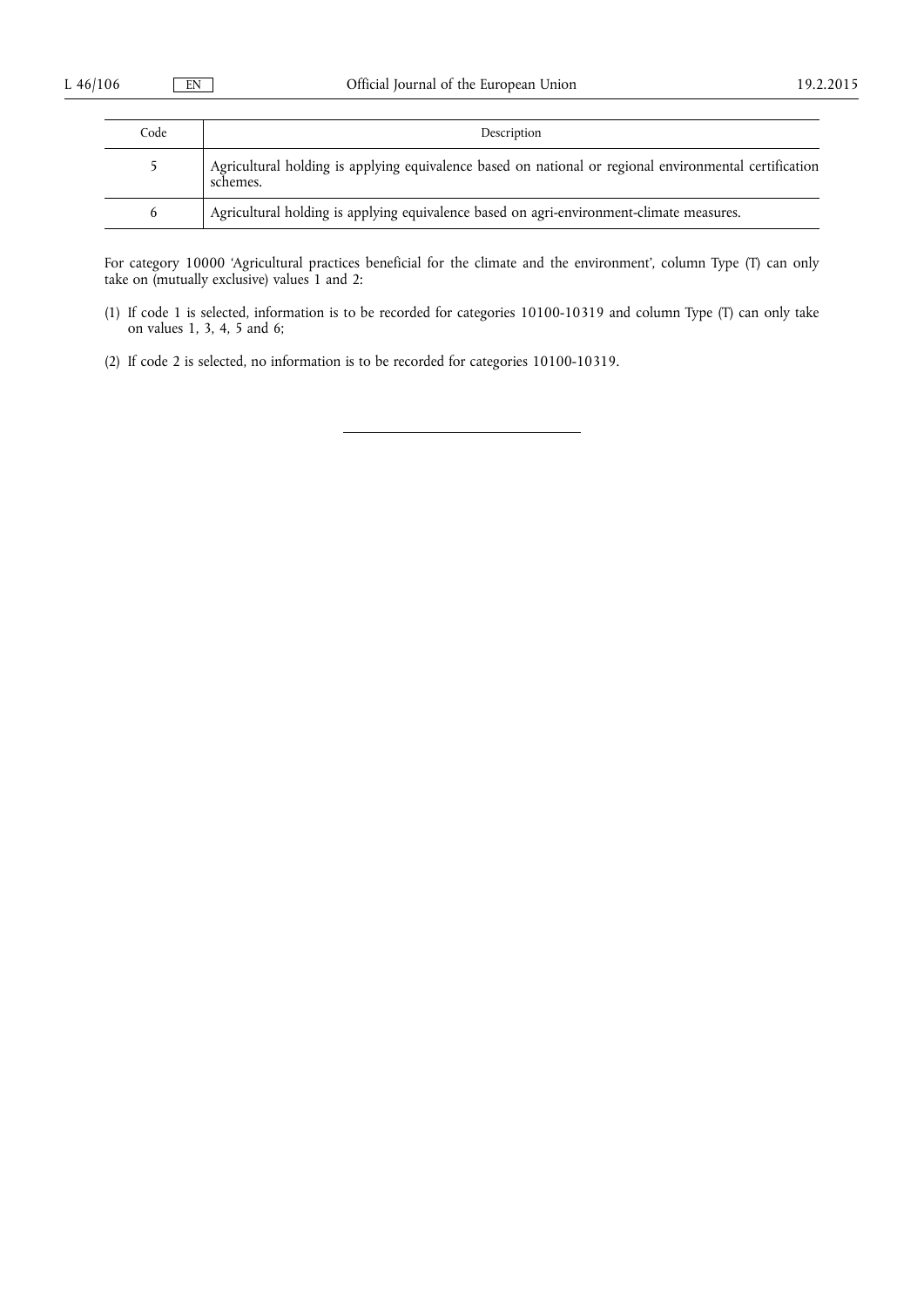| Code | Description |
|---|---|
| 5 | Agricultural holding is applying equivalence based on national or regional environmental certification schemes. |
| 6 | Agricultural holding is applying equivalence based on agri-environment-climate measures. |

For category 10000 'Agricultural practices beneficial for the climate and the environment', column Type (T) can only take on (mutually exclusive) values 1 and 2:

(1) If code 1 is selected, information is to be recorded for categories 10100-10319 and column Type (T) can only take on values 1, 3, 4, 5 and 6;

(2) If code 2 is selected, no information is to be recorded for categories 10100-10319.